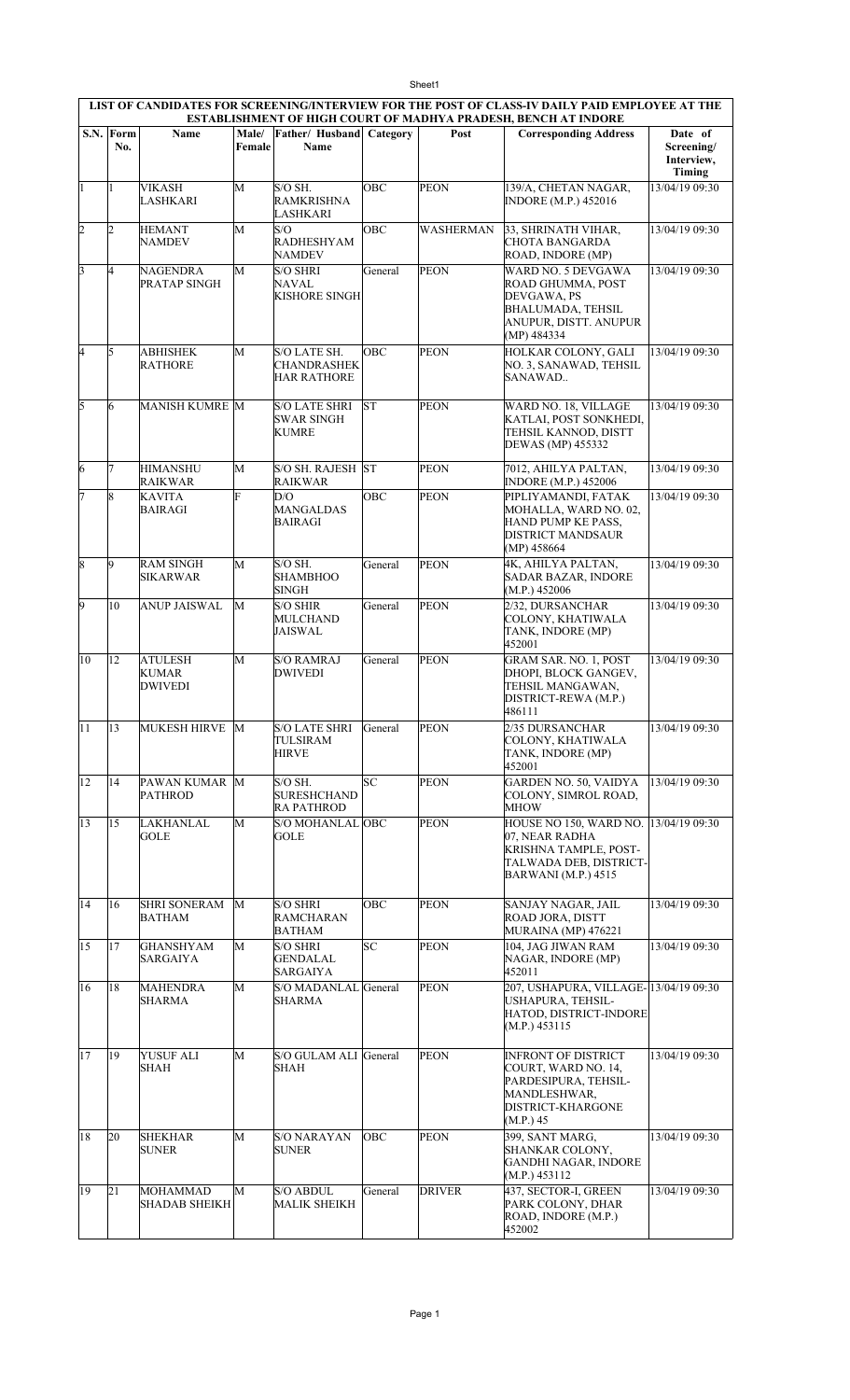**LIST OF CANDIDATES FOR SCREENING/INTERVIEW FOR THE POST OF CLASS-IV DAILY PAID EMPLOYEE AT THE ESTABLISHMENT OF HIGH COURT OF MADHYA PRADESH, BENCH AT INDORE**

| S.N. | Form No. | Name | Male/ Female | Father/ Husband Name | Category | Post | Corresponding Address | Date of Screening/ Interview, Timing |
|---|---|---|---|---|---|---|---|---|
| 1 | 1 | VIKASH LASHKARI | M | S/O SH. RAMKRISHNA LASHKARI | OBC | PEON | 139/A, CHETAN NAGAR, INDORE (M.P.) 452016 | 13/04/19 09:30 |
| 2 | 2 | HEMANT NAMDEV | M | S/O RADHESHYAM NAMDEV | OBC | WASHERMAN | 33, SHRINATH VIHAR, CHOTA BANGARDA ROAD, INDORE (MP) | 13/04/19 09:30 |
| 3 | 4 | NAGENDRA PRATAP SINGH | M | S/O SHRI NAVAL KISHORE SINGH | General | PEON | WARD NO. 5 DEVGAWA ROAD GHUMMA, POST DEVGAWA, PS BHALUMADA, TEHSIL ANUPUR, DISTT. ANUPUR (MP) 484334 | 13/04/19 09:30 |
| 4 | 5 | ABHISHEK RATHORE | M | S/O LATE SH. CHANDRASHEK HAR RATHORE | OBC | PEON | HOLKAR COLONY, GALI NO. 3, SANAWAD, TEHSIL SANAWAD.. | 13/04/19 09:30 |
| 5 | 6 | MANISH KUMRE | M | S/O LATE SHRI SWAR SINGH KUMRE | ST | PEON | WARD NO. 18, VILLAGE KATLAI, POST SONKHEDI, TEHSIL KANNOD, DISTT DEWAS (MP) 455332 | 13/04/19 09:30 |
| 6 | 7 | HIMANSHU RAIKWAR | M | S/O SH. RAJESH RAIKWAR | ST | PEON | 7012, AHILYA PALTAN, INDORE (M.P.) 452006 | 13/04/19 09:30 |
| 7 | 8 | KAVITA BAIRAGI | F | D/O MANGALDAS BAIRAGI | OBC | PEON | PIPLIYAMANDI, FATAK MOHALLA, WARD NO. 02, HAND PUMP KE PASS, DISTRICT MANDSAUR (MP) 458664 | 13/04/19 09:30 |
| 8 | 9 | RAM SINGH SIKARWAR | M | S/O SH. SHAMBHOO SINGH | General | PEON | 4K, AHILYA PALTAN, SADAR BAZAR, INDORE (M.P.) 452006 | 13/04/19 09:30 |
| 9 | 10 | ANUP JAISWAL | M | S/O SHRI MULCHAND JAISWAL | General | PEON | 2/32, DURSANCHAR COLONY, KHATIWALA TANK, INDORE (MP) 452001 | 13/04/19 09:30 |
| 10 | 12 | ATULESH KUMAR DWIVEDI | M | S/O RAMRAJ DWIVEDI | General | PEON | GRAM SAR. NO. 1, POST DHOPI, BLOCK GANGEV, TEHSIL MANGAWAN, DISTRICT-REWA (M.P.) 486111 | 13/04/19 09:30 |
| 11 | 13 | MUKESH HIRVE | M | S/O LATE SHRI TULSIRAM HIRVE | General | PEON | 2/35 DURSANCHAR COLONY, KHATIWALA TANK, INDORE (MP) 452001 | 13/04/19 09:30 |
| 12 | 14 | PAWAN KUMAR PATHROD | M | S/O SH. SURESHCHAND RA PATHROD | SC | PEON | GARDEN NO. 50, VAIDYA COLONY, SIMROL ROAD, MHOW | 13/04/19 09:30 |
| 13 | 15 | LAKHANLAL GOLE | M | S/O MOHANLAL GOLE | OBC | PEON | HOUSE NO 150, WARD NO. 07, NEAR RADHA KRISHNA TAMPLE, POST-TALWADA DEB, DISTRICT-BARWANI (M.P.) 4515 | 13/04/19 09:30 |
| 14 | 16 | SHRI SONERAM BATHAM | M | S/O SHRI RAMCHARAN BATHAM | OBC | PEON | SANJAY NAGAR, JAIL ROAD JORA, DISTT MURAINA (MP) 476221 | 13/04/19 09:30 |
| 15 | 17 | GHANSHYAM SARGAIYA | M | S/O SHRI GENDALAL SARGAIYA | SC | PEON | 104, JAG JIWAN RAM NAGAR, INDORE (MP) 452011 | 13/04/19 09:30 |
| 16 | 18 | MAHENDRA SHARMA | M | S/O MADANLAL SHARMA | General | PEON | 207, USHAPURA, VILLAGE-USHAPURA, TEHSIL-HATOD, DISTRICT-INDORE (M.P.) 453115 | 13/04/19 09:30 |
| 17 | 19 | YUSUF ALI SHAH | M | S/O GULAM ALI SHAH | General | PEON | INFRONT OF DISTRICT COURT, WARD NO. 14, PARDESIPURA, TEHSIL-MANDLESHWAR, DISTRICT-KHARGONE (M.P.) 45 | 13/04/19 09:30 |
| 18 | 20 | SHEKHAR SUNER | M | S/O NARAYAN SUNER | OBC | PEON | 399, SANT MARG, SHANKAR COLONY, GANDHI NAGAR, INDORE (M.P.) 453112 | 13/04/19 09:30 |
| 19 | 21 | MOHAMMAD SHADAB SHEIKH | M | S/O ABDUL MALIK SHEIKH | General | DRIVER | 437, SECTOR-I, GREEN PARK COLONY, DHAR ROAD, INDORE (M.P.) 452002 | 13/04/19 09:30 |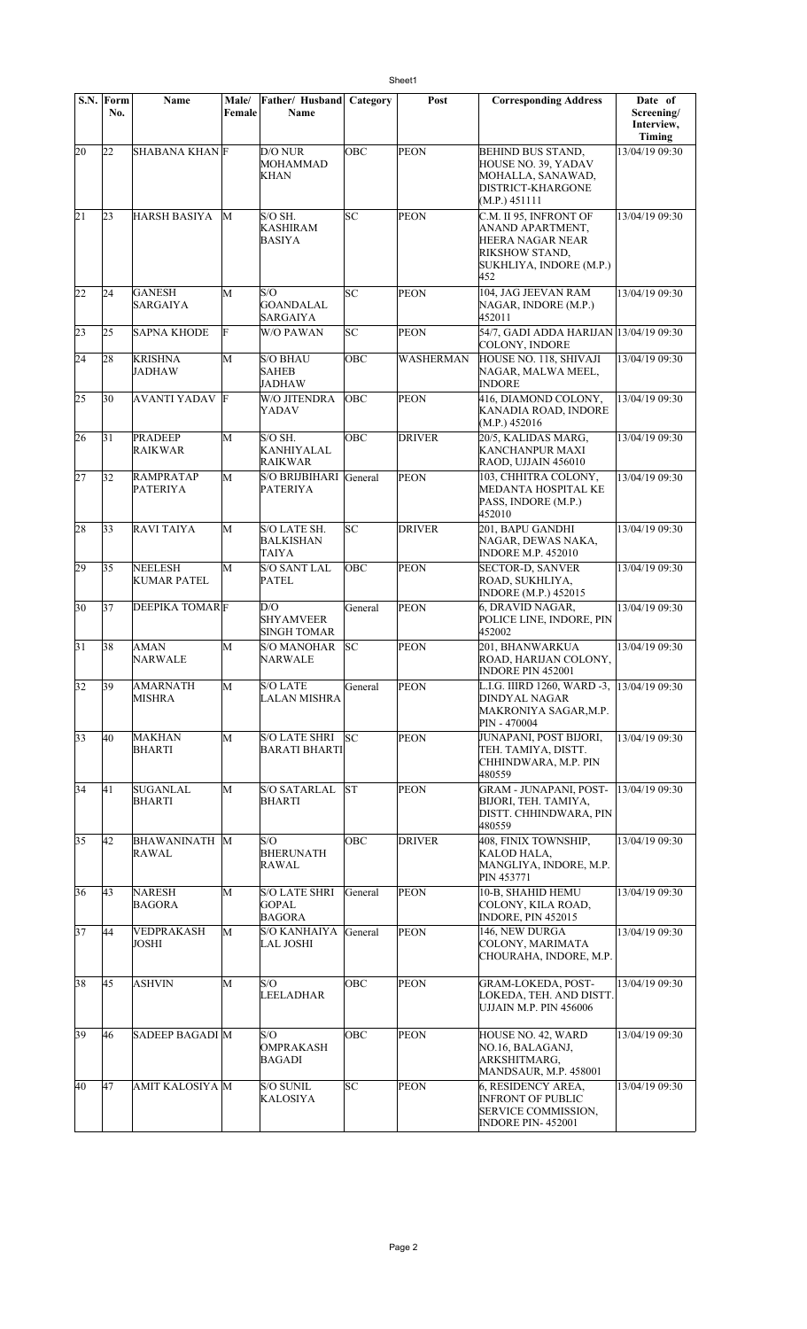| S.N. | Form No. | Name | Male/ Female | Father/ Husband Name | Category | Post | Corresponding Address | Date of Screening/ Interview, Timing |
|---|---|---|---|---|---|---|---|---|
| 20 | 22 | SHABANA KHAN | F | D/O NUR MOHAMMAD KHAN | OBC | PEON | BEHIND BUS STAND, HOUSE NO. 39, YADAV MOHALLA, SANAWAD, DISTRICT-KHARGONE (M.P.) 451111 | 13/04/19 09:30 |
| 21 | 23 | HARSH BASIYA | M | S/O SH. KASHIRAM BASIYA | SC | PEON | C.M. II 95, INFRONT OF ANAND APARTMENT, HEERA NAGAR NEAR RIKSHOW STAND, SUKHLIYA, INDORE (M.P.) 452 | 13/04/19 09:30 |
| 22 | 24 | GANESH SARGAIYA | M | S/O GOANDALAL SARGAIYA | SC | PEON | 104, JAG JEEVAN RAM NAGAR, INDORE (M.P.) 452011 | 13/04/19 09:30 |
| 23 | 25 | SAPNA KHODE | F | W/O PAWAN | SC | PEON | 54/7, GADI ADDA HARIJAN COLONY, INDORE | 13/04/19 09:30 |
| 24 | 28 | KRISHNA JADHAW | M | S/O BHAU SAHEB JADHAW | OBC | WASHERMAN | HOUSE NO. 118, SHIVAJI NAGAR, MALWA MEEL, INDORE | 13/04/19 09:30 |
| 25 | 30 | AVANTI YADAV | F | W/O JITENDRA YADAV | OBC | PEON | 416, DIAMOND COLONY, KANADIA ROAD, INDORE (M.P.) 452016 | 13/04/19 09:30 |
| 26 | 31 | PRADEEP RAIKWAR | M | S/O SH. KANHIYALAL RAIKWAR | OBC | DRIVER | 20/5, KALIDAS MARG, KANCHANPUR MAXI RAOD, UJJAIN 456010 | 13/04/19 09:30 |
| 27 | 32 | RAMPRATAP PATERIYA | M | S/O BRIJBIHARI PATERIYA | General | PEON | 103, CHHITRA COLONY, MEDANTA HOSPITAL KE PASS, INDORE (M.P.) 452010 | 13/04/19 09:30 |
| 28 | 33 | RAVI TAIYA | M | S/O LATE SH. BALKISHAN TAIYA | SC | DRIVER | 201, BAPU GANDHI NAGAR, DEWAS NAKA, INDORE M.P. 452010 | 13/04/19 09:30 |
| 29 | 35 | NEELESH KUMAR PATEL | M | S/O SANT LAL PATEL | OBC | PEON | SECTOR-D, SANVER ROAD, SUKHLIYA, INDORE (M.P.) 452015 | 13/04/19 09:30 |
| 30 | 37 | DEEPIKA TOMAR | F | D/O SHYAMVEER SINGH TOMAR | General | PEON | 6, DRAVID NAGAR, POLICE LINE, INDORE, PIN 452002 | 13/04/19 09:30 |
| 31 | 38 | AMAN NARWALE | M | S/O MANOHAR NARWALE | SC | PEON | 201, BHANWARKUA ROAD, HARIJAN COLONY, INDORE PIN 452001 | 13/04/19 09:30 |
| 32 | 39 | AMARNATH MISHRA | M | S/O LATE LALAN MISHRA | General | PEON | L.I.G. IIIRD 1260, WARD -3, DINDYAL NAGAR MAKRONIYA SAGAR,M.P. PIN - 470004 | 13/04/19 09:30 |
| 33 | 40 | MAKHAN BHARTI | M | S/O LATE SHRI BARATI BHARTI | SC | PEON | JUNAPANI, POST BIJORI, TEH. TAMIYA, DISTT. CHHINDWARA, M.P. PIN 480559 | 13/04/19 09:30 |
| 34 | 41 | SUGANLAL BHARTI | M | S/O SATARLAL BHARTI | ST | PEON | GRAM - JUNAPANI, POST- BIJORI, TEH. TAMIYA, DISTT. CHHINDWARA, PIN 480559 | 13/04/19 09:30 |
| 35 | 42 | BHAWANINATH RAWAL | M | S/O BHERUNATH RAWAL | OBC | DRIVER | 408, FINIX TOWNSHIP, KALOD HALA, MANGLIYA, INDORE, M.P. PIN 453771 | 13/04/19 09:30 |
| 36 | 43 | NARESH BAGORA | M | S/O LATE SHRI GOPAL BAGORA | General | PEON | 10-B, SHAHID HEMU COLONY, KILA ROAD, INDORE, PIN 452015 | 13/04/19 09:30 |
| 37 | 44 | VEDPRAKASH JOSHI | M | S/O KANHAIYA LAL JOSHI | General | PEON | 146, NEW DURGA COLONY, MARIMATA CHOURAHA, INDORE, M.P. | 13/04/19 09:30 |
| 38 | 45 | ASHVIN | M | S/O LEELADHAR | OBC | PEON | GRAM-LOKEDA, POST- LOKEDA, TEH. AND DISTT. UJJAIN M.P. PIN 456006 | 13/04/19 09:30 |
| 39 | 46 | SADEEP BAGADI | M | S/O OMPRAKASH BAGADI | OBC | PEON | HOUSE NO. 42, WARD NO.16, BALAGANJ, ARKSHITMARG, MANDSAUR, M.P. 458001 | 13/04/19 09:30 |
| 40 | 47 | AMIT KALOSIYA | M | S/O SUNIL KALOSIYA | SC | PEON | 6, RESIDENCY AREA, INFRONT OF PUBLIC SERVICE COMMISSION, INDORE PIN- 452001 | 13/04/19 09:30 |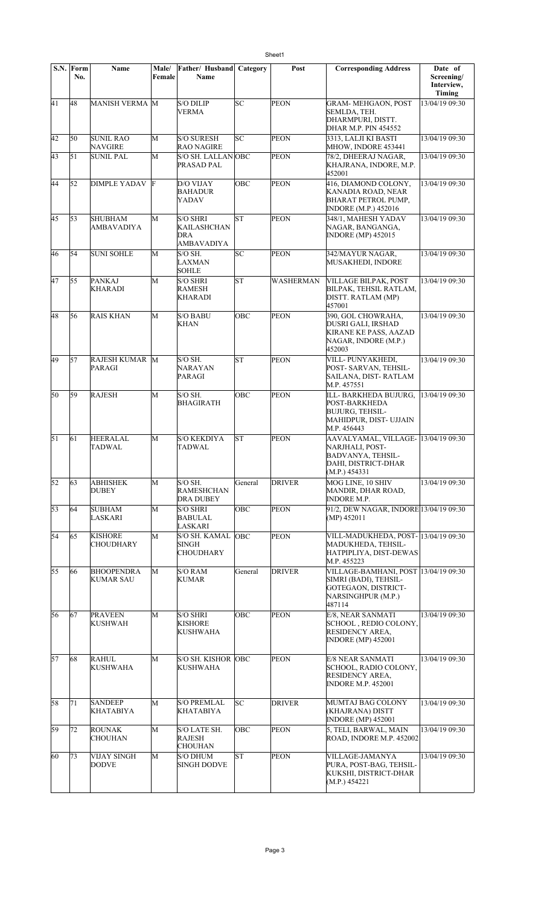| S.N. | Form No. | Name | Male/ Female | Father/ Husband Name | Category | Post | Corresponding Address | Date of Screening/ Interview, Timing |
|---|---|---|---|---|---|---|---|---|
| 41 | 48 | MANISH VERMA | M | S/O DILIP VERMA | SC | PEON | GRAM- MEHGAON, POST SEMLDA, TEH. DHARMPURI, DISTT. DHAR M.P. PIN 454552 | 13/04/19 09:30 |
| 42 | 50 | SUNIL RAO NAVGIRE | M | S/O SURESH RAO NAGIRE | SC | PEON | 3313, LALJI KI BASTI MHOW, INDORE 453441 | 13/04/19 09:30 |
| 43 | 51 | SUNIL PAL | M | S/O SH. LALLAN PRASAD PAL | OBC | PEON | 78/2, DHEERAJ NAGAR, KHAJRANA, INDORE, M.P. 452001 | 13/04/19 09:30 |
| 44 | 52 | DIMPLE YADAV | F | D/O VIJAY BAHADUR YADAV | OBC | PEON | 416, DIAMOND COLONY, KANADIA ROAD, NEAR BHARAT PETROL PUMP, INDORE (M.P.) 452016 | 13/04/19 09:30 |
| 45 | 53 | SHUBHAM AMBAVADIYA | M | S/O SHRI KAILASHCHAN DRA AMBAVADIYA | ST | PEON | 348/1, MAHESH YADAV NAGAR, BANGANGA, INDORE (MP) 452015 | 13/04/19 09:30 |
| 46 | 54 | SUNI SOHLE | M | S/O SH. LAXMAN SOHLE | SC | PEON | 342/MAYUR NAGAR, MUSAKHEDI, INDORE | 13/04/19 09:30 |
| 47 | 55 | PANKAJ KHARADI | M | S/O SHRI RAMESH KHARADI | ST | WASHERMAN | VILLAGE BILPAK, POST BILPAK, TEHSIL RATLAM, DISTT. RATLAM (MP) 457001 | 13/04/19 09:30 |
| 48 | 56 | RAIS KHAN | M | S/O BABU KHAN | OBC | PEON | 390, GOL CHOWRAHA, DUSRI GALI, IRSHAD KIRANE KE PASS, AAZAD NAGAR, INDORE (M.P.) 452003 | 13/04/19 09:30 |
| 49 | 57 | RAJESH KUMAR PARAGI | M | S/O SH. NARAYAN PARAGI | ST | PEON | VILL- PUNYAKHEDI, POST- SARVAN, TEHSIL- SAILANA, DIST- RATLAM M.P. 457551 | 13/04/19 09:30 |
| 50 | 59 | RAJESH | M | S/O SH. BHAGIRATH | OBC | PEON | ILL- BARKHEDA BUJURG, POST-BARKHEDA BUJURG, TEHSIL- MAHIDPUR, DIST- UJJAIN M.P. 456443 | 13/04/19 09:30 |
| 51 | 61 | HEERALAL TADWAL | M | S/O KEKDIYA TADWAL | ST | PEON | AAVALYAMAL, VILLAGE-NARJHALI, POST-BADVANYA, TEHSIL-DAHI, DISTRICT-DHAR (M.P.) 454331 | 13/04/19 09:30 |
| 52 | 63 | ABHISHEK DUBEY | M | S/O SH. RAMESHCHAN DRA DUBEY | General | DRIVER | MOG LINE, 10 SHIV MANDIR, DHAR ROAD, INDORE M.P. | 13/04/19 09:30 |
| 53 | 64 | SUBHAM LASKARI | M | S/O SHRI BABULAL LASKARI | OBC | PEON | 91/2, DEW NAGAR, INDORE (MP) 452011 | 13/04/19 09:30 |
| 54 | 65 | KISHORE CHOUDHARY | M | S/O SH. KAMAL SINGH CHOUDHARY | OBC | PEON | VILL-MADUKHEDA, POST-MADUKHEDA, TEHSIL-HATPIPLIYA, DIST-DEWAS M.P. 455223 | 13/04/19 09:30 |
| 55 | 66 | BHOOPENDRA KUMAR SAU | M | S/O RAM KUMAR | General | DRIVER | VILLAGE-BAMHANI, POST SIMRI (BADI), TEHSIL-GOTEGAON, DISTRICT-NARSINGHPUR (M.P.) 487114 | 13/04/19 09:30 |
| 56 | 67 | PRAVEEN KUSHWAH | M | S/O SHRI KISHORE KUSHWAHA | OBC | PEON | E/8, NEAR SANMATI SCHOOL , REDIO COLONY, RESIDENCY AREA, INDORE (MP) 452001 | 13/04/19 09:30 |
| 57 | 68 | RAHUL KUSHWAHA | M | S/O SH. KISHOR KUSHWAHA | OBC | PEON | E/8 NEAR SANMATI SCHOOL, RADIO COLONY, RESIDENCY AREA, INDORE M.P. 452001 | 13/04/19 09:30 |
| 58 | 71 | SANDEEP KHATABIYA | M | S/O PREMLAL KHATABIYA | SC | DRIVER | MUMTAJ BAG COLONY (KHAJRANA) DISTT INDORE (MP) 452001 | 13/04/19 09:30 |
| 59 | 72 | ROUNAK CHOUHAN | M | S/O LATE SH. RAJESH CHOUHAN | OBC | PEON | 5, TELI, BARWAL, MAIN ROAD, INDORE M.P. 452002 | 13/04/19 09:30 |
| 60 | 73 | VIJAY SINGH DODVE | M | S/O DHUM SINGH DODVE | ST | PEON | VILLAGE-JAMANYA PURA, POST-BAG, TEHSIL-KUKSHI, DISTRICT-DHAR (M.P.) 454221 | 13/04/19 09:30 |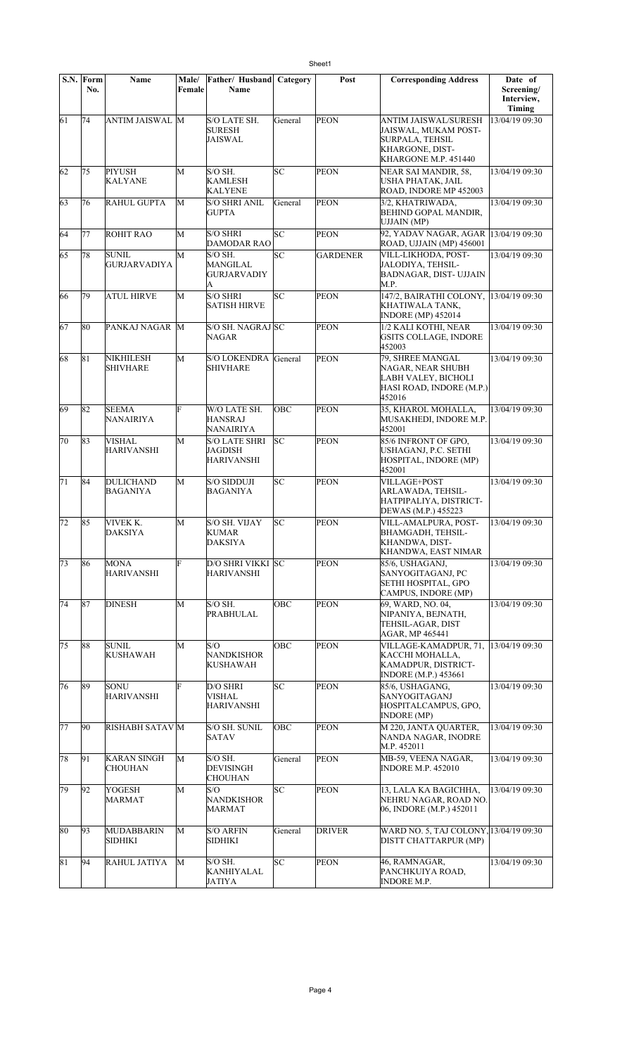| S.N. | Form No. | Name | Male/ Female | Father/ Husband Name | Category | Post | Corresponding Address | Date of Screening/ Interview, Timing |
|---|---|---|---|---|---|---|---|---|
| 61 | 74 | ANTIM JAISWAL | M | S/O LATE SH. SURESH JAISWAL | General | PEON | ANTIM JAISWAL/SURESH JAISWAL, MUKAM POST-SURPALA, TEHSIL KHARGONE, DIST-KHARGONE M.P. 451440 | 13/04/19 09:30 |
| 62 | 75 | PIYUSH KALYANE | M | S/O SH. KAMLESH KALYENE | SC | PEON | NEAR SAI MANDIR, 58, USHA PHATAK, JAIL ROAD, INDORE MP 452003 | 13/04/19 09:30 |
| 63 | 76 | RAHUL GUPTA | M | S/O SHRI ANIL GUPTA | General | PEON | 3/2, KHATRIWADA, BEHIND GOPAL MANDIR, UJJAIN (MP) | 13/04/19 09:30 |
| 64 | 77 | ROHIT RAO | M | S/O SHRI DAMODAR RAO | SC | PEON | 92, YADAV NAGAR, AGAR ROAD, UJJAIN (MP) 456001 | 13/04/19 09:30 |
| 65 | 78 | SUNIL GURJARVADIYA | M | S/O SH. MANGILAL GURJARVADIYA | SC | GARDENER | VILL-LIKHODA, POST-JALODIYA, TEHSIL-BADNAGAR, DIST- UJJAIN M.P. | 13/04/19 09:30 |
| 66 | 79 | ATUL HIRVE | M | S/O SHRI SATISH HIRVE | SC | PEON | 147/2, BAIRATHI COLONY, KHATIWALA TANK, INDORE (MP) 452014 | 13/04/19 09:30 |
| 67 | 80 | PANKAJ NAGAR | M | S/O SH. NAGRAJ NAGAR | SC | PEON | 1/2 KALI KOTHI, NEAR GSITS COLLAGE, INDORE 452003 | 13/04/19 09:30 |
| 68 | 81 | NIKHILESH SHIVHARE | M | S/O LOKENDRA SHIVHARE | General | PEON | 79, SHREE MANGAL NAGAR, NEAR SHUBH LABH VALEY, BICHOLI HASI ROAD, INDORE (M.P.) 452016 | 13/04/19 09:30 |
| 69 | 82 | SEEMA NANAIRIYA | F | W/O LATE SH. HANSRAJ NANAIRIYA | OBC | PEON | 35, KHAROL MOHALLA, MUSAKHEDI, INDORE M.P. 452001 | 13/04/19 09:30 |
| 70 | 83 | VISHAL HARIVANSHI | M | S/O LATE SHRI JAGDISH HARIVANSHI | SC | PEON | 85/6 INFRONT OF GPO, USHAGANJ, P.C. SETHI HOSPITAL, INDORE (MP) 452001 | 13/04/19 09:30 |
| 71 | 84 | DULICHAND BAGANIYA | M | S/O SIDDUJI BAGANIYA | SC | PEON | VILLAGE+POST ARLAWADA, TEHSIL-HATPIPALIYA, DISTRICT-DEWAS (M.P.) 455223 | 13/04/19 09:30 |
| 72 | 85 | VIVEK K. DAKSIYA | M | S/O SH. VIJAY KUMAR DAKSIYA | SC | PEON | VILL-AMALPURA, POST-BHAMGADH, TEHSIL-KHANDWA, DIST-KHANDWA, EAST NIMAR | 13/04/19 09:30 |
| 73 | 86 | MONA HARIVANSHI | F | D/O SHRI VIKKI HARIVANSHI | SC | PEON | 85/6, USHAGANJ, SANYOGITAGANJ, PC SETHI HOSPITAL, GPO CAMPUS, INDORE (MP) | 13/04/19 09:30 |
| 74 | 87 | DINESH | M | S/O SH. PRABHULAL | OBC | PEON | 69, WARD, NO. 04, NIPANIYA, BEJNATH, TEHSIL-AGAR, DIST AGAR, MP 465441 | 13/04/19 09:30 |
| 75 | 88 | SUNIL KUSHAWAH | M | S/O NANDKISHOR KUSHAWAH | OBC | PEON | VILLAGE-KAMADPUR, 71, KACCHI MOHALLA, KAMADPUR, DISTRICT-INDORE (M.P.) 453661 | 13/04/19 09:30 |
| 76 | 89 | SONU HARIVANSHI | F | D/O SHRI VISHAL HARIVANSHI | SC | PEON | 85/6, USHAGANG, SANYOGITAGANJ HOSPITALCAMPUS, GPO, INDORE (MP) | 13/04/19 09:30 |
| 77 | 90 | RISHABH SATAV | M | S/O SH. SUNIL SATAV | OBC | PEON | M 220, JANTA QUARTER, NANDA NAGAR, INODRE M.P. 452011 | 13/04/19 09:30 |
| 78 | 91 | KARAN SINGH CHOUHAN | M | S/O SH. DEVISINGH CHOUHAN | General | PEON | MB-59, VEENA NAGAR, INDORE M.P. 452010 | 13/04/19 09:30 |
| 79 | 92 | YOGESH MARMAT | M | S/O NANDKISHOR MARMAT | SC | PEON | 13, LALA KA BAGICHHA, NEHRU NAGAR, ROAD NO. 06, INDORE (M.P.) 452011 | 13/04/19 09:30 |
| 80 | 93 | MUDABBARIN SIDHIKI | M | S/O ARFIN SIDHIKI | General | DRIVER | WARD NO. 5, TAJ COLONY, DISTT CHATTARPUR (MP) | 13/04/19 09:30 |
| 81 | 94 | RAHUL JATIYA | M | S/O SH. KANHIYALAL JATIYA | SC | PEON | 46, RAMNAGAR, PANCHKUIYA ROAD, INDORE M.P. | 13/04/19 09:30 |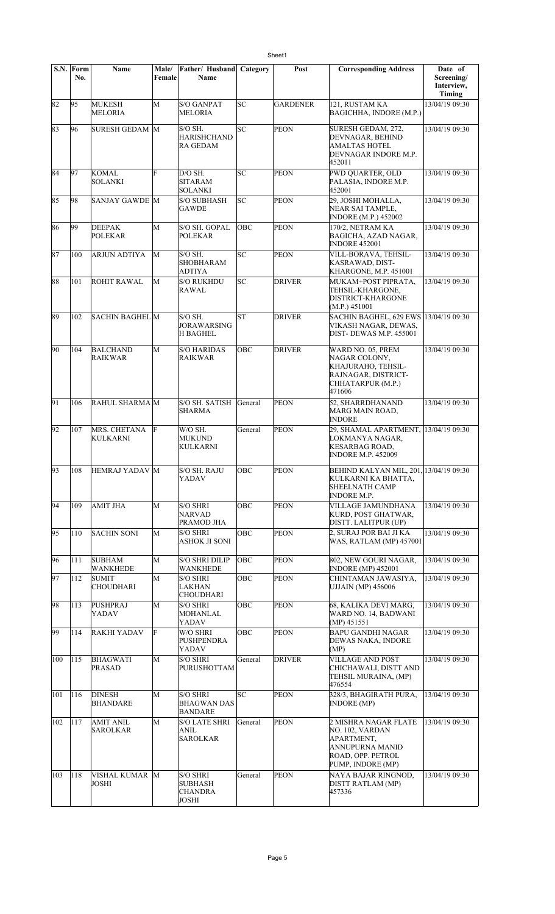| S.N. | Form No. | Name | Male/ Female | Father/ Husband Name | Category | Post | Corresponding Address | Date of Screening/ Interview, Timing |
|---|---|---|---|---|---|---|---|---|
| 82 | 95 | MUKESH MELORIA | M | S/O GANPAT MELORIA | SC | GARDENER | 121, RUSTAM KA BAGICHHA, INDORE (M.P.) | 13/04/19 09:30 |
| 83 | 96 | SURESH GEDAM | M | S/O SH. HARISHCHAND RA GEDAM | SC | PEON | SURESH GEDAM, 272, DEVNAGAR, BEHIND AMALTAS HOTEL DEVNAGAR INDORE M.P. 452011 | 13/04/19 09:30 |
| 84 | 97 | KOMAL SOLANKI | F | D/O SH. SITARAM SOLANKI | SC | PEON | PWD QUARTER, OLD PALASIA, INDORE M.P. 452001 | 13/04/19 09:30 |
| 85 | 98 | SANJAY GAWDE | M | S/O SUBHASH GAWDE | SC | PEON | 29, JOSHI MOHALLA, NEAR SAI TAMPLE, INDORE (M.P.) 452002 | 13/04/19 09:30 |
| 86 | 99 | DEEPAK POLEKAR | M | S/O SH. GOPAL POLEKAR | OBC | PEON | 170/2, NETRAM KA BAGICHA, AZAD NAGAR, INDORE 452001 | 13/04/19 09:30 |
| 87 | 100 | ARJUN ADTIYA | M | S/O SH. SHOBHARAM ADTIYA | SC | PEON | VILL-BORAVA, TEHSIL-KASRAWAD, DIST-KHARGONE, M.P. 451001 | 13/04/19 09:30 |
| 88 | 101 | ROHIT RAWAL | M | S/O RUKHDU RAWAL | SC | DRIVER | MUKAM+POST PIPRATA, TEHSIL-KHARGONE, DISTRICT-KHARGONE (M.P.) 451001 | 13/04/19 09:30 |
| 89 | 102 | SACHIN BAGHEL | M | S/O SH. JORAWARSING H BAGHEL | ST | DRIVER | SACHIN BAGHEL, 629 EWS VIKASH NAGAR, DEWAS, DIST- DEWAS M.P. 455001 | 13/04/19 09:30 |
| 90 | 104 | BALCHAND RAIKWAR | M | S/O HARIDAS RAIKWAR | OBC | DRIVER | WARD NO. 05, PREM NAGAR COLONY, KHAJURAHO, TEHSIL-RAJNAGAR, DISTRICT-CHHATARPUR (M.P.) 471606 | 13/04/19 09:30 |
| 91 | 106 | RAHUL SHARMA | M | S/O SH. SATISH SHARMA | General | PEON | 52, SHARRDHANAND MARG MAIN ROAD, INDORE | 13/04/19 09:30 |
| 92 | 107 | MRS. CHETANA KULKARNI | F | W/O SH. MUKUND KULKARNI | General | PEON | 29, SHAMAL APARTMENT, LOKMANYA NAGAR, KESARBAG ROAD, INDORE M.P. 452009 | 13/04/19 09:30 |
| 93 | 108 | HEMRAJ YADAV | M | S/O SH. RAJU YADAV | OBC | PEON | BEHIND KALYAN MIL, 201, KULKARNI KA BHATTA, SHEELNATH CAMP INDORE M.P. | 13/04/19 09:30 |
| 94 | 109 | AMIT JHA | M | S/O SHRI NARVAD PRAMOD JHA | OBC | PEON | VILLAGE JAMUNDHANA KURD, POST GHATWAR, DISTT. LALITPUR (UP) | 13/04/19 09:30 |
| 95 | 110 | SACHIN SONI | M | S/O SHRI ASHOK JI SONI | OBC | PEON | 2, SURAJ POR BAI JI KA WAS, RATLAM (MP) 457001 | 13/04/19 09:30 |
| 96 | 111 | SUBHAM WANKHEDE | M | S/O SHRI DILIP WANKHEDE | OBC | PEON | 802, NEW GOURI NAGAR, INDORE (MP) 452001 | 13/04/19 09:30 |
| 97 | 112 | SUMIT CHOUDHARI | M | S/O SHRI LAKHAN CHOUDHARI | OBC | PEON | CHINTAMAN JAWASIYA, UJJAIN (MP) 456006 | 13/04/19 09:30 |
| 98 | 113 | PUSHPRAJ YADAV | M | S/O SHRI MOHANLAL YADAV | OBC | PEON | 68, KALIKA DEVI MARG, WARD NO. 14, BADWANI (MP) 451551 | 13/04/19 09:30 |
| 99 | 114 | RAKHI YADAV | F | W/O SHRI PUSHPENDRA YADAV | OBC | PEON | BAPU GANDHI NAGAR DEWAS NAKA, INDORE (MP) | 13/04/19 09:30 |
| 100 | 115 | BHAGWATI PRASAD | M | S/O SHRI PURUSHOTTAM | General | DRIVER | VILLAGE AND POST CHICHAWALI, DISTT AND TEHSIL MURAINA, (MP) 476554 | 13/04/19 09:30 |
| 101 | 116 | DINESH BHANDARE | M | S/O SHRI BHAGWAN DAS BANDARE | SC | PEON | 328/3, BHAGIRATH PURA, INDORE (MP) | 13/04/19 09:30 |
| 102 | 117 | AMIT ANIL SAROLKAR | M | S/O LATE SHRI ANIL SAROLKAR | General | PEON | 2 MISHRA NAGAR FLATE NO. 102, VARDAN APARTMENT, ANNUPURNA MANID ROAD, OPP. PETROL PUMP, INDORE (MP) | 13/04/19 09:30 |
| 103 | 118 | VISHAL KUMAR JOSHI | M | S/O SHRI SUBHASH CHANDRA JOSHI | General | PEON | NAYA BAJAR RINGNOD, DISTT RATLAM (MP) 457336 | 13/04/19 09:30 |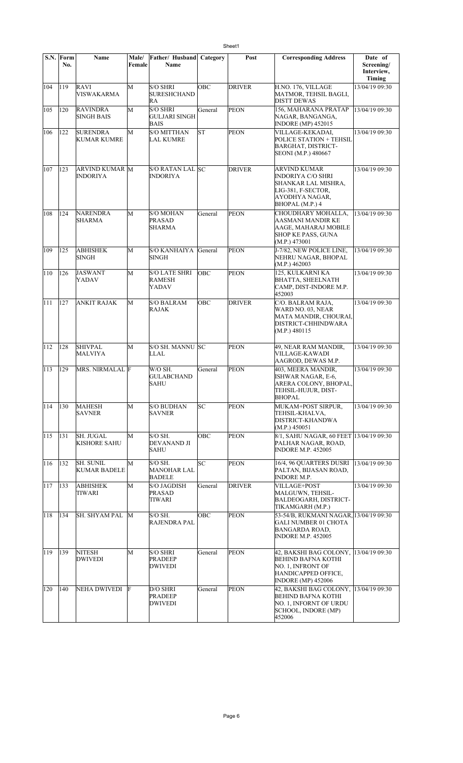| S.N. | Form No. | Name | Male/ Female | Father/ Husband Name | Category | Post | Corresponding Address | Date of Screening/ Interview, Timing |
|---|---|---|---|---|---|---|---|---|
| 104 | 119 | RAVI VISWAKARMA | M | S/O SHRI SURESHCHAND RA | OBC | DRIVER | H.NO. 176, VILLAGE MATMOR, TEHSIL BAGLI, DISTT DEWAS | 13/04/19 09:30 |
| 105 | 120 | RAVINDRA SINGH BAIS | M | S/O SHRI GULJARI SINGH BAIS | General | PEON | 156, MAHARANA PRATAP NAGAR, BANGANGA, INDORE (MP) 452015 | 13/04/19 09:30 |
| 106 | 122 | SURENDRA KUMAR KUMRE | M | S/O MITTHAN LAL KUMRE | ST | PEON | VILLAGE-KEKADAI, POLICE STATION + TEHSIL BARGHAT, DISTRICT-SEONI (M.P.) 480667 | 13/04/19 09:30 |
| 107 | 123 | ARVIND KUMAR INDORIYA | M | S/O RATAN LAL INDORIYA | SC | DRIVER | ARVIND KUMAR INDORIYA C/O SHRI SHANKAR LAL MISHRA, LIG-381, F-SECTOR, AYODHYA NAGAR, BHOPAL (M.P.) 4 | 13/04/19 09:30 |
| 108 | 124 | NARENDRA SHARMA | M | S/O MOHAN PRASAD SHARMA | General | PEON | CHOUDHARY MOHALLA, AASMANI MANDIR KE AAGE, MAHARAJ MOBILE SHOP KE PASS, GUNA (M.P.) 473001 | 13/04/19 09:30 |
| 109 | 125 | ABHISHEK SINGH | M | S/O KANHAIYA SINGH | General | PEON | J-7/82, NEW POLICE LINE, NEHRU NAGAR, BHOPAL (M.P.) 462003 | 13/04/19 09:30 |
| 110 | 126 | JASWANT YADAV | M | S/O LATE SHRI RAMESH YADAV | OBC | PEON | 125, KULKARNI KA BHATTA, SHEELNATH CAMP, DIST-INDORE M.P. 452003 | 13/04/19 09:30 |
| 111 | 127 | ANKIT RAJAK | M | S/O BALRAM RAJAK | OBC | DRIVER | C/O. BALRAM RAJA, WARD NO. 03, NEAR MATA MANDIR, CHOURAI, DISTRICT-CHHINDWARA (M.P.) 480115 | 13/04/19 09:30 |
| 112 | 128 | SHIVPAL MALVIYA | M | S/O SH. MANNU LLAL | SC | PEON | 49, NEAR RAM MANDIR, VILLAGE-KAWADI AAGROD, DEWAS M.P. | 13/04/19 09:30 |
| 113 | 129 | MRS. NIRMALAL | F | W/O SH. GULABCHAND SAHU | General | PEON | 403, MEERA MANDIR, ISHWAR NAGAR, E-6, ARERA COLONY, BHOPAL, TEHSIL-HUJUR, DIST-BHOPAL | 13/04/19 09:30 |
| 114 | 130 | MAHESH SAVNER | M | S/O BUDHAN SAVNER | SC | PEON | MUKAM+POST SIRPUR, TEHSIL-KHALVA, DISTRICT-KHANDWA (M.P.) 450051 | 13/04/19 09:30 |
| 115 | 131 | SH. JUGAL KISHORE SAHU | M | S/O SH. DEVANAND JI SAHU | OBC | PEON | 8/1, SAHU NAGAR, 60 FEET PALHAR NAGAR, ROAD, INDORE M.P. 452005 | 13/04/19 09:30 |
| 116 | 132 | SH. SUNIL KUMAR BADELE | M | S/O SH. MANOHAR LAL BADELE | SC | PEON | 16/4, 96 QUARTERS DUSRI PALTAN, BIJASAN ROAD, INDORE M.P. | 13/04/19 09:30 |
| 117 | 133 | ABHISHEK TIWARI | M | S/O JAGDISH PRASAD TIWARI | General | DRIVER | VILLAGE+POST MALGUWN, TEHSIL-BALDEOGARH, DISTRICT-TIKAMGARH (M.P.) | 13/04/19 09:30 |
| 118 | 134 | SH. SHYAM PAL | M | S/O SH. RAJENDRA PAL | OBC | PEON | 53-54/B, RUKMANI NAGAR, GALI NUMBER 01 CHOTA BANGARDA ROAD, INDORE M.P. 452005 | 13/04/19 09:30 |
| 119 | 139 | NITESH DWIVEDI | M | S/O SHRI PRADEEP DWIVEDI | General | PEON | 42, BAKSHI BAG COLONY, BEHIND BAFNA KOTHI NO. 1, INFRONT OF HANDICAPPED OFFICE, INDORE (MP) 452006 | 13/04/19 09:30 |
| 120 | 140 | NEHA DWIVEDI | F | D/O SHRI PRADEEP DWIVEDI | General | PEON | 42, BAKSHI BAG COLONY, BEHIND BAFNA KOTHI NO. 1, INFORNT OF URDU SCHOOL, INDORE (MP) 452006 | 13/04/19 09:30 |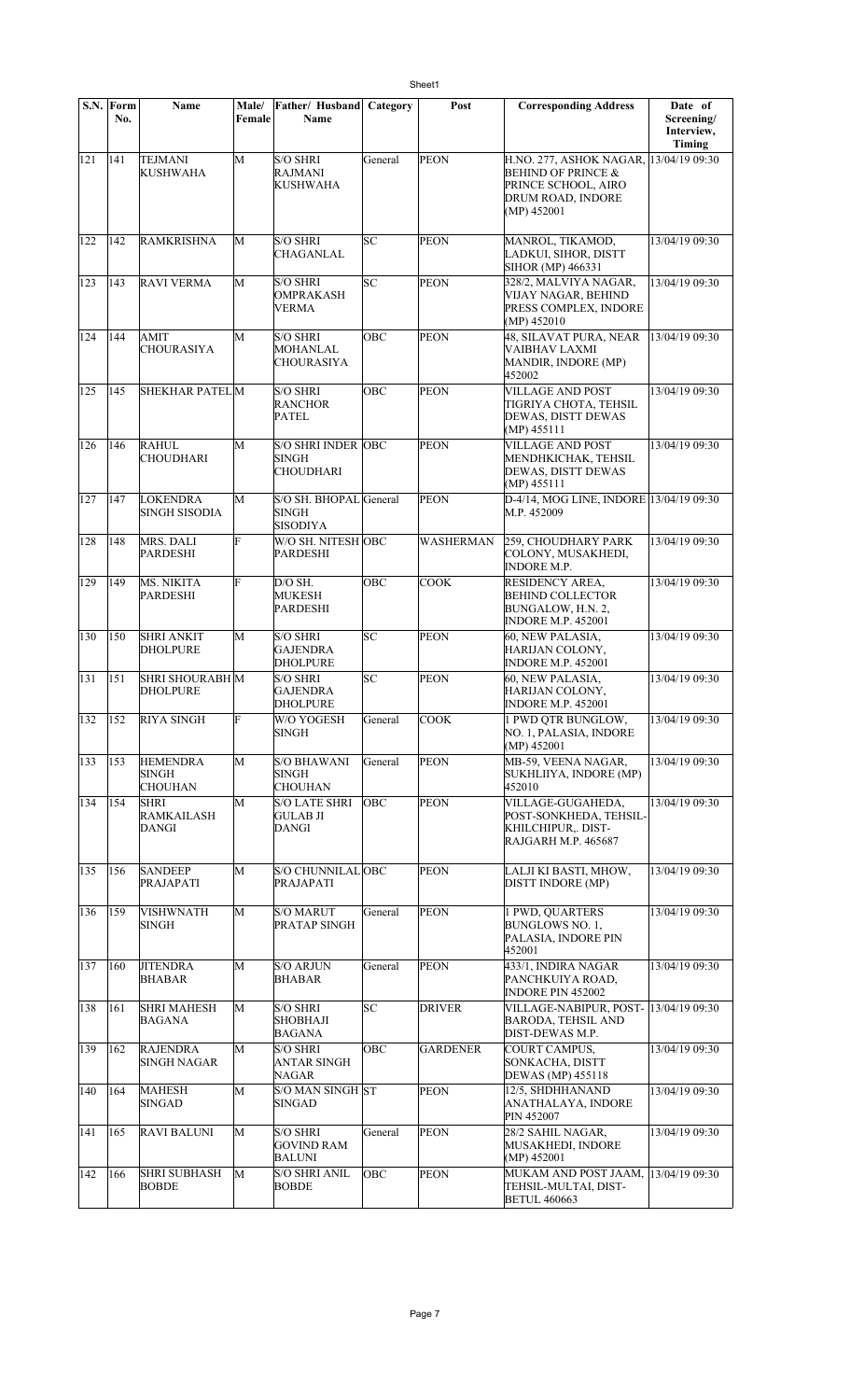| S.N. | Form No. | Name | Male/ Female | Father/ Husband Name | Category | Post | Corresponding Address | Date of Screening/ Interview, Timing |
|---|---|---|---|---|---|---|---|---|
| 121 | 141 | TEJMANI KUSHWAHA | M | S/O SHRI RAJMANI KUSHWAHA | General | PEON | H.NO. 277, ASHOK NAGAR, BEHIND OF PRINCE & PRINCE SCHOOL, AIRO DRUM ROAD, INDORE (MP) 452001 | 13/04/19 09:30 |
| 122 | 142 | RAMKRISHNA | M | S/O SHRI CHAGANLAL | SC | PEON | MANROL, TIKAMOD, LADKUI, SIHOR, DISTT SIHOR (MP) 466331 | 13/04/19 09:30 |
| 123 | 143 | RAVI VERMA | M | S/O SHRI OMPRAKASH VERMA | SC | PEON | 328/2, MALVIYA NAGAR, VIJAY NAGAR, BEHIND PRESS COMPLEX, INDORE (MP) 452010 | 13/04/19 09:30 |
| 124 | 144 | AMIT CHOURASIYA | M | S/O SHRI MOHANLAL CHOURASIYA | OBC | PEON | 48, SILAVAT PURA, NEAR VAIBHAV LAXMI MANDIR, INDORE (MP) 452002 | 13/04/19 09:30 |
| 125 | 145 | SHEKHAR PATEL | M | S/O SHRI RANCHOR PATEL | OBC | PEON | VILLAGE AND POST TIGRIYA CHOTA, TEHSIL DEWAS, DISTT DEWAS (MP) 455111 | 13/04/19 09:30 |
| 126 | 146 | RAHUL CHOUDHARI | M | S/O SHRI INDER SINGH CHOUDHARI | OBC | PEON | VILLAGE AND POST MENDHKICHAK, TEHSIL DEWAS, DISTT DEWAS (MP) 455111 | 13/04/19 09:30 |
| 127 | 147 | LOKENDRA SINGH SISODIA | M | S/O SH. BHOPAL SINGH SISODIYA | General | PEON | D-4/14, MOG LINE, INDORE M.P. 452009 | 13/04/19 09:30 |
| 128 | 148 | MRS. DALI PARDESHI | F | W/O SH. NITESH PARDESHI | OBC | WASHERMAN | 259, CHOUDHARY PARK COLONY, MUSAKHEDI, INDORE M.P. | 13/04/19 09:30 |
| 129 | 149 | MS. NIKITA PARDESHI | F | D/O SH. MUKESH PARDESHI | OBC | COOK | RESIDENCY AREA, BEHIND COLLECTOR BUNGALOW, H.N. 2, INDORE M.P. 452001 | 13/04/19 09:30 |
| 130 | 150 | SHRI ANKIT DHOLPURE | M | S/O SHRI GAJENDRA DHOLPURE | SC | PEON | 60, NEW PALASIA, HARIJAN COLONY, INDORE M.P. 452001 | 13/04/19 09:30 |
| 131 | 151 | SHRI SHOURABH DHOLPURE | M | S/O SHRI GAJENDRA DHOLPURE | SC | PEON | 60, NEW PALASIA, HARIJAN COLONY, INDORE M.P. 452001 | 13/04/19 09:30 |
| 132 | 152 | RIYA SINGH | F | W/O YOGESH SINGH | General | COOK | 1 PWD QTR BUNGLOW, NO. 1, PALASIA, INDORE (MP) 452001 | 13/04/19 09:30 |
| 133 | 153 | HEMENDRA SINGH CHOUHAN | M | S/O BHAWANI SINGH CHOUHAN | General | PEON | MB-59, VEENA NAGAR, SUKHLIIYA, INDORE (MP) 452010 | 13/04/19 09:30 |
| 134 | 154 | SHRI RAMKAILASH DANGI | M | S/O LATE SHRI GULAB JI DANGI | OBC | PEON | VILLAGE-GUGAHEDA, POST-SONKHEDA, TEHSIL-KHILCHIPUR,. DIST-RAJGARH M.P. 465687 | 13/04/19 09:30 |
| 135 | 156 | SANDEEP PRAJAPATI | M | S/O CHUNNILAL PRAJAPATI | OBC | PEON | LALJI KI BASTI, MHOW, DISTT INDORE (MP) | 13/04/19 09:30 |
| 136 | 159 | VISHWNATH SINGH | M | S/O MARUT PRATAP SINGH | General | PEON | 1 PWD, QUARTERS BUNGLOWS NO. 1, PALASIA, INDORE PIN 452001 | 13/04/19 09:30 |
| 137 | 160 | JITENDRA BHABAR | M | S/O ARJUN BHABAR | General | PEON | 433/1, INDIRA NAGAR PANCHKUIYA ROAD, INDORE PIN 452002 | 13/04/19 09:30 |
| 138 | 161 | SHRI MAHESH BAGANA | M | S/O SHRI SHOBHAJI BAGANA | SC | DRIVER | VILLAGE-NABIPUR, POST-BARODA, TEHSIL AND DIST-DEWAS M.P. | 13/04/19 09:30 |
| 139 | 162 | RAJENDRA SINGH NAGAR | M | S/O SHRI ANTAR SINGH NAGAR | OBC | GARDENER | COURT CAMPUS, SONKACHA, DISTT DEWAS (MP) 455118 | 13/04/19 09:30 |
| 140 | 164 | MAHESH SINGAD | M | S/O MAN SINGH SINGAD | ST | PEON | 12/5, SHDHHANAND ANATHALAYA, INDORE PIN 452007 | 13/04/19 09:30 |
| 141 | 165 | RAVI BALUNI | M | S/O SHRI GOVIND RAM BALUNI | General | PEON | 28/2 SAHIL NAGAR, MUSAKHEDI, INDORE (MP) 452001 | 13/04/19 09:30 |
| 142 | 166 | SHRI SUBHASH BOBDE | M | S/O SHRI ANIL BOBDE | OBC | PEON | MUKAM AND POST JAAM, TEHSIL-MULTAI, DIST-BETUL 460663 | 13/04/19 09:30 |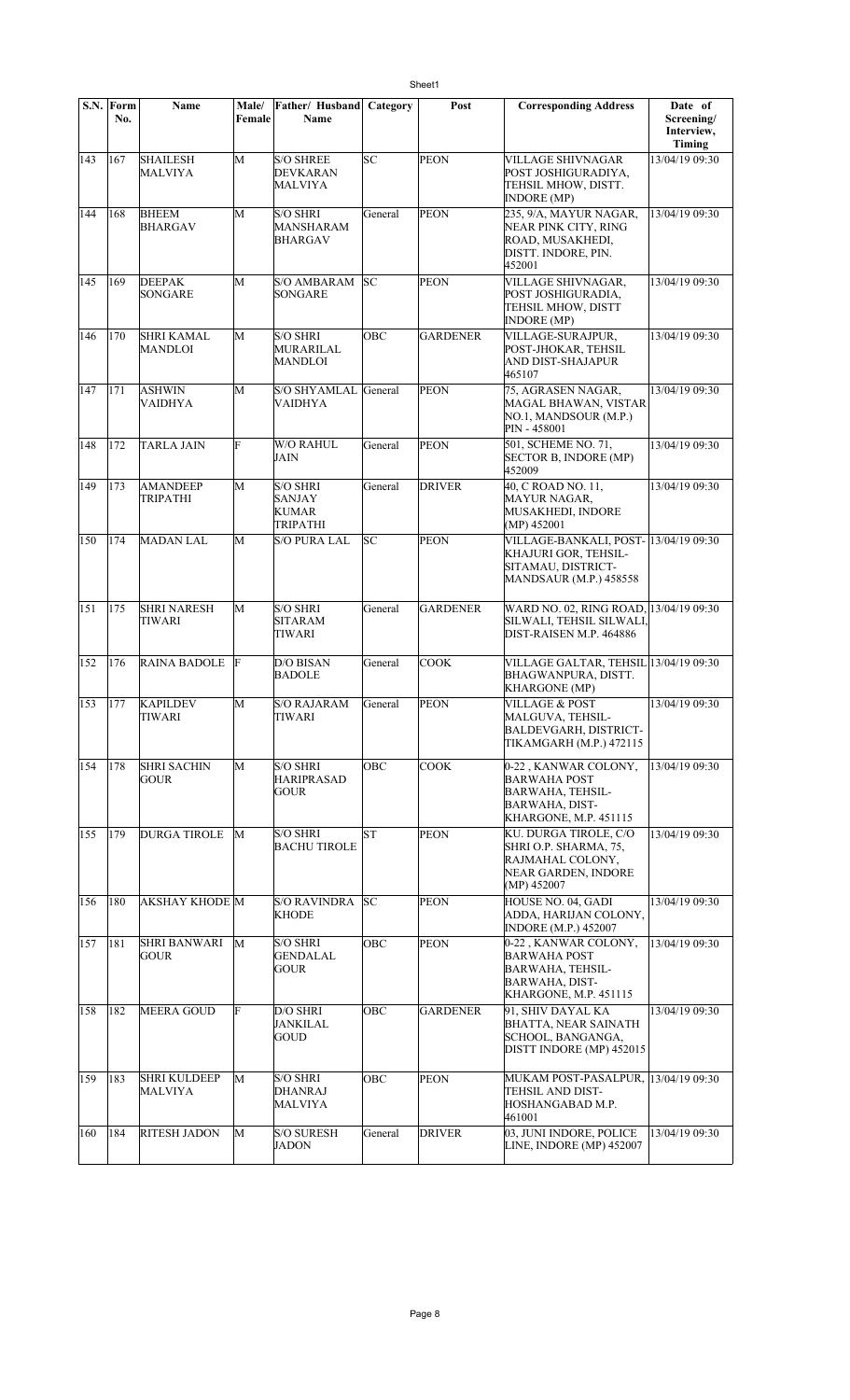| S.N. | Form No. | Name | Male/ Female | Father/ Husband Name | Category | Post | Corresponding Address | Date of Screening/ Interview, Timing |
|---|---|---|---|---|---|---|---|---|
| 143 | 167 | SHAILESH MALVIYA | M | S/O SHREE DEVKARAN MALVIYA | SC | PEON | VILLAGE SHIVNAGAR POST JOSHIGURADIYA, TEHSIL MHOW, DISTT. INDORE (MP) | 13/04/19 09:30 |
| 144 | 168 | BHEEM BHARGAV | M | S/O SHRI MANSHARAM BHARGAV | General | PEON | 235, 9/A, MAYUR NAGAR, NEAR PINK CITY, RING ROAD, MUSAKHEDI, DISTT. INDORE, PIN. 452001 | 13/04/19 09:30 |
| 145 | 169 | DEEPAK SONGARE | M | S/O AMBARAM SONGARE | SC | PEON | VILLAGE SHIVNAGAR, POST JOSHIGURADIA, TEHSIL MHOW, DISTT INDORE (MP) | 13/04/19 09:30 |
| 146 | 170 | SHRI KAMAL MANDLOI | M | S/O SHRI MURARILAL MANDLOI | OBC | GARDENER | VILLAGE-SURAJPUR, POST-JHOKAR, TEHSIL AND DIST-SHAJAPUR 465107 | 13/04/19 09:30 |
| 147 | 171 | ASHWIN VAIDHYA | M | S/O SHYAMLAL VAIDHYA | General | PEON | 75, AGRASEN NAGAR, MAGAL BHAWAN, VISTAR NO.1, MANDSOUR (M.P.) PIN - 458001 | 13/04/19 09:30 |
| 148 | 172 | TARLA JAIN | F | W/O RAHUL JAIN | General | PEON | 501, SCHEME NO. 71, SECTOR B, INDORE (MP) 452009 | 13/04/19 09:30 |
| 149 | 173 | AMANDEEP TRIPATHI | M | S/O SHRI SANJAY KUMAR TRIPATHI | General | DRIVER | 40, C ROAD NO. 11, MAYUR NAGAR, MUSAKHEDI, INDORE (MP) 452001 | 13/04/19 09:30 |
| 150 | 174 | MADAN LAL | M | S/O PURA LAL | SC | PEON | VILLAGE-BANKALI, POST-KHAJURI GOR, TEHSIL-SITAMAU, DISTRICT-MANDSAUR (M.P.) 458558 | 13/04/19 09:30 |
| 151 | 175 | SHRI NARESH TIWARI | M | S/O SHRI SITARAM TIWARI | General | GARDENER | WARD NO. 02, RING ROAD, SILWALI, TEHSIL SILWALI, DIST-RAISEN M.P. 464886 | 13/04/19 09:30 |
| 152 | 176 | RAINA BADOLE | F | D/O BISAN BADOLE | General | COOK | VILLAGE GALTAR, TEHSIL BHAGWANPURA, DISTT. KHARGONE (MP) | 13/04/19 09:30 |
| 153 | 177 | KAPILDEV TIWARI | M | S/O RAJARAM TIWARI | General | PEON | VILLAGE & POST MALGUVA, TEHSIL-BALDEVGARH, DISTRICT-TIKAMGARH (M.P.) 472115 | 13/04/19 09:30 |
| 154 | 178 | SHRI SACHIN GOUR | M | S/O SHRI HARIPRASAD GOUR | OBC | COOK | 0-22 , KANWAR COLONY, BARWAHA POST BARWAHA, TEHSIL-BARWAHA, DIST-KHARGONE, M.P. 451115 | 13/04/19 09:30 |
| 155 | 179 | DURGA TIROLE | M | S/O SHRI BACHU TIROLE | ST | PEON | KU. DURGA TIROLE, C/O SHRI O.P. SHARMA, 75, RAJMAHAL COLONY, NEAR GARDEN, INDORE (MP) 452007 | 13/04/19 09:30 |
| 156 | 180 | AKSHAY KHODE | M | S/O RAVINDRA KHODE | SC | PEON | HOUSE NO. 04, GADI ADDA, HARIJAN COLONY, INDORE (M.P.) 452007 | 13/04/19 09:30 |
| 157 | 181 | SHRI BANWARI GOUR | M | S/O SHRI GENDALAL GOUR | OBC | PEON | 0-22 , KANWAR COLONY, BARWAHA POST BARWAHA, TEHSIL-BARWAHA, DIST-KHARGONE, M.P. 451115 | 13/04/19 09:30 |
| 158 | 182 | MEERA GOUD | F | D/O SHRI JANKILAL GOUD | OBC | GARDENER | 91, SHIV DAYAL KA BHATTA, NEAR SAINATH SCHOOL, BANGANGA, DISTT INDORE (MP) 452015 | 13/04/19 09:30 |
| 159 | 183 | SHRI KULDEEP MALVIYA | M | S/O SHRI DHANRAJ MALVIYA | OBC | PEON | MUKAM POST-PASALPUR, TEHSIL AND DIST-HOSHANGABAD M.P. 461001 | 13/04/19 09:30 |
| 160 | 184 | RITESH JADON | M | S/O SURESH JADON | General | DRIVER | 03, JUNI INDORE, POLICE LINE, INDORE (MP) 452007 | 13/04/19 09:30 |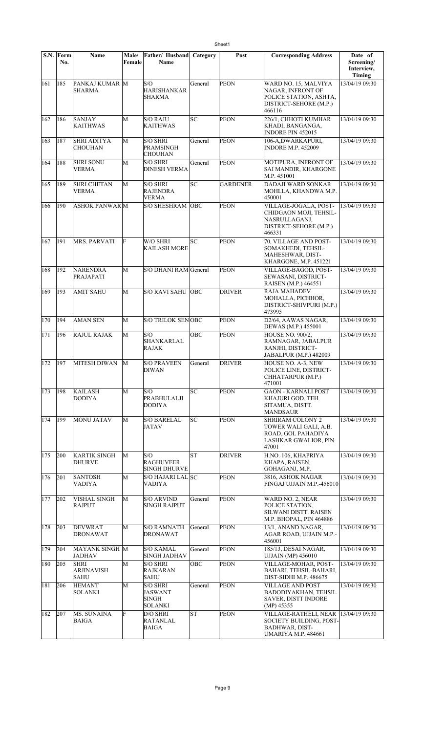| S.N. | Form No. | Name | Male/ Female | Father/ Husband Name | Category | Post | Corresponding Address | Date of Screening/ Interview, Timing |
|---|---|---|---|---|---|---|---|---|
| 161 | 185 | PANKAJ KUMAR SHARMA | M | S/O HARISHANKAR SHARMA | General | PEON | WARD NO. 15, MALVIYA NAGAR, INFRONT OF POLICE STATION, ASHTA, DISTRICT-SEHORE (M.P.) 466116 | 13/04/19 09:30 |
| 162 | 186 | SANJAY KAITHWAS | M | S/O RAJU KAITHWAS | SC | PEON | 226/1, CHHOTI KUMHAR KHADI, BANGANGA, INDORE PIN 452015 | 13/04/19 09:30 |
| 163 | 187 | SHRI ADITYA CHOUHAN | M | S/O SHRI PRAMSINGH CHOUHAN | General | PEON | 106-A,DWARKAPURI, INDORE M.P. 452009 | 13/04/19 09:30 |
| 164 | 188 | SHRI SONU VERMA | M | S/O SHRI DINESH VERMA | General | PEON | MOTIPURA, INFRONT OF SAI MANDIR, KHARGONE M.P. 451001 | 13/04/19 09:30 |
| 165 | 189 | SHRI CHETAN VERMA | M | S/O SHRI RAJENDRA VERMA | SC | GARDENER | DADAJI WARD SONKAR MOHLLA, KHANDWA M.P. 450001 | 13/04/19 09:30 |
| 166 | 190 | ASHOK PANWAR | M | S/O SHESHRAM | OBC | PEON | VILLAGE-JOGALA, POST-CHIDGAON MOJI, TEHSIL-NASRULLAGANJ, DISTRICT-SEHORE (M.P.) 466331 | 13/04/19 09:30 |
| 167 | 191 | MRS. PARVATI | F | W/O SHRI KAILASH MORE | SC | PEON | 70, VILLAGE AND POST-SOMAKHEDI, TEHSIL-MAHESHWAR, DIST-KHARGONE, M.P. 451221 | 13/04/19 09:30 |
| 168 | 192 | NARENDRA PRAJAPATI | M | S/O DHANI RAM | General | PEON | VILLAGE-BAGOD, POST-SEWASANI, DISTRICT-RAISEN (M.P.) 464551 | 13/04/19 09:30 |
| 169 | 193 | AMIT SAHU | M | S/O RAVI SAHU | OBC | DRIVER | RAJA MAHADEV MOHALLA, PICHHOR, DISTRICT-SHIVPURI (M.P.) 473995 | 13/04/19 09:30 |
| 170 | 194 | AMAN SEN | M | S/O TRILOK SEN | OBC | PEON | D2/64, AAWAS NAGAR, DEWAS (M.P.) 455001 | 13/04/19 09:30 |
| 171 | 196 | RAJUL RAJAK | M | S/O SHANKARLAL RAJAK | OBC | PEON | HOUSE NO. 900/2, RAMNAGAR, JABALPUR RANJHI, DISTRICT-JABALPUR (M.P.) 482009 | 13/04/19 09:30 |
| 172 | 197 | MITESH DIWAN | M | S/O PRAVEEN DIWAN | General | DRIVER | HOUSE NO. A-3, NEW POLICE LINE, DISTRICT-CHHATARPUR (M.P.) 471001 | 13/04/19 09:30 |
| 173 | 198 | KAILASH DODIYA | M | S/O PRABHULALJI DODIYA | SC | PEON | GAON - KARNALI POST KHAJURI GOD, TEH. SITAMUA, DISTT. MANDSAUR | 13/04/19 09:30 |
| 174 | 199 | MONU JATAV | M | S/O BARELAL JATAV | SC | PEON | SHRIRAM COLONY 2 TOWER WALI GALI, A.B. ROAD, GOL PAHADIYA LASHKAR GWALIOR, PIN 47001 | 13/04/19 09:30 |
| 175 | 200 | KARTIK SINGH DHURVE | M | S/O RAGHUVEER SINGH DHURVE | ST | DRIVER | H.NO. 106, KHAPRIYA KHAPA, RAISEN, GOHAGANJ, M.P. | 13/04/19 09:30 |
| 176 | 201 | SANTOSH VADIYA | M | S/O HAJARI LAL VADIYA | SC | PEON | 3816, ASHOK NAGAR FINGAJ UJJAIN M.P.-456010 | 13/04/19 09:30 |
| 177 | 202 | VISHAL SINGH RAJPUT | M | S/O ARVIND SINGH RAJPUT | General | PEON | WARD NO. 2, NEAR POLICE STATION, SILWANI DISTT. RAISEN M.P. BHOPAL, PIN 464886 | 13/04/19 09:30 |
| 178 | 203 | DEVWRAT DRONAWAT | M | S/O RAMNATH DRONAWAT | General | PEON | 13/1, ANAND NAGAR, AGAR ROAD, UJJAIN M.P.-456001 | 13/04/19 09:30 |
| 179 | 204 | MAYANK SINGH JADHAV | M | S/O KAMAL SINGH JADHAV | General | PEON | 185/13, DESAI NAGAR, UJJAIN (MP) 456010 | 13/04/19 09:30 |
| 180 | 205 | SHRI ARJINAVISH SAHU | M | S/O SHRI RAJKARAN SAHU | OBC | PEON | VILLAGE-MOHAR, POST-BAHARI, TEHSIL-BAHARI, DIST-SIDHI M.P. 486675 | 13/04/19 09:30 |
| 181 | 206 | HEMANT SOLANKI | M | S/O SHRI JASWANT SINGH SOLANKI | General | PEON | VILLAGE AND POST BADODIYAKHAN, TEHSIL SAVER, DISTT INDORE (MP) 45355 | 13/04/19 09:30 |
| 182 | 207 | MS. SUNAINA BAIGA | F | D/O SHRI RATANLAL BAIGA | ST | PEON | VILLAGE-RATHELI, NEAR SOCIETY BUILDING, POST-BADHWAR, DIST-UMARIYA M.P. 484661 | 13/04/19 09:30 |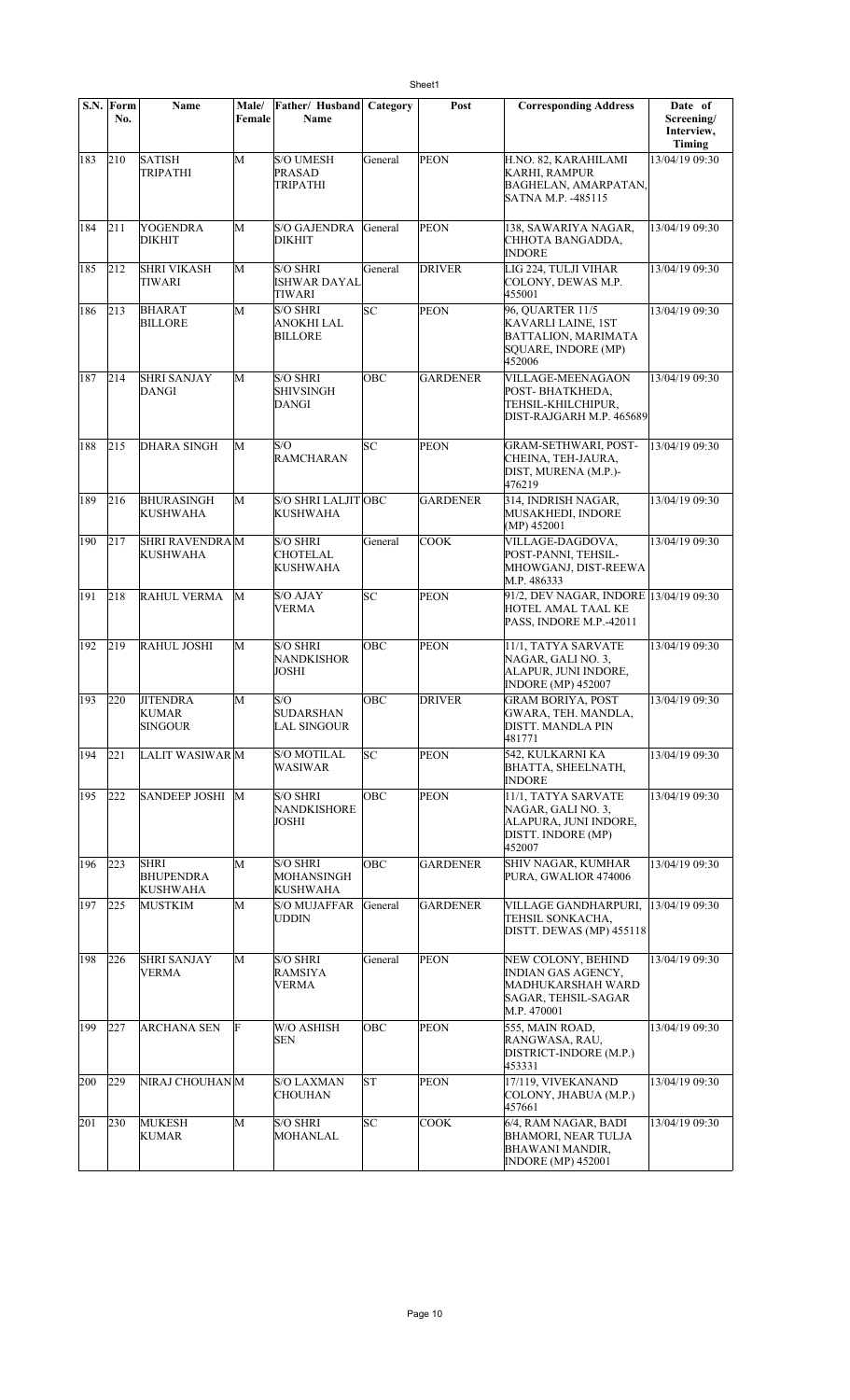| S.N. | Form No. | Name | Male/ Female | Father/ Husband Name | Category | Post | Corresponding Address | Date of Screening/ Interview, Timing |
|---|---|---|---|---|---|---|---|---|
| 183 | 210 | SATISH TRIPATHI | M | S/O UMESH PRASAD TRIPATHI | General | PEON | H.NO. 82, KARAHILAMI KARHI, RAMPUR BAGHELAN, AMARPATAN, SATNA M.P. -485115 | 13/04/19 09:30 |
| 184 | 211 | YOGENDRA DIKHIT | M | S/O GAJENDRA DIKHIT | General | PEON | 138, SAWARIYA NAGAR, CHHOTA BANGADDA, INDORE | 13/04/19 09:30 |
| 185 | 212 | SHRI VIKASH TIWARI | M | S/O SHRI ISHWAR DAYAL TIWARI | General | DRIVER | LIG 224, TULJI VIHAR COLONY, DEWAS M.P. 455001 | 13/04/19 09:30 |
| 186 | 213 | BHARAT BILLORE | M | S/O SHRI ANOKHI LAL BILLORE | SC | PEON | 96, QUARTER 11/5 KAVARLI LAINE, 1ST BATTALION, MARIMATA SQUARE, INDORE (MP) 452006 | 13/04/19 09:30 |
| 187 | 214 | SHRI SANJAY DANGI | M | S/O SHRI SHIVSINGH DANGI | OBC | GARDENER | VILLAGE-MEENAGAON POST- BHATKHEDA, TEHSIL-KHILCHIPUR, DIST-RAJGARH M.P. 465689 | 13/04/19 09:30 |
| 188 | 215 | DHARA SINGH | M | S/O RAMCHARAN | SC | PEON | GRAM-SETHWARI, POST-CHEINA, TEH-JAURA, DIST, MURENA (M.P.)-476219 | 13/04/19 09:30 |
| 189 | 216 | BHURASINGH KUSHWAHA | M | S/O SHRI LALJIT KUSHWAHA | OBC | GARDENER | 314, INDRISH NAGAR, MUSAKHEDI, INDORE (MP) 452001 | 13/04/19 09:30 |
| 190 | 217 | SHRI RAVENDRA KUSHWAHA | M | S/O SHRI CHOTELAL KUSHWAHA | General | COOK | VILLAGE-DAGDOVA, POST-PANNI, TEHSIL-MHOWGANJ, DIST-REEWA M.P. 486333 | 13/04/19 09:30 |
| 191 | 218 | RAHUL VERMA | M | S/O AJAY VERMA | SC | PEON | 91/2, DEV NAGAR, INDORE HOTEL AMAL TAAL KE PASS, INDORE M.P.-42011 | 13/04/19 09:30 |
| 192 | 219 | RAHUL JOSHI | M | S/O SHRI NANDKISHOR JOSHI | OBC | PEON | 11/1, TATYA SARVATE NAGAR, GALI NO. 3, ALAPUR, JUNI INDORE, INDORE (MP) 452007 | 13/04/19 09:30 |
| 193 | 220 | JITENDRA KUMAR SINGOUR | M | S/O SUDARSHAN LAL SINGOUR | OBC | DRIVER | GRAM BORIYA, POST GWARA, TEH. MANDLA, DISTT. MANDLA PIN 481771 | 13/04/19 09:30 |
| 194 | 221 | LALIT WASIWAR | M | S/O MOTILAL WASIWAR | SC | PEON | 542, KULKARNI KA BHATTA, SHEELNATH, INDORE | 13/04/19 09:30 |
| 195 | 222 | SANDEEP JOSHI | M | S/O SHRI NANDKISHORE JOSHI | OBC | PEON | 11/1, TATYA SARVATE NAGAR, GALI NO. 3, ALAPURA, JUNI INDORE, DISTT. INDORE (MP) 452007 | 13/04/19 09:30 |
| 196 | 223 | SHRI BHUPENDRA KUSHWAHA | M | S/O SHRI MOHANSINGH KUSHWAHA | OBC | GARDENER | SHIV NAGAR, KUMHAR PURA, GWALIOR 474006 | 13/04/19 09:30 |
| 197 | 225 | MUSTKIM | M | S/O MUJAFFAR UDDIN | General | GARDENER | VILLAGE GANDHARPURI, TEHSIL SONKACHA, DISTT. DEWAS (MP) 455118 | 13/04/19 09:30 |
| 198 | 226 | SHRI SANJAY VERMA | M | S/O SHRI RAMSIYA VERMA | General | PEON | NEW COLONY, BEHIND INDIAN GAS AGENCY, MADHUKARSHAH WARD SAGAR, TEHSIL-SAGAR M.P. 470001 | 13/04/19 09:30 |
| 199 | 227 | ARCHANA SEN | F | W/O ASHISH SEN | OBC | PEON | 555, MAIN ROAD, RANGWASA, RAU, DISTRICT-INDORE (M.P.) 453331 | 13/04/19 09:30 |
| 200 | 229 | NIRAJ CHOUHAN | M | S/O LAXMAN CHOUHAN | ST | PEON | 17/119, VIVEKANAND COLONY, JHABUA (M.P.) 457661 | 13/04/19 09:30 |
| 201 | 230 | MUKESH KUMAR | M | S/O SHRI MOHANLAL | SC | COOK | 6/4, RAM NAGAR, BADI BHAMORI, NEAR TULJA BHAWANI MANDIR, INDORE (MP) 452001 | 13/04/19 09:30 |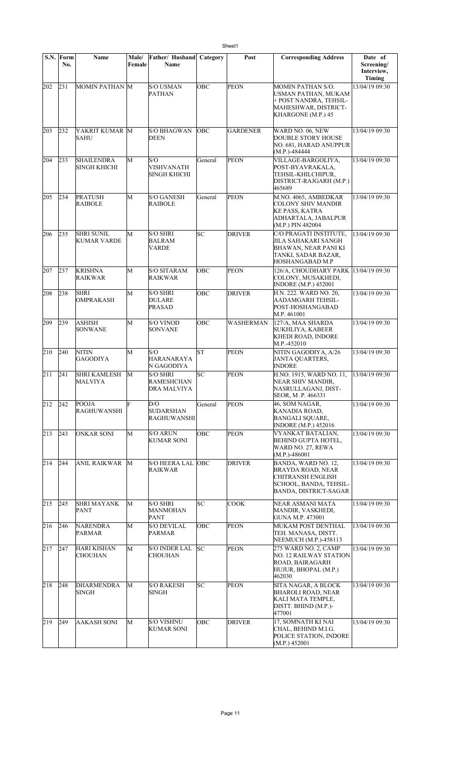| S.N. | Form No. | Name | Male/ Female | Father/ Husband Name | Category | Post | Corresponding Address | Date of Screening/ Interview, Timing |
|---|---|---|---|---|---|---|---|---|
| 202 | 231 | MOMIN PATHAN | M | S/O USMAN PATHAN | OBC | PEON | MOMIN PATHAN S/O. USMAN PATHAN, MUKAM + POST NANDRA, TEHSIL-MAHESHWAR, DISTRICT-KHARGONE (M.P.) 45 | 13/04/19 09:30 |
| 203 | 232 | YAKRIT KUMAR SAHU | M | S/O BHAGWAN DEEN | OBC | GARDENER | WARD NO. 06, NEW DOUBLE STORY HOUSE NO. 681, HARAD ANUPPUR (M.P.)-484444 | 13/04/19 09:30 |
| 204 | 233 | SHAILENDRA SINGH KHICHI | M | S/O VISHVANATH SINGH KHICHI | General | PEON | VILLAGE-BARGOLIYA, POST-BYAVRAKALA, TEHSIL-KHILCHIPUR, DISTRICT-RAJGARH (M.P.) 465689 | 13/04/19 09:30 |
| 205 | 234 | PRATUSH RAIBOLE | M | S/O GANESH RAIBOLE | General | PEON | M.NO. 4065, AMBEDKAR COLONY SHIV MANDIR KE PASS, KATRA ADHARTALA, JABALPUR (M.P.) PIN 482004 | 13/04/19 09:30 |
| 206 | 235 | SHRI SUNIL KUMAR VARDE | M | S/O SHRI BALRAM VARDE | SC | DRIVER | C/O PRAGATI INSTITUTE, JILA SAHAKARI SANGH BHAWAN, NEAR PANI KI TANKI, SADAR BAZAR, HOSHANGABAD M.P | 13/04/19 09:30 |
| 207 | 237 | KRISHNA RAIKWAR | M | S/O SITARAM RAIKWAR | OBC | PEON | 126/A, CHOUDHARY PARK COLONY, MUSAKHEDI, INDORE (M.P.) 452001 | 13/04/19 09:30 |
| 208 | 238 | SHRI OMPRAKASH | M | S/O SHRI DULARE PRASAD | OBC | DRIVER | H.N. 222. WARD NO. 20, AADAMGARH TEHSIL-POST-HOSHANGABAD M.P. 461001 | 13/04/19 09:30 |
| 209 | 239 | ASHISH SONWANE | M | S/O VINOD SONVANE | OBC | WASHERMAN | 127/A, MAA SHARDA SUKHLIYA, KABEER KHEDI ROAD, INDORE M.P.-452010 | 13/04/19 09:30 |
| 210 | 240 | NITIN GAGODIYA | M | S/O HARANARAYAN GAGODIYA | ST | PEON | NITIN GAGODIYA, A/26 JANTA QUARTERS, INDORE | 13/04/19 09:30 |
| 211 | 241 | SHRI KAMLESH MALVIYA | M | S/O SHRI RAMESHCHAN DRA MALVIYA | SC | PEON | H.NO. 1915, WARD NO. 11, NEAR SHIV MANDIR, NASRULLAGANJ, DIST-SEOR, M .P. 466331 | 13/04/19 09:30 |
| 212 | 242 | POOJA RAGHUWANSHI | F | D/O SUDARSHAN RAGHUWANSHI | General | PEON | 46, SOM NAGAR, KANADIA ROAD, BANGALI SQUARE, INDORE (M.P.) 452016 | 13/04/19 09:30 |
| 213 | 243 | ONKAR SONI | M | S/O ARUN KUMAR SONI | OBC | PEON | VYANKAT BATALIAN, BEHIND GUPTA HOTEL, WARD NO. 27, REWA (M.P.)-486001 | 13/04/19 09:30 |
| 214 | 244 | ANIL RAIKWAR | M | S/O HEERA LAL RAIKWAR | OBC | DRIVER | BANDA, WARD NO. 12, BRAYDA ROAD, NEAR CHITRANSH ENGLISH SCHOOL, BANDA, TEHSIL-BANDA, DISTRICT-SAGAR | 13/04/19 09:30 |
| 215 | 245 | SHRI MAYANK PANT | M | S/O SHRI MANMOHAN PANT | SC | COOK | NEAR ASMANI MATA MANDIR, VASKHEDI, GUNA M.P. 473001 | 13/04/19 09:30 |
| 216 | 246 | NARENDRA PARMAR | M | S/O DEVILAL PARMAR | OBC | PEON | MUKAM POST DENTHAL TEH. MANASA, DISTT. NEEMUCH (M.P.)-458113 | 13/04/19 09:30 |
| 217 | 247 | HARI KISHAN CHOUHAN | M | S/O INDER LAL CHOUHAN | SC | PEON | 275 WARD NO. 2, CAMP NO. 12 RAILWAY STATION ROAD, BAIRAGARH HUJUR, BHOPAL (M.P.) 462030 | 13/04/19 09:30 |
| 218 | 248 | DHARMENDRA SINGH | M | S/O RAKESH SINGH | SC | PEON | SITA NAGAR, A BLOCK BHAROLI ROAD, NEAR KALI MATA TEMPLE, DISTT. BHIND (M.P.)-477001 | 13/04/19 09:30 |
| 219 | 249 | AAKASH SONI | M | S/O VISHNU KUMAR SONI | OBC | DRIVER | 17, SOMNATH KI NAI CHAL, BEHIND M.I.G. POLICE STATION, INDORE (M.P.) 452001 | 13/04/19 09:30 |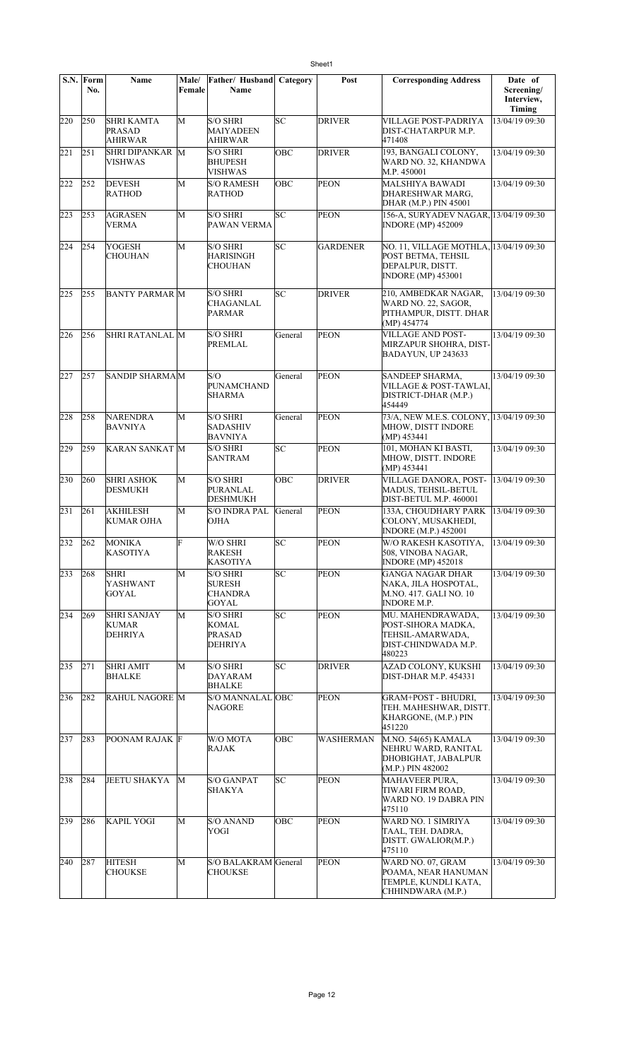| S.N. | Form No. | Name | Male/ Female | Father/ Husband Name | Category | Post | Corresponding Address | Date of Screening/ Interview, Timing |
|---|---|---|---|---|---|---|---|---|
| 220 | 250 | SHRI KAMTA PRASAD AHIRWAR | M | S/O SHRI MAIYADEEN AHIRWAR | SC | DRIVER | VILLAGE POST-PADRIYA DIST-CHATARPUR M.P. 471408 | 13/04/19 09:30 |
| 221 | 251 | SHRI DIPANKAR VISHWAS | M | S/O SHRI BHUPESH VISHWAS | OBC | DRIVER | 193, BANGALI COLONY, WARD NO. 32, KHANDWA M.P. 450001 | 13/04/19 09:30 |
| 222 | 252 | DEVESH RATHOD | M | S/O RAMESH RATHOD | OBC | PEON | MALSHIYA BAWADI DHARESHWAR MARG, DHAR (M.P.) PIN 45001 | 13/04/19 09:30 |
| 223 | 253 | AGRASEN VERMA | M | S/O SHRI PAWAN VERMA | SC | PEON | 156-A, SURYADEV NAGAR, INDORE (MP) 452009 | 13/04/19 09:30 |
| 224 | 254 | YOGESH CHOUHAN | M | S/O SHRI HARISINGH CHOUHAN | SC | GARDENER | NO. 11, VILLAGE MOTHLA, POST BETMA, TEHSIL DEPALPUR, DISTT. INDORE (MP) 453001 | 13/04/19 09:30 |
| 225 | 255 | BANTY PARMAR | M | S/O SHRI CHAGANLAL PARMAR | SC | DRIVER | 210, AMBEDKAR NAGAR, WARD NO. 22, SAGOR, PITHAMPUR, DISTT. DHAR (MP) 454774 | 13/04/19 09:30 |
| 226 | 256 | SHRI RATANLAL | M | S/O SHRI PREMLAL | General | PEON | VILLAGE AND POST-MIRZAPUR SHOHRA, DIST-BADAYUN, UP 243633 | 13/04/19 09:30 |
| 227 | 257 | SANDIP SHARMA | M | S/O PUNAMCHAND SHARMA | General | PEON | SANDEEP SHARMA, VILLAGE & POST-TAWLAI, DISTRICT-DHAR (M.P.) 454449 | 13/04/19 09:30 |
| 228 | 258 | NARENDRA BAVNIYA | M | S/O SHRI SADASHIV BAVNIYA | General | PEON | 73/A, NEW M.E.S. COLONY, MHOW, DISTT INDORE (MP) 453441 | 13/04/19 09:30 |
| 229 | 259 | KARAN SANKAT | M | S/O SHRI SANTRAM | SC | PEON | 101, MOHAN KI BASTI, MHOW, DISTT. INDORE (MP) 453441 | 13/04/19 09:30 |
| 230 | 260 | SHRI ASHOK DESMUKH | M | S/O SHRI PURANLAL DESHMUKH | OBC | DRIVER | VILLAGE DANORA, POST-MADUS, TEHSIL-BETUL DIST-BETUL M.P. 460001 | 13/04/19 09:30 |
| 231 | 261 | AKHILESH KUMAR OJHA | M | S/O INDRA PAL OJHA | General | PEON | 133A, CHOUDHARY PARK COLONY, MUSAKHEDI, INDORE (M.P.) 452001 | 13/04/19 09:30 |
| 232 | 262 | MONIKA KASOTIYA | F | W/O SHRI RAKESH KASOTIYA | SC | PEON | W/O RAKESH KASOTIYA, 508, VINOBA NAGAR, INDORE (MP) 452018 | 13/04/19 09:30 |
| 233 | 268 | SHRI YASHWANT GOYAL | M | S/O SHRI SURESH CHANDRA GOYAL | SC | PEON | GANGA NAGAR DHAR NAKA, JILA HOSPOTAL, M.NO. 417. GALI NO. 10 INDORE M.P. | 13/04/19 09:30 |
| 234 | 269 | SHRI SANJAY KUMAR DEHRIYA | M | S/O SHRI KOMAL PRASAD DEHRIYA | SC | PEON | MU. MAHENDRAWADA, POST-SIHORA MADKA, TEHSIL-AMARWADA, DIST-CHINDWADA M.P. 480223 | 13/04/19 09:30 |
| 235 | 271 | SHRI AMIT BHALKE | M | S/O SHRI DAYARAM BHALKE | SC | DRIVER | AZAD COLONY, KUKSHI DIST-DHAR M.P. 454331 | 13/04/19 09:30 |
| 236 | 282 | RAHUL NAGORE | M | S/O MANNALAL NAGORE | OBC | PEON | GRAM+POST - BHUDRI, TEH. MAHESHWAR, DISTT. KHARGONE, (M.P.) PIN 451220 | 13/04/19 09:30 |
| 237 | 283 | POONAM RAJAK | F | W/O MOTA RAJAK | OBC | WASHERMAN | M.NO. 54(65) KAMALA NEHRU WARD, RANITAL DHOBIGHAT, JABALPUR (M.P.) PIN 482002 | 13/04/19 09:30 |
| 238 | 284 | JEETU SHAKYA | M | S/O GANPAT SHAKYA | SC | PEON | MAHAVEER PURA, TIWARI FIRM ROAD, WARD NO. 19 DABRA PIN 475110 | 13/04/19 09:30 |
| 239 | 286 | KAPIL YOGI | M | S/O ANAND YOGI | OBC | PEON | WARD NO. 1 SIMRIYA TAAL, TEH. DADRA, DISTT. GWALIOR(M.P.) 475110 | 13/04/19 09:30 |
| 240 | 287 | HITESH CHOUKSE | M | S/O BALAKRAM CHOUKSE | General | PEON | WARD NO. 07, GRAM POAMA, NEAR HANUMAN TEMPLE, KUNDLI KATA, CHHINDWARA (M.P.) | 13/04/19 09:30 |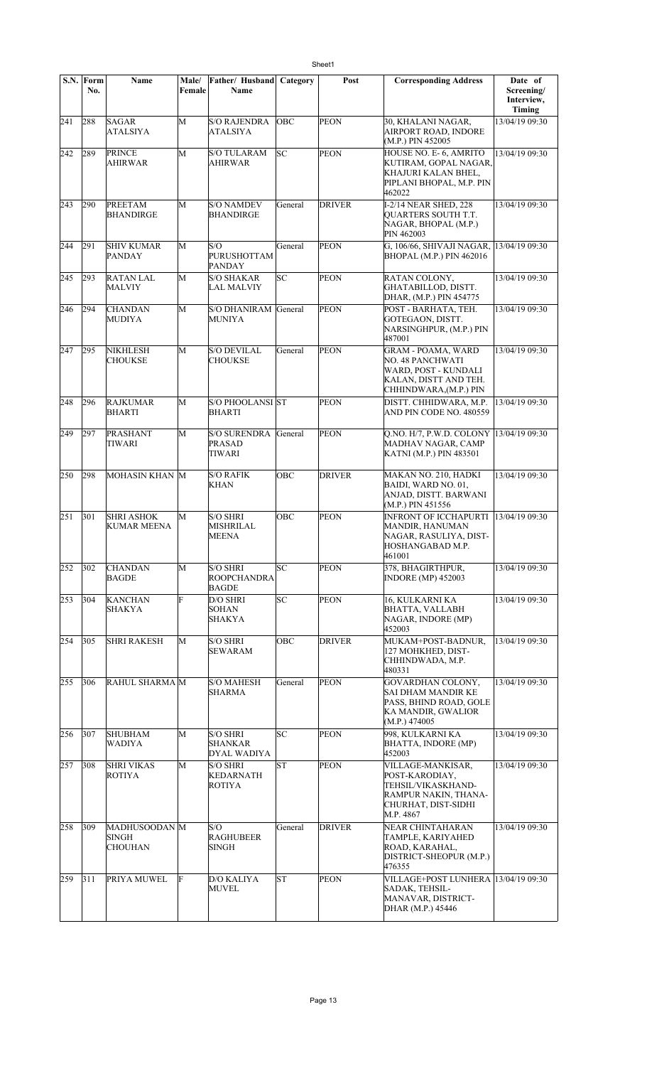| S.N. | Form No. | Name | Male/ Female | Father/ Husband Name | Category | Post | Corresponding Address | Date of Screening/ Interview, Timing |
|---|---|---|---|---|---|---|---|---|
| 241 | 288 | SAGAR ATALSIYA | M | S/O RAJENDRA ATALSIYA | OBC | PEON | 30, KHALANI NAGAR, AIRPORT ROAD, INDORE (M.P.) PIN 452005 | 13/04/19 09:30 |
| 242 | 289 | PRINCE AHIRWAR | M | S/O TULARAM AHIRWAR | SC | PEON | HOUSE NO. E- 6, AMRITO KUTIRAM, GOPAL NAGAR, KHAJURI KALAN BHEL, PIPLANI BHOPAL, M.P. PIN 462022 | 13/04/19 09:30 |
| 243 | 290 | PREETAM BHANDIRGE | M | S/O NAMDEV BHANDIRGE | General | DRIVER | I-2/14 NEAR SHED, 228 QUARTERS SOUTH T.T. NAGAR, BHOPAL (M.P.) PIN 462003 | 13/04/19 09:30 |
| 244 | 291 | SHIV KUMAR PANDAY | M | S/O PURUSHOTTAM PANDAY | General | PEON | G, 106/66, SHIVAJI NAGAR, BHOPAL (M.P.) PIN 462016 | 13/04/19 09:30 |
| 245 | 293 | RATAN LAL MALVIY | M | S/O SHAKAR LAL MALVIY | SC | PEON | RATAN COLONY, GHATABILLOD, DISTT. DHAR, (M.P.) PIN 454775 | 13/04/19 09:30 |
| 246 | 294 | CHANDAN MUDIYA | M | S/O DHANIRAM MUNIYA | General | PEON | POST - BARHATA, TEH. GOTEGAON, DISTT. NARSINGHPUR, (M.P.) PIN 487001 | 13/04/19 09:30 |
| 247 | 295 | NIKHLESH CHOUKSE | M | S/O DEVILAL CHOUKSE | General | PEON | GRAM - POAMA, WARD NO. 48 PANCHWATI WARD, POST - KUNDALI KALAN, DISTT AND TEH. CHHINDWARA,(M.P.) PIN | 13/04/19 09:30 |
| 248 | 296 | RAJKUMAR BHARTI | M | S/O PHOOLANSI BHARTI | ST | PEON | DISTT. CHHIDWARA, M.P. AND PIN CODE NO. 480559 | 13/04/19 09:30 |
| 249 | 297 | PRASHANT TIWARI | M | S/O SURENDRA PRASAD TIWARI | General | PEON | Q.NO. H/7, P.W.D. COLONY MADHAV NAGAR, CAMP KATNI (M.P.) PIN 483501 | 13/04/19 09:30 |
| 250 | 298 | MOHASIN KHAN | M | S/O RAFIK KHAN | OBC | DRIVER | MAKAN NO. 210, HADKI BAIDI, WARD NO. 01, ANJAD, DISTT. BARWANI (M.P.) PIN 451556 | 13/04/19 09:30 |
| 251 | 301 | SHRI ASHOK KUMAR MEENA | M | S/O SHRI MISHRILAL MEENA | OBC | PEON | INFRONT OF ICCHAPURTI MANDIR, HANUMAN NAGAR, RASULIYA, DIST-HOSHANGABAD M.P. 461001 | 13/04/19 09:30 |
| 252 | 302 | CHANDAN BAGDE | M | S/O SHRI ROOPCHANDRA BAGDE | SC | PEON | 378, BHAGIRTHPUR, INDORE (MP) 452003 | 13/04/19 09:30 |
| 253 | 304 | KANCHAN SHAKYA | F | D/O SHRI SOHAN SHAKYA | SC | PEON | 16, KULKARNI KA BHATTA, VALLABH NAGAR, INDORE (MP) 452003 | 13/04/19 09:30 |
| 254 | 305 | SHRI RAKESH | M | S/O SHRI SEWARAM | OBC | DRIVER | MUKAM+POST-BADNUR, 127 MOHKHED, DIST-CHHINDWADA, M.P. 480331 | 13/04/19 09:30 |
| 255 | 306 | RAHUL SHARMA | M | S/O MAHESH SHARMA | General | PEON | GOVARDHAN COLONY, SAI DHAM MANDIR KE PASS, BHIND ROAD, GOLE KA MANDIR, GWALIOR (M.P.) 474005 | 13/04/19 09:30 |
| 256 | 307 | SHUBHAM WADIYA | M | S/O SHRI SHANKAR DYAL WADIYA | SC | PEON | 998, KULKARNI KA BHATTA, INDORE (MP) 452003 | 13/04/19 09:30 |
| 257 | 308 | SHRI VIKAS ROTIYA | M | S/O SHRI KEDARNATH ROTIYA | ST | PEON | VILLAGE-MANKISAR, POST-KARODIAY, TEHSIL/VIKASKHAND-RAMPUR NAKIN, THANA-CHURHAT, DIST-SIDHI M.P. 4867 | 13/04/19 09:30 |
| 258 | 309 | MADHUSOODAN SINGH CHOUHAN | M | S/O RAGHUBEER SINGH | General | DRIVER | NEAR CHINTAHARAN TAMPLE, KARIYAHED ROAD, KARAHAL, DISTRICT-SHEOPUR (M.P.) 476355 | 13/04/19 09:30 |
| 259 | 311 | PRIYA MUWEL | F | D/O KALIYA MUVEL | ST | PEON | VILLAGE+POST LUNHERA SADAK, TEHSIL-MANAVAR, DISTRICT-DHAR (M.P.) 45446 | 13/04/19 09:30 |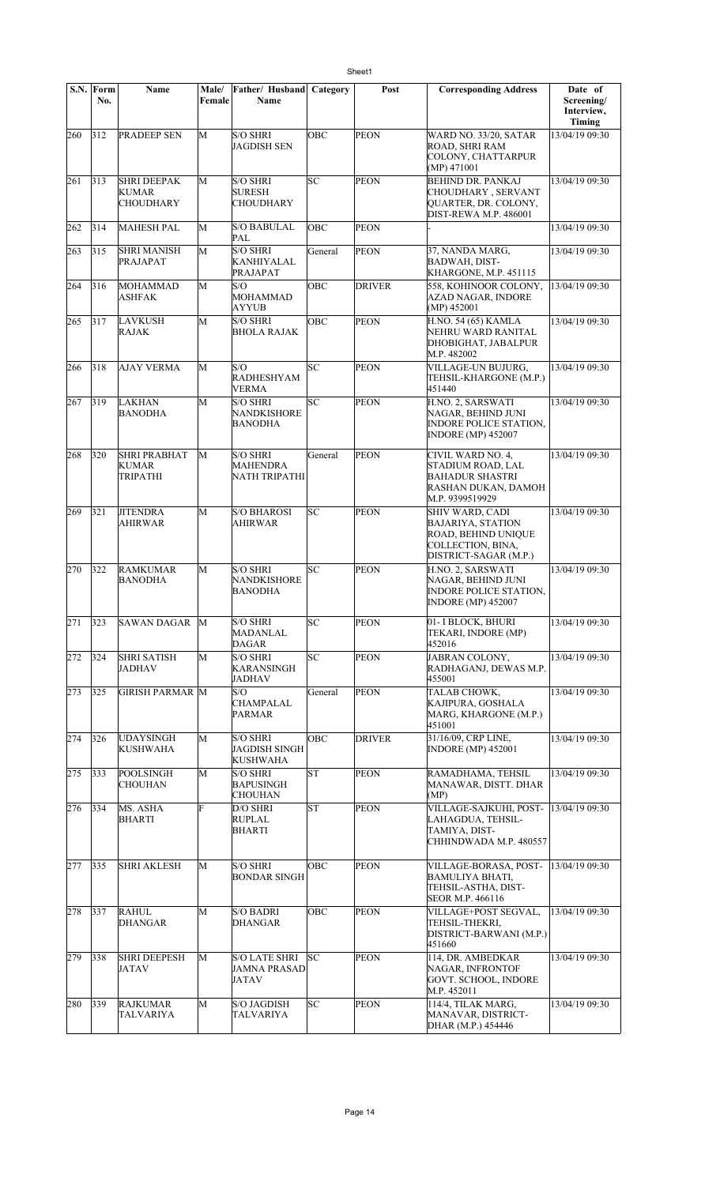| S.N. | Form No. | Name | Male/ Female | Father/ Husband Name | Category | Post | Corresponding Address | Date of Screening/ Interview, Timing |
|---|---|---|---|---|---|---|---|---|
| 260 | 312 | PRADEEP SEN | M | S/O SHRI JAGDISH SEN | OBC | PEON | WARD NO. 33/20, SATAR ROAD, SHRI RAM COLONY, CHATTARPUR (MP) 471001 | 13/04/19 09:30 |
| 261 | 313 | SHRI DEEPAK KUMAR CHOUDHARY | M | S/O SHRI SURESH CHOUDHARY | SC | PEON | BEHIND DR. PANKAJ CHOUDHARY , SERVANT QUARTER, DR. COLONY, DIST-REWA M.P. 486001 | 13/04/19 09:30 |
| 262 | 314 | MAHESH PAL | M | S/O BABULAL PAL | OBC | PEON | - | 13/04/19 09:30 |
| 263 | 315 | SHRI MANISH PRAJAPAT | M | S/O SHRI KANHIYALAL PRAJAPAT | General | PEON | 37, NANDA MARG, BADWAH, DIST-KHARGONE, M.P. 451115 | 13/04/19 09:30 |
| 264 | 316 | MOHAMMAD ASHFAK | M | S/O MOHAMMAD AYYUB | OBC | DRIVER | 558, KOHINOOR COLONY, AZAD NAGAR, INDORE (MP) 452001 | 13/04/19 09:30 |
| 265 | 317 | LAVKUSH RAJAK | M | S/O SHRI BHOLA RAJAK | OBC | PEON | H.NO. 54 (65) KAMLA NEHRU WARD RANITAL DHOBIGHAT, JABALPUR M.P. 482002 | 13/04/19 09:30 |
| 266 | 318 | AJAY VERMA | M | S/O RADHESHYAM VERMA | SC | PEON | VILLAGE-UN BUJURG, TEHSIL-KHARGONE (M.P.) 451440 | 13/04/19 09:30 |
| 267 | 319 | LAKHAN BANODHA | M | S/O SHRI NANDKISHORE BANODHA | SC | PEON | H.NO. 2, SARSWATI NAGAR, BEHIND JUNI INDORE POLICE STATION, INDORE (MP) 452007 | 13/04/19 09:30 |
| 268 | 320 | SHRI PRABHAT KUMAR TRIPATHI | M | S/O SHRI MAHENDRA NATH TRIPATHI | General | PEON | CIVIL WARD NO. 4, STADIUM ROAD, LAL BAHADUR SHASTRI RASHAN DUKAN, DAMOH M.P. 9399519929 | 13/04/19 09:30 |
| 269 | 321 | JITENDRA AHIRWAR | M | S/O BHAROSI AHIRWAR | SC | PEON | SHIV WARD, CADI BAJARIYA, STATION ROAD, BEHIND UNIQUE COLLECTION, BINA, DISTRICT-SAGAR (M.P.) | 13/04/19 09:30 |
| 270 | 322 | RAMKUMAR BANODHA | M | S/O SHRI NANDKISHORE BANODHA | SC | PEON | H.NO. 2, SARSWATI NAGAR, BEHIND JUNI INDORE POLICE STATION, INDORE (MP) 452007 | 13/04/19 09:30 |
| 271 | 323 | SAWAN DAGAR | M | S/O SHRI MADANLAL DAGAR | SC | PEON | 01- I BLOCK, BHURI TEKARI, INDORE (MP) 452016 | 13/04/19 09:30 |
| 272 | 324 | SHRI SATISH JADHAV | M | S/O SHRI KARANSINGH JADHAV | SC | PEON | JABRAN COLONY, RADHAGANJ, DEWAS M.P. 455001 | 13/04/19 09:30 |
| 273 | 325 | GIRISH PARMAR | M | S/O CHAMPALAL PARMAR | General | PEON | TALAB CHOWK, KAJIPURA, GOSHALA MARG, KHARGONE (M.P.) 451001 | 13/04/19 09:30 |
| 274 | 326 | UDAYSINGH KUSHWAHA | M | S/O SHRI JAGDISH SINGH KUSHWAHA | OBC | DRIVER | 31/16/09, CRP LINE, INDORE (MP) 452001 | 13/04/19 09:30 |
| 275 | 333 | POOLSINGH CHOUHAN | M | S/O SHRI BAPUSINGH CHOUHAN | ST | PEON | RAMADHAMA, TEHSIL MANAWAR, DISTT. DHAR (MP) | 13/04/19 09:30 |
| 276 | 334 | MS. ASHA BHARTI | F | D/O SHRI RUPLAL BHARTI | ST | PEON | VILLAGE-SAJKUHI, POST-LAHAGDUA, TEHSIL-TAMIYA, DIST-CHHINDWADA M.P. 480557 | 13/04/19 09:30 |
| 277 | 335 | SHRI AKLESH | M | S/O SHRI BONDAR SINGH | OBC | PEON | VILLAGE-BORASA, POST-BAMULIYA BHATI, TEHSIL-ASTHA, DIST-SEOR M.P. 466116 | 13/04/19 09:30 |
| 278 | 337 | RAHUL DHANGAR | M | S/O BADRI DHANGAR | OBC | PEON | VILLAGE+POST SEGVAL, TEHSIL-THEKRI, DISTRICT-BARWANI (M.P.) 451660 | 13/04/19 09:30 |
| 279 | 338 | SHRI DEEPESH JATAV | M | S/O LATE SHRI JAMNA PRASAD JATAV | SC | PEON | 114, DR. AMBEDKAR NAGAR, INFRONTOF GOVT. SCHOOL, INDORE M.P. 452011 | 13/04/19 09:30 |
| 280 | 339 | RAJKUMAR TALVARIYA | M | S/O JAGDISH TALVARIYA | SC | PEON | 114/4, TILAK MARG, MANAVAR, DISTRICT-DHAR (M.P.) 454446 | 13/04/19 09:30 |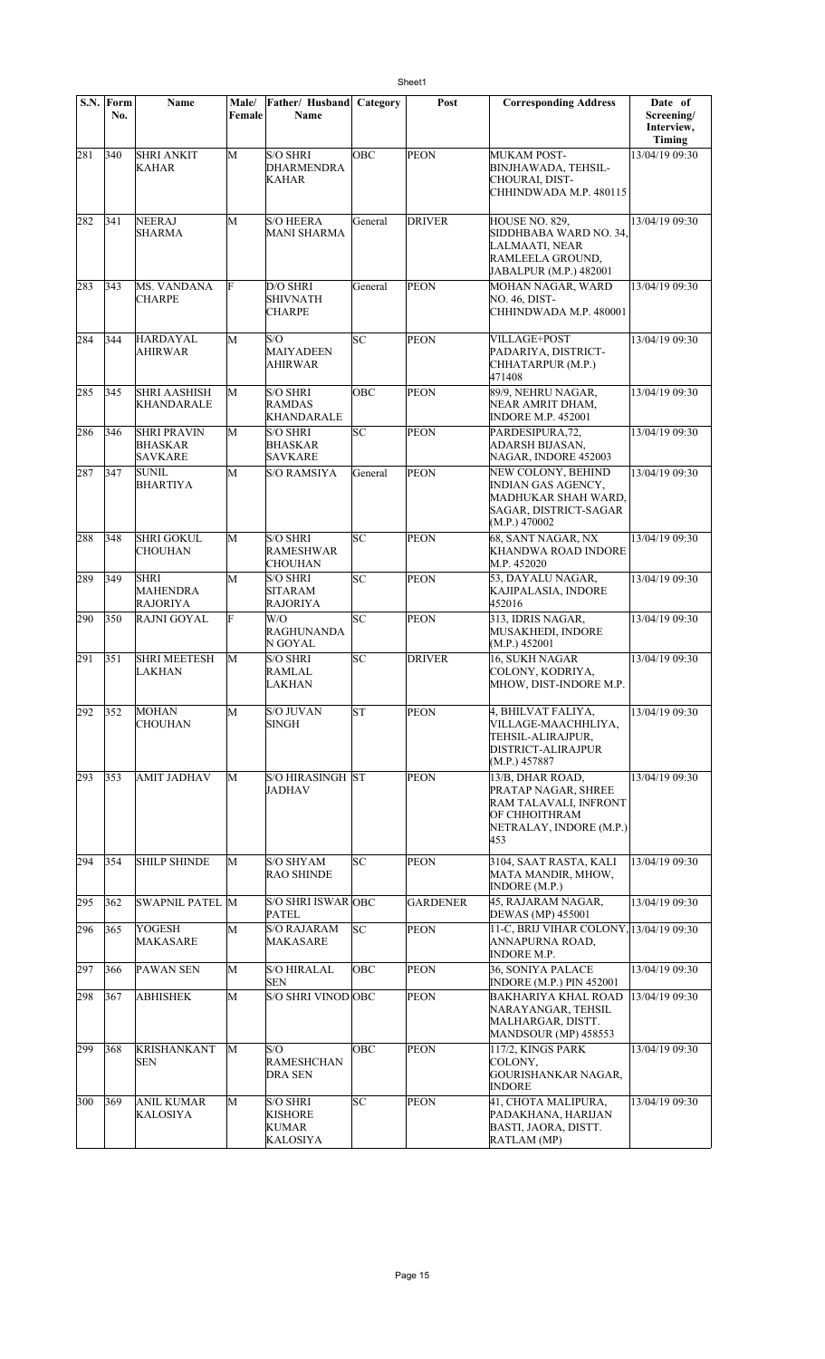| S.N. | Form No. | Name | Male/ Female | Father/ Husband Name | Category | Post | Corresponding Address | Date of Screening/ Interview, Timing |
|---|---|---|---|---|---|---|---|---|
| 281 | 340 | SHRI ANKIT KAHAR | M | S/O SHRI DHARMENDRA KAHAR | OBC | PEON | MUKAM POST-BINJHAWADA, TEHSIL-CHOURAI, DIST-CHHINDWADA M.P. 480115 | 13/04/19 09:30 |
| 282 | 341 | NEERAJ SHARMA | M | S/O HEERA MANI SHARMA | General | DRIVER | HOUSE NO. 829, SIDDHBABA WARD NO. 34, LALMAATI, NEAR RAMLEELA GROUND, JABALPUR (M.P.) 482001 | 13/04/19 09:30 |
| 283 | 343 | MS. VANDANA CHARPE | F | D/O SHRI SHIVNATH CHARPE | General | PEON | MOHAN NAGAR, WARD NO. 46, DIST-CHHINDWADA M.P. 480001 | 13/04/19 09:30 |
| 284 | 344 | HARDAYAL AHIRWAR | M | S/O MAIYADEEN AHIRWAR | SC | PEON | VILLAGE+POST PADARIYA, DISTRICT-CHHATARPUR (M.P.) 471408 | 13/04/19 09:30 |
| 285 | 345 | SHRI AASHISH KHANDARALE | M | S/O SHRI RAMDAS KHANDARALE | OBC | PEON | 89/9, NEHRU NAGAR, NEAR AMRIT DHAM, INDORE M.P. 452001 | 13/04/19 09:30 |
| 286 | 346 | SHRI PRAVIN BHASKAR SAVKARE | M | S/O SHRI BHASKAR SAVKARE | SC | PEON | PARDESIPURA,72, ADARSH BIJASAN, NAGAR, INDORE 452003 | 13/04/19 09:30 |
| 287 | 347 | SUNIL BHARTIYA | M | S/O RAMSIYA | General | PEON | NEW COLONY, BEHIND INDIAN GAS AGENCY, MADHUKAR SHAH WARD, SAGAR, DISTRICT-SAGAR (M.P.) 470002 | 13/04/19 09:30 |
| 288 | 348 | SHRI GOKUL CHOUHAN | M | S/O SHRI RAMESHWAR CHOUHAN | SC | PEON | 68, SANT NAGAR, NX KHANDWA ROAD INDORE M.P. 452020 | 13/04/19 09:30 |
| 289 | 349 | SHRI MAHENDRA RAJORIYA | M | S/O SHRI SITARAM RAJORIYA | SC | PEON | 53, DAYALU NAGAR, KAJIPALASIA, INDORE 452016 | 13/04/19 09:30 |
| 290 | 350 | RAJNI GOYAL | F | W/O RAGHUNANDAN GOYAL | SC | PEON | 313, IDRIS NAGAR, MUSAKHEDI, INDORE (M.P.) 452001 | 13/04/19 09:30 |
| 291 | 351 | SHRI MEETESH LAKHAN | M | S/O SHRI RAMLAL LAKHAN | SC | DRIVER | 16, SUKH NAGAR COLONY, KODRIYA, MHOW, DIST-INDORE M.P. | 13/04/19 09:30 |
| 292 | 352 | MOHAN CHOUHAN | M | S/O JUVAN SINGH | ST | PEON | 4, BHILVAT FALIYA, VILLAGE-MAACHHLIYA, TEHSIL-ALIRAJPUR, DISTRICT-ALIRAJPUR (M.P.) 457887 | 13/04/19 09:30 |
| 293 | 353 | AMIT JADHAV | M | S/O HIRASINGH JADHAV | ST | PEON | 13/B, DHAR ROAD, PRATAP NAGAR, SHREE RAM TALAVALI, INFRONT OF CHHOITHRAM NETRALAY, INDORE (M.P.) 453 | 13/04/19 09:30 |
| 294 | 354 | SHILP SHINDE | M | S/O SHYAM RAO SHINDE | SC | PEON | 3104, SAAT RASTA, KALI MATA MANDIR, MHOW, INDORE (M.P.) | 13/04/19 09:30 |
| 295 | 362 | SWAPNIL PATEL | M | S/O SHRI ISWAR PATEL | OBC | GARDENER | 45, RAJARAM NAGAR, DEWAS (MP) 455001 | 13/04/19 09:30 |
| 296 | 365 | YOGESH MAKASARE | M | S/O RAJARAM MAKASARE | SC | PEON | 11-C, BRIJ VIHAR COLONY, ANNAPURNA ROAD, INDORE M.P. | 13/04/19 09:30 |
| 297 | 366 | PAWAN SEN | M | S/O HIRALAL SEN | OBC | PEON | 36, SONIYA PALACE INDORE (M.P.) PIN 452001 | 13/04/19 09:30 |
| 298 | 367 | ABHISHEK | M | S/O SHRI VINOD | OBC | PEON | BAKHARIYA KHAL ROAD NARAYANGAR, TEHSIL MALHARGAR, DISTT. MANDSOUR (MP) 458553 | 13/04/19 09:30 |
| 299 | 368 | KRISHANKANT SEN | M | S/O RAMESHCHANDRA SEN | OBC | PEON | 117/2, KINGS PARK COLONY, GOURISHANKAR NAGAR, INDORE | 13/04/19 09:30 |
| 300 | 369 | ANIL KUMAR KALOSIYA | M | S/O SHRI KISHORE KUMAR KALOSIYA | SC | PEON | 41, CHOTA MALIPURA, PADAKHANA, HARIJAN BASTI, JAORA, DISTT. RATLAM (MP) | 13/04/19 09:30 |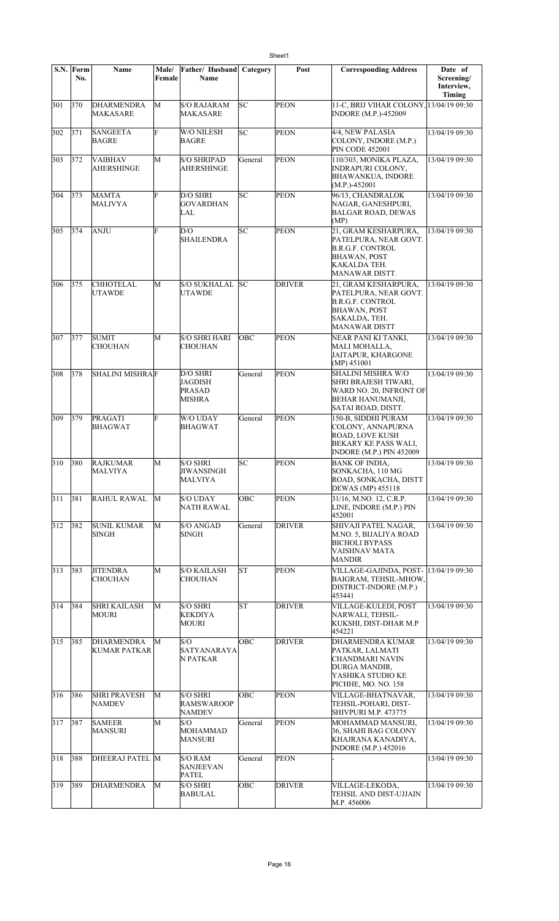| S.N. | Form No. | Name | Male/ Female | Father/ Husband Name | Category | Post | Corresponding Address | Date of Screening/ Interview, Timing |
|---|---|---|---|---|---|---|---|---|
| 301 | 370 | DHARMENDRA MAKASARE | M | S/O RAJARAM MAKASARE | SC | PEON | 11-C, BRIJ VIHAR COLONY, INDORE (M.P.)-452009 | 13/04/19 09:30 |
| 302 | 371 | SANGEETA BAGRE | F | W/O NILESH BAGRE | SC | PEON | 4/4, NEW PALASIA COLONY, INDORE (M.P.) PIN CODE 452001 | 13/04/19 09:30 |
| 303 | 372 | VAIBHAV AHERSHINGE | M | S/O SHRIPAD AHERSHINGE | General | PEON | 110/303, MONIKA PLAZA, INDRAPURI COLONY, BHAWANKUA, INDORE (M.P.)-452001 | 13/04/19 09:30 |
| 304 | 373 | MAMTA MALIVYA | F | D/O SHRI GOVARDHAN LAL | SC | PEON | 96/13, CHANDRALOK NAGAR, GANESHPURI, BALGAR ROAD, DEWAS (MP) | 13/04/19 09:30 |
| 305 | 374 | ANJU | F | D/O SHAILENDRA | SC | PEON | 21, GRAM KESHARPURA, PATELPURA, NEAR GOVT. B.R.G.F. CONTROL BHAWAN, POST KAKALDA TEH. MANAWAR DISTT. | 13/04/19 09:30 |
| 306 | 375 | CHHOTELAL UTAWDE | M | S/O SUKHALAL UTAWDE | SC | DRIVER | 21, GRAM KESHARPURA, PATELPURA, NEAR GOVT. B.R.G.F. CONTROL BHAWAN, POST SAKALDA, TEH. MANAWAR DISTT | 13/04/19 09:30 |
| 307 | 377 | SUMIT CHOUHAN | M | S/O SHRI HARI CHOUHAN | OBC | PEON | NEAR PANI KI TANKI, MALI MOHALLA, JAITAPUR, KHARGONE (MP) 451001 | 13/04/19 09:30 |
| 308 | 378 | SHALINI MISHRA | F | D/O SHRI JAGDISH PRASAD MISHRA | General | PEON | SHALINI MISHRA W/O SHRI BRAJESH TIWARI, WARD NO. 20, INFRONT OF BEHAR HANUMANJI, SATAI ROAD, DISTT. | 13/04/19 09:30 |
| 309 | 379 | PRAGATI BHAGWAT | F | W/O UDAY BHAGWAT | General | PEON | 150-B, SIDDHI PURAM COLONY, ANNAPURNA ROAD, LOVE KUSH BEKARY KE PASS WALI, INDORE (M.P.) PIN 452009 | 13/04/19 09:30 |
| 310 | 380 | RAJKUMAR MALVIYA | M | S/O SHRI JIWANSINGH MALVIYA | SC | PEON | BANK OF INDIA, SONKACHA, 110 MG ROAD, SONKACHA, DISTT DEWAS (MP) 455118 | 13/04/19 09:30 |
| 311 | 381 | RAHUL RAWAL | M | S/O UDAY NATH RAWAL | OBC | PEON | 31/16, M.NO. 12, C.R.P. LINE, INDORE (M.P.) PIN 452001 | 13/04/19 09:30 |
| 312 | 382 | SUNIL KUMAR SINGH | M | S/O ANGAD SINGH | General | DRIVER | SHIVAJI PATEL NAGAR, M.NO. 5, BIJALIYA ROAD BICHOLI BYPASS VAISHNAV MATA MANDIR | 13/04/19 09:30 |
| 313 | 383 | JITENDRA CHOUHAN | M | S/O KAILASH CHOUHAN | ST | PEON | VILLAGE-GAJINDA, POST-BAIGRAM, TEHSIL-MHOW, DISTRICT-INDORE (M.P.) 453441 | 13/04/19 09:30 |
| 314 | 384 | SHRI KAILASH MOURI | M | S/O SHRI KEKDIYA MOURI | ST | DRIVER | VILLAGE-KULEDI, POST NARWALI, TEHSIL-KUKSHI, DIST-DHAR M.P 454221 | 13/04/19 09:30 |
| 315 | 385 | DHARMENDRA KUMAR PATKAR | M | S/O SATYANARAYAN PATKAR | OBC | DRIVER | DHARMENDRA KUMAR PATKAR, LALMATI CHANDMARI NAVIN DURGA MANDIR, YASHIKA STUDIO KE PICHHE, MO. NO. 158 | 13/04/19 09:30 |
| 316 | 386 | SHRI PRAVESH NAMDEV | M | S/O SHRI RAMSWAROOP NAMDEV | OBC | PEON | VILLAGE-BHATNAVAR, TEHSIL-POHARI, DIST-SHIVPURI M.P. 473775 | 13/04/19 09:30 |
| 317 | 387 | SAMEER MANSURI | M | S/O MOHAMMAD MANSURI | General | PEON | MOHAMMAD MANSURI, 36, SHAHI BAG COLONY KHAJRANA KANADIYA, INDORE (M.P.) 452016 | 13/04/19 09:30 |
| 318 | 388 | DHEERAJ PATEL | M | S/O RAM SANJEEVAN PATEL | General | PEON | - | 13/04/19 09:30 |
| 319 | 389 | DHARMENDRA | M | S/O SHRI BABULAL | OBC | DRIVER | VILLAGE-LEKODA, TEHSIL AND DIST-UJJAIN M.P. 456006 | 13/04/19 09:30 |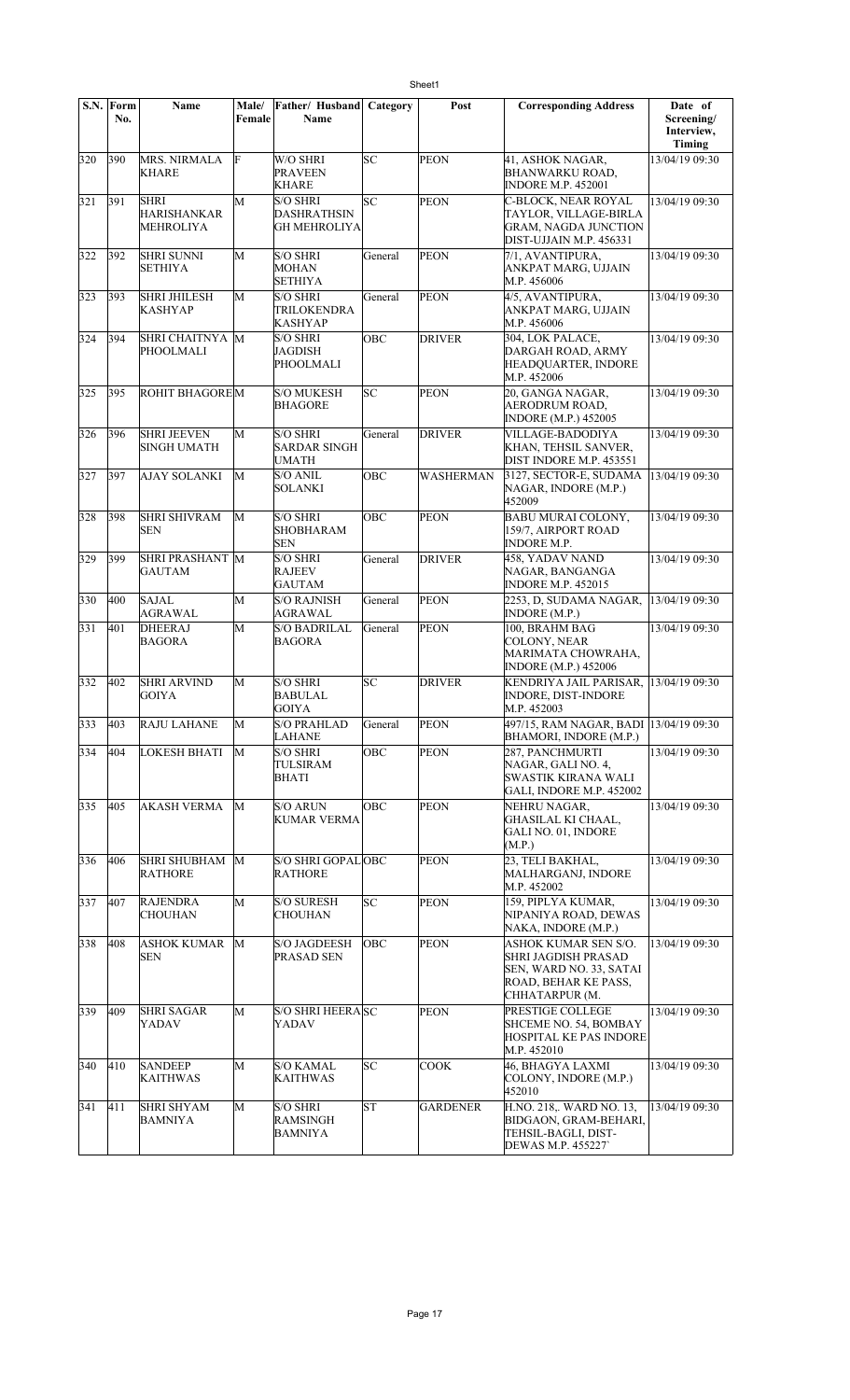| S.N. | Form No. | Name | Male/ Female | Father/ Husband Name | Category | Post | Corresponding Address | Date of Screening/ Interview, Timing |
|---|---|---|---|---|---|---|---|---|
| 320 | 390 | MRS. NIRMALA KHARE | F | W/O SHRI PRAVEEN KHARE | SC | PEON | 41, ASHOK NAGAR, BHANWARKU ROAD, INDORE M.P. 452001 | 13/04/19 09:30 |
| 321 | 391 | SHRI HARISHANKAR MEHROLIYA | M | S/O SHRI DASHRATHSIN GH MEHROLIYA | SC | PEON | C-BLOCK, NEAR ROYAL TAYLOR, VILLAGE-BIRLA GRAM, NAGDA JUNCTION DIST-UJJAIN M.P. 456331 | 13/04/19 09:30 |
| 322 | 392 | SHRI SUNNI SETHIYA | M | S/O SHRI MOHAN SETHIYA | General | PEON | 7/1, AVANTIPURA, ANKPAT MARG, UJJAIN M.P. 456006 | 13/04/19 09:30 |
| 323 | 393 | SHRI JHILESH KASHYAP | M | S/O SHRI TRILOKENDRA KASHYAP | General | PEON | 4/5, AVANTIPURA, ANKPAT MARG, UJJAIN M.P. 456006 | 13/04/19 09:30 |
| 324 | 394 | SHRI CHAITNYA PHOOLMALI | M | S/O SHRI JAGDISH PHOOLMALI | OBC | DRIVER | 304, LOK PALACE, DARGAH ROAD, ARMY HEADQUARTER, INDORE M.P. 452006 | 13/04/19 09:30 |
| 325 | 395 | ROHIT BHAGORE | M | S/O MUKESH BHAGORE | SC | PEON | 20, GANGA NAGAR, AERODRUM ROAD, INDORE (M.P.) 452005 | 13/04/19 09:30 |
| 326 | 396 | SHRI JEEVEN SINGH UMATH | M | S/O SHRI SARDAR SINGH UMATH | General | DRIVER | VILLAGE-BADODIYA KHAN, TEHSIL SANVER, DIST INDORE M.P. 453551 | 13/04/19 09:30 |
| 327 | 397 | AJAY SOLANKI | M | S/O ANIL SOLANKI | OBC | WASHERMAN | 3127, SECTOR-E, SUDAMA NAGAR, INDORE (M.P.) 452009 | 13/04/19 09:30 |
| 328 | 398 | SHRI SHIVRAM SEN | M | S/O SHRI SHOBHARAM SEN | OBC | PEON | BABU MURAI COLONY, 159/7, AIRPORT ROAD INDORE M.P. | 13/04/19 09:30 |
| 329 | 399 | SHRI PRASHANT GAUTAM | M | S/O SHRI RAJEEV GAUTAM | General | DRIVER | 458, YADAV NAND NAGAR, BANGANGA INDORE M.P. 452015 | 13/04/19 09:30 |
| 330 | 400 | SAJAL AGRAWAL | M | S/O RAJNISH AGRAWAL | General | PEON | 2253, D, SUDAMA NAGAR, INDORE (M.P.) | 13/04/19 09:30 |
| 331 | 401 | DHEERAJ BAGORA | M | S/O BADRILAL BAGORA | General | PEON | 100, BRAHM BAG COLONY, NEAR MARIMATA CHOWRAHA, INDORE (M.P.) 452006 | 13/04/19 09:30 |
| 332 | 402 | SHRI ARVIND GOIYA | M | S/O SHRI BABULAL GOIYA | SC | DRIVER | KENDRIYA JAIL PARISAR, INDORE, DIST-INDORE M.P. 452003 | 13/04/19 09:30 |
| 333 | 403 | RAJU LAHANE | M | S/O PRAHLAD LAHANE | General | PEON | 497/15, RAM NAGAR, BADI BHAMORI, INDORE (M.P.) | 13/04/19 09:30 |
| 334 | 404 | LOKESH BHATI | M | S/O SHRI TULSIRAM BHATI | OBC | PEON | 287, PANCHMURTI NAGAR, GALI NO. 4, SWASTIK KIRANA WALI GALI, INDORE M.P. 452002 | 13/04/19 09:30 |
| 335 | 405 | AKASH VERMA | M | S/O ARUN KUMAR VERMA | OBC | PEON | NEHRU NAGAR, GHASILAL KI CHAAL, GALI NO. 01, INDORE (M.P.) | 13/04/19 09:30 |
| 336 | 406 | SHRI SHUBHAM RATHORE | M | S/O SHRI GOPAL RATHORE | OBC | PEON | 23, TELI BAKHAL, MALHARGANJ, INDORE M.P. 452002 | 13/04/19 09:30 |
| 337 | 407 | RAJENDRA CHOUHAN | M | S/O SURESH CHOUHAN | SC | PEON | 159, PIPLYA KUMAR, NIPANIYA ROAD, DEWAS NAKA, INDORE (M.P.) | 13/04/19 09:30 |
| 338 | 408 | ASHOK KUMAR SEN | M | S/O JAGDEESH PRASAD SEN | OBC | PEON | ASHOK KUMAR SEN S/O. SHRI JAGDISH PRASAD SEN, WARD NO. 33, SATAI ROAD, BEHAR KE PASS, CHHATARPUR (M. | 13/04/19 09:30 |
| 339 | 409 | SHRI SAGAR YADAV | M | S/O SHRI HEERA YADAV | SC | PEON | PRESTIGE COLLEGE SHCEME NO. 54, BOMBAY HOSPITAL KE PAS INDORE M.P. 452010 | 13/04/19 09:30 |
| 340 | 410 | SANDEEP KAITHWAS | M | S/O KAMAL KAITHWAS | SC | COOK | 46, BHAGYA LAXMI COLONY, INDORE (M.P.) 452010 | 13/04/19 09:30 |
| 341 | 411 | SHRI SHYAM BAMNIYA | M | S/O SHRI RAMSINGH BAMNIYA | ST | GARDENER | H.NO. 218,. WARD NO. 13, BIDGAON, GRAM-BEHARI, TEHSIL-BAGLI, DIST-DEWAS M.P. 455227` | 13/04/19 09:30 |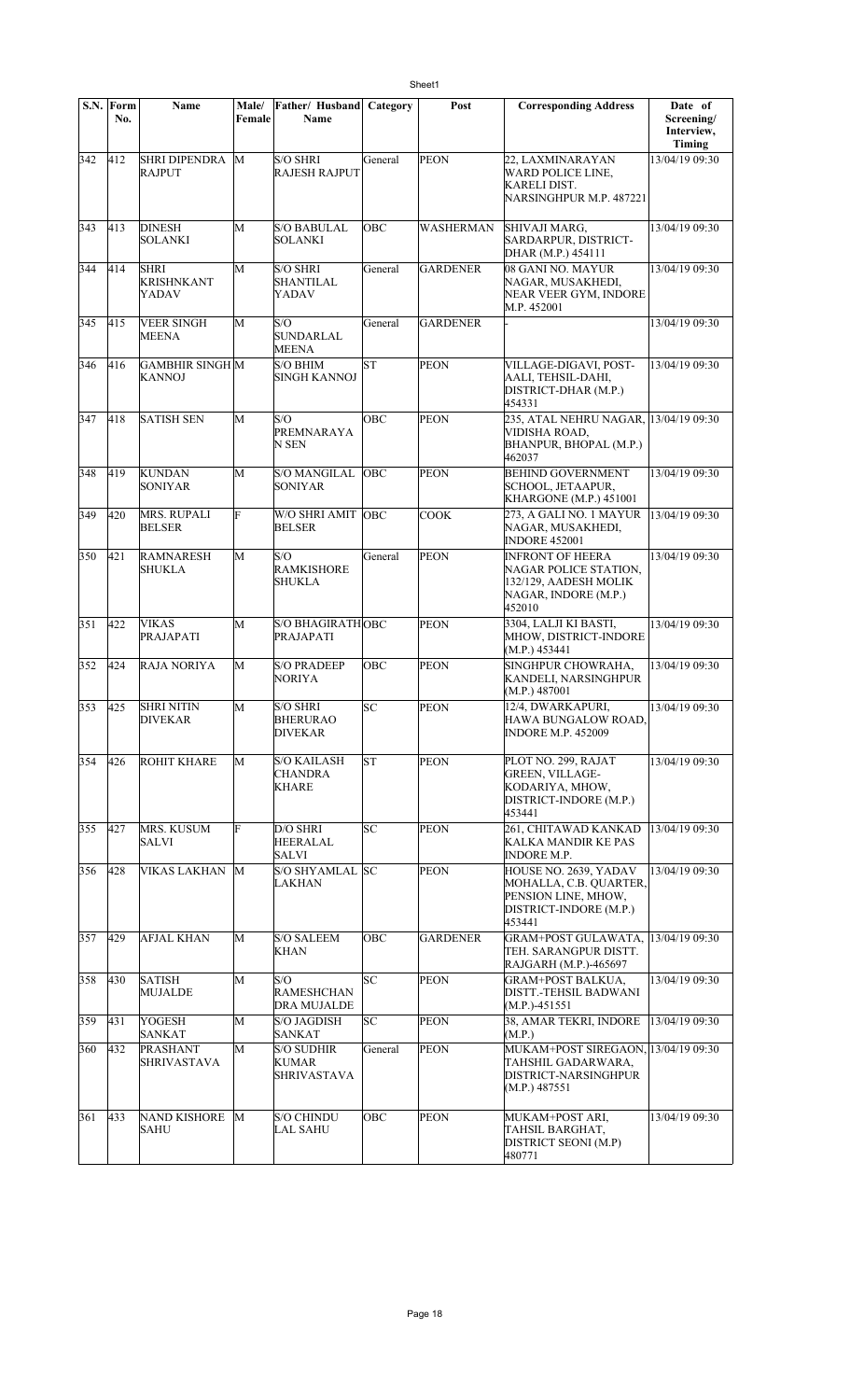| S.N. | Form No. | Name | Male/ Female | Father/ Husband Name | Category | Post | Corresponding Address | Date of Screening/ Interview, Timing |
|---|---|---|---|---|---|---|---|---|
| 342 | 412 | SHRI DIPENDRA RAJPUT | M | S/O SHRI RAJESH RAJPUT | General | PEON | 22, LAXMINARAYAN WARD POLICE LINE, KARELI DIST. NARSINGHPUR M.P. 487221 | 13/04/19 09:30 |
| 343 | 413 | DINESH SOLANKI | M | S/O BABULAL SOLANKI | OBC | WASHERMAN | SHIVAJI MARG, SARDARPUR, DISTRICT-DHAR (M.P.) 454111 | 13/04/19 09:30 |
| 344 | 414 | SHRI KRISHNKANT YADAV | M | S/O SHRI SHANTILAL YADAV | General | GARDENER | 08 GANI NO. MAYUR NAGAR, MUSAKHEDI, NEAR VEER GYM, INDORE M.P. 452001 | 13/04/19 09:30 |
| 345 | 415 | VEER SINGH MEENA | M | S/O SUNDARLAL MEENA | General | GARDENER | - | 13/04/19 09:30 |
| 346 | 416 | GAMBHIR SINGH KANNOJ | M | S/O BHIM SINGH KANNOJ | ST | PEON | VILLAGE-DIGAVI, POST-AALI, TEHSIL-DAHI, DISTRICT-DHAR (M.P.) 454331 | 13/04/19 09:30 |
| 347 | 418 | SATISH SEN | M | S/O PREMNARAYAN SEN | OBC | PEON | 235, ATAL NEHRU NAGAR, VIDISHA ROAD, BHANPUR, BHOPAL (M.P.) 462037 | 13/04/19 09:30 |
| 348 | 419 | KUNDAN SONIYAR | M | S/O MANGILAL SONIYAR | OBC | PEON | BEHIND GOVERNMENT SCHOOL, JETAAPUR, KHARGONE (M.P.) 451001 | 13/04/19 09:30 |
| 349 | 420 | MRS. RUPALI BELSER | F | W/O SHRI AMIT BELSER | OBC | COOK | 273, A GALI NO. 1 MAYUR NAGAR, MUSAKHEDI, INDORE 452001 | 13/04/19 09:30 |
| 350 | 421 | RAMNARESH SHUKLA | M | S/O RAMKISHORE SHUKLA | General | PEON | INFRONT OF HEERA NAGAR POLICE STATION, 132/129, AADESH MOLIK NAGAR, INDORE (M.P.) 452010 | 13/04/19 09:30 |
| 351 | 422 | VIKAS PRAJAPATI | M | S/O BHAGIRATH PRAJAPATI | OBC | PEON | 3304, LALJI KI BASTI, MHOW, DISTRICT-INDORE (M.P.) 453441 | 13/04/19 09:30 |
| 352 | 424 | RAJA NORIYA | M | S/O PRADEEP NORIYA | OBC | PEON | SINGHPUR CHOWRAHA, KANDELI, NARSINGHPUR (M.P.) 487001 | 13/04/19 09:30 |
| 353 | 425 | SHRI NITIN DIVEKAR | M | S/O SHRI BHERURAO DIVEKAR | SC | PEON | 12/4, DWARKAPURI, HAWA BUNGALOW ROAD, INDORE M.P. 452009 | 13/04/19 09:30 |
| 354 | 426 | ROHIT KHARE | M | S/O KAILASH CHANDRA KHARE | ST | PEON | PLOT NO. 299, RAJAT GREEN, VILLAGE-KODARIYA, MHOW, DISTRICT-INDORE (M.P.) 453441 | 13/04/19 09:30 |
| 355 | 427 | MRS. KUSUM SALVI | F | D/O SHRI HEERALAL SALVI | SC | PEON | 261, CHITAWAD KANKAD KALKA MANDIR KE PAS INDORE M.P. | 13/04/19 09:30 |
| 356 | 428 | VIKAS LAKHAN | M | S/O SHYAMLAL LAKHAN | SC | PEON | HOUSE NO. 2639, YADAV MOHALLA, C.B. QUARTER, PENSION LINE, MHOW, DISTRICT-INDORE (M.P.) 453441 | 13/04/19 09:30 |
| 357 | 429 | AFJAL KHAN | M | S/O SALEEM KHAN | OBC | GARDENER | GRAM+POST GULAWATA, TEH. SARANGPUR DISTT. RAJGARH (M.P.)-465697 | 13/04/19 09:30 |
| 358 | 430 | SATISH MUJALDE | M | S/O RAMESHCHANDRA MUJALDE | SC | PEON | GRAM+POST BALKUA, DISTT.-TEHSIL BADWANI (M.P.)-451551 | 13/04/19 09:30 |
| 359 | 431 | YOGESH SANKAT | M | S/O JAGDISH SANKAT | SC | PEON | 38, AMAR TEKRI, INDORE (M.P.) | 13/04/19 09:30 |
| 360 | 432 | PRASHANT SHRIVASTAVA | M | S/O SUDHIR KUMAR SHRIVASTAVA | General | PEON | MUKAM+POST SIREGAON, TAHSHIL GADARWARA, DISTRICT-NARSINGHPUR (M.P.) 487551 | 13/04/19 09:30 |
| 361 | 433 | NAND KISHORE SAHU | M | S/O CHINDU LAL SAHU | OBC | PEON | MUKAM+POST ARI, TAHSIL BARGHAT, DISTRICT SEONI (M.P) 480771 | 13/04/19 09:30 |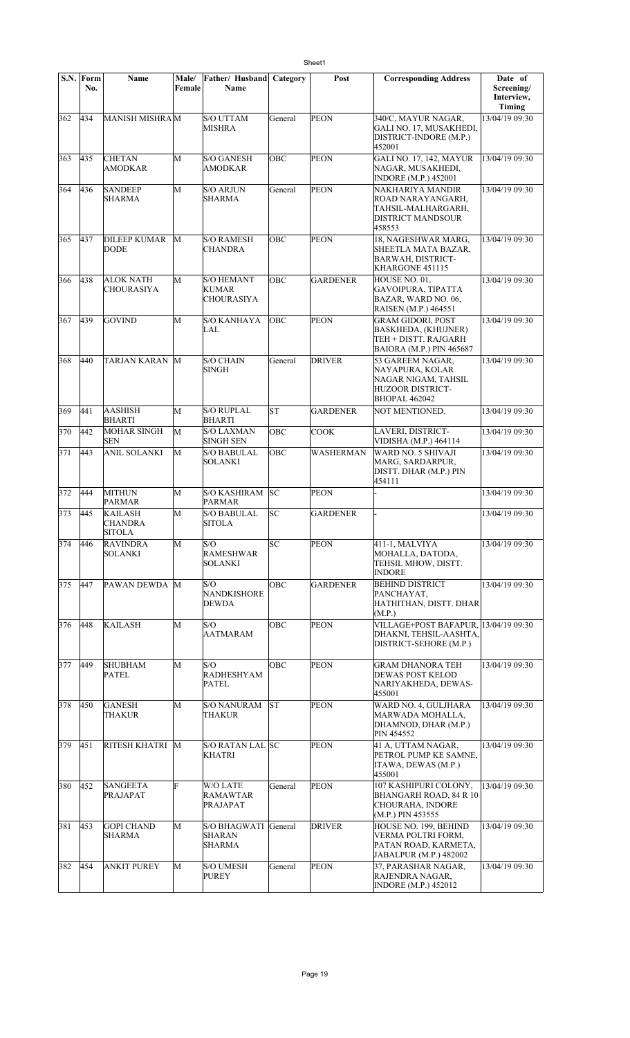| S.N. | Form No. | Name | Male/ Female | Father/ Husband Name | Category | Post | Corresponding Address | Date of Screening/ Interview, Timing |
|---|---|---|---|---|---|---|---|---|
| 362 | 434 | MANISH MISHRA | M | S/O UTTAM MISHRA | General | PEON | 340/C, MAYUR NAGAR, GALI NO. 17, MUSAKHEDI, DISTRICT-INDORE (M.P.) 452001 | 13/04/19 09:30 |
| 363 | 435 | CHETAN AMODKAR | M | S/O GANESH AMODKAR | OBC | PEON | GALI NO. 17, 142, MAYUR NAGAR, MUSAKHEDI, INDORE (M.P.) 452001 | 13/04/19 09:30 |
| 364 | 436 | SANDEEP SHARMA | M | S/O ARJUN SHARMA | General | PEON | NAKHARIYA MANDIR ROAD NARAYANGARH, TAHSIL-MALHARGARH, DISTRICT MANDSOUR 458553 | 13/04/19 09:30 |
| 365 | 437 | DILEEP KUMAR DODE | M | S/O RAMESH CHANDRA | OBC | PEON | 18, NAGESHWAR MARG, SHEETLA MATA BAZAR, BARWAH, DISTRICT-KHARGONE 451115 | 13/04/19 09:30 |
| 366 | 438 | ALOK NATH CHOURASIYA | M | S/O HEMANT KUMAR CHOURASIYA | OBC | GARDENER | HOUSE NO. 01, GAVOIPURA, TIPATTA BAZAR, WARD NO. 06, RAISEN (M.P.) 464551 | 13/04/19 09:30 |
| 367 | 439 | GOVIND | M | S/O KANHAYA LAL | OBC | PEON | GRAM GIDORI, POST BASKHEDA, (KHUJNER) TEH + DISTT. RAJGARH BAIORA (M.P.) PIN 465687 | 13/04/19 09:30 |
| 368 | 440 | TARJAN KARAN | M | S/O CHAIN SINGH | General | DRIVER | 53 GAREEM NAGAR, NAYAPURA, KOLAR NAGAR NIGAM, TAHSIL HUZOOR DISTRICT-BHOPAL 462042 | 13/04/19 09:30 |
| 369 | 441 | AASHISH BHARTI | M | S/O RUPLAL BHARTI | ST | GARDENER | NOT MENTIONED. | 13/04/19 09:30 |
| 370 | 442 | MOHAR SINGH SEN | M | S/O LAXMAN SINGH SEN | OBC | COOK | LAVERI, DISTRICT-VIDISHA (M.P.) 464114 | 13/04/19 09:30 |
| 371 | 443 | ANIL SOLANKI | M | S/O BABULAL SOLANKI | OBC | WASHERMAN | WARD NO. 5 SHIVAJI MARG, SARDARPUR, DISTT. DHAR (M.P.) PIN 454111 | 13/04/19 09:30 |
| 372 | 444 | MITHUN PARMAR | M | S/O KASHIRAM PARMAR | SC | PEON | - | 13/04/19 09:30 |
| 373 | 445 | KAILASH CHANDRA SITOLA | M | S/O BABULAL SITOLA | SC | GARDENER | - | 13/04/19 09:30 |
| 374 | 446 | RAVINDRA SOLANKI | M | S/O RAMESHWAR SOLANKI | SC | PEON | 411-1, MALVIYA MOHALLA, DATODA, TEHSIL MHOW, DISTT. INDORE | 13/04/19 09:30 |
| 375 | 447 | PAWAN DEWDA | M | S/O NANDKISHORE DEWDA | OBC | GARDENER | BEHIND DISTRICT PANCHAYAT, HATHITHAN, DISTT. DHAR (M.P.) | 13/04/19 09:30 |
| 376 | 448 | KAILASH | M | S/O AATMARAM | OBC | PEON | VILLAGE+POST BAFAPUR, DHAKNI, TEHSIL-AASHTA, DISTRICT-SEHORE (M.P.) | 13/04/19 09:30 |
| 377 | 449 | SHUBHAM PATEL | M | S/O RADHESHYAM PATEL | OBC | PEON | GRAM DHANORA TEH DEWAS POST KELOD NARIYAKHEDA, DEWAS-455001 | 13/04/19 09:30 |
| 378 | 450 | GANESH THAKUR | M | S/O NANURAM THAKUR | ST | PEON | WARD NO. 4, GULJHARA MARWADA MOHALLA, DHAMNOD, DHAR (M.P.) PIN 454552 | 13/04/19 09:30 |
| 379 | 451 | RITESH KHATRI | M | S/O RATAN LAL KHATRI | SC | PEON | 41 A, UTTAM NAGAR, PETROL PUMP KE SAMNE, ITAWA, DEWAS (M.P.) 455001 | 13/04/19 09:30 |
| 380 | 452 | SANGEETA PRAJAPAT | F | W/O LATE RAMAWTAR PRAJAPAT | General | PEON | 107 KASHIPURI COLONY, BHANGARH ROAD, 84 R 10 CHOURAHA, INDORE (M.P.) PIN 453555 | 13/04/19 09:30 |
| 381 | 453 | GOPI CHAND SHARMA | M | S/O BHAGWATI SHARAN SHARMA | General | DRIVER | HOUSE NO. 199, BEHIND VERMA POLTRI FORM, PATAN ROAD, KARMETA, JABALPUR (M.P.) 482002 | 13/04/19 09:30 |
| 382 | 454 | ANKIT PUREY | M | S/O UMESH PUREY | General | PEON | 37, PARASHAR NAGAR, RAJENDRA NAGAR, INDORE (M.P.) 452012 | 13/04/19 09:30 |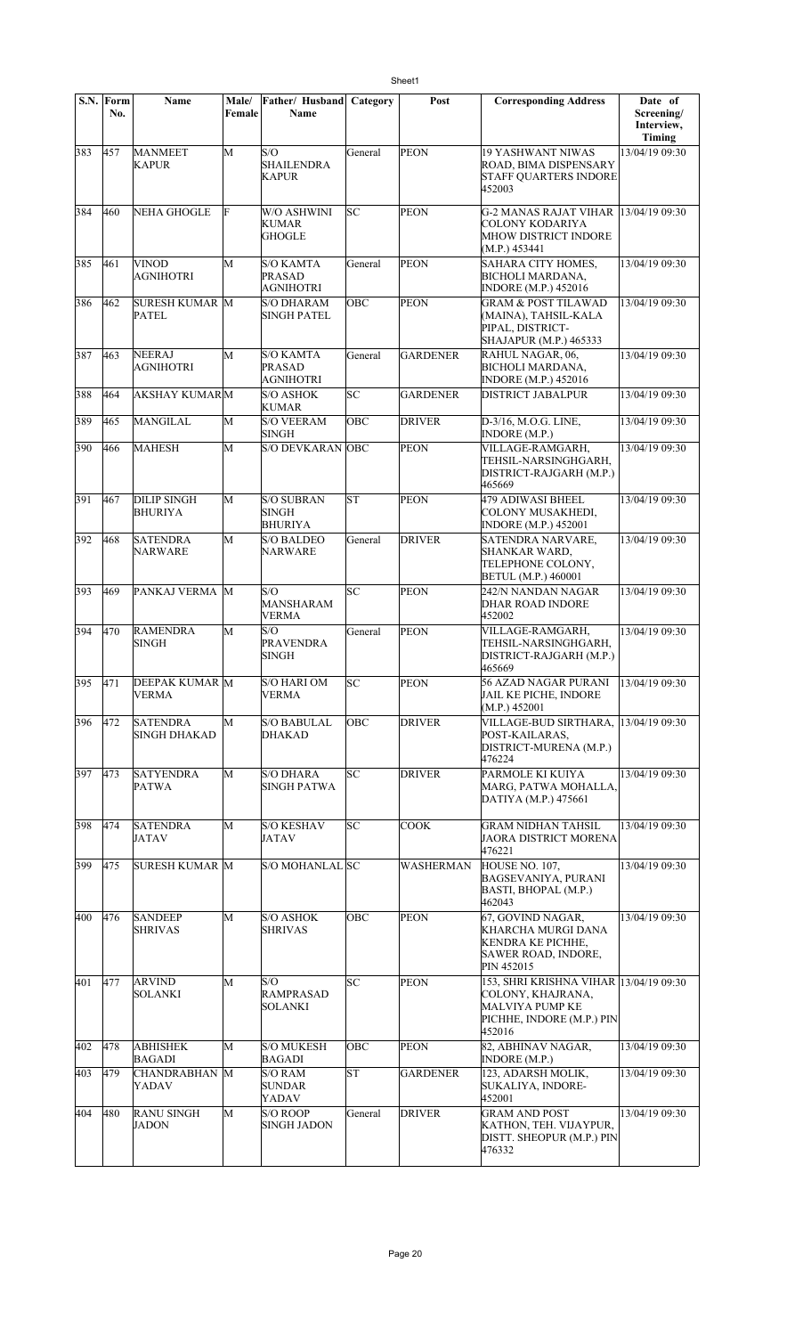| S.N. | Form No. | Name | Male/ Female | Father/ Husband Name | Category | Post | Corresponding Address | Date of Screening/ Interview, Timing |
|---|---|---|---|---|---|---|---|---|
| 383 | 457 | MANMEET KAPUR | M | S/O SHAILENDRA KAPUR | General | PEON | 19 YASHWANT NIWAS ROAD, BIMA DISPENSARY STAFF QUARTERS INDORE 452003 | 13/04/19 09:30 |
| 384 | 460 | NEHA GHOGLE | F | W/O ASHWINI KUMAR GHOGLE | SC | PEON | G-2 MANAS RAJAT VIHAR COLONY KODARIYA MHOW DISTRICT INDORE (M.P.) 453441 | 13/04/19 09:30 |
| 385 | 461 | VINOD AGNIHOTRI | M | S/O KAMTA PRASAD AGNIHOTRI | General | PEON | SAHARA CITY HOMES, BICHOLI MARDANA, INDORE (M.P.) 452016 | 13/04/19 09:30 |
| 386 | 462 | SURESH KUMAR PATEL | M | S/O DHARAM SINGH PATEL | OBC | PEON | GRAM & POST TILAWAD (MAINA), TAHSIL-KALA PIPAL, DISTRICT-SHAJAPUR (M.P.) 465333 | 13/04/19 09:30 |
| 387 | 463 | NEERAJ AGNIHOTRI | M | S/O KAMTA PRASAD AGNIHOTRI | General | GARDENER | RAHUL NAGAR, 06, BICHOLI MARDANA, INDORE (M.P.) 452016 | 13/04/19 09:30 |
| 388 | 464 | AKSHAY KUMAR | M | S/O ASHOK KUMAR | SC | GARDENER | DISTRICT JABALPUR | 13/04/19 09:30 |
| 389 | 465 | MANGILAL | M | S/O VEERAM SINGH | OBC | DRIVER | D-3/16, M.O.G. LINE, INDORE (M.P.) | 13/04/19 09:30 |
| 390 | 466 | MAHESH | M | S/O DEVKARAN | OBC | PEON | VILLAGE-RAMGARH, TEHSIL-NARSINGHGARH, DISTRICT-RAJGARH (M.P.) 465669 | 13/04/19 09:30 |
| 391 | 467 | DILIP SINGH BHURIYA | M | S/O SUBRAN SINGH BHURIYA | ST | PEON | 479 ADIWASI BHEEL COLONY MUSAKHEDI, INDORE (M.P.) 452001 | 13/04/19 09:30 |
| 392 | 468 | SATENDRA NARWARE | M | S/O BALDEO NARWARE | General | DRIVER | SATENDRA NARVARE, SHANKAR WARD, TELEPHONE COLONY, BETUL (M.P.) 460001 | 13/04/19 09:30 |
| 393 | 469 | PANKAJ VERMA | M | S/O MANSHARAM VERMA | SC | PEON | 242/N NANDAN NAGAR DHAR ROAD INDORE 452002 | 13/04/19 09:30 |
| 394 | 470 | RAMENDRA SINGH | M | S/O PRAVENDRA SINGH | General | PEON | VILLAGE-RAMGARH, TEHSIL-NARSINGHGARH, DISTRICT-RAJGARH (M.P.) 465669 | 13/04/19 09:30 |
| 395 | 471 | DEEPAK KUMAR VERMA | M | S/O HARI OM VERMA | SC | PEON | 56 AZAD NAGAR PURANI JAIL KE PICHE, INDORE (M.P.) 452001 | 13/04/19 09:30 |
| 396 | 472 | SATENDRA SINGH DHAKAD | M | S/O BABULAL DHAKAD | OBC | DRIVER | VILLAGE-BUD SIRTHARA, POST-KAILARAS, DISTRICT-MURENA (M.P.) 476224 | 13/04/19 09:30 |
| 397 | 473 | SATYENDRA PATWA | M | S/O DHARA SINGH PATWA | SC | DRIVER | PARMOLE KI KUIYA MARG, PATWA MOHALLA, DATIYA (M.P.) 475661 | 13/04/19 09:30 |
| 398 | 474 | SATENDRA JATAV | M | S/O KESHAV JATAV | SC | COOK | GRAM NIDHAN TAHSIL JAORA DISTRICT MORENA 476221 | 13/04/19 09:30 |
| 399 | 475 | SURESH KUMAR | M | S/O MOHANLAL | SC | WASHERMAN | HOUSE NO. 107, BAGSEVANIYA, PURANI BASTI, BHOPAL (M.P.) 462043 | 13/04/19 09:30 |
| 400 | 476 | SANDEEP SHRIVAS | M | S/O ASHOK SHRIVAS | OBC | PEON | 67, GOVIND NAGAR, KHARCHA MURGI DANA KENDRA KE PICHHE, SAWER ROAD, INDORE, PIN 452015 | 13/04/19 09:30 |
| 401 | 477 | ARVIND SOLANKI | M | S/O RAMPRASAD SOLANKI | SC | PEON | 153, SHRI KRISHNA VIHAR COLONY, KHAJRANA, MALVIYA PUMP KE PICHHE, INDORE (M.P.) PIN 452016 | 13/04/19 09:30 |
| 402 | 478 | ABHISHEK BAGADI | M | S/O MUKESH BAGADI | OBC | PEON | 82, ABHINAV NAGAR, INDORE (M.P.) | 13/04/19 09:30 |
| 403 | 479 | CHANDRABHAN YADAV | M | S/O RAM SUNDAR YADAV | ST | GARDENER | 123, ADARSH MOLIK, SUKALIYA, INDORE-452001 | 13/04/19 09:30 |
| 404 | 480 | RANU SINGH JADON | M | S/O ROOP SINGH JADON | General | DRIVER | GRAM AND POST KATHON, TEH. VIJAYPUR, DISTT. SHEOPUR (M.P.) PIN 476332 | 13/04/19 09:30 |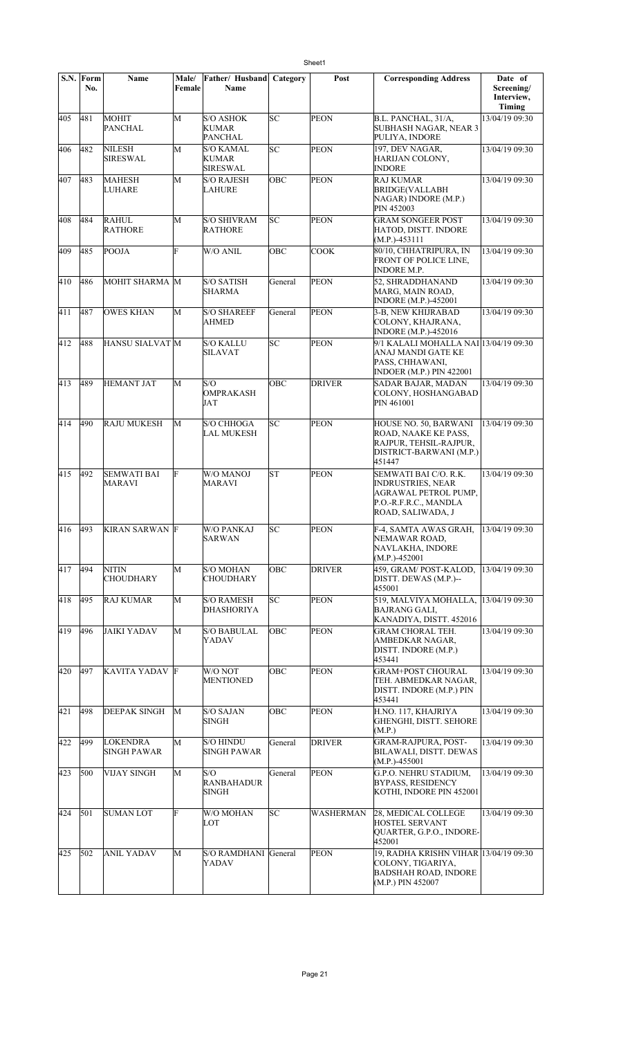| S.N. | Form No. | Name | Male/ Female | Father/ Husband Name | Category | Post | Corresponding Address | Date of Screening/ Interview, Timing |
|---|---|---|---|---|---|---|---|---|
| 405 | 481 | MOHIT PANCHAL | M | S/O ASHOK KUMAR PANCHAL | SC | PEON | B.L. PANCHAL, 31/A, SUBHASH NAGAR, NEAR 3 PULIYA, INDORE | 13/04/19 09:30 |
| 406 | 482 | NILESH SIRESWAL | M | S/O KAMAL KUMAR SIRESWAL | SC | PEON | 197, DEV NAGAR, HARIJAN COLONY, INDORE | 13/04/19 09:30 |
| 407 | 483 | MAHESH LUHARE | M | S/O RAJESH LAHURE | OBC | PEON | RAJ KUMAR BRIDGE(VALLABH NAGAR) INDORE (M.P.) PIN 452003 | 13/04/19 09:30 |
| 408 | 484 | RAHUL RATHORE | M | S/O SHIVRAM RATHORE | SC | PEON | GRAM SONGEER POST HATOD, DISTT. INDORE (M.P.)-453111 | 13/04/19 09:30 |
| 409 | 485 | POOJA | F | W/O ANIL | OBC | COOK | 80/10, CHHATRIPURA, IN FRONT OF POLICE LINE, INDORE M.P. | 13/04/19 09:30 |
| 410 | 486 | MOHIT SHARMA | M | S/O SATISH SHARMA | General | PEON | 52, SHRADDHANAND MARG, MAIN ROAD, INDORE (M.P.)-452001 | 13/04/19 09:30 |
| 411 | 487 | OWES KHAN | M | S/O SHAREEF AHMED | General | PEON | 3-B, NEW KHIJRABAD COLONY, KHAJRANA, INDORE (M.P.)-452016 | 13/04/19 09:30 |
| 412 | 488 | HANSU SIALVAT | M | S/O KALLU SILAVAT | SC | PEON | 9/1 KALALI MOHALLA NAI ANAJ MANDI GATE KE PASS, CHHAWANI, INDOER (M.P.) PIN 422001 | 13/04/19 09:30 |
| 413 | 489 | HEMANT JAT | M | S/O OMPRAKASH JAT | OBC | DRIVER | SADAR BAJAR, MADAN COLONY, HOSHANGABAD PIN 461001 | 13/04/19 09:30 |
| 414 | 490 | RAJU MUKESH | M | S/O CHHOGA LAL MUKESH | SC | PEON | HOUSE NO. 50, BARWANI ROAD, NAAKE KE PASS, RAJPUR, TEHSIL-RAJPUR, DISTRICT-BARWANI (M.P.) 451447 | 13/04/19 09:30 |
| 415 | 492 | SEMWATI BAI MARAVI | F | W/O MANOJ MARAVI | ST | PEON | SEMWATI BAI C/O. R.K. INDRUSTRIES, NEAR AGRAWAL PETROL PUMP, P.O.-R.F.R.C., MANDLA ROAD, SALIWADA, J | 13/04/19 09:30 |
| 416 | 493 | KIRAN SARWAN | F | W/O PANKAJ SARWAN | SC | PEON | F-4, SAMTA AWAS GRAH, NEMAWAR ROAD, NAVLAKHA, INDORE (M.P.)-452001 | 13/04/19 09:30 |
| 417 | 494 | NITIN CHOUDHARY | M | S/O MOHAN CHOUDHARY | OBC | DRIVER | 459, GRAM/ POST-KALOD, DISTT. DEWAS (M.P.)--455001 | 13/04/19 09:30 |
| 418 | 495 | RAJ KUMAR | M | S/O RAMESH DHASHORIYA | SC | PEON | 519, MALVIYA MOHALLA, BAJRANG GALI, KANADIYA, DISTT. 452016 | 13/04/19 09:30 |
| 419 | 496 | JAIKI YADAV | M | S/O BABULAL YADAV | OBC | PEON | GRAM CHORAL TEH. AMBEDKAR NAGAR, DISTT. INDORE (M.P.) 453441 | 13/04/19 09:30 |
| 420 | 497 | KAVITA YADAV | F | W/O NOT MENTIONED | OBC | PEON | GRAM+POST CHOURAL TEH. ABMEDKAR NAGAR, DISTT. INDORE (M.P.) PIN 453441 | 13/04/19 09:30 |
| 421 | 498 | DEEPAK SINGH | M | S/O SAJAN SINGH | OBC | PEON | H.NO. 117, KHAJRIYA GHENGHI, DISTT. SEHORE (M.P.) | 13/04/19 09:30 |
| 422 | 499 | LOKENDRA SINGH PAWAR | M | S/O HINDU SINGH PAWAR | General | DRIVER | GRAM-RAJPURA, POST-BILAWALI, DISTT. DEWAS (M.P.)-455001 | 13/04/19 09:30 |
| 423 | 500 | VIJAY SINGH | M | S/O RANBAHADUR SINGH | General | PEON | G.P.O. NEHRU STADIUM, BYPASS, RESIDENCY KOTHI, INDORE PIN 452001 | 13/04/19 09:30 |
| 424 | 501 | SUMAN LOT | F | W/O MOHAN LOT | SC | WASHERMAN | 28, MEDICAL COLLEGE HOSTEL SERVANT QUARTER, G.P.O., INDORE-452001 | 13/04/19 09:30 |
| 425 | 502 | ANIL YADAV | M | S/O RAMDHANI YADAV | General | PEON | 19, RADHA KRISHN VIHAR COLONY, TIGARIYA, BADSHAH ROAD, INDORE (M.P.) PIN 452007 | 13/04/19 09:30 |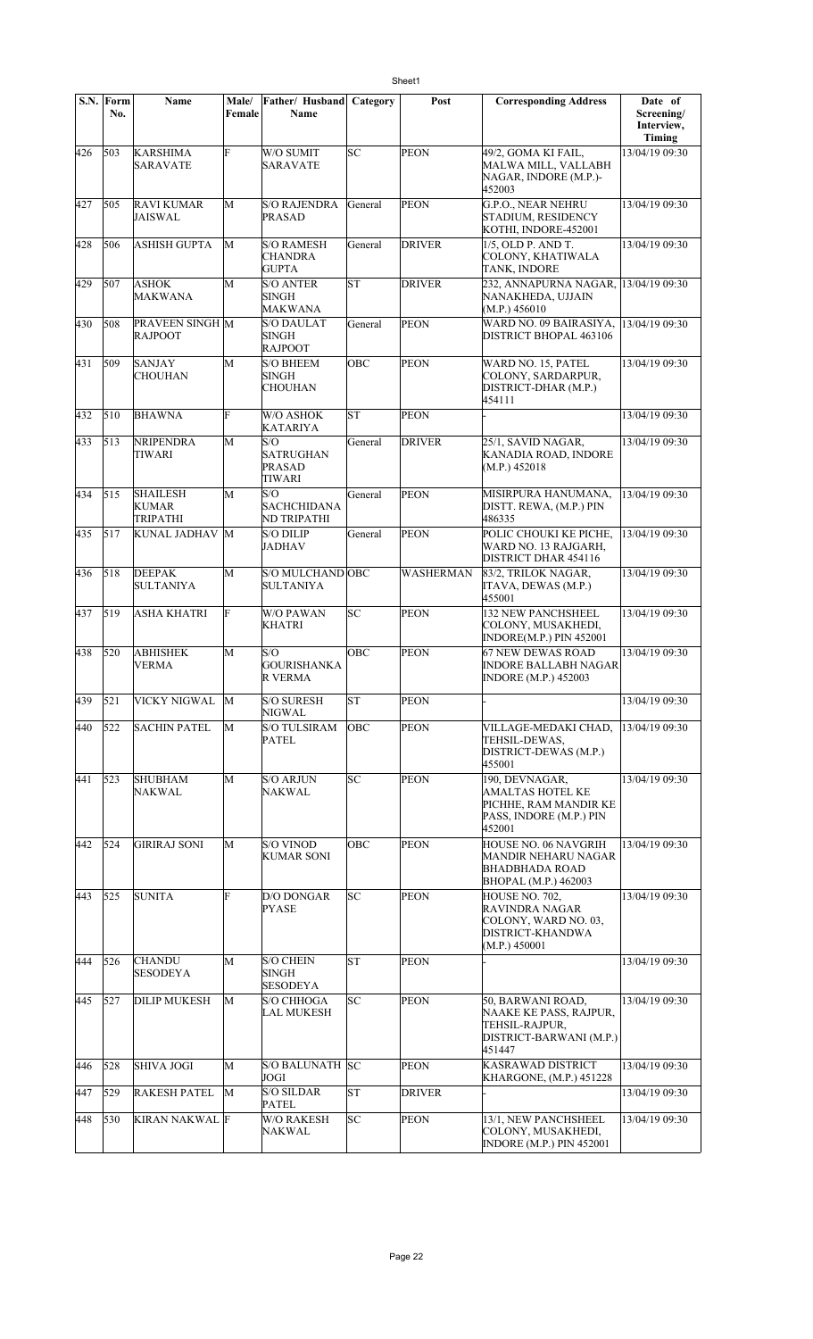| S.N. | Form No. | Name | Male/ Female | Father/ Husband Name | Category | Post | Corresponding Address | Date of Screening/ Interview, Timing |
|---|---|---|---|---|---|---|---|---|
| 426 | 503 | KARSHIMA SARAVATE | F | W/O SUMIT SARAVATE | SC | PEON | 49/2, GOMA KI FAIL, MALWA MILL, VALLABH NAGAR, INDORE (M.P.)-452003 | 13/04/19 09:30 |
| 427 | 505 | RAVI KUMAR JAISWAL | M | S/O RAJENDRA PRASAD | General | PEON | G.P.O., NEAR NEHRU STADIUM, RESIDENCY KOTHI, INDORE-452001 | 13/04/19 09:30 |
| 428 | 506 | ASHISH GUPTA | M | S/O RAMESH CHANDRA GUPTA | General | DRIVER | 1/5, OLD P. AND T. COLONY, KHATIWALA TANK, INDORE | 13/04/19 09:30 |
| 429 | 507 | ASHOK MAKWANA | M | S/O ANTER SINGH MAKWANA | ST | DRIVER | 232, ANNAPURNA NAGAR, NANAKHEDA, UJJAIN (M.P.) 456010 | 13/04/19 09:30 |
| 430 | 508 | PRAVEEN SINGH RAJPOOT | M | S/O DAULAT SINGH RAJPOOT | General | PEON | WARD NO. 09 BAIRASIYA, DISTRICT BHOPAL 463106 | 13/04/19 09:30 |
| 431 | 509 | SANJAY CHOUHAN | M | S/O BHEEM SINGH CHOUHAN | OBC | PEON | WARD NO. 15, PATEL COLONY, SARDARPUR, DISTRICT-DHAR (M.P.) 454111 | 13/04/19 09:30 |
| 432 | 510 | BHAWNA | F | W/O ASHOK KATARIYA | ST | PEON | - | 13/04/19 09:30 |
| 433 | 513 | NRIPENDRA TIWARI | M | S/O SATRUGHAN PRASAD TIWARI | General | DRIVER | 25/1, SAVID NAGAR, KANADIA ROAD, INDORE (M.P.) 452018 | 13/04/19 09:30 |
| 434 | 515 | SHAILESH KUMAR TRIPATHI | M | S/O SACHCHIDANA ND TRIPATHI | General | PEON | MISIRPURA HANUMANA, DISTT. REWA, (M.P.) PIN 486335 | 13/04/19 09:30 |
| 435 | 517 | KUNAL JADHAV | M | S/O DILIP JADHAV | General | PEON | POLIC CHOUKI KE PICHE, WARD NO. 13 RAJGARH, DISTRICT DHAR 454116 | 13/04/19 09:30 |
| 436 | 518 | DEEPAK SULTANIYA | M | S/O MULCHAND SULTANIYA | OBC | WASHERMAN | 83/2, TRILOK NAGAR, ITAVA, DEWAS (M.P.) 455001 | 13/04/19 09:30 |
| 437 | 519 | ASHA KHATRI | F | W/O PAWAN KHATRI | SC | PEON | 132 NEW PANCHSHEEL COLONY, MUSAKHEDI, INDORE(M.P.) PIN 452001 | 13/04/19 09:30 |
| 438 | 520 | ABHISHEK VERMA | M | S/O GOURISHANKA R VERMA | OBC | PEON | 67 NEW DEWAS ROAD INDORE BALLABH NAGAR INDORE (M.P.) 452003 | 13/04/19 09:30 |
| 439 | 521 | VICKY NIGWAL | M | S/O SURESH NIGWAL | ST | PEON | - | 13/04/19 09:30 |
| 440 | 522 | SACHIN PATEL | M | S/O TULSIRAM PATEL | OBC | PEON | VILLAGE-MEDAKI CHAD, TEHSIL-DEWAS, DISTRICT-DEWAS (M.P.) 455001 | 13/04/19 09:30 |
| 441 | 523 | SHUBHAM NAKWAL | M | S/O ARJUN NAKWAL | SC | PEON | 190, DEVNAGAR, AMALTAS HOTEL KE PICHHE, RAM MANDIR KE PASS, INDORE (M.P.) PIN 452001 | 13/04/19 09:30 |
| 442 | 524 | GIRIRAJ SONI | M | S/O VINOD KUMAR SONI | OBC | PEON | HOUSE NO. 06 NAVGRIH MANDIR NEHARU NAGAR BHADBHADA ROAD BHOPAL (M.P.) 462003 | 13/04/19 09:30 |
| 443 | 525 | SUNITA | F | D/O DONGAR PYASE | SC | PEON | HOUSE NO. 702, RAVINDRA NAGAR COLONY, WARD NO. 03, DISTRICT-KHANDWA (M.P.) 450001 | 13/04/19 09:30 |
| 444 | 526 | CHANDU SESODEYA | M | S/O CHEIN SINGH SESODEYA | ST | PEON | - | 13/04/19 09:30 |
| 445 | 527 | DILIP MUKESH | M | S/O CHHOGA LAL MUKESH | SC | PEON | 50, BARWANI ROAD, NAAKE KE PASS, RAJPUR, TEHSIL-RAJPUR, DISTRICT-BARWANI (M.P.) 451447 | 13/04/19 09:30 |
| 446 | 528 | SHIVA JOGI | M | S/O BALUNATH JOGI | SC | PEON | KASRAWAD DISTRICT KHARGONE, (M.P.) 451228 | 13/04/19 09:30 |
| 447 | 529 | RAKESH PATEL | M | S/O SILDAR PATEL | ST | DRIVER | - | 13/04/19 09:30 |
| 448 | 530 | KIRAN NAKWAL | F | W/O RAKESH NAKWAL | SC | PEON | 13/1, NEW PANCHSHEEL COLONY, MUSAKHEDI, INDORE (M.P.) PIN 452001 | 13/04/19 09:30 |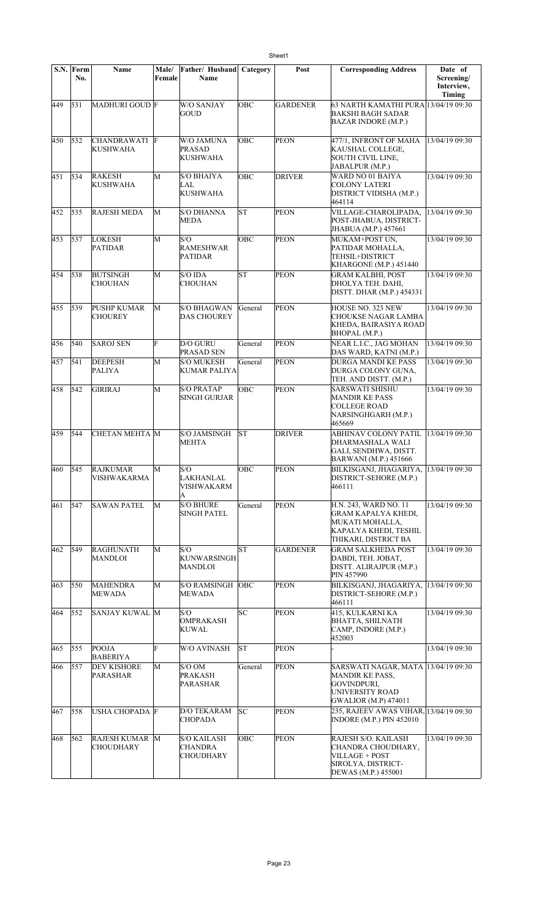| S.N. | Form No. | Name | Male/ Female | Father/ Husband Name | Category | Post | Corresponding Address | Date of Screening/ Interview, Timing |
|---|---|---|---|---|---|---|---|---|
| 449 | 531 | MADHURI GOUD | F | W/O SANJAY GOUD | OBC | GARDENER | 63 NARTH KAMATHI PURA BAKSHI BAGH SADAR BAZAR INDORE (M.P.) | 13/04/19 09:30 |
| 450 | 532 | CHANDRAWATI KUSHWAHA | F | W/O JAMUNA PRASAD KUSHWAHA | OBC | PEON | 477/1, INFRONT OF MAHA KAUSHAL COLLEGE, SOUTH CIVIL LINE, JABALPUR (M.P.) | 13/04/19 09:30 |
| 451 | 534 | RAKESH KUSHWAHA | M | S/O BHAIYA LAL KUSHWAHA | OBC | DRIVER | WARD NO 01 BAIYA COLONY LATERI DISTRICT VIDISHA (M.P.) 464114 | 13/04/19 09:30 |
| 452 | 535 | RAJESH MEDA | M | S/O DHANNA MEDA | ST | PEON | VILLAGE-CHAROLIPADA, POST-JHABUA, DISTRICT-JHABUA (M.P.) 457661 | 13/04/19 09:30 |
| 453 | 537 | LOKESH PATIDAR | M | S/O RAMESHWAR PATIDAR | OBC | PEON | MUKAM+POST UN, PATIDAR MOHALLA, TEHSIL+DISTRICT KHARGONE (M.P.) 451440 | 13/04/19 09:30 |
| 454 | 538 | BUTSINGH CHOUHAN | M | S/O IDA CHOUHAN | ST | PEON | GRAM KALBHI, POST DHOLYA TEH. DAHI, DISTT. DHAR (M.P.) 454331 | 13/04/19 09:30 |
| 455 | 539 | PUSHP KUMAR CHOUREY | M | S/O BHAGWAN DAS CHOUREY | General | PEON | HOUSE NO. 323 NEW CHOUKSE NAGAR LAMBA KHEDA, BAIRASIYA ROAD BHOPAL (M.P.) | 13/04/19 09:30 |
| 456 | 540 | SAROJ SEN | F | D/O GURU PRASAD SEN | General | PEON | NEAR L.I.C., JAG MOHAN DAS WARD, KATNI (M.P.) | 13/04/19 09:30 |
| 457 | 541 | DEEPESH PALIYA | M | S/O MUKESH KUMAR PALIYA | General | PEON | DURGA MANDI KE PASS DURGA COLONY GUNA, TEH. AND DISTT. (M.P.) | 13/04/19 09:30 |
| 458 | 542 | GIRIRAJ | M | S/O PRATAP SINGH GURJAR | OBC | PEON | SARSWATI SHISHU MANDIR KE PASS COLLEGE ROAD NARSINGHGARH (M.P.) 465669 | 13/04/19 09:30 |
| 459 | 544 | CHETAN MEHTA | M | S/O JAMSINGH MEHTA | ST | DRIVER | ABHINAV COLONY PATIL DHARMASHALA WALI GALI, SENDHWA, DISTT. BARWANI (M.P.) 451666 | 13/04/19 09:30 |
| 460 | 545 | RAJKUMAR VISHWAKARMA | M | S/O LAKHANLAL VISHWAKARMA | OBC | PEON | BILKISGANJ, JHAGARIYA, DISTRICT-SEHORE (M.P.) 466111 | 13/04/19 09:30 |
| 461 | 547 | SAWAN PATEL | M | S/O BHURE SINGH PATEL | General | PEON | H.N. 243, WARD NO. 11 GRAM KAPALYA KHEDI, MUKATI MOHALLA, KAPALYA KHEDI, TESHIL THIKARI, DISTRICT BA | 13/04/19 09:30 |
| 462 | 549 | RAGHUNATH MANDLOI | M | S/O KUNWARSINGH MANDLOI | ST | GARDENER | GRAM SALKHEDA POST DABDI, TEH. JOBAT, DISTT. ALIRAJPUR (M.P.) PIN 457990 | 13/04/19 09:30 |
| 463 | 550 | MAHENDRA MEWADA | M | S/O RAMSINGH MEWADA | OBC | PEON | BILKISGANJ, JHAGARIYA, DISTRICT-SEHORE (M.P.) 466111 | 13/04/19 09:30 |
| 464 | 552 | SANJAY KUWAL | M | S/O OMPRAKASH KUWAL | SC | PEON | 415, KULKARNI KA BHATTA, SHILNATH CAMP, INDORE (M.P.) 452003 | 13/04/19 09:30 |
| 465 | 555 | POOJA BABERIYA | F | W/O AVINASH | ST | PEON | - | 13/04/19 09:30 |
| 466 | 557 | DEV KISHORE PARASHAR | M | S/O OM PRAKASH PARASHAR | General | PEON | SARSWATI NAGAR, MATA MANDIR KE PASS, GOVINDPURI, UNIVERSITY ROAD GWALIOR (M.P) 474011 | 13/04/19 09:30 |
| 467 | 558 | USHA CHOPADA | F | D/O TEKARAM CHOPADA | SC | PEON | 235, RAJEEV AWAS VIHAR, INDORE (M.P.) PIN 452010 | 13/04/19 09:30 |
| 468 | 562 | RAJESH KUMAR CHOUDHARY | M | S/O KAILASH CHANDRA CHOUDHARY | OBC | PEON | RAJESH S/O. KAILASH CHANDRA CHOUDHARY, VILLAGE + POST SIROLYA, DISTRICT-DEWAS (M.P.) 455001 | 13/04/19 09:30 |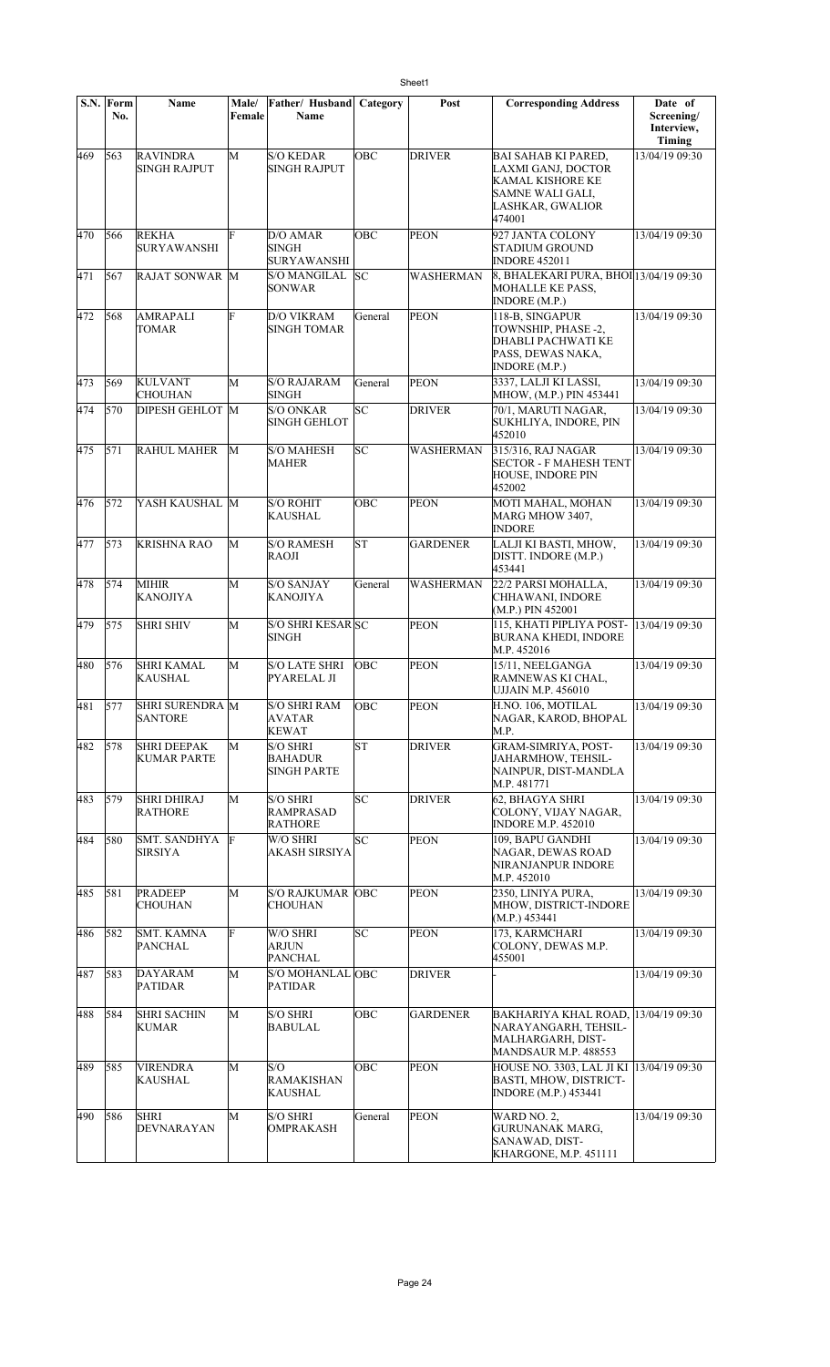| S.N. | Form No. | Name | Male/ Female | Father/ Husband Name | Category | Post | Corresponding Address | Date of Screening/ Interview, Timing |
|---|---|---|---|---|---|---|---|---|
| 469 | 563 | RAVINDRA SINGH RAJPUT | M | S/O KEDAR SINGH RAJPUT | OBC | DRIVER | BAI SAHAB KI PARED, LAXMI GANJ, DOCTOR KAMAL KISHORE KE SAMNE WALI GALI, LASHKAR, GWALIOR 474001 | 13/04/19 09:30 |
| 470 | 566 | REKHA SURYAWANSHI | F | D/O AMAR SINGH SURYAWANSHI | OBC | PEON | 927 JANTA COLONY STADIUM GROUND INDORE 452011 | 13/04/19 09:30 |
| 471 | 567 | RAJAT SONWAR | M | S/O MANGILAL SONWAR | SC | WASHERMAN | 8, BHALEKARI PURA, BHOI MOHALLE KE PASS, INDORE (M.P.) | 13/04/19 09:30 |
| 472 | 568 | AMRAPALI TOMAR | F | D/O VIKRAM SINGH TOMAR | General | PEON | 118-B, SINGAPUR TOWNSHIP, PHASE -2, DHABLI PACHWATI KE PASS, DEWAS NAKA, INDORE (M.P.) | 13/04/19 09:30 |
| 473 | 569 | KULVANT CHOUHAN | M | S/O RAJARAM SINGH | General | PEON | 3337, LALJI KI LASSI, MHOW, (M.P.) PIN 453441 | 13/04/19 09:30 |
| 474 | 570 | DIPESH GEHLOT | M | S/O ONKAR SINGH GEHLOT | SC | DRIVER | 70/1, MARUTI NAGAR, SUKHLIYA, INDORE, PIN 452010 | 13/04/19 09:30 |
| 475 | 571 | RAHUL MAHER | M | S/O MAHESH MAHER | SC | WASHERMAN | 315/316, RAJ NAGAR SECTOR - F MAHESH TENT HOUSE, INDORE PIN 452002 | 13/04/19 09:30 |
| 476 | 572 | YASH KAUSHAL | M | S/O ROHIT KAUSHAL | OBC | PEON | MOTI MAHAL, MOHAN MARG MHOW 3407, INDORE | 13/04/19 09:30 |
| 477 | 573 | KRISHNA RAO | M | S/O RAMESH RAOJI | ST | GARDENER | LALJI KI BASTI, MHOW, DISTT. INDORE (M.P.) 453441 | 13/04/19 09:30 |
| 478 | 574 | MIHIR KANOJIYA | M | S/O SANJAY KANOJIYA | General | WASHERMAN | 22/2 PARSI MOHALLA, CHHAWANI, INDORE (M.P.) PIN 452001 | 13/04/19 09:30 |
| 479 | 575 | SHRI SHIV | M | S/O SHRI KESAR SINGH | SC | PEON | 115, KHATI PIPLIYA POST-BURANA KHEDI, INDORE M.P. 452016 | 13/04/19 09:30 |
| 480 | 576 | SHRI KAMAL KAUSHAL | M | S/O LATE SHRI PYARELAL JI | OBC | PEON | 15/11, NEELGANGA RAMNEWAS KI CHAL, UJJAIN M.P. 456010 | 13/04/19 09:30 |
| 481 | 577 | SHRI SURENDRA SANTORE | M | S/O SHRI RAM AVATAR KEWAT | OBC | PEON | H.NO. 106, MOTILAL NAGAR, KAROD, BHOPAL M.P. | 13/04/19 09:30 |
| 482 | 578 | SHRI DEEPAK KUMAR PARTE | M | S/O SHRI BAHADUR SINGH PARTE | ST | DRIVER | GRAM-SIMRIYA, POST-JAHARMHOW, TEHSIL-NAINPUR, DIST-MANDLA M.P. 481771 | 13/04/19 09:30 |
| 483 | 579 | SHRI DHIRAJ RATHORE | M | S/O SHRI RAMPRASAD RATHORE | SC | DRIVER | 62, BHAGYA SHRI COLONY, VIJAY NAGAR, INDORE M.P. 452010 | 13/04/19 09:30 |
| 484 | 580 | SMT. SANDHYA SIRSIYA | F | W/O SHRI AKASH SIRSIYA | SC | PEON | 109, BAPU GANDHI NAGAR, DEWAS ROAD NIRANJANPUR INDORE M.P. 452010 | 13/04/19 09:30 |
| 485 | 581 | PRADEEP CHOUHAN | M | S/O RAJKUMAR CHOUHAN | OBC | PEON | 2350, LINIYA PURA, MHOW, DISTRICT-INDORE (M.P.) 453441 | 13/04/19 09:30 |
| 486 | 582 | SMT. KAMNA PANCHAL | F | W/O SHRI ARJUN PANCHAL | SC | PEON | 173, KARMCHARI COLONY, DEWAS M.P. 455001 | 13/04/19 09:30 |
| 487 | 583 | DAYARAM PATIDAR | M | S/O MOHANLAL PATIDAR | OBC | DRIVER | - | 13/04/19 09:30 |
| 488 | 584 | SHRI SACHIN KUMAR | M | S/O SHRI BABULAL | OBC | GARDENER | BAKHARIYA KHAL ROAD, NARAYANGARH, TEHSIL-MALHARGARH, DIST-MANDSAUR M.P. 488553 | 13/04/19 09:30 |
| 489 | 585 | VIRENDRA KAUSHAL | M | S/O RAMAKISHAN KAUSHAL | OBC | PEON | HOUSE NO. 3303, LAL JI KI BASTI, MHOW, DISTRICT-INDORE (M.P.) 453441 | 13/04/19 09:30 |
| 490 | 586 | SHRI DEVNARAYAN | M | S/O SHRI OMPRAKASH | General | PEON | WARD NO. 2, GURUNANAK MARG, SANAWAD, DIST-KHARGONE, M.P. 451111 | 13/04/19 09:30 |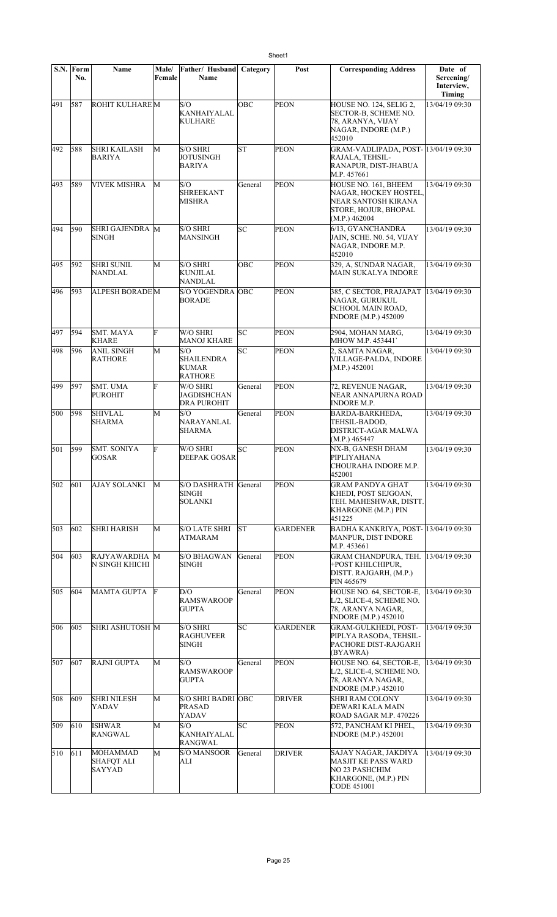| S.N. | Form No. | Name | Male/ Female | Father/ Husband Name | Category | Post | Corresponding Address | Date of Screening/ Interview, Timing |
|---|---|---|---|---|---|---|---|---|
| 491 | 587 | ROHIT KULHARE | M | S/O KANHAIYALAL KULHARE | OBC | PEON | HOUSE NO. 124, SELIG 2, SECTOR-B, SCHEME NO. 78, ARANYA, VIJAY NAGAR, INDORE (M.P.) 452010 | 13/04/19 09:30 |
| 492 | 588 | SHRI KAILASH BARIYA | M | S/O SHRI JOTUSINGH BARIYA | ST | PEON | GRAM-VADLIPADA, POST-RAJALA, TEHSIL-RANAPUR, DIST-JHABUA M.P. 457661 | 13/04/19 09:30 |
| 493 | 589 | VIVEK MISHRA | M | S/O SHREEKANT MISHRA | General | PEON | HOUSE NO. 161, BHEEM NAGAR, HOCKEY HOSTEL, NEAR SANTOSH KIRANA STORE, HOJUR, BHOPAL (M.P.) 462004 | 13/04/19 09:30 |
| 494 | 590 | SHRI GAJENDRA SINGH | M | S/O SHRI MANSINGH | SC | PEON | 6/13, GYANCHANDRA JAIN, SCHE. N0. 54, VIJAY NAGAR, INDORE M.P. 452010 | 13/04/19 09:30 |
| 495 | 592 | SHRI SUNIL NANDLAL | M | S/O SHRI KUNJILAL NANDLAL | OBC | PEON | 329, A, SUNDAR NAGAR, MAIN SUKALYA INDORE | 13/04/19 09:30 |
| 496 | 593 | ALPESH BORADE | M | S/O YOGENDRA BORADE | OBC | PEON | 385, C SECTOR, PRAJAPAT NAGAR, GURUKUL SCHOOL MAIN ROAD, INDORE (M.P.) 452009 | 13/04/19 09:30 |
| 497 | 594 | SMT. MAYA KHARE | F | W/O SHRI MANOJ KHARE | SC | PEON | 2904, MOHAN MARG, MHOW M.P. 453441` | 13/04/19 09:30 |
| 498 | 596 | ANIL SINGH RATHORE | M | S/O SHAILENDRA KUMAR RATHORE | SC | PEON | 2, SAMTA NAGAR, VILLAGE-PALDA, INDORE (M.P.) 452001 | 13/04/19 09:30 |
| 499 | 597 | SMT. UMA PUROHIT | F | W/O SHRI JAGDISHCHAN DRA PUROHIT | General | PEON | 72, REVENUE NAGAR, NEAR ANNAPURNA ROAD INDORE M.P. | 13/04/19 09:30 |
| 500 | 598 | SHIVLAL SHARMA | M | S/O NARAYANLAL SHARMA | General | PEON | BARDA-BARKHEDA, TEHSIL-BADOD, DISTRICT-AGAR MALWA (M.P.) 465447 | 13/04/19 09:30 |
| 501 | 599 | SMT. SONIYA GOSAR | F | W/O SHRI DEEPAK GOSAR | SC | PEON | NX-B, GANESH DHAM PIPLIYAHANA CHOURAHA INDORE M.P. 452001 | 13/04/19 09:30 |
| 502 | 601 | AJAY SOLANKI | M | S/O DASHRATH SINGH SOLANKI | General | PEON | GRAM PANDYA GHAT KHEDI, POST SEJGOAN, TEH. MAHESHWAR, DISTT. KHARGONE (M.P.) PIN 451225 | 13/04/19 09:30 |
| 503 | 602 | SHRI HARISH | M | S/O LATE SHRI ATMARAM | ST | GARDENER | BADHA KANKRIYA, POST-MANPUR, DIST INDORE M.P. 453661 | 13/04/19 09:30 |
| 504 | 603 | RAJYAWARDHA N SINGH KHICHI | M | S/O BHAGWAN SINGH | General | PEON | GRAM CHANDPURA, TEH. +POST KHILCHIPUR, DISTT. RAJGARH, (M.P.) PIN 465679 | 13/04/19 09:30 |
| 505 | 604 | MAMTA GUPTA | F | D/O RAMSWAROOP GUPTA | General | PEON | HOUSE NO. 64, SECTOR-E, L/2, SLICE-4, SCHEME NO. 78, ARANYA NAGAR, INDORE (M.P.) 452010 | 13/04/19 09:30 |
| 506 | 605 | SHRI ASHUTOSH | M | S/O SHRI RAGHUVEER SINGH | SC | GARDENER | GRAM-GULKHEDI, POST-PIPLYA RASODA, TEHSIL-PACHORE DIST-RAJGARH (BYAWRA) | 13/04/19 09:30 |
| 507 | 607 | RAJNI GUPTA | M | S/O RAMSWAROOP GUPTA | General | PEON | HOUSE NO. 64, SECTOR-E, L/2, SLICE-4, SCHEME NO. 78, ARANYA NAGAR, INDORE (M.P.) 452010 | 13/04/19 09:30 |
| 508 | 609 | SHRI NILESH YADAV | M | S/O SHRI BADRI PRASAD YADAV | OBC | DRIVER | SHRI RAM COLONY DEWARI KALA MAIN ROAD SAGAR M.P. 470226 | 13/04/19 09:30 |
| 509 | 610 | ISHWAR RANGWAL | M | S/O KANHAIYALAL RANGWAL | SC | PEON | 572, PANCHAM KI PHEL, INDORE (M.P.) 452001 | 13/04/19 09:30 |
| 510 | 611 | MOHAMMAD SHAFQT ALI SAYYAD | M | S/O MANSOOR ALI | General | DRIVER | SAJAY NAGAR, JAKDIYA MASJIT KE PASS WARD NO 23 PASHCHIM KHARGONE, (M.P.) PIN CODE 451001 | 13/04/19 09:30 |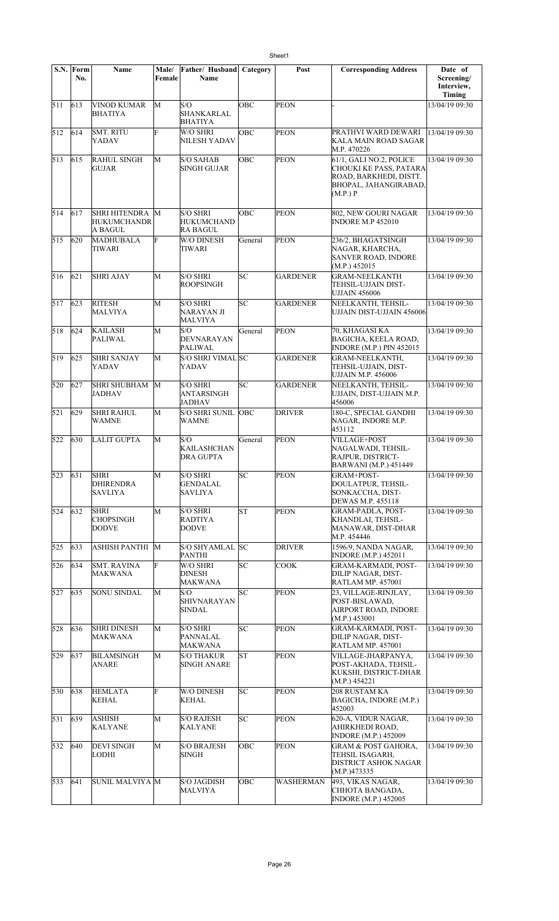| S.N. | Form No. | Name | Male/ Female | Father/ Husband Name | Category | Post | Corresponding Address | Date of Screening/ Interview, Timing |
|---|---|---|---|---|---|---|---|---|
| 511 | 613 | VINOD KUMAR BHATIYA | M | S/O SHANKARLAL BHATIYA | OBC | PEON | - | 13/04/19 09:30 |
| 512 | 614 | SMT. RITU YADAV | F | W/O SHRI NILESH YADAV | OBC | PEON | PRATHVI WARD DEWARI KALA MAIN ROAD SAGAR M.P. 470226 | 13/04/19 09:30 |
| 513 | 615 | RAHUL SINGH GUJAR | M | S/O SAHAB SINGH GUJAR | OBC | PEON | 61/1, GALI NO.2, POLICE CHOUKI KE PASS, PATARA ROAD, BARKHEDI, DISTT. BHOPAL, JAHANGIRABAD, (M.P.) P | 13/04/19 09:30 |
| 514 | 617 | SHRI HITENDRA HUKUMCHANDR A BAGUL | M | S/O SHRI HUKUMCHAND RA BAGUL | OBC | PEON | 802, NEW GOURI NAGAR INDORE M.P 452010 | 13/04/19 09:30 |
| 515 | 620 | MADHUBALA TIWARI | F | W/O DINESH TIWARI | General | PEON | 236/2, BHAGATSINGH NAGAR, KHARCHA, SANVER ROAD, INDORE (M.P.) 452015 | 13/04/19 09:30 |
| 516 | 621 | SHRI AJAY | M | S/O SHRI ROOPSINGH | SC | GARDENER | GRAM-NEELKANTH TEHSIL-UJJAIN DIST-UJJAIN 456006 | 13/04/19 09:30 |
| 517 | 623 | RITESH MALVIYA | M | S/O SHRI NARAYAN JI MALVIYA | SC | GARDENER | NEELKANTH, TEHSIL-UJJAIN DIST-UJJAIN 456006 | 13/04/19 09:30 |
| 518 | 624 | KAILASH PALIWAL | M | S/O DEVNARAYAN PALIWAL | General | PEON | 70, KHAGASI KA BAGICHA, KEELA ROAD, INDORE (M.P.) PIN 452015 | 13/04/19 09:30 |
| 519 | 625 | SHRI SANJAY YADAV | M | S/O SHRI VIMAL YADAV | SC | GARDENER | GRAM-NEELKANTH, TEHSIL-UJJAIN, DIST-UJJAIN M.P. 456006 | 13/04/19 09:30 |
| 520 | 627 | SHRI SHUBHAM JADHAV | M | S/O SHRI ANTARSINGH JADHAV | SC | GARDENER | NEELKANTH, TEHSIL-UJJAIN, DIST-UJJAIN M.P. 456006 | 13/04/19 09:30 |
| 521 | 629 | SHRI RAHUL WAMNE | M | S/O SHRI SUNIL WAMNE | OBC | DRIVER | 180-C, SPECIAL GANDHI NAGAR, INDORE M.P. 453112 | 13/04/19 09:30 |
| 522 | 630 | LALIT GUPTA | M | S/O KAILASHCHAN DRA GUPTA | General | PEON | VILLAGE+POST NAGALWADI, TEHSIL-RAJPUR, DISTRICT-BARWANI (M.P.) 451449 | 13/04/19 09:30 |
| 523 | 631 | SHRI DHIRENDRA SAVLIYA | M | S/O SHRI GENDALAL SAVLIYA | SC | PEON | GRAM+POST-DOULATPUR, TEHSIL-SONKACCHA, DIST-DEWAS M.P. 455118 | 13/04/19 09:30 |
| 524 | 632 | SHRI CHOPSINGH DODVE | M | S/O SHRI RADTIYA DODVE | ST | PEON | GRAM-PADLA, POST-KHANDLAI, TEHSIL-MANAWAR, DIST-DHAR M.P. 454446 | 13/04/19 09:30 |
| 525 | 633 | ASHISH PANTHI | M | S/O SHYAMLAL PANTHI | SC | DRIVER | 1596/9, NANDA NAGAR, INDORE (M.P.) 452011 | 13/04/19 09:30 |
| 526 | 634 | SMT. RAVINA MAKWANA | F | W/O SHRI DINESH MAKWANA | SC | COOK | GRAM-KARMADI, POST-DILIP NAGAR, DIST-RATLAM MP. 457001 | 13/04/19 09:30 |
| 527 | 635 | SONU SINDAL | M | S/O SHIVNARAYAN SINDAL | SC | PEON | 23, VILLAGE-RINJLAY, POST-BISLAWAD, AIRPORT ROAD, INDORE (M.P.) 453001 | 13/04/19 09:30 |
| 528 | 636 | SHRI DINESH MAKWANA | M | S/O SHRI PANNALAL MAKWANA | SC | PEON | GRAM-KARMADI, POST-DILIP NAGAR, DIST-RATLAM MP. 457001 | 13/04/19 09:30 |
| 529 | 637 | BILAMSINGH ANARE | M | S/O THAKUR SINGH ANARE | ST | PEON | VILLAGE-JHARPANYA, POST-AKHADA, TEHSIL-KUKSHI, DISTRICT-DHAR (M.P.) 454221 | 13/04/19 09:30 |
| 530 | 638 | HEMLATA KEHAL | F | W/O DINESH KEHAL | SC | PEON | 208 RUSTAM KA BAGICHA, INDORE (M.P.) 452003 | 13/04/19 09:30 |
| 531 | 639 | ASHISH KALYANE | M | S/O RAJESH KALYANE | SC | PEON | 620-A, VIDUR NAGAR, AHIRKHEDI ROAD, INDORE (M.P.) 452009 | 13/04/19 09:30 |
| 532 | 640 | DEVI SINGH LODHI | M | S/O BRAJESH SINGH | OBC | PEON | GRAM & POST GAHORA, TEHSIL ISAGARH, DISTRICT ASHOK NAGAR (M.P.)473335 | 13/04/19 09:30 |
| 533 | 641 | SUNIL MALVIYA | M | S/O JAGDISH MALVIYA | OBC | WASHERMAN | 493, VIKAS NAGAR, CHHOTA BANGADA, INDORE (M.P.) 452005 | 13/04/19 09:30 |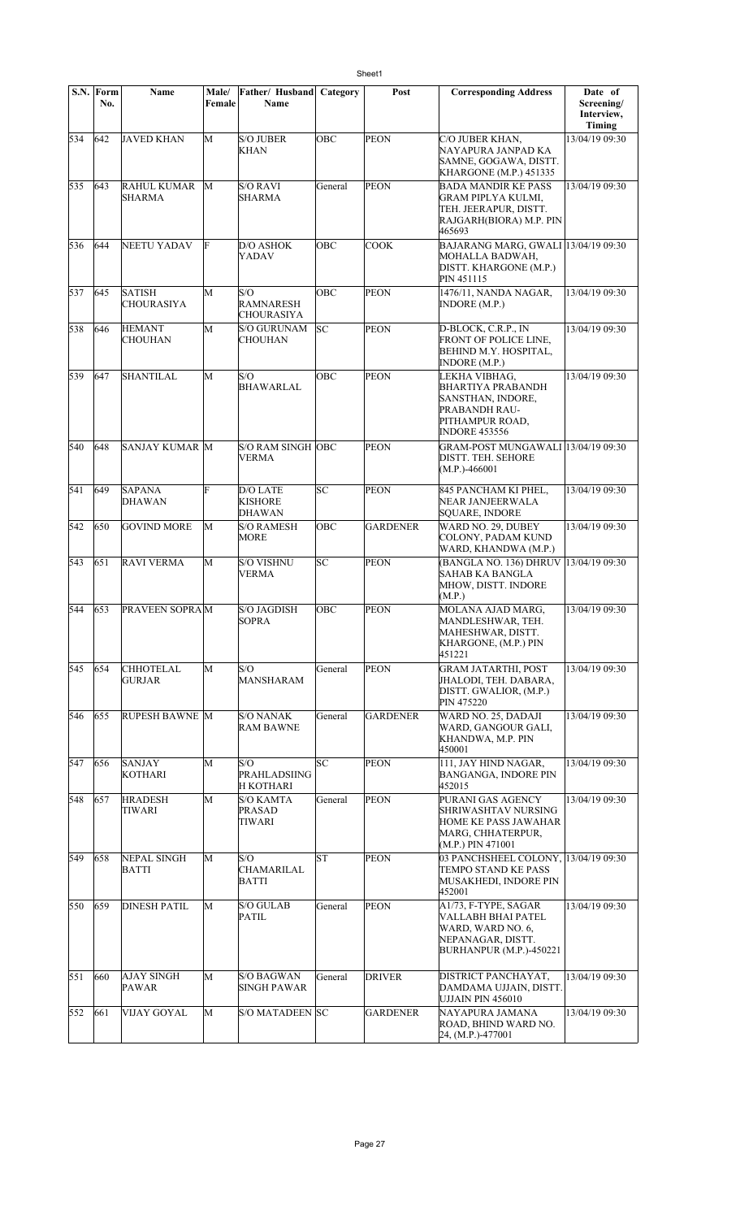| S.N. | Form No. | Name | Male/ Female | Father/ Husband Name | Category | Post | Corresponding Address | Date of Screening/ Interview, Timing |
|---|---|---|---|---|---|---|---|---|
| 534 | 642 | JAVED KHAN | M | S/O JUBER KHAN | OBC | PEON | C/O JUBER KHAN, NAYAPURA JANPAD KA SAMNE, GOGAWA, DISTT. KHARGONE (M.P.) 451335 | 13/04/19 09:30 |
| 535 | 643 | RAHUL KUMAR SHARMA | M | S/O RAVI SHARMA | General | PEON | BADA MANDIR KE PASS GRAM PIPLYA KULMI, TEH. JEERAPUR, DISTT. RAJGARH(BIORA) M.P. PIN 465693 | 13/04/19 09:30 |
| 536 | 644 | NEETU YADAV | F | D/O ASHOK YADAV | OBC | COOK | BAJARANG MARG, GWALI MOHALLA BADWAH, DISTT. KHARGONE (M.P.) PIN 451115 | 13/04/19 09:30 |
| 537 | 645 | SATISH CHOURASIYA | M | S/O RAMNARESH CHOURASIYA | OBC | PEON | 1476/11, NANDA NAGAR, INDORE (M.P.) | 13/04/19 09:30 |
| 538 | 646 | HEMANT CHOUHAN | M | S/O GURUNAM CHOUHAN | SC | PEON | D-BLOCK, C.R.P., IN FRONT OF POLICE LINE, BEHIND M.Y. HOSPITAL, INDORE (M.P.) | 13/04/19 09:30 |
| 539 | 647 | SHANTILAL | M | S/O BHAWARLAL | OBC | PEON | LEKHA VIBHAG, BHARTIYA PRABANDH SANSTHAN, INDORE, PRABANDH RAU-PITHAMPUR ROAD, INDORE 453556 | 13/04/19 09:30 |
| 540 | 648 | SANJAY KUMAR | M | S/O RAM SINGH VERMA | OBC | PEON | GRAM-POST MUNGAWALI DISTT. TEH. SEHORE (M.P.)-466001 | 13/04/19 09:30 |
| 541 | 649 | SAPANA DHAWAN | F | D/O LATE KISHORE DHAWAN | SC | PEON | 845 PANCHAM KI PHEL, NEAR JANJEERWALA SQUARE, INDORE | 13/04/19 09:30 |
| 542 | 650 | GOVIND MORE | M | S/O RAMESH MORE | OBC | GARDENER | WARD NO. 29, DUBEY COLONY, PADAM KUND WARD, KHANDWA (M.P.) | 13/04/19 09:30 |
| 543 | 651 | RAVI VERMA | M | S/O VISHNU VERMA | SC | PEON | (BANGLA NO. 136) DHRUV SAHAB KA BANGLA MHOW, DISTT. INDORE (M.P.) | 13/04/19 09:30 |
| 544 | 653 | PRAVEEN SOPRA | M | S/O JAGDISH SOPRA | OBC | PEON | MOLANA AJAD MARG, MANDLESHWAR, TEH. MAHESHWAR, DISTT. KHARGONE, (M.P.) PIN 451221 | 13/04/19 09:30 |
| 545 | 654 | CHHOTELAL GURJAR | M | S/O MANSHARAM | General | PEON | GRAM JATARTHI, POST JHALODI, TEH. DABARA, DISTT. GWALIOR, (M.P.) PIN 475220 | 13/04/19 09:30 |
| 546 | 655 | RUPESH BAWNE | M | S/O NANAK RAM BAWNE | General | GARDENER | WARD NO. 25, DADAJI WARD, GANGOUR GALI, KHANDWA, M.P. PIN 450001 | 13/04/19 09:30 |
| 547 | 656 | SANJAY KOTHARI | M | S/O PRAHLADSIING H KOTHARI | SC | PEON | 111, JAY HIND NAGAR, BANGANGA, INDORE PIN 452015 | 13/04/19 09:30 |
| 548 | 657 | HRADESH TIWARI | M | S/O KAMTA PRASAD TIWARI | General | PEON | PURANI GAS AGENCY SHRIWASHTAV NURSING HOME KE PASS JAWAHAR MARG, CHHATERPUR, (M.P.) PIN 471001 | 13/04/19 09:30 |
| 549 | 658 | NEPAL SINGH BATTI | M | S/O CHAMARILAL BATTI | ST | PEON | 03 PANCHSHEEL COLONY, TEMPO STAND KE PASS MUSAKHEDI, INDORE PIN 452001 | 13/04/19 09:30 |
| 550 | 659 | DINESH PATIL | M | S/O GULAB PATIL | General | PEON | A1/73, F-TYPE, SAGAR VALLABH BHAI PATEL WARD, WARD NO. 6, NEPANAGAR, DISTT. BURHANPUR (M.P.)-450221 | 13/04/19 09:30 |
| 551 | 660 | AJAY SINGH PAWAR | M | S/O BAGWAN SINGH PAWAR | General | DRIVER | DISTRICT PANCHAYAT, DAMDAMA UJJAIN, DISTT. UJJAIN PIN 456010 | 13/04/19 09:30 |
| 552 | 661 | VIJAY GOYAL | M | S/O MATADEEN | SC | GARDENER | NAYAPURA JAMANA ROAD, BHIND WARD NO. 24, (M.P.)-477001 | 13/04/19 09:30 |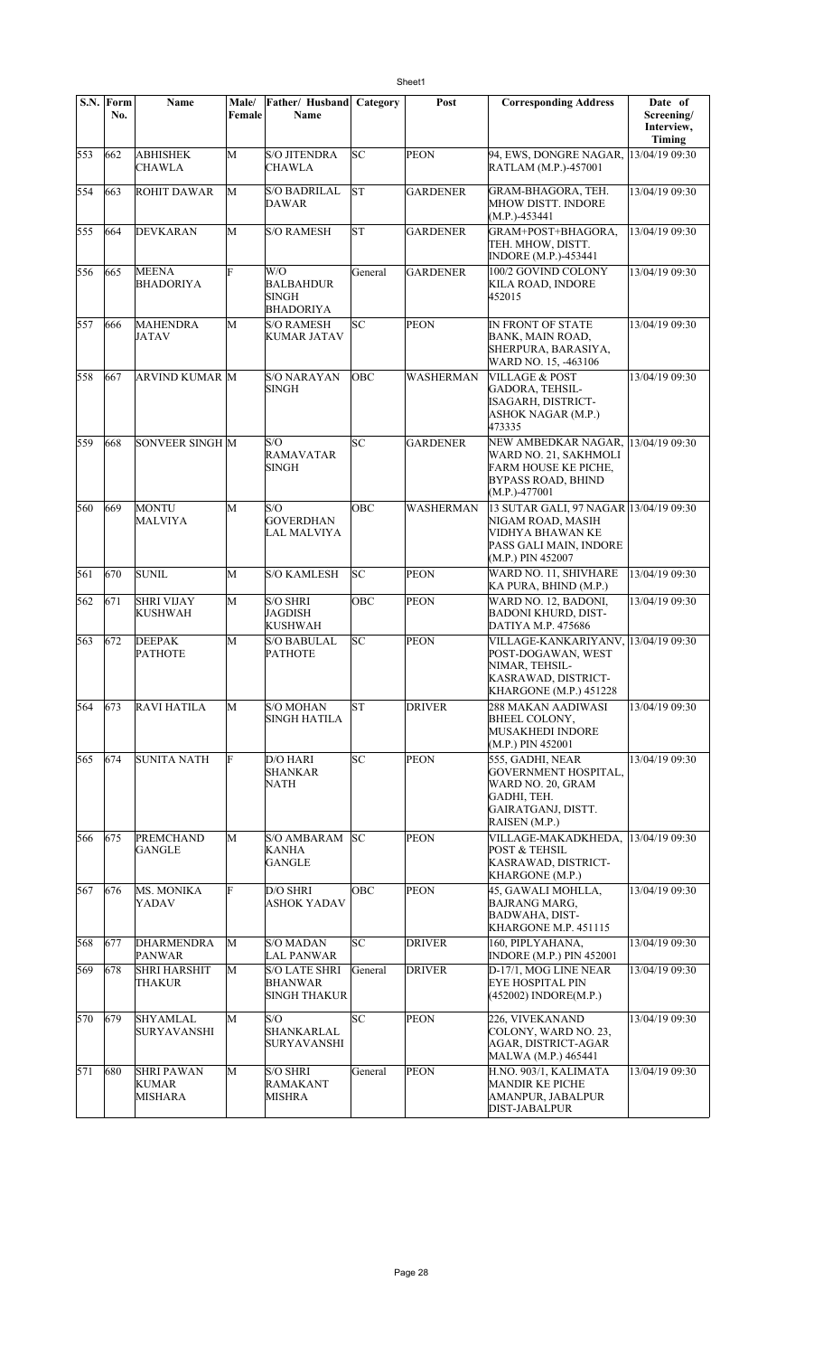| S.N. | Form No. | Name | Male/ Female | Father/ Husband Name | Category | Post | Corresponding Address | Date of Screening/ Interview, Timing |
|---|---|---|---|---|---|---|---|---|
| 553 | 662 | ABHISHEK CHAWLA | M | S/O JITENDRA CHAWLA | SC | PEON | 94, EWS, DONGRE NAGAR, RATLAM (M.P.)-457001 | 13/04/19 09:30 |
| 554 | 663 | ROHIT DAWAR | M | S/O BADRILAL DAWAR | ST | GARDENER | GRAM-BHAGORA, TEH. MHOW DISTT. INDORE (M.P.)-453441 | 13/04/19 09:30 |
| 555 | 664 | DEVKARAN | M | S/O RAMESH | ST | GARDENER | GRAM+POST+BHAGORA, TEH. MHOW, DISTT. INDORE (M.P.)-453441 | 13/04/19 09:30 |
| 556 | 665 | MEENA BHADORIYA | F | W/O BALBAHDUR SINGH BHADORIYA | General | GARDENER | 100/2 GOVIND COLONY KILA ROAD, INDORE 452015 | 13/04/19 09:30 |
| 557 | 666 | MAHENDRA JATAV | M | S/O RAMESH KUMAR JATAV | SC | PEON | IN FRONT OF STATE BANK, MAIN ROAD, SHERPURA, BARASIYA, WARD NO. 15, -463106 | 13/04/19 09:30 |
| 558 | 667 | ARVIND KUMAR | M | S/O NARAYAN SINGH | OBC | WASHERMAN | VILLAGE & POST GADORA, TEHSIL-ISAGARH, DISTRICT-ASHOK NAGAR (M.P.) 473335 | 13/04/19 09:30 |
| 559 | 668 | SONVEER SINGH | M | S/O RAMAVATAR SINGH | SC | GARDENER | NEW AMBEDKAR NAGAR, WARD NO. 21, SAKHMOLI FARM HOUSE KE PICHE, BYPASS ROAD, BHIND (M.P.)-477001 | 13/04/19 09:30 |
| 560 | 669 | MONTU MALVIYA | M | S/O GOVERDHAN LAL MALVIYA | OBC | WASHERMAN | 13 SUTAR GALI, 97 NAGAR NIGAM ROAD, MASIH VIDHYA BHAWAN KE PASS GALI MAIN, INDORE (M.P.) PIN 452007 | 13/04/19 09:30 |
| 561 | 670 | SUNIL | M | S/O KAMLESH | SC | PEON | WARD NO. 11, SHIVHARE KA PURA, BHIND (M.P.) | 13/04/19 09:30 |
| 562 | 671 | SHRI VIJAY KUSHWAH | M | S/O SHRI JAGDISH KUSHWAH | OBC | PEON | WARD NO. 12, BADONI, BADONI KHURD, DIST-DATIYA M.P. 475686 | 13/04/19 09:30 |
| 563 | 672 | DEEPAK PATHOTE | M | S/O BABULAL PATHOTE | SC | PEON | VILLAGE-KANKARIYANV, POST-DOGAWAN, WEST NIMAR, TEHSIL-KASRAWAD, DISTRICT-KHARGONE (M.P.) 451228 | 13/04/19 09:30 |
| 564 | 673 | RAVI HATILA | M | S/O MOHAN SINGH HATILA | ST | DRIVER | 288 MAKAN AADIWASI BHEEL COLONY, MUSAKHEDI INDORE (M.P.) PIN 452001 | 13/04/19 09:30 |
| 565 | 674 | SUNITA NATH | F | D/O HARI SHANKAR NATH | SC | PEON | 555, GADHI, NEAR GOVERNMENT HOSPITAL, WARD NO. 20, GRAM GADHI, TEH. GAIRATGANJ, DISTT. RAISEN (M.P.) | 13/04/19 09:30 |
| 566 | 675 | PREMCHAND GANGLE | M | S/O AMBARAM KANHA GANGLE | SC | PEON | VILLAGE-MAKADKHEDA, POST & TEHSIL KASRAWAD, DISTRICT-KHARGONE (M.P.) | 13/04/19 09:30 |
| 567 | 676 | MS. MONIKA YADAV | F | D/O SHRI ASHOK YADAV | OBC | PEON | 45, GAWALI MOHLLA, BAJRANG MARG, BADWAHA, DIST-KHARGONE M.P. 451115 | 13/04/19 09:30 |
| 568 | 677 | DHARMENDRA PANWAR | M | S/O MADAN LAL PANWAR | SC | DRIVER | 160, PIPLYAHANA, INDORE (M.P.) PIN 452001 | 13/04/19 09:30 |
| 569 | 678 | SHRI HARSHIT THAKUR | M | S/O LATE SHRI BHANWAR SINGH THAKUR | General | DRIVER | D-17/1, MOG LINE NEAR EYE HOSPITAL PIN (452002) INDORE(M.P.) | 13/04/19 09:30 |
| 570 | 679 | SHYAMLAL SURYAVANSHI | M | S/O SHANKARLAL SURYAVANSHI | SC | PEON | 226, VIVEKANAND COLONY, WARD NO. 23, AGAR, DISTRICT-AGAR MALWA (M.P.) 465441 | 13/04/19 09:30 |
| 571 | 680 | SHRI PAWAN KUMAR MISHARA | M | S/O SHRI RAMAKANT MISHRA | General | PEON | H.NO. 903/1, KALIMATA MANDIR KE PICHE AMANPUR, JABALPUR DIST-JABALPUR | 13/04/19 09:30 |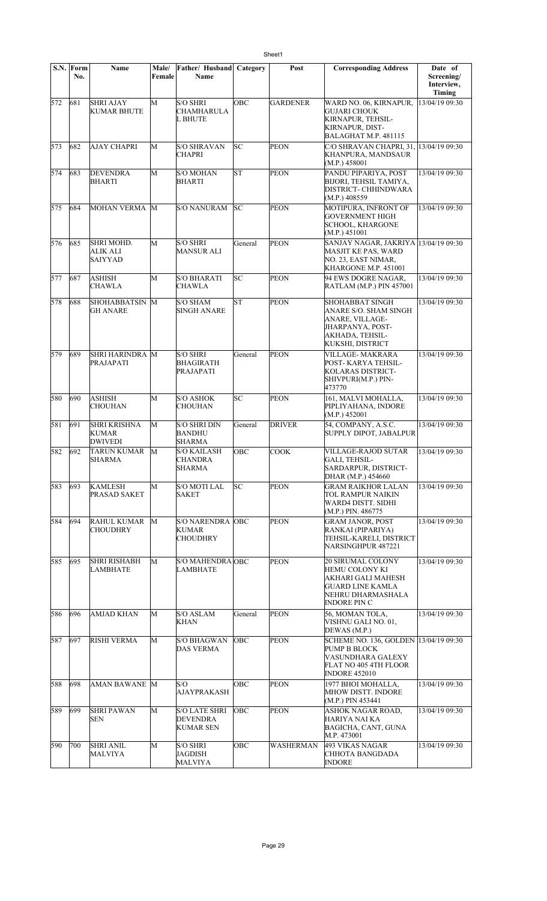| S.N. | Form No. | Name | Male/ Female | Father/ Husband Name | Category | Post | Corresponding Address | Date of Screening/ Interview, Timing |
|---|---|---|---|---|---|---|---|---|
| 572 | 681 | SHRI AJAY KUMAR BHUTE | M | S/O SHRI CHAMHARULA L BHUTE | OBC | GARDENER | WARD NO. 06, KIRNAPUR, GUJARI CHOUK KIRNAPUR, TEHSIL-KIRNAPUR, DIST-BALAGHAT M.P. 481115 | 13/04/19 09:30 |
| 573 | 682 | AJAY CHAPRI | M | S/O SHRAVAN CHAPRI | SC | PEON | C/O SHRAVAN CHAPRI, 31, KHANPURA, MANDSAUR (M.P.) 458001 | 13/04/19 09:30 |
| 574 | 683 | DEVENDRA BHARTI | M | S/O MOHAN BHARTI | ST | PEON | PANDU PIPARIYA, POST BIJORI, TEHSIL TAMIYA, DISTRICT- CHHINDWARA (M.P.) 408559 | 13/04/19 09:30 |
| 575 | 684 | MOHAN VERMA | M | S/O NANURAM | SC | PEON | MOTIPURA, INFRONT OF GOVERNMENT HIGH SCHOOL, KHARGONE (M.P.) 451001 | 13/04/19 09:30 |
| 576 | 685 | SHRI MOHD. ALIK ALI SAIYYAD | M | S/O SHRI MANSUR ALI | General | PEON | SANJAY NAGAR, JAKRIYA MASJIT KE PAS, WARD NO. 23, EAST NIMAR, KHARGONE M.P. 451001 | 13/04/19 09:30 |
| 577 | 687 | ASHISH CHAWLA | M | S/O BHARATI CHAWLA | SC | PEON | 94 EWS DOGRE NAGAR, RATLAM (M.P.) PIN 457001 | 13/04/19 09:30 |
| 578 | 688 | SHOHABBATSINGH ANARE | M | S/O SHAM SINGH ANARE | ST | PEON | SHOHABBAT SINGH ANARE S/O. SHAM SINGH ANARE, VILLAGE-JHARPANYA, POST-AKHADA, TEHSIL-KUKSHI, DISTRICT | 13/04/19 09:30 |
| 579 | 689 | SHRI HARINDRA PRAJAPATI | M | S/O SHRI BHAGIRATH PRAJAPATI | General | PEON | VILLAGE- MAKRARA POST- KARYA TEHSIL-KOLARAS DISTRICT-SHIVPURI(M.P.) PIN-473770 | 13/04/19 09:30 |
| 580 | 690 | ASHISH CHOUHAN | M | S/O ASHOK CHOUHAN | SC | PEON | 161, MALVI MOHALLA, PIPLIYAHANA, INDORE (M.P.) 452001 | 13/04/19 09:30 |
| 581 | 691 | SHRI KRISHNA KUMAR DWIVEDI | M | S/O SHRI DIN BANDHU SHARMA | General | DRIVER | 54, COMPANY, A.S.C. SUPPLY DIPOT, JABALPUR | 13/04/19 09:30 |
| 582 | 692 | TARUN KUMAR SHARMA | M | S/O KAILASH CHANDRA SHARMA | OBC | COOK | VILLAGE-RAJOD SUTAR GALI, TEHSIL-SARDARPUR, DISTRICT-DHAR (M.P.) 454660 | 13/04/19 09:30 |
| 583 | 693 | KAMLESH PRASAD SAKET | M | S/O MOTI LAL SAKET | SC | PEON | GRAM RAIKHOR LALAN TOL RAMPUR NAIKIN WARD4 DISTT. SIDHI (M.P.) PIN. 486775 | 13/04/19 09:30 |
| 584 | 694 | RAHUL KUMAR CHOUDHRY | M | S/O NARENDRA KUMAR CHOUDHRY | OBC | PEON | GRAM JANOR, POST RANKAI (PIPARIYA) TEHSIL-KARELI, DISTRICT NARSINGHPUR 487221 | 13/04/19 09:30 |
| 585 | 695 | SHRI RISHABH LAMBHATE | M | S/O MAHENDRA LAMBHATE | OBC | PEON | 20 SIRUMAL COLONY HEMU COLONY KI AKHARI GALI MAHESH GUARD LINE KAMLA NEHRU DHARMASHALA INDORE PIN C | 13/04/19 09:30 |
| 586 | 696 | AMJAD KHAN | M | S/O ASLAM KHAN | General | PEON | 56, MOMAN TOLA, VISHNU GALI NO. 01, DEWAS (M.P.) | 13/04/19 09:30 |
| 587 | 697 | RISHI VERMA | M | S/O BHAGWAN DAS VERMA | OBC | PEON | SCHEME NO. 136, GOLDEN PUMP B BLOCK VASUNDHARA GALEXY FLAT NO 405 4TH FLOOR INDORE 452010 | 13/04/19 09:30 |
| 588 | 698 | AMAN BAWANE | M | S/O AJAYPRAKASH | OBC | PEON | 1977 BHOI MOHALLA, MHOW DISTT. INDORE (M.P.) PIN 453441 | 13/04/19 09:30 |
| 589 | 699 | SHRI PAWAN SEN | M | S/O LATE SHRI DEVENDRA KUMAR SEN | OBC | PEON | ASHOK NAGAR ROAD, HARIYA NAI KA BAGICHA, CANT, GUNA M.P. 473001 | 13/04/19 09:30 |
| 590 | 700 | SHRI ANIL MALVIYA | M | S/O SHRI JAGDISH MALVIYA | OBC | WASHERMAN | 493 VIKAS NAGAR CHHOTA BANGDADA INDORE | 13/04/19 09:30 |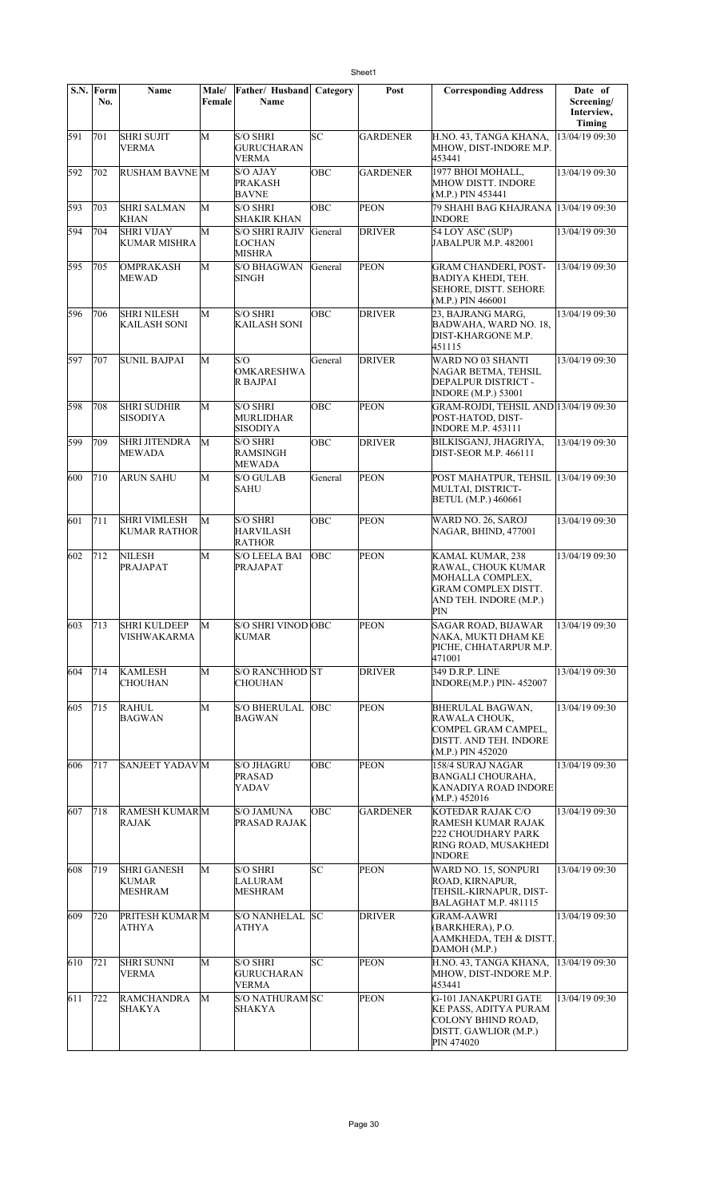| S.N. | Form No. | Name | Male/ Female | Father/ Husband Name | Category | Post | Corresponding Address | Date of Screening/ Interview, Timing |
|---|---|---|---|---|---|---|---|---|
| 591 | 701 | SHRI SUJIT VERMA | M | S/O SHRI GURUCHARAN VERMA | SC | GARDENER | H.NO. 43, TANGA KHANA, MHOW, DIST-INDORE M.P. 453441 | 13/04/19 09:30 |
| 592 | 702 | RUSHAM BAVNE | M | S/O AJAY PRAKASH BAVNE | OBC | GARDENER | 1977 BHOI MOHALL, MHOW DISTT. INDORE (M.P.) PIN 453441 | 13/04/19 09:30 |
| 593 | 703 | SHRI SALMAN KHAN | M | S/O SHRI SHAKIR KHAN | OBC | PEON | 79 SHAHI BAG KHAJRANA INDORE | 13/04/19 09:30 |
| 594 | 704 | SHRI VIJAY KUMAR MISHRA | M | S/O SHRI RAJIV LOCHAN MISHRA | General | DRIVER | 54 LOY ASC (SUP) JABALPUR M.P. 482001 | 13/04/19 09:30 |
| 595 | 705 | OMPRAKASH MEWAD | M | S/O BHAGWAN SINGH | General | PEON | GRAM CHANDERI, POST-BADIYA KHEDI, TEH. SEHORE, DISTT. SEHORE (M.P.) PIN 466001 | 13/04/19 09:30 |
| 596 | 706 | SHRI NILESH KAILASH SONI | M | S/O SHRI KAILASH SONI | OBC | DRIVER | 23, BAJRANG MARG, BADWAHA, WARD NO. 18, DIST-KHARGONE M.P. 451115 | 13/04/19 09:30 |
| 597 | 707 | SUNIL BAJPAI | M | S/O OMKARESHWA R BAJPAI | General | DRIVER | WARD NO 03 SHANTI NAGAR BETMA, TEHSIL DEPALPUR DISTRICT - INDORE (M.P.) 53001 | 13/04/19 09:30 |
| 598 | 708 | SHRI SUDHIR SISODIYA | M | S/O SHRI MURLIDHAR SISODIYA | OBC | PEON | GRAM-ROJDI, TEHSIL AND POST-HATOD, DIST-INDORE M.P. 453111 | 13/04/19 09:30 |
| 599 | 709 | SHRI JITENDRA MEWADA | M | S/O SHRI RAMSINGH MEWADA | OBC | DRIVER | BILKISGANJ, JHAGRIYA, DIST-SEOR M.P. 466111 | 13/04/19 09:30 |
| 600 | 710 | ARUN SAHU | M | S/O GULAB SAHU | General | PEON | POST MAHATPUR, TEHSIL MULTAI, DISTRICT-BETUL (M.P.) 460661 | 13/04/19 09:30 |
| 601 | 711 | SHRI VIMLESH KUMAR RATHOR | M | S/O SHRI HARVILASH RATHOR | OBC | PEON | WARD NO. 26, SAROJ NAGAR, BHIND, 477001 | 13/04/19 09:30 |
| 602 | 712 | NILESH PRAJAPAT | M | S/O LEELA BAI PRAJAPAT | OBC | PEON | KAMAL KUMAR, 238 RAWAL, CHOUK KUMAR MOHALLA COMPLEX, GRAM COMPLEX DISTT. AND TEH. INDORE (M.P.) PIN | 13/04/19 09:30 |
| 603 | 713 | SHRI KULDEEP VISHWAKARMA | M | S/O SHRI VINOD KUMAR | OBC | PEON | SAGAR ROAD, BIJAWAR NAKA, MUKTI DHAM KE PICHE, CHHATARPUR M.P. 471001 | 13/04/19 09:30 |
| 604 | 714 | KAMLESH CHOUHAN | M | S/O RANCHHOD CHOUHAN | ST | DRIVER | 349 D.R.P. LINE INDORE(M.P.) PIN- 452007 | 13/04/19 09:30 |
| 605 | 715 | RAHUL BAGWAN | M | S/O BHERULAL BAGWAN | OBC | PEON | BHERULAL BAGWAN, RAWALA CHOUK, COMPEL GRAM CAMPEL, DISTT. AND TEH. INDORE (M.P.) PIN 452020 | 13/04/19 09:30 |
| 606 | 717 | SANJEET YADAV | M | S/O JHAGRU PRASAD YADAV | OBC | PEON | 158/4 SURAJ NAGAR BANGALI CHOURAHA, KANADIYA ROAD INDORE (M.P.) 452016 | 13/04/19 09:30 |
| 607 | 718 | RAMESH KUMAR RAJAK | M | S/O JAMUNA PRASAD RAJAK | OBC | GARDENER | KOTEDAR RAJAK C/O RAMESH KUMAR RAJAK 222 CHOUDHARY PARK RING ROAD, MUSAKHEDI INDORE | 13/04/19 09:30 |
| 608 | 719 | SHRI GANESH KUMAR MESHRAM | M | S/O SHRI LALURAM MESHRAM | SC | PEON | WARD NO. 15, SONPURI ROAD, KIRNAPUR, TEHSIL-KIRNAPUR, DIST-BALAGHAT M.P. 481115 | 13/04/19 09:30 |
| 609 | 720 | PRITESH KUMAR ATHYA | M | S/O NANHELAL ATHYA | SC | DRIVER | GRAM-AAWRI (BARKHERA), P.O. AAMKHEDA, TEH & DISTT. DAMOH (M.P.) | 13/04/19 09:30 |
| 610 | 721 | SHRI SUNNI VERMA | M | S/O SHRI GURUCHARAN VERMA | SC | PEON | H.NO. 43, TANGA KHANA, MHOW, DIST-INDORE M.P. 453441 | 13/04/19 09:30 |
| 611 | 722 | RAMCHANDRA SHAKYA | M | S/O NATHURAM SHAKYA | SC | PEON | G-101 JANAKPURI GATE KE PASS, ADITYA PURAM COLONY BHIND ROAD, DISTT. GAWLIOR (M.P.) PIN 474020 | 13/04/19 09:30 |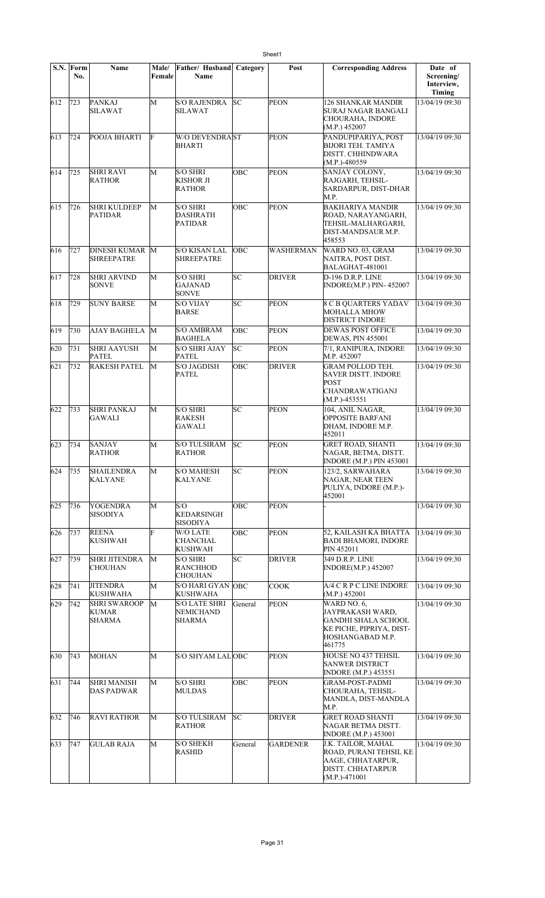| S.N. | Form No. | Name | Male/ Female | Father/ Husband Name | Category | Post | Corresponding Address | Date of Screening/ Interview, Timing |
|---|---|---|---|---|---|---|---|---|
| 612 | 723 | PANKAJ SILAWAT | M | S/O RAJENDRA SILAWAT | SC | PEON | 126 SHANKAR MANDIR SURAJ NAGAR BANGALI CHOURAHA, INDORE (M.P.) 452007 | 13/04/19 09:30 |
| 613 | 724 | POOJA BHARTI | F | W/O DEVENDRA BHARTI | ST | PEON | PANDUPIPARIYA, POST BIJORI TEH. TAMIYA DISTT. CHHINDWARA (M.P.)-480559 | 13/04/19 09:30 |
| 614 | 725 | SHRI RAVI RATHOR | M | S/O SHRI KISHOR JI RATHOR | OBC | PEON | SANJAY COLONY, RAJGARH, TEHSIL-SARDARPUR, DIST-DHAR M.P. | 13/04/19 09:30 |
| 615 | 726 | SHRI KULDEEP PATIDAR | M | S/O SHRI DASHRATH PATIDAR | OBC | PEON | BAKHARIYA MANDIR ROAD, NARAYANGARH, TEHSIL-MALHARGARH, DIST-MANDSAUR M.P. 458553 | 13/04/19 09:30 |
| 616 | 727 | DINESH KUMAR SHREEPATRE | M | S/O KISAN LAL SHREEPATRE | OBC | WASHERMAN | WARD NO. 03, GRAM NAITRA, POST DIST. BALAGHAT-481001 | 13/04/19 09:30 |
| 617 | 728 | SHRI ARVIND SONVE | M | S/O SHRI GAJANAD SONVE | SC | DRIVER | D-196 D.R.P. LINE INDORE(M.P.) PIN- 452007 | 13/04/19 09:30 |
| 618 | 729 | SUNY BARSE | M | S/O VIJAY BARSE | SC | PEON | 8 C B QUARTERS YADAV MOHALLA MHOW DISTRICT INDORE | 13/04/19 09:30 |
| 619 | 730 | AJAY BAGHELA | M | S/O AMBRAM BAGHELA | OBC | PEON | DEWAS POST OFFICE DEWAS, PIN 455001 | 13/04/19 09:30 |
| 620 | 731 | SHRI AAYUSH PATEL | M | S/O SHRI AJAY PATEL | SC | PEON | 7/1, RANIPURA, INDORE M.P. 452007 | 13/04/19 09:30 |
| 621 | 732 | RAKESH PATEL | M | S/O JAGDISH PATEL | OBC | DRIVER | GRAM POLLOD TEH. SAVER DISTT. INDORE POST CHANDRAWATIGANJ (M.P.)-453551 | 13/04/19 09:30 |
| 622 | 733 | SHRI PANKAJ GAWALI | M | S/O SHRI RAKESH GAWALI | SC | PEON | 104, ANIL NAGAR, OPPOSITE BARFANI DHAM, INDORE M.P. 452011 | 13/04/19 09:30 |
| 623 | 734 | SANJAY RATHOR | M | S/O TULSIRAM RATHOR | SC | PEON | GRET ROAD, SHANTI NAGAR, BETMA, DISTT. INDORE (M.P.) PIN 453001 | 13/04/19 09:30 |
| 624 | 735 | SHAILENDRA KALYANE | M | S/O MAHESH KALYANE | SC | PEON | 123/2, SARWAHARA NAGAR, NEAR TEEN PULIYA, INDORE (M.P.)-452001 | 13/04/19 09:30 |
| 625 | 736 | YOGENDRA SISODIYA | M | S/O KEDARSINGH SISODIYA | OBC | PEON | - | 13/04/19 09:30 |
| 626 | 737 | REENA KUSHWAH | F | W/O LATE CHANCHAL KUSHWAH | OBC | PEON | 52, KAILASH KA BHATTA BADI BHAMORI, INDORE PIN 452011 | 13/04/19 09:30 |
| 627 | 739 | SHRI JITENDRA CHOUHAN | M | S/O SHRI RANCHHOD CHOUHAN | SC | DRIVER | 349 D.R.P. LINE INDORE(M.P.) 452007 | 13/04/19 09:30 |
| 628 | 741 | JITENDRA KUSHWAHA | M | S/O HARI GYAN KUSHWAHA | OBC | COOK | A/4 C R P C LINE INDORE (M.P.) 452001 | 13/04/19 09:30 |
| 629 | 742 | SHRI SWAROOP KUMAR SHARMA | M | S/O LATE SHRI NEMICHAND SHARMA | General | PEON | WARD NO. 6, JAYPRAKASH WARD, GANDHI SHALA SCHOOL KE PICHE, PIPRIYA, DIST-HOSHANGABAD M.P. 461775 | 13/04/19 09:30 |
| 630 | 743 | MOHAN | M | S/O SHYAM LAL | OBC | PEON | HOUSE NO 437 TEHSIL SANWER DISTRICT INDORE (M.P.) 453551 | 13/04/19 09:30 |
| 631 | 744 | SHRI MANISH DAS PADWAR | M | S/O SHRI MULDAS | OBC | PEON | GRAM-POST-PADMI CHOURAHA, TEHSIL-MANDLA, DIST-MANDLA M.P. | 13/04/19 09:30 |
| 632 | 746 | RAVI RATHOR | M | S/O TULSIRAM RATHOR | SC | DRIVER | GRET ROAD SHANTI NAGAR BETMA DISTT. INDORE (M.P.) 453001 | 13/04/19 09:30 |
| 633 | 747 | GULAB RAJA | M | S/O SHEKH RASHID | General | GARDENER | J.K. TAILOR, MAHAL ROAD, PURANI TEHSIL KE AAGE, CHHATARPUR, DISTT. CHHATARPUR (M.P.)-471001 | 13/04/19 09:30 |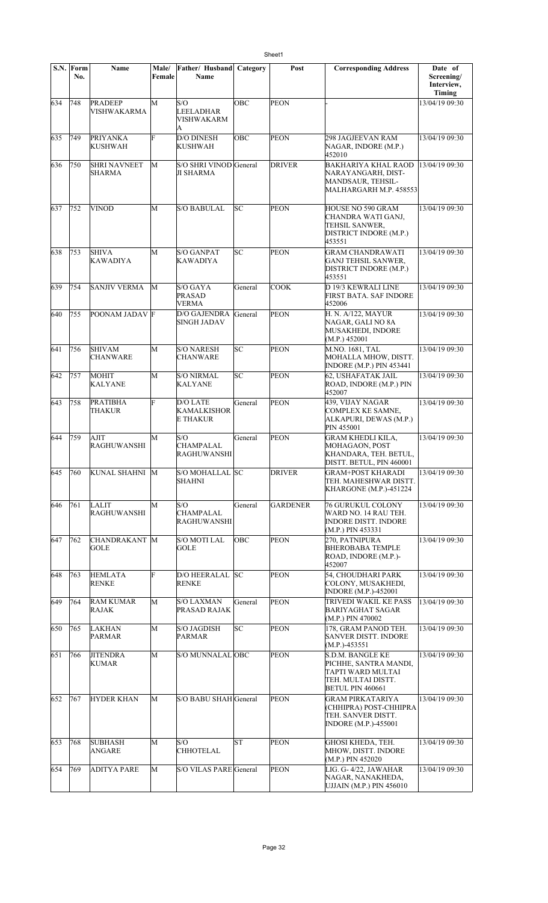| S.N. | Form No. | Name | Male/ Female | Father/ Husband Name | Category | Post | Corresponding Address | Date of Screening/ Interview, Timing |
|---|---|---|---|---|---|---|---|---|
| 634 | 748 | PRADEEP VISHWAKARMA | M | S/O LEELADHAR VISHWAKARMA | OBC | PEON | - | 13/04/19 09:30 |
| 635 | 749 | PRIYANKA KUSHWAH | F | D/O DINESH KUSHWAH | OBC | PEON | 298 JAGJEEVAN RAM NAGAR, INDORE (M.P.) 452010 | 13/04/19 09:30 |
| 636 | 750 | SHRI NAVNEET SHARMA | M | S/O SHRI VINOD JI SHARMA | General | DRIVER | BAKHARIYA KHAL RAOD NARAYANGARH, DIST-MANDSAUR, TEHSIL-MALHARGARH M.P. 458553 | 13/04/19 09:30 |
| 637 | 752 | VINOD | M | S/O BABULAL | SC | PEON | HOUSE NO 590 GRAM CHANDRA WATI GANJ, TEHSIL SANWER, DISTRICT INDORE (M.P.) 453551 | 13/04/19 09:30 |
| 638 | 753 | SHIVA KAWADIYA | M | S/O GANPAT KAWADIYA | SC | PEON | GRAM CHANDRAWATI GANJ TEHSIL SANWER, DISTRICT INDORE (M.P.) 453551 | 13/04/19 09:30 |
| 639 | 754 | SANJIV VERMA | M | S/O GAYA PRASAD VERMA | General | COOK | D 19/3 KEWRALI LINE FIRST BATA. SAF INDORE 452006 | 13/04/19 09:30 |
| 640 | 755 | POONAM JADAV | F | D/O GAJENDRA SINGH JADAV | General | PEON | H. N. A/122, MAYUR NAGAR, GALI NO 8A MUSAKHEDI, INDORE (M.P.) 452001 | 13/04/19 09:30 |
| 641 | 756 | SHIVAM CHANWARE | M | S/O NARESH CHANWARE | SC | PEON | M.NO. 1681, TAL MOHALLA MHOW, DISTT. INDORE (M.P.) PIN 453441 | 13/04/19 09:30 |
| 642 | 757 | MOHIT KALYANE | M | S/O NIRMAL KALYANE | SC | PEON | 62, USHAFATAK JAIL ROAD, INDORE (M.P.) PIN 452007 | 13/04/19 09:30 |
| 643 | 758 | PRATIBHA THAKUR | F | D/O LATE KAMALKISHORE THAKUR | General | PEON | 439, VIJAY NAGAR COMPLEX KE SAMNE, ALKAPURI, DEWAS (M.P.) PIN 455001 | 13/04/19 09:30 |
| 644 | 759 | AJIT RAGHUWANSHI | M | S/O CHAMPALAL RAGHUWANSHI | General | PEON | GRAM KHEDLI KILA, MOHAGAON, POST KHANDARA, TEH. BETUL, DISTT. BETUL, PIN 460001 | 13/04/19 09:30 |
| 645 | 760 | KUNAL SHAHNI | M | S/O MOHALLAL SHAHNI | SC | DRIVER | GRAM+POST KHARADI TEH. MAHESHWAR DISTT. KHARGONE (M.P.)-451224 | 13/04/19 09:30 |
| 646 | 761 | LALIT RAGHUWANSHI | M | S/O CHAMPALAL RAGHUWANSHI | General | GARDENER | 76 GURUKUL COLONY WARD NO. 14 RAU TEH. INDORE DISTT. INDORE (M.P.) PIN 453331 | 13/04/19 09:30 |
| 647 | 762 | CHANDRAKANT GOLE | M | S/O MOTI LAL GOLE | OBC | PEON | 270, PATNIPURA BHEROBABA TEMPLE ROAD, INDORE (M.P.)-452007 | 13/04/19 09:30 |
| 648 | 763 | HEMLATA RENKE | F | D/O HEERALAL RENKE | SC | PEON | 54, CHOUDHARI PARK COLONY, MUSAKHEDI, INDORE (M.P.)-452001 | 13/04/19 09:30 |
| 649 | 764 | RAM KUMAR RAJAK | M | S/O LAXMAN PRASAD RAJAK | General | PEON | TRIVEDI WAKIL KE PASS BARIYAGHAT SAGAR (M.P.) PIN 470002 | 13/04/19 09:30 |
| 650 | 765 | LAKHAN PARMAR | M | S/O JAGDISH PARMAR | SC | PEON | 178, GRAM PANOD TEH. SANVER DISTT. INDORE (M.P.)-453551 | 13/04/19 09:30 |
| 651 | 766 | JITENDRA KUMAR | M | S/O MUNNALAL | OBC | PEON | S.D.M. BANGLE KE PICHHE, SANTRA MANDI, TAPTI WARD MULTAI TEH. MULTAI DISTT. BETUL PIN 460661 | 13/04/19 09:30 |
| 652 | 767 | HYDER KHAN | M | S/O BABU SHAH | General | PEON | GRAM PIRKATARIYA (CHHIPRA) POST-CHHIPRA TEH. SANVER DISTT. INDORE (M.P.)-455001 | 13/04/19 09:30 |
| 653 | 768 | SUBHASH ANGARE | M | S/O CHHOTELAL | ST | PEON | GHOSI KHEDA, TEH. MHOW, DISTT. INDORE (M.P.) PIN 452020 | 13/04/19 09:30 |
| 654 | 769 | ADITYA PARE | M | S/O VILAS PARE | General | PEON | LIG. G- 4/22, JAWAHAR NAGAR, NANAKHEDA, UJJAIN (M.P.) PIN 456010 | 13/04/19 09:30 |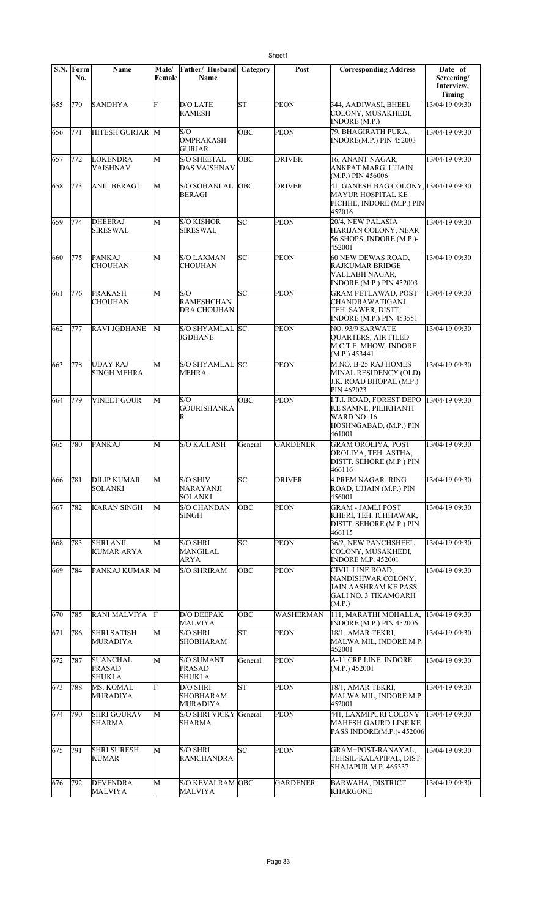| S.N. | Form No. | Name | Male/ Female | Father/ Husband Name | Category | Post | Corresponding Address | Date of Screening/ Interview, Timing |
|---|---|---|---|---|---|---|---|---|
| 655 | 770 | SANDHYA | F | D/O LATE RAMESH | ST | PEON | 344, AADIWASI, BHEEL COLONY, MUSAKHEDI, INDORE (M.P.) | 13/04/19 09:30 |
| 656 | 771 | HITESH GURJAR | M | S/O OMPRAKASH GURJAR | OBC | PEON | 79, BHAGIRATH PURA, INDORE(M.P.) PIN 452003 | 13/04/19 09:30 |
| 657 | 772 | LOKENDRA VAISHNAV | M | S/O SHEETAL DAS VAISHNAV | OBC | DRIVER | 16, ANANT NAGAR, ANKPAT MARG, UJJAIN (M.P.) PIN 456006 | 13/04/19 09:30 |
| 658 | 773 | ANIL BERAGI | M | S/O SOHANLAL BERAGI | OBC | DRIVER | 41, GANESH BAG COLONY, MAYUR HOSPITAL KE PICHHE, INDORE (M.P.) PIN 452016 | 13/04/19 09:30 |
| 659 | 774 | DHEERAJ SIRESWAL | M | S/O KISHOR SIRESWAL | SC | PEON | 20/4, NEW PALASIA HARIJAN COLONY, NEAR 56 SHOPS, INDORE (M.P.)-452001 | 13/04/19 09:30 |
| 660 | 775 | PANKAJ CHOUHAN | M | S/O LAXMAN CHOUHAN | SC | PEON | 60 NEW DEWAS ROAD, RAJKUMAR BRIDGE VALLABH NAGAR, INDORE (M.P.) PIN 452003 | 13/04/19 09:30 |
| 661 | 776 | PRAKASH CHOUHAN | M | S/O RAMESHCHAN DRA CHOUHAN | SC | PEON | GRAM PETLAWAD, POST CHANDRAWATIGANJ, TEH. SAWER, DISTT. INDORE (M.P.) PIN 453551 | 13/04/19 09:30 |
| 662 | 777 | RAVI JGDHANE | M | S/O SHYAMLAL JGDHANE | SC | PEON | NO. 93/9 SARWATE QUARTERS, AIR FILED M.C.T.E. MHOW, INDORE (M.P.) 453441 | 13/04/19 09:30 |
| 663 | 778 | UDAY RAJ SINGH MEHRA | M | S/O SHYAMLAL MEHRA | SC | PEON | M.NO. B-25 RAJ HOMES MINAL RESIDENCY (OLD) J.K. ROAD BHOPAL (M.P.) PIN 462023 | 13/04/19 09:30 |
| 664 | 779 | VINEET GOUR | M | S/O GOURISHANKA R | OBC | PEON | I.T.I. ROAD, FOREST DEPO KE SAMNE, PILIKHANTI WARD NO. 16 HOSHNGABAD, (M.P.) PIN 461001 | 13/04/19 09:30 |
| 665 | 780 | PANKAJ | M | S/O KAILASH | General | GARDENER | GRAM OROLIYA, POST OROLIYA, TEH. ASTHA, DISTT. SEHORE (M.P.) PIN 466116 | 13/04/19 09:30 |
| 666 | 781 | DILIP KUMAR SOLANKI | M | S/O SHIV NARAYANJI SOLANKI | SC | DRIVER | 4 PREM NAGAR, RING ROAD, UJJAIN (M.P.) PIN 456001 | 13/04/19 09:30 |
| 667 | 782 | KARAN SINGH | M | S/O CHANDAN SINGH | OBC | PEON | GRAM - JAMLI POST KHERI, TEH. ICHHAWAR, DISTT. SEHORE (M.P.) PIN 466115 | 13/04/19 09:30 |
| 668 | 783 | SHRI ANIL KUMAR ARYA | M | S/O SHRI MANGILAL ARYA | SC | PEON | 36/2, NEW PANCHSHEEL COLONY, MUSAKHEDI, INDORE M.P. 452001 | 13/04/19 09:30 |
| 669 | 784 | PANKAJ KUMAR | M | S/O SHRIRAM | OBC | PEON | CIVIL LINE ROAD, NANDISHWAR COLONY, JAIN AASHRAM KE PASS GALI NO. 3 TIKAMGARH (M.P.) | 13/04/19 09:30 |
| 670 | 785 | RANI MALVIYA | F | D/O DEEPAK MALVIYA | OBC | WASHERMAN | 111, MARATHI MOHALLA, INDORE (M.P.) PIN 452006 | 13/04/19 09:30 |
| 671 | 786 | SHRI SATISH MURADIYA | M | S/O SHRI SHOBHARAM | ST | PEON | 18/1, AMAR TEKRI, MALWA MIL, INDORE M.P. 452001 | 13/04/19 09:30 |
| 672 | 787 | SUANCHAL PRASAD SHUKLA | M | S/O SUMANT PRASAD SHUKLA | General | PEON | A-11 CRP LINE, INDORE (M.P.) 452001 | 13/04/19 09:30 |
| 673 | 788 | MS. KOMAL MURADIYA | F | D/O SHRI SHOBHARAM MURADIYA | ST | PEON | 18/1, AMAR TEKRI, MALWA MIL, INDORE M.P. 452001 | 13/04/19 09:30 |
| 674 | 790 | SHRI GOURAV SHARMA | M | S/O SHRI VICKY SHARMA | General | PEON | 441, LAXMIPURI COLONY MAHESH GAURD LINE KE PASS INDORE(M.P.)- 452006 | 13/04/19 09:30 |
| 675 | 791 | SHRI SURESH KUMAR | M | S/O SHRI RAMCHANDRA | SC | PEON | GRAM+POST-RANAYAL, TEHSIL-KALAPIPAL, DIST-SHAJAPUR M.P. 465337 | 13/04/19 09:30 |
| 676 | 792 | DEVENDRA MALVIYA | M | S/O KEVALRAM MALVIYA | OBC | GARDENER | BARWAHA, DISTRICT KHARGONE | 13/04/19 09:30 |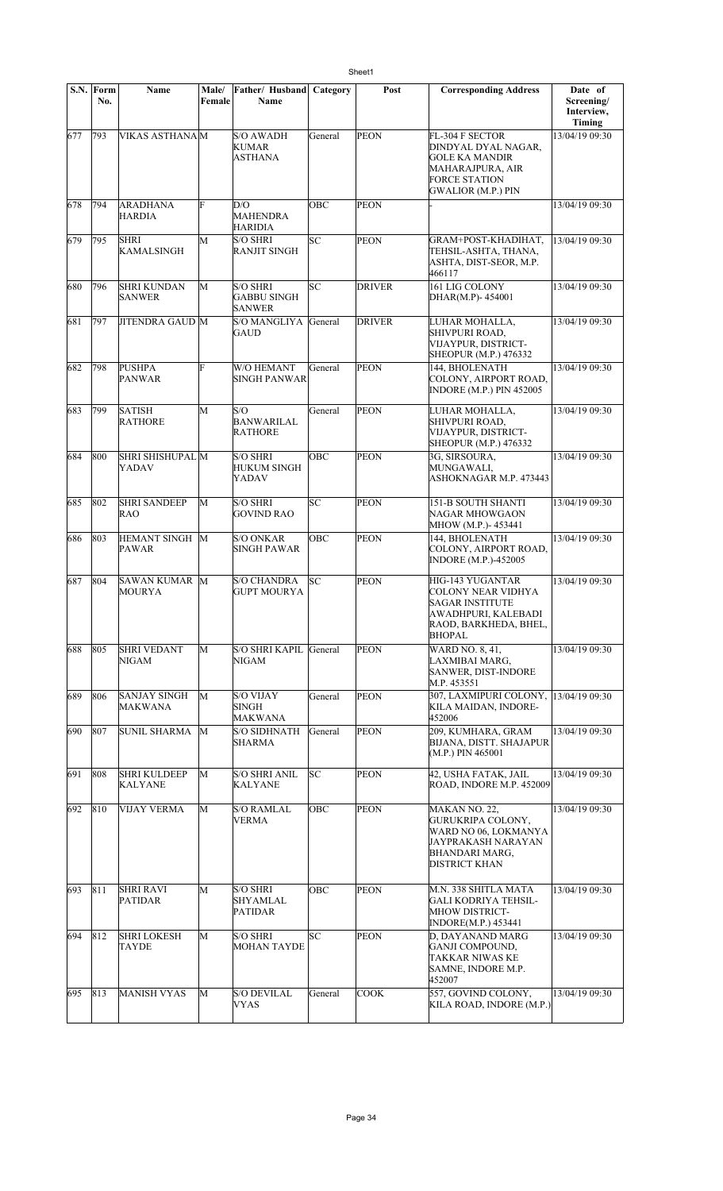| S.N. | Form No. | Name | Male/ Female | Father/ Husband Name | Category | Post | Corresponding Address | Date of Screening/ Interview, Timing |
|---|---|---|---|---|---|---|---|---|
| 677 | 793 | VIKAS ASTHANA | M | S/O AWADH KUMAR ASTHANA | General | PEON | FL-304 F SECTOR DINDYAL DYAL NAGAR, GOLE KA MANDIR MAHARAJPURA, AIR FORCE STATION GWALIOR (M.P.) PIN | 13/04/19 09:30 |
| 678 | 794 | ARADHANA HARDIA | F | D/O MAHENDRA HARIDIA | OBC | PEON | - | 13/04/19 09:30 |
| 679 | 795 | SHRI KAMALSINGH | M | S/O SHRI RANJIT SINGH | SC | PEON | GRAM+POST-KHADIHAT, TEHSIL-ASHTA, THANA, ASHTA, DIST-SEOR, M.P. 466117 | 13/04/19 09:30 |
| 680 | 796 | SHRI KUNDAN SANWER | M | S/O SHRI GABBU SINGH SANWER | SC | DRIVER | 161 LIG COLONY DHAR(M.P)- 454001 | 13/04/19 09:30 |
| 681 | 797 | JITENDRA GAUD | M | S/O MANGLIYA GAUD | General | DRIVER | LUHAR MOHALLA, SHIVPURI ROAD, VIJAYPUR, DISTRICT-SHEOPUR (M.P.) 476332 | 13/04/19 09:30 |
| 682 | 798 | PUSHPA PANWAR | F | W/O HEMANT SINGH PANWAR | General | PEON | 144, BHOLENATH COLONY, AIRPORT ROAD, INDORE (M.P.) PIN 452005 | 13/04/19 09:30 |
| 683 | 799 | SATISH RATHORE | M | S/O BANWARILAL RATHORE | General | PEON | LUHAR MOHALLA, SHIVPURI ROAD, VIJAYPUR, DISTRICT-SHEOPUR (M.P.) 476332 | 13/04/19 09:30 |
| 684 | 800 | SHRI SHISHUPAL YADAV | M | S/O SHRI HUKUM SINGH YADAV | OBC | PEON | 3G, SIRSOURA, MUNGAWALI, ASHOKNAGAR M.P. 473443 | 13/04/19 09:30 |
| 685 | 802 | SHRI SANDEEP RAO | M | S/O SHRI GOVIND RAO | SC | PEON | 151-B SOUTH SHANTI NAGAR MHOWGAON MHOW (M.P.)- 453441 | 13/04/19 09:30 |
| 686 | 803 | HEMANT SINGH PAWAR | M | S/O ONKAR SINGH PAWAR | OBC | PEON | 144, BHOLENATH COLONY, AIRPORT ROAD, INDORE (M.P.)-452005 | 13/04/19 09:30 |
| 687 | 804 | SAWAN KUMAR MOURYA | M | S/O CHANDRA GUPT MOURYA | SC | PEON | HIG-143 YUGANTAR COLONY NEAR VIDHYA SAGAR INSTITUTE AWADHPURI, KALEBADI RAOD, BARKHEDA, BHEL, BHOPAL | 13/04/19 09:30 |
| 688 | 805 | SHRI VEDANT NIGAM | M | S/O SHRI KAPIL NIGAM | General | PEON | WARD NO. 8, 41, LAXMIBAI MARG, SANWER, DIST-INDORE M.P. 453551 | 13/04/19 09:30 |
| 689 | 806 | SANJAY SINGH MAKWANA | M | S/O VIJAY SINGH MAKWANA | General | PEON | 307, LAXMIPURI COLONY, KILA MAIDAN, INDORE-452006 | 13/04/19 09:30 |
| 690 | 807 | SUNIL SHARMA | M | S/O SIDHNATH SHARMA | General | PEON | 209, KUMHARA, GRAM BIJANA, DISTT. SHAJAPUR (M.P.) PIN 465001 | 13/04/19 09:30 |
| 691 | 808 | SHRI KULDEEP KALYANE | M | S/O SHRI ANIL KALYANE | SC | PEON | 42, USHA FATAK, JAIL ROAD, INDORE M.P. 452009 | 13/04/19 09:30 |
| 692 | 810 | VIJAY VERMA | M | S/O RAMLAL VERMA | OBC | PEON | MAKAN NO. 22, GURUKRIPA COLONY, WARD NO 06, LOKMANYA JAYPRAKASH NARAYAN BHANDARI MARG, DISTRICT KHAN | 13/04/19 09:30 |
| 693 | 811 | SHRI RAVI PATIDAR | M | S/O SHRI SHYAMLAL PATIDAR | OBC | PEON | M.N. 338 SHITLA MATA GALI KODRIYA TEHSIL-MHOW DISTRICT-INDORE(M.P.) 453441 | 13/04/19 09:30 |
| 694 | 812 | SHRI LOKESH TAYDE | M | S/O SHRI MOHAN TAYDE | SC | PEON | D, DAYANAND MARG GANJI COMPOUND, TAKKAR NIWAS KE SAMNE, INDORE M.P. 452007 | 13/04/19 09:30 |
| 695 | 813 | MANISH VYAS | M | S/O DEVILAL VYAS | General | COOK | 557, GOVIND COLONY, KILA ROAD, INDORE (M.P.) | 13/04/19 09:30 |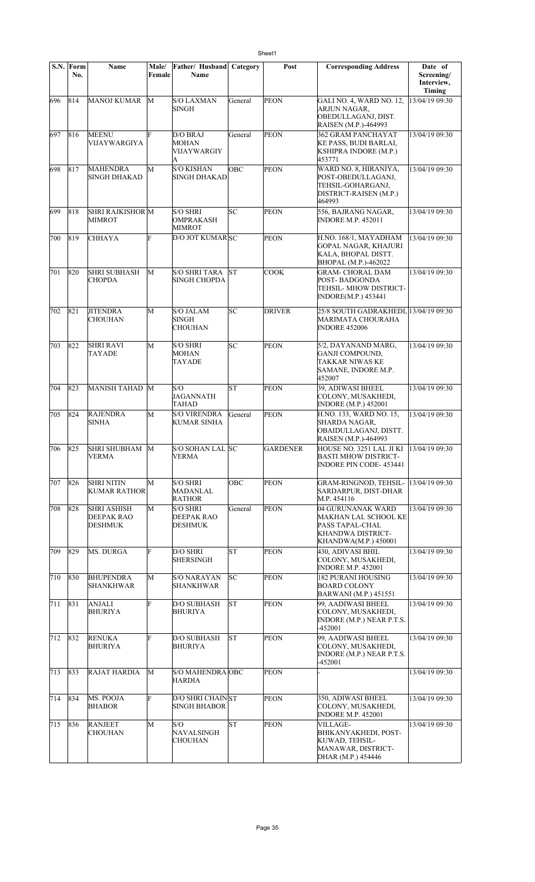| S.N. | Form No. | Name | Male/ Female | Father/ Husband Name | Category | Post | Corresponding Address | Date of Screening/ Interview, Timing |
|---|---|---|---|---|---|---|---|---|
| 696 | 814 | MANOJ KUMAR | M | S/O LAXMAN SINGH | General | PEON | GALI NO. 4, WARD NO. 12, ARJUN NAGAR, OBEDULLAGANJ, DIST. RAISEN (M.P.)-464993 | 13/04/19 09:30 |
| 697 | 816 | MEENU VIJAYWARGIYA | F | D/O BRAJ MOHAN VIJAYWARGIY A | General | PEON | 362 GRAM PANCHAYAT KE PASS, BUDI BARLAI, KSHIPRA INDORE (M.P.) 453771 | 13/04/19 09:30 |
| 698 | 817 | MAHENDRA SINGH DHAKAD | M | S/O KISHAN SINGH DHAKAD | OBC | PEON | WARD NO. 8, HIRANIYA, POST-OBEDULLAGANJ, TEHSIL-GOHARGANJ, DISTRICT-RAISEN (M.P.) 464993 | 13/04/19 09:30 |
| 699 | 818 | SHRI RAJKISHOR MIMROT | M | S/O SHRI OMPRAKASH MIMROT | SC | PEON | 556, BAJRANG NAGAR, INDORE M.P. 452011 | 13/04/19 09:30 |
| 700 | 819 | CHHAYA | F | D/O JOT KUMAR | SC | PEON | H.NO. 168/1, MAYADHAM GOPAL NAGAR, KHAJURI KALA, BHOPAL DISTT. BHOPAL (M.P.)-462022 | 13/04/19 09:30 |
| 701 | 820 | SHRI SUBHASH CHOPDA | M | S/O SHRI TARA SINGH CHOPDA | ST | COOK | GRAM- CHORAL DAM POST- BADGONDA TEHSIL- MHOW DISTRICT- INDORE(M.P.) 453441 | 13/04/19 09:30 |
| 702 | 821 | JITENDRA CHOUHAN | M | S/O JALAM SINGH CHOUHAN | SC | DRIVER | 25/8 SOUTH GADRAKHEDI, MARIMATA CHOURAHA INDORE 452006 | 13/04/19 09:30 |
| 703 | 822 | SHRI RAVI TAYADE | M | S/O SHRI MOHAN TAYADE | SC | PEON | 5/2, DAYANAND MARG, GANJI COMPOUND, TAKKAR NIWAS KE SAMANE, INDORE M.P. 452007 | 13/04/19 09:30 |
| 704 | 823 | MANISH TAHAD | M | S/O JAGANNATH TAHAD | ST | PEON | 39, ADIWASI BHEEL COLONY, MUSAKHEDI, INDORE (M.P.) 452001 | 13/04/19 09:30 |
| 705 | 824 | RAJENDRA SINHA | M | S/O VIRENDRA KUMAR SINHA | General | PEON | H.NO. 133, WARD NO. 15, SHARDA NAGAR, OBAIDULLAGANJ, DISTT. RAISEN (M.P.)-464993 | 13/04/19 09:30 |
| 706 | 825 | SHRI SHUBHAM VERMA | M | S/O SOHAN LAL VERMA | SC | GARDENER | HOUSE NO. 3251 LAL JI KI BASTI MHOW DISTRICT- INDORE PIN CODE- 453441 | 13/04/19 09:30 |
| 707 | 826 | SHRI NITIN KUMAR RATHOR | M | S/O SHRI MADANLAL RATHOR | OBC | PEON | GRAM-RINGNOD, TEHSIL- SARDARPUR, DIST-DHAR M.P. 454116 | 13/04/19 09:30 |
| 708 | 828 | SHRI ASHISH DEEPAK RAO DESHMUK | M | S/O SHRI DEEPAK RAO DESHMUK | General | PEON | 04 GURUNANAK WARD MAKHAN LAL SCHOOL KE PASS TAPAL-CHAL KHANDWA DISTRICT- KHANDWA(M.P.) 450001 | 13/04/19 09:30 |
| 709 | 829 | MS. DURGA | F | D/O SHRI SHERSINGH | ST | PEON | 430, ADIVASI BHIL COLONY, MUSAKHEDI, INDORE M.P. 452001 | 13/04/19 09:30 |
| 710 | 830 | BHUPENDRA SHANKHWAR | M | S/O NARAYAN SHANKHWAR | SC | PEON | 182 PURANI HOUSING BOARD COLONY BARWANI (M.P.) 451551 | 13/04/19 09:30 |
| 711 | 831 | ANJALI BHURIYA | F | D/O SUBHASH BHURIYA | ST | PEON | 99, AADIWASI BHEEL COLONY, MUSAKHEDI, INDORE (M.P.) NEAR P.T.S. -452001 | 13/04/19 09:30 |
| 712 | 832 | RENUKA BHURIYA | F | D/O SUBHASH BHURIYA | ST | PEON | 99, AADIWASI BHEEL COLONY, MUSAKHEDI, INDORE (M.P.) NEAR P.T.S. -452001 | 13/04/19 09:30 |
| 713 | 833 | RAJAT HARDIA | M | S/O MAHENDRA HARDIA | OBC | PEON | - | 13/04/19 09:30 |
| 714 | 834 | MS. POOJA BHABOR | F | D/O SHRI CHAIN SINGH BHABOR | ST | PEON | 350, ADIWASI BHEEL COLONY, MUSAKHEDI, INDORE M.P. 452001 | 13/04/19 09:30 |
| 715 | 836 | RANJEET CHOUHAN | M | S/O NAVALSINGH CHOUHAN | ST | PEON | VILLAGE-BHIKANYAKHEDI, POST-KUWAD, TEHSIL-MANAWAR, DISTRICT-DHAR (M.P.) 454446 | 13/04/19 09:30 |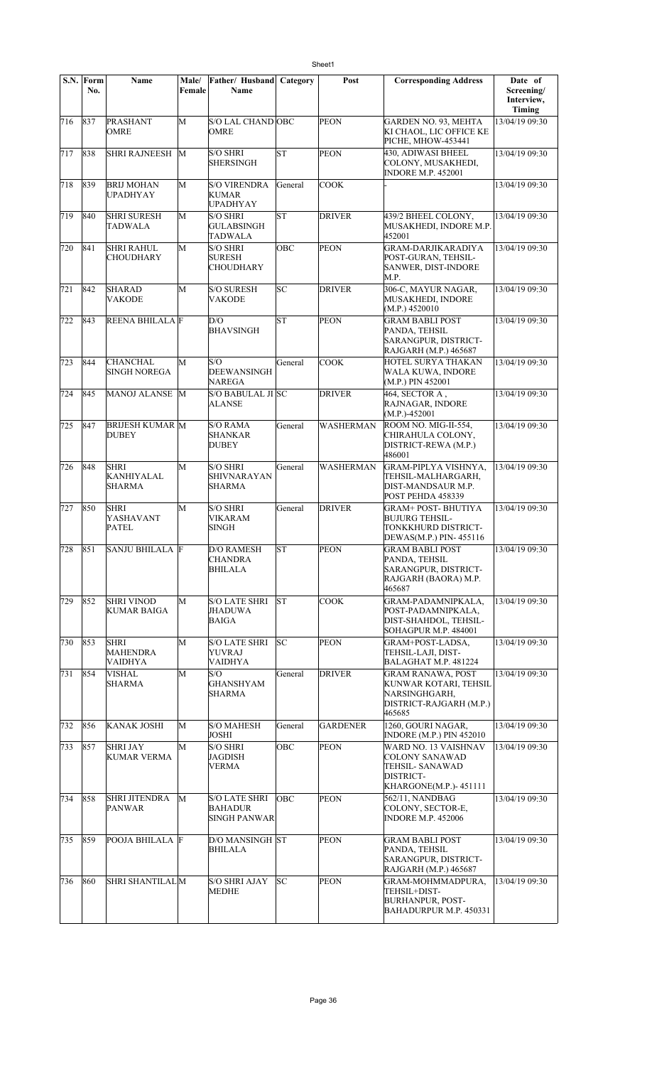| S.N. | Form No. | Name | Male/ Female | Father/ Husband Name | Category | Post | Corresponding Address | Date of Screening/ Interview, Timing |
|---|---|---|---|---|---|---|---|---|
| 716 | 837 | PRASHANT OMRE | M | S/O LAL CHAND OMRE | OBC | PEON | GARDEN NO. 93, MEHTA KI CHAOL, LIC OFFICE KE PICHE, MHOW-453441 | 13/04/19 09:30 |
| 717 | 838 | SHRI RAJNEESH | M | S/O SHRI SHERSINGH | ST | PEON | 430, ADIWASI BHEEL COLONY, MUSAKHEDI, INDORE M.P. 452001 | 13/04/19 09:30 |
| 718 | 839 | BRIJ MOHAN UPADHYAY | M | S/O VIRENDRA KUMAR UPADHYAY | General | COOK | - | 13/04/19 09:30 |
| 719 | 840 | SHRI SURESH TADWALA | M | S/O SHRI GULABSINGH TADWALA | ST | DRIVER | 439/2 BHEEL COLONY, MUSAKHEDI, INDORE M.P. 452001 | 13/04/19 09:30 |
| 720 | 841 | SHRI RAHUL CHOUDHARY | M | S/O SHRI SURESH CHOUDHARY | OBC | PEON | GRAM-DARJIKARADIYA POST-GURAN, TEHSIL-SANWER, DIST-INDORE M.P. | 13/04/19 09:30 |
| 721 | 842 | SHARAD VAKODE | M | S/O SURESH VAKODE | SC | DRIVER | 306-C, MAYUR NAGAR, MUSAKHEDI, INDORE (M.P.) 4520010 | 13/04/19 09:30 |
| 722 | 843 | REENA BHILALA | F | D/O BHAVSINGH | ST | PEON | GRAM BABLI POST PANDA, TEHSIL SARANGPUR, DISTRICT-RAJGARH (M.P.) 465687 | 13/04/19 09:30 |
| 723 | 844 | CHANCHAL SINGH NOREGA | M | S/O DEEWANSINGH NAREGA | General | COOK | HOTEL SURYA THAKAN WALA KUWA, INDORE (M.P.) PIN 452001 | 13/04/19 09:30 |
| 724 | 845 | MANOJ ALANSE | M | S/O BABULAL JI ALANSE | SC | DRIVER | 464, SECTOR A , RAJNAGAR, INDORE (M.P.)-452001 | 13/04/19 09:30 |
| 725 | 847 | BRIJESH KUMAR DUBEY | M | S/O RAMA SHANKAR DUBEY | General | WASHERMAN | ROOM NO. MIG-II-554, CHIRAHULA COLONY, DISTRICT-REWA (M.P.) 486001 | 13/04/19 09:30 |
| 726 | 848 | SHRI KANHIYALAL SHARMA | M | S/O SHRI SHIVNARAYAN SHARMA | General | WASHERMAN | GRAM-PIPLYA VISHNYA, TEHSIL-MALHARGARH, DIST-MANDSAUR M.P. POST PEHDA 458339 | 13/04/19 09:30 |
| 727 | 850 | SHRI YASHAVANT PATEL | M | S/O SHRI VIKARAM SINGH | General | DRIVER | GRAM+ POST- BHUTIYA BUJURG TEHSIL-TONKKHURD DISTRICT-DEWAS(M.P.) PIN- 455116 | 13/04/19 09:30 |
| 728 | 851 | SANJU BHILALA | F | D/O RAMESH CHANDRA BHILALA | ST | PEON | GRAM BABLI POST PANDA, TEHSIL SARANGPUR, DISTRICT-RAJGARH (BAORA) M.P. 465687 | 13/04/19 09:30 |
| 729 | 852 | SHRI VINOD KUMAR BAIGA | M | S/O LATE SHRI JHADUWA BAIGA | ST | COOK | GRAM-PADAMNIPKALA, POST-PADAMNIPKALA, DIST-SHAHDOL, TEHSIL-SOHAGPUR M.P. 484001 | 13/04/19 09:30 |
| 730 | 853 | SHRI MAHENDRA VAIDHYA | M | S/O LATE SHRI YUVRAJ VAIDHYA | SC | PEON | GRAM+POST-LADSA, TEHSIL-LAJI, DIST-BALAGHAT M.P. 481224 | 13/04/19 09:30 |
| 731 | 854 | VISHAL SHARMA | M | S/O GHANSHYAM SHARMA | General | DRIVER | GRAM RANAWA, POST KUNWAR KOTARI, TEHSIL NARSINGHGARH, DISTRICT-RAJGARH (M.P.) 465685 | 13/04/19 09:30 |
| 732 | 856 | KANAK JOSHI | M | S/O MAHESH JOSHI | General | GARDENER | 1260, GOURI NAGAR, INDORE (M.P.) PIN 452010 | 13/04/19 09:30 |
| 733 | 857 | SHRI JAY KUMAR VERMA | M | S/O SHRI JAGDISH VERMA | OBC | PEON | WARD NO. 13 VAISHNAV COLONY SANAWAD TEHSIL- SANAWAD DISTRICT-KHARGONE(M.P.)- 451111 | 13/04/19 09:30 |
| 734 | 858 | SHRI JITENDRA PANWAR | M | S/O LATE SHRI BAHADUR SINGH PANWAR | OBC | PEON | 562/11, NANDBAG COLONY, SECTOR-E, INDORE M.P. 452006 | 13/04/19 09:30 |
| 735 | 859 | POOJA BHILALA | F | D/O MANSINGH BHILALA | ST | PEON | GRAM BABLI POST PANDA, TEHSIL SARANGPUR, DISTRICT-RAJGARH (M.P.) 465687 | 13/04/19 09:30 |
| 736 | 860 | SHRI SHANTILAL | M | S/O SHRI AJAY MEDHE | SC | PEON | GRAM-MOHMMADPURA, TEHSIL+DIST-BURHANPUR, POST-BAHADURPUR M.P. 450331 | 13/04/19 09:30 |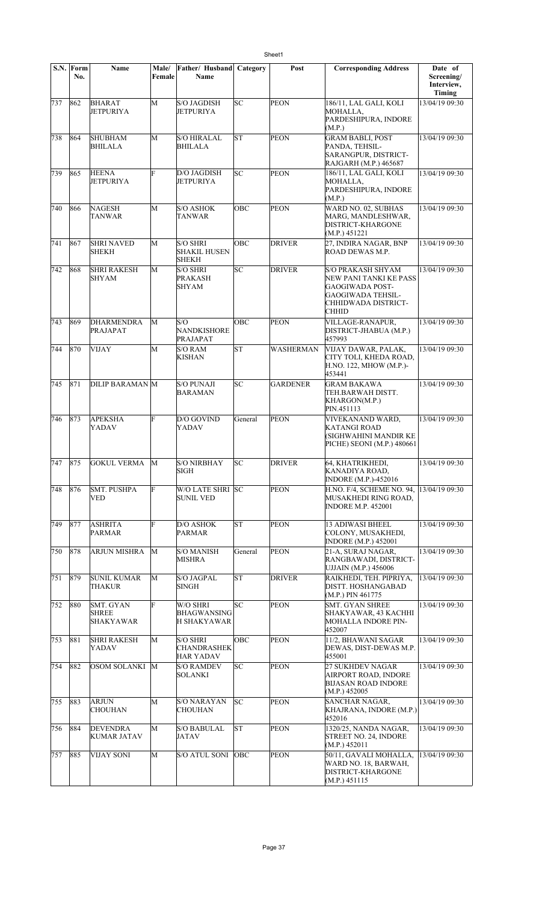| S.N. | Form No. | Name | Male/ Female | Father/ Husband Name | Category | Post | Corresponding Address | Date of Screening/ Interview, Timing |
|---|---|---|---|---|---|---|---|---|
| 737 | 862 | BHARAT JETPURIYA | M | S/O JAGDISH JETPURIYA | SC | PEON | 186/11, LAL GALI, KOLI MOHALLA, PARDESHIPURA, INDORE (M.P.) | 13/04/19 09:30 |
| 738 | 864 | SHUBHAM BHILALA | M | S/O HIRALAL BHILALA | ST | PEON | GRAM BABLI, POST PANDA, TEHSIL-SARANGPUR, DISTRICT-RAJGARH (M.P.) 465687 | 13/04/19 09:30 |
| 739 | 865 | HEENA JETPURIYA | F | D/O JAGDISH JETPURIYA | SC | PEON | 186/11, LAL GALI, KOLI MOHALLA, PARDESHIPURA, INDORE (M.P.) | 13/04/19 09:30 |
| 740 | 866 | NAGESH TANWAR | M | S/O ASHOK TANWAR | OBC | PEON | WARD NO. 02, SUBHAS MARG, MANDLESHWAR, DISTRICT-KHARGONE (M.P.) 451221 | 13/04/19 09:30 |
| 741 | 867 | SHRI NAVED SHEKH | M | S/O SHRI SHAKIL HUSEN SHEKH | OBC | DRIVER | 27, INDIRA NAGAR, BNP ROAD DEWAS M.P. | 13/04/19 09:30 |
| 742 | 868 | SHRI RAKESH SHYAM | M | S/O SHRI PRAKASH SHYAM | SC | DRIVER | S/O PRAKASH SHYAM NEW PANI TANKI KE PASS GAOGIWADA POST-GAOGIWADA TEHSIL-CHHIDWADA DISTRICT-CHHID | 13/04/19 09:30 |
| 743 | 869 | DHARMENDRA PRAJAPAT | M | S/O NANDKISHORE PRAJAPAT | OBC | PEON | VILLAGE-RANAPUR, DISTRICT-JHABUA (M.P.) 457993 | 13/04/19 09:30 |
| 744 | 870 | VIJAY | M | S/O RAM KISHAN | ST | WASHERMAN | VIJAY DAWAR, PALAK, CITY TOLI, KHEDA ROAD, H.NO. 122, MHOW (M.P.)-453441 | 13/04/19 09:30 |
| 745 | 871 | DILIP BARAMAN | M | S/O PUNAJI BARAMAN | SC | GARDENER | GRAM BAKAWA TEH.BARWAH DISTT. KHARGON(M.P.) PIN.451113 | 13/04/19 09:30 |
| 746 | 873 | APEKSHA YADAV | F | D/O GOVIND YADAV | General | PEON | VIVEKANAND WARD, KATANGI ROAD (SIGHWAHINI MANDIR KE PICHE) SEONI (M.P.) 480661 | 13/04/19 09:30 |
| 747 | 875 | GOKUL VERMA | M | S/O NIRBHAY SIGH | SC | DRIVER | 64, KHATRIKHEDI, KANADIYA ROAD, INDORE (M.P.)-452016 | 13/04/19 09:30 |
| 748 | 876 | SMT. PUSHPA VED | F | W/O LATE SHRI SUNIL VED | SC | PEON | H.NO. F/4, SCHEME NO. 94, MUSAKHEDI RING ROAD, INDORE M.P. 452001 | 13/04/19 09:30 |
| 749 | 877 | ASHRITA PARMAR | F | D/O ASHOK PARMAR | ST | PEON | 13 ADIWASI BHEEL COLONY, MUSAKHEDI, INDORE (M.P.) 452001 | 13/04/19 09:30 |
| 750 | 878 | ARJUN MISHRA | M | S/O MANISH MISHRA | General | PEON | 21-A, SURAJ NAGAR, RANGBAWADI, DISTRICT-UJJAIN (M.P.) 456006 | 13/04/19 09:30 |
| 751 | 879 | SUNIL KUMAR THAKUR | M | S/O JAGPAL SINGH | ST | DRIVER | RAIKHEDI, TEH. PIPRIYA, DISTT. HOSHANGABAD (M.P.) PIN 461775 | 13/04/19 09:30 |
| 752 | 880 | SMT. GYAN SHREE SHAKYAWAR | F | W/O SHRI BHAGWANSING H SHAKYAWAR | SC | PEON | SMT. GYAN SHREE SHAKYAWAR, 43 KACHHI MOHALLA INDORE PIN-452007 | 13/04/19 09:30 |
| 753 | 881 | SHRI RAKESH YADAV | M | S/O SHRI CHANDRASHEK HAR YADAV | OBC | PEON | 11/2, BHAWANI SAGAR DEWAS, DIST-DEWAS M.P. 455001 | 13/04/19 09:30 |
| 754 | 882 | OSOM SOLANKI | M | S/O RAMDEV SOLANKI | SC | PEON | 27 SUKHDEV NAGAR AIRPORT ROAD, INDORE BIJASAN ROAD INDORE (M.P.) 452005 | 13/04/19 09:30 |
| 755 | 883 | ARJUN CHOUHAN | M | S/O NARAYAN CHOUHAN | SC | PEON | SANCHAR NAGAR, KHAJRANA, INDORE (M.P.) 452016 | 13/04/19 09:30 |
| 756 | 884 | DEVENDRA KUMAR JATAV | M | S/O BABULAL JATAV | ST | PEON | 1320/25, NANDA NAGAR, STREET NO. 24, INDORE (M.P.) 452011 | 13/04/19 09:30 |
| 757 | 885 | VIJAY SONI | M | S/O ATUL SONI | OBC | PEON | 50/11, GAVALI MOHALLA, WARD NO. 18, BARWAH, DISTRICT-KHARGONE (M.P.) 451115 | 13/04/19 09:30 |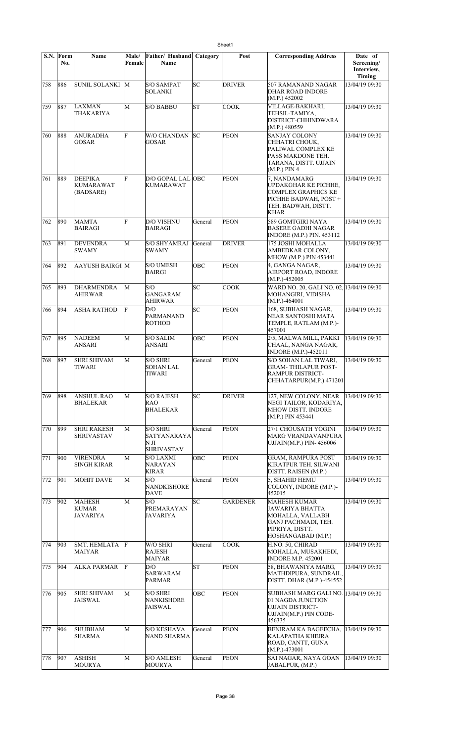| S.N. | Form No. | Name | Male/ Female | Father/ Husband Name | Category | Post | Corresponding Address | Date of Screening/ Interview, Timing |
|---|---|---|---|---|---|---|---|---|
| 758 | 886 | SUNIL SOLANKI | M | S/O SAMPAT SOLANKI | SC | DRIVER | 507 RAMANAND NAGAR DHAR ROAD INDORE (M.P.) 452002 | 13/04/19 09:30 |
| 759 | 887 | LAXMAN THAKARIYA | M | S/O BABBU | ST | COOK | VILLAGE-BAKHARI, TEHSIL-TAMIYA, DISTRICT-CHHINDWARA (M.P.) 480559 | 13/04/19 09:30 |
| 760 | 888 | ANURADHA GOSAR | F | W/O CHANDAN GOSAR | SC | PEON | SANJAY COLONY CHHATRI CHOUK, PALIWAL COMPLEX KE PASS MAKDONE TEH. TARANA, DISTT. UJJAIN (M.P.) PIN 4 | 13/04/19 09:30 |
| 761 | 889 | DEEPIKA KUMARAWAT (BADSARE) | F | D/O GOPAL LAL KUMARAWAT | OBC | PEON | 7, NANDAMARG UPDAKGHAR KE PICHHE, COMPLEX GRAPHICS KE PICHHE BADWAH, POST + TEH. BADWAH, DISTT. KHAR | 13/04/19 09:30 |
| 762 | 890 | MAMTA BAIRAGI | F | D/O VISHNU BAIRAGI | General | PEON | 589 GOMTGIRI NAYA BASERE GADHI NAGAR INDORE (M.P.) PIN. 453112 | 13/04/19 09:30 |
| 763 | 891 | DEVENDRA SWAMY | M | S/O SHYAMRAJ SWAMY | General | DRIVER | 175 JOSHI MOHALLA AMBEDKAR COLONY, MHOW (M.P.) PIN 453441 | 13/04/19 09:30 |
| 764 | 892 | AAYUSH BAIRGI | M | S/O UMESH BAIRGI | OBC | PEON | 4, GANGA NAGAR, AIRPORT ROAD, INDORE (M.P.)-452005 | 13/04/19 09:30 |
| 765 | 893 | DHARMENDRA AHIRWAR | M | S/O GANGARAM AHIRWAR | SC | COOK | WARD NO. 20, GALI NO. 02, MOHANGIRI, VIDISHA (M.P.)-464001 | 13/04/19 09:30 |
| 766 | 894 | ASHA RATHOD | F | D/O PARMANAND ROTHOD | SC | PEON | 168, SUBHASH NAGAR, NEAR SANTOSHI MATA TEMPLE, RATLAM (M.P.)-457001 | 13/04/19 09:30 |
| 767 | 895 | NADEEM ANSARI | M | S/O SALIM ANSARI | OBC | PEON | 2/5, MALWA MILL, PAKKI CHAAL, NANGA NAGAR, INDORE (M.P.)-452011 | 13/04/19 09:30 |
| 768 | 897 | SHRI SHIVAM TIWARI | M | S/O SHRI SOHAN LAL TIWARI | General | PEON | S/O SOHAN LAL TIWARI, GRAM- THILAPUR POST-RAMPUR DISTRICT-CHHATARPUR(M.P.) 471201 | 13/04/19 09:30 |
| 769 | 898 | ANSHUL RAO BHALEKAR | M | S/O RAJESH RAO BHALEKAR | SC | DRIVER | 127, NEW COLONY, NEAR NEGI TAILOR, KODARIYA, MHOW DISTT. INDORE (M.P.) PIN 453441 | 13/04/19 09:30 |
| 770 | 899 | SHRI RAKESH SHRIVASTAV | M | S/O SHRI SATYANARAYAN JI SHRIVASTAV | General | PEON | 27/1 CHOUSATH YOGINI MARG VRANDAVANPURA UJJAIN(M.P.) PIN- 456006 | 13/04/19 09:30 |
| 771 | 900 | VIRENDRA SINGH KIRAR | M | S/O LAXMI NARAYAN KIRAR | OBC | PEON | GRAM, RAMPURA POST KIRATPUR TEH. SILWANI DISTT. RAISEN (M.P.) | 13/04/19 09:30 |
| 772 | 901 | MOHIT DAVE | M | S/O NANDKISHORE DAVE | General | PEON | 5, SHAHID HEMU COLONY, INDORE (M.P.)-452015 | 13/04/19 09:30 |
| 773 | 902 | MAHESH KUMAR JAVARIYA | M | S/O PREMARAYAN JAVARIYA | SC | GARDENER | MAHESH KUMAR JAWARIYA BHATTA MOHALLA, VALLABH GANJ PACHMADI, TEH. PIPRIYA, DISTT. HOSHANGABAD (M.P.) | 13/04/19 09:30 |
| 774 | 903 | SMT. HEMLATA MAIYAR | F | W/O SHRI RAJESH MAIYAR | General | COOK | H.NO. 50, CHIRAD MOHALLA, MUSAKHEDI, INDORE M.P. 452001 | 13/04/19 09:30 |
| 775 | 904 | ALKA PARMAR | F | D/O SARWARAM PARMAR | ST | PEON | 58, BHAWANIYA MARG, MATHDIPURA, SUNDRAIL, DISTT. DHAR (M.P.)-454552 | 13/04/19 09:30 |
| 776 | 905 | SHRI SHIVAM JAISWAL | M | S/O SHRI NANKISHORE JAISWAL | OBC | PEON | SUBHASH MARG GALI NO. 01 NAGDA JUNCTION UJJAIN DISTRICT-UJJAIN(M.P.) PIN CODE-456335 | 13/04/19 09:30 |
| 777 | 906 | SHUBHAM SHARMA | M | S/O KESHAVA NAND SHARMA | General | PEON | BENIRAM KA BAGEECHA, KALAPATHA KHEJRA ROAD, CANTT, GUNA (M.P.)-473001 | 13/04/19 09:30 |
| 778 | 907 | ASHISH MOURYA | M | S/O AMLESH MOURYA | General | PEON | SAI NAGAR, NAYA GOAN JABALPUR, (M.P.) | 13/04/19 09:30 |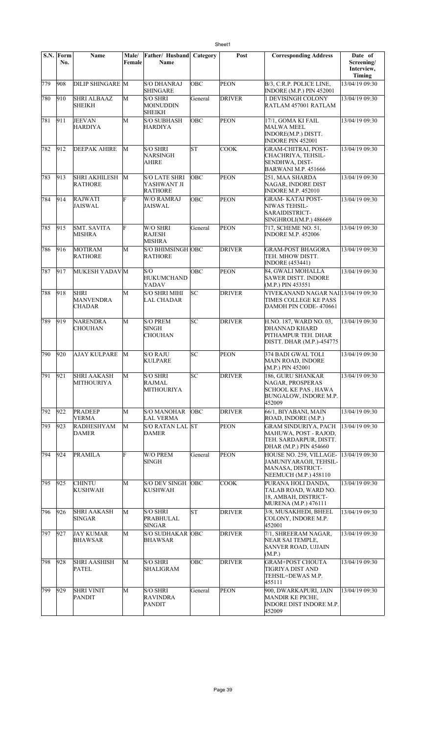| S.N. | Form No. | Name | Male/ Female | Father/ Husband Name | Category | Post | Corresponding Address | Date of Screening/ Interview, Timing |
|---|---|---|---|---|---|---|---|---|
| 779 | 908 | DILIP SHINGARE | M | S/O DHANRAJ SHINGARE | OBC | PEON | B/3, C.R.P. POLICE LINE, INDORE (M.P.) PIN 452001 | 13/04/19 09:30 |
| 780 | 910 | SHRI ALBAAZ SHEIKH | M | S/O SHRI MOINUDDIN SHEIKH | General | DRIVER | 1 DEVISINGH COLONY RATLAM 457001 RATLAM | 13/04/19 09:30 |
| 781 | 911 | JEEVAN HARDIYA | M | S/O SUBHASH HARDIYA | OBC | PEON | 17/1, GOMA KI FAIL MALWA MEEL INDORE(M.P.) DISTT. INDORE PIN 452001 | 13/04/19 09:30 |
| 782 | 912 | DEEPAK AHIRE | M | S/O SHRI NARSINGH AHIRE | ST | COOK | GRAM-CHITRAI, POST-CHACHRIYA, TEHSIL-SENDHWA, DIST-BARWANI M.P. 451666 | 13/04/19 09:30 |
| 783 | 913 | SHRI AKHILESH RATHORE | M | S/O LATE SHRI YASHWANT JI RATHORE | OBC | PEON | 251, MAA SHARDA NAGAR, INDORE DIST INDORE M.P. 452010 | 13/04/19 09:30 |
| 784 | 914 | RAJWATI JAISWAL | F | W/O RAMRAJ JAISWAL | OBC | PEON | GRAM- KATAI POST-NIWAS TEHSIL-SARAIDISTRICT-SINGHROLI(M.P.) 486669 | 13/04/19 09:30 |
| 785 | 915 | SMT. SAVITA MISHRA | F | W/O SHRI RAJESH MISHRA | General | PEON | 717, SCHEME NO. 51, INDORE M.P. 452006 | 13/04/19 09:30 |
| 786 | 916 | MOTIRAM RATHORE | M | S/O BHIMSINGH RATHORE | OBC | DRIVER | GRAM-POST BHAGORA TEH. MHOW DISTT. INDORE (453441) | 13/04/19 09:30 |
| 787 | 917 | MUKESH YADAV | M | S/O HUKUMCHAND YADAV | OBC | PEON | 84, GWALI MOHALLA SAWER DISTT. INDORE (M.P.) PIN 453551 | 13/04/19 09:30 |
| 788 | 918 | SHRI MANVENDRA CHADAR | M | S/O SHRI MIHI LAL CHADAR | SC | DRIVER | VIVEKANAND NAGAR NAI TIMES COLLEGE KE PASS DAMOH PIN CODE- 470661 | 13/04/19 09:30 |
| 789 | 919 | NARENDRA CHOUHAN | M | S/O PREM SINGH CHOUHAN | SC | DRIVER | H.NO. 187, WARD NO. 03, DHANNAD KHARD PITHAMPUR TEH. DHAR DISTT. DHAR (M.P.)-454775 | 13/04/19 09:30 |
| 790 | 920 | AJAY KULPARE | M | S/O RAJU KULPARE | SC | PEON | 374 BADI GWAL TOLI MAIN ROAD, INDORE (M.P.) PIN 452001 | 13/04/19 09:30 |
| 791 | 921 | SHRI AAKASH MITHOURIYA | M | S/O SHRI RAJMAL MITHOURIYA | SC | DRIVER | 186, GURU SHANKAR NAGAR, PROSPERAS SCHOOL KE PAS , HAWA BUNGALOW, INDORE M.P. 452009 | 13/04/19 09:30 |
| 792 | 922 | PRADEEP VERMA | M | S/O MANOHAR LAL VERMA | OBC | DRIVER | 66/1, BIYABANI, MAIN ROAD, INDORE (M.P.) | 13/04/19 09:30 |
| 793 | 923 | RADHESHYAM DAMER | M | S/O RATAN LAL DAMER | ST | PEON | GRAM SINDURIYA, PACH MAHUWA, POST - RAJOD, TEH. SARDARPUR, DISTT. DHAR (M.P.) PIN 454660 | 13/04/19 09:30 |
| 794 | 924 | PRAMILA | F | W/O PREM SINGH | General | PEON | HOUSE NO. 259, VILLAGE-JAMUNIYARAOJI, TEHSIL-MANASA, DISTRICT-NEEMUCH (M.P.) 458110 | 13/04/19 09:30 |
| 795 | 925 | CHINTU KUSHWAH | M | S/O DEV SINGH KUSHWAH | OBC | COOK | PURANA HOLI DANDA, TALAB ROAD, WARD NO. 18, AMBAH, DISTRICT-MURENA (M.P.) 476111 | 13/04/19 09:30 |
| 796 | 926 | SHRI AAKASH SINGAR | M | S/O SHRI PRABHULAL SINGAR | ST | DRIVER | 3/8, MUSAKHEDI, BHEEL COLONY, INDORE M.P. 452001 | 13/04/19 09:30 |
| 797 | 927 | JAY KUMAR BHAWSAR | M | S/O SUDHAKAR BHAWSAR | OBC | DRIVER | 7/1, SHREERAM NAGAR, NEAR SAI TEMPLE, SANVER ROAD, UJJAIN (M.P.) | 13/04/19 09:30 |
| 798 | 928 | SHRI AASHISH PATEL | M | S/O SHRI SHALIGRAM | OBC | DRIVER | GRAM+POST CHOUTA TIGRIYA DIST AND TEHSIL=DEWAS M.P. 455111 | 13/04/19 09:30 |
| 799 | 929 | SHRI VINIT PANDIT | M | S/O SHRI RAVINDRA PANDIT | General | PEON | 900, DWARKAPURI, JAIN MANDIR KE PICHE, INDORE DIST INDORE M.P. 452009 | 13/04/19 09:30 |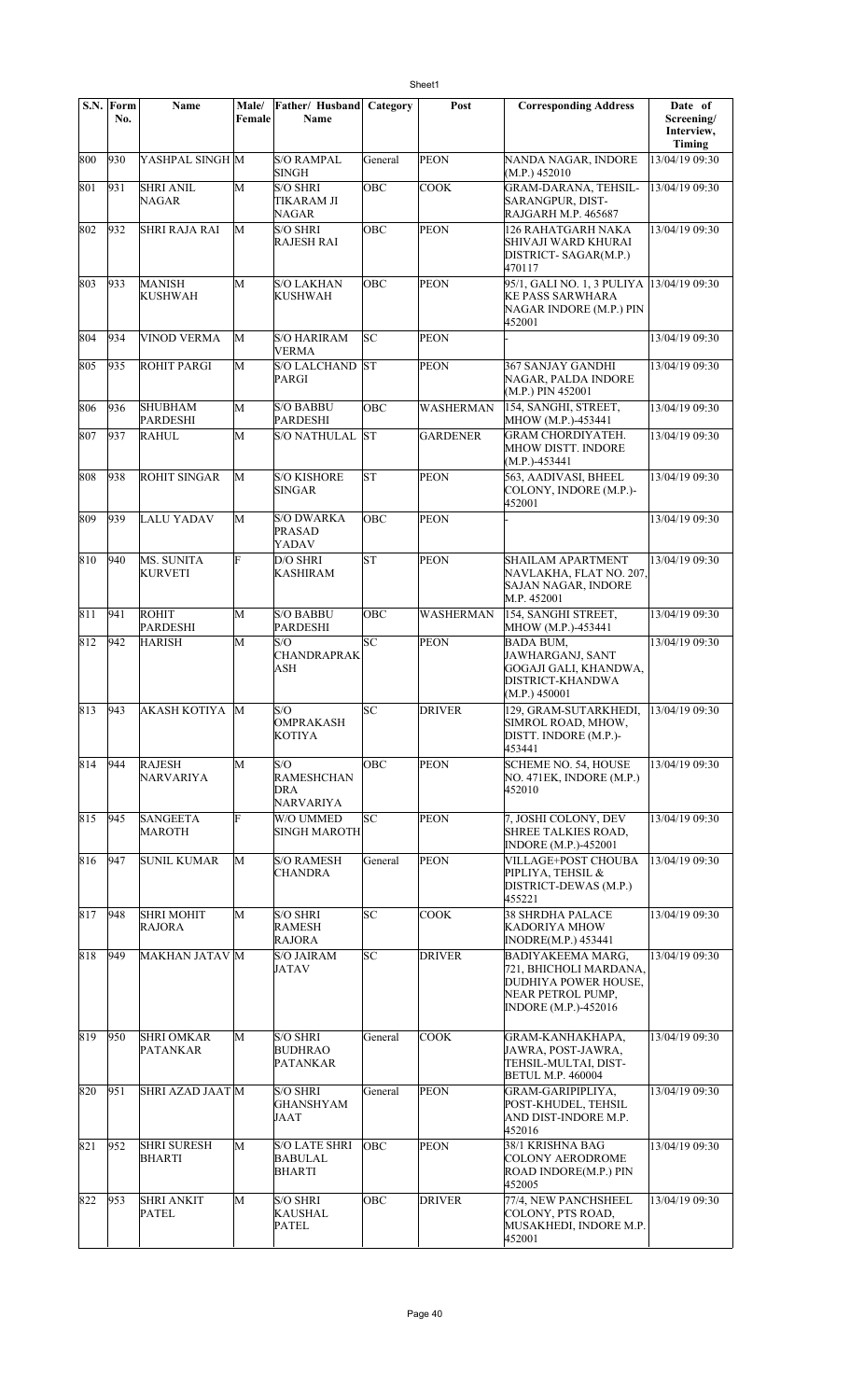| S.N. | Form No. | Name | Male/ Female | Father/ Husband Name | Category | Post | Corresponding Address | Date of Screening/ Interview, Timing |
|---|---|---|---|---|---|---|---|---|
| 800 | 930 | YASHPAL SINGH | M | S/O RAMPAL SINGH | General | PEON | NANDA NAGAR, INDORE (M.P.) 452010 | 13/04/19 09:30 |
| 801 | 931 | SHRI ANIL NAGAR | M | S/O SHRI TIKARAM JI NAGAR | OBC | COOK | GRAM-DARANA, TEHSIL-SARANGPUR, DIST-RAJGARH M.P. 465687 | 13/04/19 09:30 |
| 802 | 932 | SHRI RAJA RAI | M | S/O SHRI RAJESH RAI | OBC | PEON | 126 RAHATGARH NAKA SHIVAJI WARD KHURAI DISTRICT- SAGAR(M.P.) 470117 | 13/04/19 09:30 |
| 803 | 933 | MANISH KUSHWAH | M | S/O LAKHAN KUSHWAH | OBC | PEON | 95/1, GALI NO. 1, 3 PULIYA KE PASS SARWHARA NAGAR INDORE (M.P.) PIN 452001 | 13/04/19 09:30 |
| 804 | 934 | VINOD VERMA | M | S/O HARIRAM VERMA | SC | PEON | - | 13/04/19 09:30 |
| 805 | 935 | ROHIT PARGI | M | S/O LALCHAND PARGI | ST | PEON | 367 SANJAY GANDHI NAGAR, PALDA INDORE (M.P.) PIN 452001 | 13/04/19 09:30 |
| 806 | 936 | SHUBHAM PARDESHI | M | S/O BABBU PARDESHI | OBC | WASHERMAN | 154, SANGHI, STREET, MHOW (M.P.)-453441 | 13/04/19 09:30 |
| 807 | 937 | RAHUL | M | S/O NATHULAL | ST | GARDENER | GRAM CHORDIYATEH. MHOW DISTT. INDORE (M.P.)-453441 | 13/04/19 09:30 |
| 808 | 938 | ROHIT SINGAR | M | S/O KISHORE SINGAR | ST | PEON | 563, AADIVASI, BHEEL COLONY, INDORE (M.P.)-452001 | 13/04/19 09:30 |
| 809 | 939 | LALU YADAV | M | S/O DWARKA PRASAD YADAV | OBC | PEON | - | 13/04/19 09:30 |
| 810 | 940 | MS. SUNITA KURVETI | F | D/O SHRI KASHIRAM | ST | PEON | SHAILAM APARTMENT NAVLAKHA, FLAT NO. 207, SAJAN NAGAR, INDORE M.P. 452001 | 13/04/19 09:30 |
| 811 | 941 | ROHIT PARDESHI | M | S/O BABBU PARDESHI | OBC | WASHERMAN | 154, SANGHI STREET, MHOW (M.P.)-453441 | 13/04/19 09:30 |
| 812 | 942 | HARISH | M | S/O CHANDRAPRAKASH | SC | PEON | BADA BUM, JAWHARGANJ, SANT GOGAJI GALI, KHANDWA, DISTRICT-KHANDWA (M.P.) 450001 | 13/04/19 09:30 |
| 813 | 943 | AKASH KOTIYA | M | S/O OMPRAKASH KOTIYA | SC | DRIVER | 129, GRAM-SUTARKHEDI, SIMROL ROAD, MHOW, DISTT. INDORE (M.P.)-453441 | 13/04/19 09:30 |
| 814 | 944 | RAJESH NARVARIYA | M | S/O RAMESHCHANDRA NARVARIYA | OBC | PEON | SCHEME NO. 54, HOUSE NO. 471EK, INDORE (M.P.) 452010 | 13/04/19 09:30 |
| 815 | 945 | SANGEETA MAROTH | F | W/O UMMED SINGH MAROTH | SC | PEON | 7, JOSHI COLONY, DEV SHREE TALKIES ROAD, INDORE (M.P.)-452001 | 13/04/19 09:30 |
| 816 | 947 | SUNIL KUMAR | M | S/O RAMESH CHANDRA | General | PEON | VILLAGE+POST CHOUBA PIPLIYA, TEHSIL & DISTRICT-DEWAS (M.P.) 455221 | 13/04/19 09:30 |
| 817 | 948 | SHRI MOHIT RAJORA | M | S/O SHRI RAMESH RAJORA | SC | COOK | 38 SHRDHA PALACE KADORIYA MHOW INODRE(M.P.) 453441 | 13/04/19 09:30 |
| 818 | 949 | MAKHAN JATAV | M | S/O JAIRAM JATAV | SC | DRIVER | BADIYAKEEMA MARG, 721, BHICHOLI MARDANA, DUDHIYA POWER HOUSE, NEAR PETROL PUMP, INDORE (M.P.)-452016 | 13/04/19 09:30 |
| 819 | 950 | SHRI OMKAR PATANKAR | M | S/O SHRI BUDHRAO PATANKAR | General | COOK | GRAM-KANHAKHAPA, JAWRA, POST-JAWRA, TEHSIL-MULTAI, DIST-BETUL M.P. 460004 | 13/04/19 09:30 |
| 820 | 951 | SHRI AZAD JAAT | M | S/O SHRI GHANSHYAM JAAT | General | PEON | GRAM-GARIPIPLIYA, POST-KHUDEL, TEHSIL AND DIST-INDORE M.P. 452016 | 13/04/19 09:30 |
| 821 | 952 | SHRI SURESH BHARTI | M | S/O LATE SHRI BABULAL BHARTI | OBC | PEON | 38/1 KRISHNA BAG COLONY AERODROME ROAD INDORE(M.P.) PIN 452005 | 13/04/19 09:30 |
| 822 | 953 | SHRI ANKIT PATEL | M | S/O SHRI KAUSHAL PATEL | OBC | DRIVER | 77/4, NEW PANCHSHEEL COLONY, PTS ROAD, MUSAKHEDI, INDORE M.P. 452001 | 13/04/19 09:30 |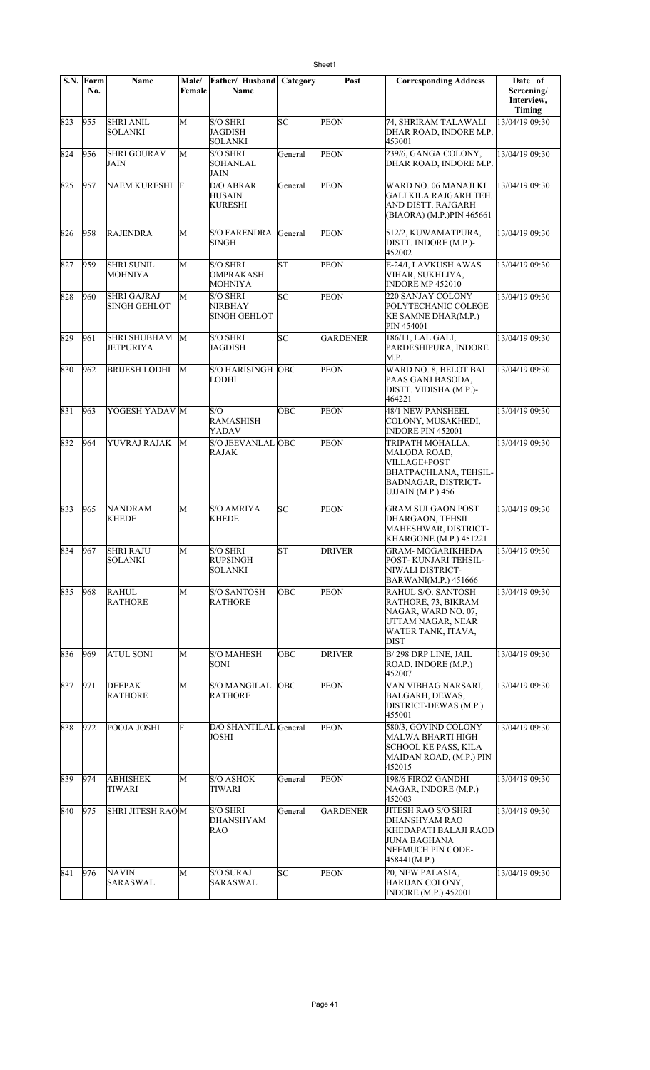| S.N. | Form No. | Name | Male/ Female | Father/ Husband Name | Category | Post | Corresponding Address | Date of Screening/ Interview, Timing |
|---|---|---|---|---|---|---|---|---|
| 823 | 955 | SHRI ANIL SOLANKI | M | S/O SHRI JAGDISH SOLANKI | SC | PEON | 74, SHRIRAM TALAWALI DHAR ROAD, INDORE M.P. 453001 | 13/04/19 09:30 |
| 824 | 956 | SHRI GOURAV JAIN | M | S/O SHRI SOHANLAL JAIN | General | PEON | 239/6, GANGA COLONY, DHAR ROAD, INDORE M.P. | 13/04/19 09:30 |
| 825 | 957 | NAEM KURESHI | F | D/O ABRAR HUSAIN KURESHI | General | PEON | WARD NO. 06 MANAJI KI GALI KILA RAJGARH TEH. AND DISTT. RAJGARH (BIAORA) (M.P.)PIN 465661 | 13/04/19 09:30 |
| 826 | 958 | RAJENDRA | M | S/O FARENDRA SINGH | General | PEON | 512/2, KUWAMATPURA, DISTT. INDORE (M.P.)- 452002 | 13/04/19 09:30 |
| 827 | 959 | SHRI SUNIL MOHNIYA | M | S/O SHRI OMPRAKASH MOHNIYA | ST | PEON | E-24/I, LAVKUSH AWAS VIHAR, SUKHLIYA, INDORE MP 452010 | 13/04/19 09:30 |
| 828 | 960 | SHRI GAJRAJ SINGH GEHLOT | M | S/O SHRI NIRBHAY SINGH GEHLOT | SC | PEON | 220 SANJAY COLONY POLYTECHANIC COLEGE KE SAMNE DHAR(M.P.) PIN 454001 | 13/04/19 09:30 |
| 829 | 961 | SHRI SHUBHAM JETPURIYA | M | S/O SHRI JAGDISH | SC | GARDENER | 186/11, LAL GALI, PARDESHIPURA, INDORE M.P. | 13/04/19 09:30 |
| 830 | 962 | BRIJESH LODHI | M | S/O HARISINGH LODHI | OBC | PEON | WARD NO. 8, BELOT BAI PAAS GANJ BASODA, DISTT. VIDISHA (M.P.)- 464221 | 13/04/19 09:30 |
| 831 | 963 | YOGESH YADAV | M | S/O RAMASHISH YADAV | OBC | PEON | 48/1 NEW PANSHEEL COLONY, MUSAKHEDI, INDORE PIN 452001 | 13/04/19 09:30 |
| 832 | 964 | YUVRAJ RAJAK | M | S/O JEEVANLAL RAJAK | OBC | PEON | TRIPATH MOHALLA, MALODA ROAD, VILLAGE+POST BHATPACHLANA, TEHSIL- BADNAGAR, DISTRICT- UJJAIN (M.P.) 456 | 13/04/19 09:30 |
| 833 | 965 | NANDRAM KHEDE | M | S/O AMRIYA KHEDE | SC | PEON | GRAM SULGAON POST DHARGAON, TEHSIL MAHESHWAR, DISTRICT- KHARGONE (M.P.) 451221 | 13/04/19 09:30 |
| 834 | 967 | SHRI RAJU SOLANKI | M | S/O SHRI RUPSINGH SOLANKI | ST | DRIVER | GRAM- MOGARIKHEDA POST- KUNJARI TEHSIL- NIWALI DISTRICT- BARWANI(M.P.) 451666 | 13/04/19 09:30 |
| 835 | 968 | RAHUL RATHORE | M | S/O SANTOSH RATHORE | OBC | PEON | RAHUL S/O. SANTOSH RATHORE, 73, BIKRAM NAGAR, WARD NO. 07, UTTAM NAGAR, NEAR WATER TANK, ITAVA, DIST | 13/04/19 09:30 |
| 836 | 969 | ATUL SONI | M | S/O MAHESH SONI | OBC | DRIVER | B/ 298 DRP LINE, JAIL ROAD, INDORE (M.P.) 452007 | 13/04/19 09:30 |
| 837 | 971 | DEEPAK RATHORE | M | S/O MANGILAL RATHORE | OBC | PEON | VAN VIBHAG NARSARI, BALGARH, DEWAS, DISTRICT-DEWAS (M.P.) 455001 | 13/04/19 09:30 |
| 838 | 972 | POOJA JOSHI | F | D/O SHANTILAL JOSHI | General | PEON | 580/3, GOVIND COLONY MALWA BHARTI HIGH SCHOOL KE PASS, KILA MAIDAN ROAD, (M.P.) PIN 452015 | 13/04/19 09:30 |
| 839 | 974 | ABHISHEK TIWARI | M | S/O ASHOK TIWARI | General | PEON | 198/6 FIROZ GANDHI NAGAR, INDORE (M.P.) 452003 | 13/04/19 09:30 |
| 840 | 975 | SHRI JITESH RAO | M | S/O SHRI DHANSHYAM RAO | General | GARDENER | JITESH RAO S/O SHRI DHANSHYAM RAO KHEDAPATI BALAJI RAOD JUNA BAGHANA NEEMUCH PIN CODE- 458441(M.P.) | 13/04/19 09:30 |
| 841 | 976 | NAVIN SARASWAL | M | S/O SURAJ SARASWAL | SC | PEON | 20, NEW PALASIA, HARIJAN COLONY, INDORE (M.P.) 452001 | 13/04/19 09:30 |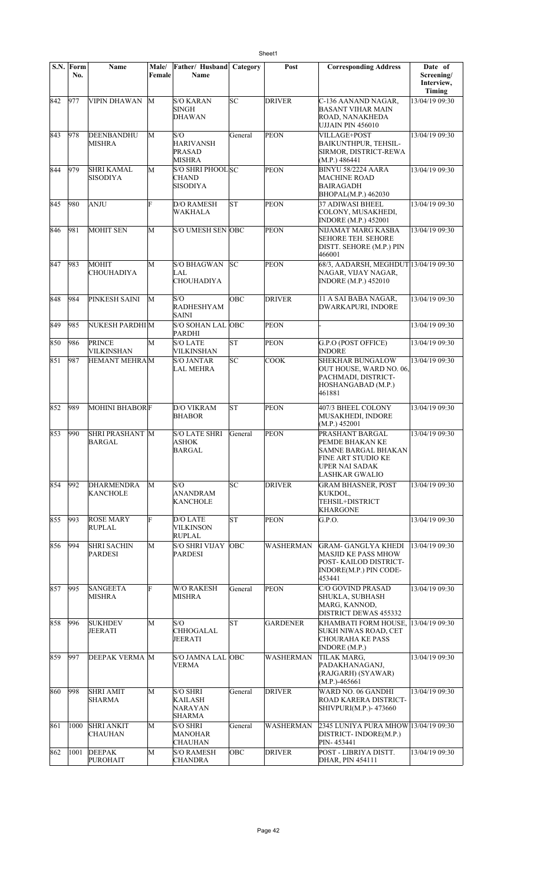| S.N. | Form No. | Name | Male/ Female | Father/ Husband Name | Category | Post | Corresponding Address | Date of Screening/ Interview, Timing |
|---|---|---|---|---|---|---|---|---|
| 842 | 977 | VIPIN DHAWAN | M | S/O KARAN SINGH DHAWAN | SC | DRIVER | C-136 AANAND NAGAR, BASANT VIHAR MAIN ROAD, NANAKHEDA UJJAIN PIN 456010 | 13/04/19 09:30 |
| 843 | 978 | DEENBANDHU MISHRA | M | S/O HARIVANSH PRASAD MISHRA | General | PEON | VILLAGE+POST BAIKUNTHPUR, TEHSIL-SIRMOR, DISTRICT-REWA (M.P.) 486441 | 13/04/19 09:30 |
| 844 | 979 | SHRI KAMAL SISODIYA | M | S/O SHRI PHOOL CHAND SISODIYA | SC | PEON | BINYU 58/2224 AARA MACHINE ROAD BAIRAGADH BHOPAL(M.P.) 462030 | 13/04/19 09:30 |
| 845 | 980 | ANJU | F | D/O RAMESH WAKHALA | ST | PEON | 37 ADIWASI BHEEL COLONY, MUSAKHEDI, INDORE (M.P.) 452001 | 13/04/19 09:30 |
| 846 | 981 | MOHIT SEN | M | S/O UMESH SEN | OBC | PEON | NIJAMAT MARG KASBA SEHORE TEH. SEHORE DISTT. SEHORE (M.P.) PIN 466001 | 13/04/19 09:30 |
| 847 | 983 | MOHIT CHOUHADIYA | M | S/O BHAGWAN LAL CHOUHADIYA | SC | PEON | 68/3, AADARSH, MEGHDUT NAGAR, VIJAY NAGAR, INDORE (M.P.) 452010 | 13/04/19 09:30 |
| 848 | 984 | PINKESH SAINI | M | S/O RADHESHYAM SAINI | OBC | DRIVER | 11 A SAI BABA NAGAR, DWARKAPURI, INDORE | 13/04/19 09:30 |
| 849 | 985 | NUKESH PARDHI | M | S/O SOHAN LAL PARDHI | OBC | PEON | - | 13/04/19 09:30 |
| 850 | 986 | PRINCE VILKINSHAN | M | S/O LATE VILKINSHAN | ST | PEON | G.P.O (POST OFFICE) INDORE | 13/04/19 09:30 |
| 851 | 987 | HEMANT MEHRA | M | S/O JANTAR LAL MEHRA | SC | COOK | SHEKHAR BUNGALOW OUT HOUSE, WARD NO. 06, PACHMADI, DISTRICT-HOSHANGABAD (M.P.) 461881 | 13/04/19 09:30 |
| 852 | 989 | MOHINI BHABOR | F | D/O VIKRAM BHABOR | ST | PEON | 407/3 BHEEL COLONY MUSAKHEDI, INDORE (M.P.) 452001 | 13/04/19 09:30 |
| 853 | 990 | SHRI PRASHANT BARGAL | M | S/O LATE SHRI ASHOK BARGAL | General | PEON | PRASHANT BARGAL PEMDE BHAKAN KE SAMNE BARGAL BHAKAN FINE ART STUDIO KE UPER NAI SADAK LASHKAR GWALIO | 13/04/19 09:30 |
| 854 | 992 | DHARMENDRA KANCHOLE | M | S/O ANANDRAM KANCHOLE | SC | DRIVER | GRAM BHASNER, POST KUKDOL, TEHSIL+DISTRICT KHARGONE | 13/04/19 09:30 |
| 855 | 993 | ROSE MARY RUPLAL | F | D/O LATE VILKINSON RUPLAL | ST | PEON | G.P.O. | 13/04/19 09:30 |
| 856 | 994 | SHRI SACHIN PARDESI | M | S/O SHRI VIJAY PARDESI | OBC | WASHERMAN | GRAM- GANGLYA KHEDI MASJID KE PASS MHOW POST- KAILOD DISTRICT-INDORE(M.P.) PIN CODE-453441 | 13/04/19 09:30 |
| 857 | 995 | SANGEETA MISHRA | F | W/O RAKESH MISHRA | General | PEON | C/O GOVIND PRASAD SHUKLA, SUBHASH MARG, KANNOD, DISTRICT DEWAS 455332 | 13/04/19 09:30 |
| 858 | 996 | SUKHDEV JEERATI | M | S/O CHHOGALAL JEERATI | ST | GARDENER | KHAMBATI FORM HOUSE, SUKH NIWAS ROAD, CET CHOURAHA KE PASS INDORE (M.P.) | 13/04/19 09:30 |
| 859 | 997 | DEEPAK VERMA | M | S/O JAMNA LAL VERMA | OBC | WASHERMAN | TILAK MARG, PADAKHANAGANJ, (RAJGARH) (SYAWAR) (M.P.)-465661 | 13/04/19 09:30 |
| 860 | 998 | SHRI AMIT SHARMA | M | S/O SHRI KAILASH NARAYAN SHARMA | General | DRIVER | WARD NO. 06 GANDHI ROAD KARERA DISTRICT-SHIVPURI(M.P.)- 473660 | 13/04/19 09:30 |
| 861 | 1000 | SHRI ANKIT CHAUHAN | M | S/O SHRI MANOHAR CHAUHAN | General | WASHERMAN | 2345 LUNIYA PURA MHOW DISTRICT- INDORE(M.P.) PIN- 453441 | 13/04/19 09:30 |
| 862 | 1001 | DEEPAK PUROHAIT | M | S/O RAMESH CHANDRA | OBC | DRIVER | POST - LIBRIYA DISTT. DHAR, PIN 454111 | 13/04/19 09:30 |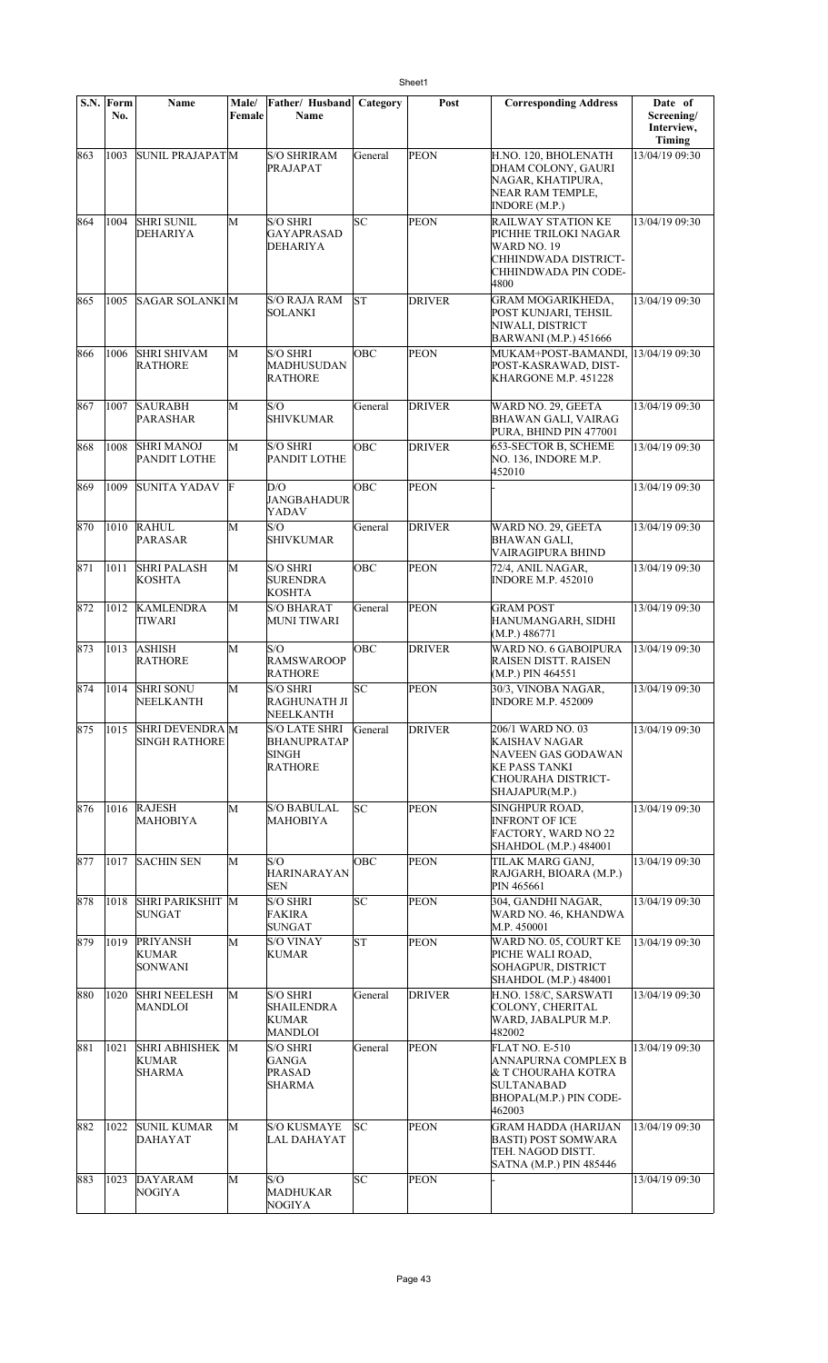| S.N. | Form No. | Name | Male/ Female | Father/ Husband Name | Category | Post | Corresponding Address | Date of Screening/ Interview, Timing |
|---|---|---|---|---|---|---|---|---|
| 863 | 1003 | SUNIL PRAJAPAT | M | S/O SHRIRAM PRAJAPAT | General | PEON | H.NO. 120, BHOLENATH DHAM COLONY, GAURI NAGAR, KHATIPURA, NEAR RAM TEMPLE, INDORE (M.P.) | 13/04/19 09:30 |
| 864 | 1004 | SHRI SUNIL DEHARIYA | M | S/O SHRI GAYAPRASAD DEHARIYA | SC | PEON | RAILWAY STATION KE PICHHE TRILOKI NAGAR WARD NO. 19 CHHINDWADA DISTRICT-CHHINDWADA PIN CODE-4800 | 13/04/19 09:30 |
| 865 | 1005 | SAGAR SOLANKI | M | S/O RAJA RAM SOLANKI | ST | DRIVER | GRAM MOGARIKHEDA, POST KUNJARI, TEHSIL NIWALI, DISTRICT BARWANI (M.P.) 451666 | 13/04/19 09:30 |
| 866 | 1006 | SHRI SHIVAM RATHORE | M | S/O SHRI MADHUSUDAN RATHORE | OBC | PEON | MUKAM+POST-BAMANDI, POST-KASRAWAD, DIST-KHARGONE M.P. 451228 | 13/04/19 09:30 |
| 867 | 1007 | SAURABH PARASHAR | M | S/O SHIVKUMAR | General | DRIVER | WARD NO. 29, GEETA BHAWAN GALI, VAIRAG PURA, BHIND PIN 477001 | 13/04/19 09:30 |
| 868 | 1008 | SHRI MANOJ PANDIT LOTHE | M | S/O SHRI PANDIT LOTHE | OBC | DRIVER | 653-SECTOR B, SCHEME NO. 136, INDORE M.P. 452010 | 13/04/19 09:30 |
| 869 | 1009 | SUNITA YADAV | F | D/O JANGBAHADUR YADAV | OBC | PEON | - | 13/04/19 09:30 |
| 870 | 1010 | RAHUL PARASAR | M | S/O SHIVKUMAR | General | DRIVER | WARD NO. 29, GEETA BHAWAN GALI, VAIRAGIPURA BHIND | 13/04/19 09:30 |
| 871 | 1011 | SHRI PALASH KOSHTA | M | S/O SHRI SURENDRA KOSHTA | OBC | PEON | 72/4, ANIL NAGAR, INDORE M.P. 452010 | 13/04/19 09:30 |
| 872 | 1012 | KAMLENDRA TIWARI | M | S/O BHARAT MUNI TIWARI | General | PEON | GRAM POST HANUMANGARH, SIDHI (M.P.) 486771 | 13/04/19 09:30 |
| 873 | 1013 | ASHISH RATHORE | M | S/O RAMSWAROOP RATHORE | OBC | DRIVER | WARD NO. 6 GABOIPURA RAISEN DISTT. RAISEN (M.P.) PIN 464551 | 13/04/19 09:30 |
| 874 | 1014 | SHRI SONU NEELKANTH | M | S/O SHRI RAGHUNATH JI NEELKANTH | SC | PEON | 30/3, VINOBA NAGAR, INDORE M.P. 452009 | 13/04/19 09:30 |
| 875 | 1015 | SHRI DEVENDRA SINGH RATHORE | M | S/O LATE SHRI BHANUPRATAP SINGH RATHORE | General | DRIVER | 206/1 WARD NO. 03 KAISHAV NAGAR NAVEEN GAS GODAWAN KE PASS TANKI CHOURAHA DISTRICT-SHAJAPUR(M.P.) | 13/04/19 09:30 |
| 876 | 1016 | RAJESH MAHOBIYA | M | S/O BABULAL MAHOBIYA | SC | PEON | SINGHPUR ROAD, INFRONT OF ICE FACTORY, WARD NO 22 SHAHDOL (M.P.) 484001 | 13/04/19 09:30 |
| 877 | 1017 | SACHIN SEN | M | S/O HARINARAYAN SEN | OBC | PEON | TILAK MARG GANJ, RAJGARH, BIOARA (M.P.) PIN 465661 | 13/04/19 09:30 |
| 878 | 1018 | SHRI PARIKSHIT SUNGAT | M | S/O SHRI FAKIRA SUNGAT | SC | PEON | 304, GANDHI NAGAR, WARD NO. 46, KHANDWA M.P. 450001 | 13/04/19 09:30 |
| 879 | 1019 | PRIYANSH KUMAR SONWANI | M | S/O VINAY KUMAR | ST | PEON | WARD NO. 05, COURT KE PICHE WALI ROAD, SOHAGPUR, DISTRICT SHAHDOL (M.P.) 484001 | 13/04/19 09:30 |
| 880 | 1020 | SHRI NEELESH MANDLOI | M | S/O SHRI SHAILENDRA KUMAR MANDLOI | General | DRIVER | H.NO. 158/C, SARSWATI COLONY, CHERITAL WARD, JABALPUR M.P. 482002 | 13/04/19 09:30 |
| 881 | 1021 | SHRI ABHISHEK KUMAR SHARMA | M | S/O SHRI GANGA PRASAD SHARMA | General | PEON | FLAT NO. E-510 ANNAPURNA COMPLEX B & T CHOURAHA KOTRA SULTANABAD BHOPAL(M.P.) PIN CODE-462003 | 13/04/19 09:30 |
| 882 | 1022 | SUNIL KUMAR DAHAYAT | M | S/O KUSMAYE LAL DAHAYAT | SC | PEON | GRAM HADDA (HARIJAN BASTI) POST SOMWARA TEH. NAGOD DISTT. SATNA (M.P.) PIN 485446 | 13/04/19 09:30 |
| 883 | 1023 | DAYARAM NOGIYA | M | S/O MADHUKAR NOGIYA | SC | PEON | - | 13/04/19 09:30 |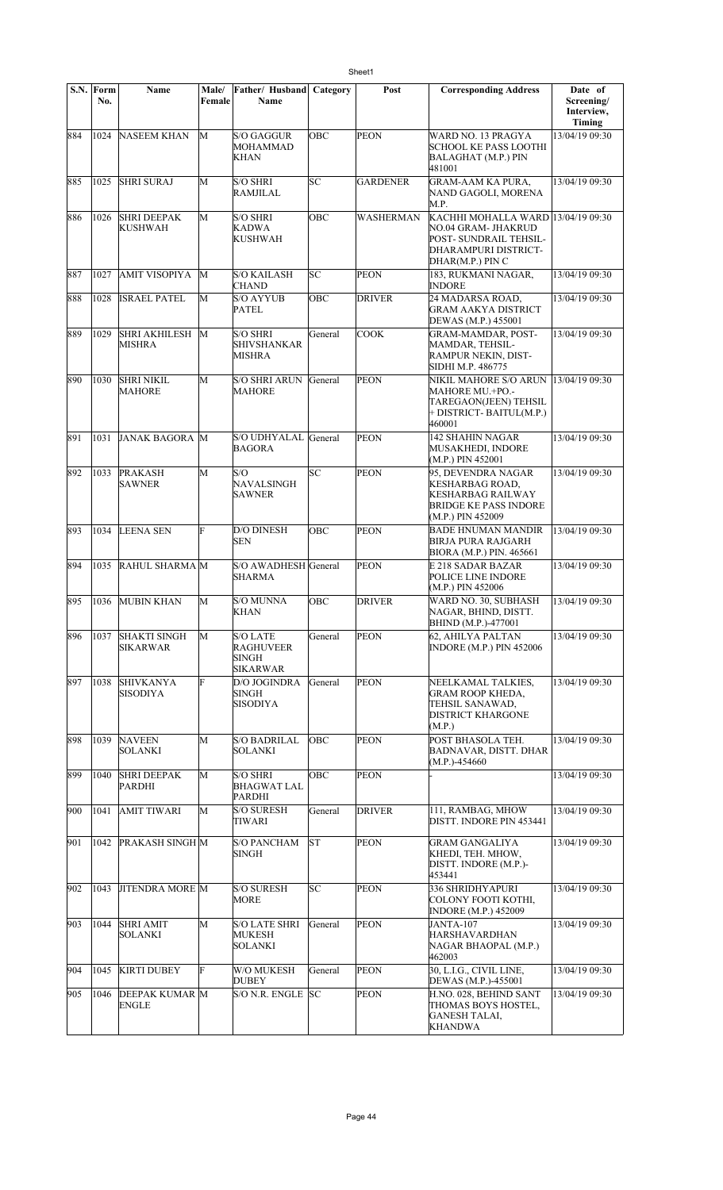| S.N. | Form No. | Name | Male/ Female | Father/ Husband Name | Category | Post | Corresponding Address | Date of Screening/ Interview, Timing |
|---|---|---|---|---|---|---|---|---|
| 884 | 1024 | NASEEM KHAN | M | S/O GAGGUR MOHAMMAD KHAN | OBC | PEON | WARD NO. 13 PRAGYA SCHOOL KE PASS LOOTHI BALAGHAT (M.P.) PIN 481001 | 13/04/19 09:30 |
| 885 | 1025 | SHRI SURAJ | M | S/O SHRI RAMJILAL | SC | GARDENER | GRAM-AAM KA PURA, NAND GAGOLI, MORENA M.P. | 13/04/19 09:30 |
| 886 | 1026 | SHRI DEEPAK KUSHWAH | M | S/O SHRI KADWA KUSHWAH | OBC | WASHERMAN | KACHHI MOHALLA WARD NO.04 GRAM- JHAKRUD POST- SUNDRAIL TEHSIL- DHARAMPURI DISTRICT- DHAR(M.P.) PIN C | 13/04/19 09:30 |
| 887 | 1027 | AMIT VISOPIYA | M | S/O KAILASH CHAND | SC | PEON | 183, RUKMANI NAGAR, INDORE | 13/04/19 09:30 |
| 888 | 1028 | ISRAEL PATEL | M | S/O AYYUB PATEL | OBC | DRIVER | 24 MADARSA ROAD, GRAM AAKYA DISTRICT DEWAS (M.P.) 455001 | 13/04/19 09:30 |
| 889 | 1029 | SHRI AKHILESH MISHRA | M | S/O SHRI SHIVSHANKAR MISHRA | General | COOK | GRAM-MAMDAR, POST- MAMDAR, TEHSIL- RAMPUR NEKIN, DIST- SIDHI M.P. 486775 | 13/04/19 09:30 |
| 890 | 1030 | SHRI NIKIL MAHORE | M | S/O SHRI ARUN MAHORE | General | PEON | NIKIL MAHORE S/O ARUN MAHORE MU.+PO.- TAREGAON(JEEN) TEHSIL + DISTRICT- BAITUL(M.P.) 460001 | 13/04/19 09:30 |
| 891 | 1031 | JANAK BAGORA | M | S/O UDHYALAL BAGORA | General | PEON | 142 SHAHIN NAGAR MUSAKHEDI, INDORE (M.P.) PIN 452001 | 13/04/19 09:30 |
| 892 | 1033 | PRAKASH SAWNER | M | S/O NAVALSINGH SAWNER | SC | PEON | 95, DEVENDRA NAGAR KESHARBAG ROAD, KESHARBAG RAILWAY BRIDGE KE PASS INDORE (M.P.) PIN 452009 | 13/04/19 09:30 |
| 893 | 1034 | LEENA SEN | F | D/O DINESH SEN | OBC | PEON | BADE HNUMAN MANDIR BIRJA PURA RAJGARH BIORA (M.P.) PIN. 465661 | 13/04/19 09:30 |
| 894 | 1035 | RAHUL SHARMA | M | S/O AWADHESH SHARMA | General | PEON | E 218 SADAR BAZAR POLICE LINE INDORE (M.P.) PIN 452006 | 13/04/19 09:30 |
| 895 | 1036 | MUBIN KHAN | M | S/O MUNNA KHAN | OBC | DRIVER | WARD NO. 30, SUBHASH NAGAR, BHIND, DISTT. BHIND (M.P.)-477001 | 13/04/19 09:30 |
| 896 | 1037 | SHAKTI SINGH SIKARWAR | M | S/O LATE RAGHUVEER SINGH SIKARWAR | General | PEON | 62, AHILYA PALTAN INDORE (M.P.) PIN 452006 | 13/04/19 09:30 |
| 897 | 1038 | SHIVKANYA SISODIYA | F | D/O JOGINDRA SINGH SISODIYA | General | PEON | NEELKAMAL TALKIES, GRAM ROOP KHEDA, TEHSIL SANAWAD, DISTRICT KHARGONE (M.P.) | 13/04/19 09:30 |
| 898 | 1039 | NAVEEN SOLANKI | M | S/O BADRILAL SOLANKI | OBC | PEON | POST BHASOLA TEH. BADNAVAR, DISTT. DHAR (M.P.)-454660 | 13/04/19 09:30 |
| 899 | 1040 | SHRI DEEPAK PARDHI | M | S/O SHRI BHAGWAT LAL PARDHI | OBC | PEON | - | 13/04/19 09:30 |
| 900 | 1041 | AMIT TIWARI | M | S/O SURESH TIWARI | General | DRIVER | 111, RAMBAG, MHOW DISTT. INDORE PIN 453441 | 13/04/19 09:30 |
| 901 | 1042 | PRAKASH SINGH | M | S/O PANCHAM SINGH | ST | PEON | GRAM GANGALIYA KHEDI, TEH. MHOW, DISTT. INDORE (M.P.)- 453441 | 13/04/19 09:30 |
| 902 | 1043 | JITENDRA MORE | M | S/O SURESH MORE | SC | PEON | 336 SHRIDHYAPURI COLONY FOOTI KOTHI, INDORE (M.P.) 452009 | 13/04/19 09:30 |
| 903 | 1044 | SHRI AMIT SOLANKI | M | S/O LATE SHRI MUKESH SOLANKI | General | PEON | JANTA-107 HARSHAVARDHAN NAGAR BHAOPAL (M.P.) 462003 | 13/04/19 09:30 |
| 904 | 1045 | KIRTI DUBEY | F | W/O MUKESH DUBEY | General | PEON | 30, L.I.G., CIVIL LINE, DEWAS (M.P.)-455001 | 13/04/19 09:30 |
| 905 | 1046 | DEEPAK KUMAR ENGLE | M | S/O N.R. ENGLE | SC | PEON | H.NO. 028, BEHIND SANT THOMAS BOYS HOSTEL, GANESH TALAI, KHANDWA | 13/04/19 09:30 |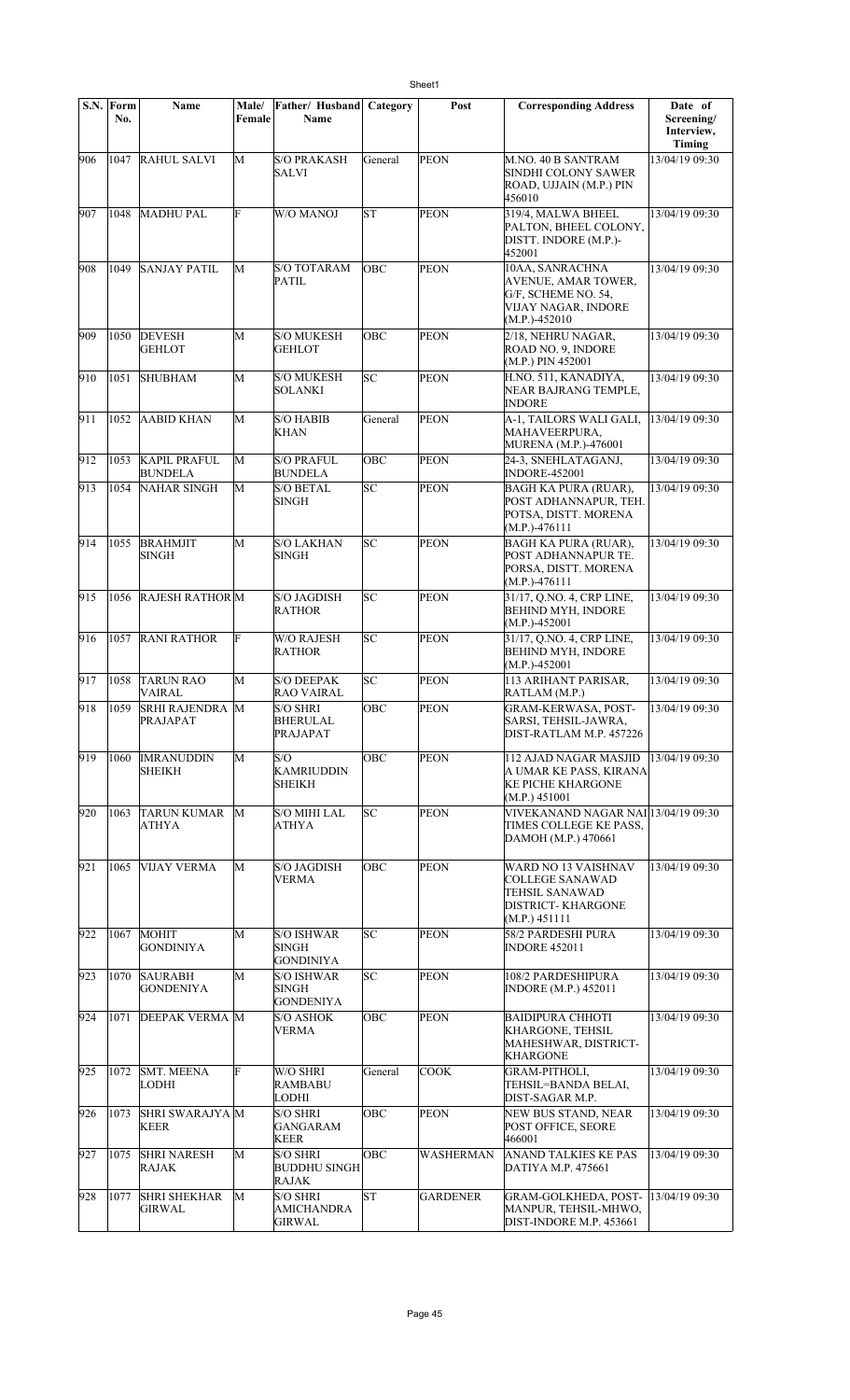| S.N. | Form No. | Name | Male/ Female | Father/ Husband Name | Category | Post | Corresponding Address | Date of Screening/ Interview, Timing |
|---|---|---|---|---|---|---|---|---|
| 906 | 1047 | RAHUL SALVI | M | S/O PRAKASH SALVI | General | PEON | M.NO. 40 B SANTRAM SINDHI COLONY SAWER ROAD, UJJAIN (M.P.) PIN 456010 | 13/04/19 09:30 |
| 907 | 1048 | MADHU PAL | F | W/O MANOJ | ST | PEON | 319/4, MALWA BHEEL PALTON, BHEEL COLONY, DISTT. INDORE (M.P.)-452001 | 13/04/19 09:30 |
| 908 | 1049 | SANJAY PATIL | M | S/O TOTARAM PATIL | OBC | PEON | 10AA, SANRACHNA AVENUE, AMAR TOWER, G/F, SCHEME NO. 54, VIJAY NAGAR, INDORE (M.P.)-452010 | 13/04/19 09:30 |
| 909 | 1050 | DEVESH GEHLOT | M | S/O MUKESH GEHLOT | OBC | PEON | 2/18, NEHRU NAGAR, ROAD NO. 9, INDORE (M.P.) PIN 452001 | 13/04/19 09:30 |
| 910 | 1051 | SHUBHAM | M | S/O MUKESH SOLANKI | SC | PEON | H.NO. 511, KANADIYA, NEAR BAJRANG TEMPLE, INDORE | 13/04/19 09:30 |
| 911 | 1052 | AABID KHAN | M | S/O HABIB KHAN | General | PEON | A-1, TAILORS WALI GALI, MAHAVEERPURA, MURENA (M.P.)-476001 | 13/04/19 09:30 |
| 912 | 1053 | KAPIL PRAFUL BUNDELA | M | S/O PRAFUL BUNDELA | OBC | PEON | 24-3, SNEHLATAGANJ, INDORE-452001 | 13/04/19 09:30 |
| 913 | 1054 | NAHAR SINGH | M | S/O BETAL SINGH | SC | PEON | BAGH KA PURA (RUAR), POST ADHANNAPUR, TEH. POTSA, DISTT. MORENA (M.P.)-476111 | 13/04/19 09:30 |
| 914 | 1055 | BRAHMJIT SINGH | M | S/O LAKHAN SINGH | SC | PEON | BAGH KA PURA (RUAR), POST ADHANNAPUR TE. PORSA, DISTT. MORENA (M.P.)-476111 | 13/04/19 09:30 |
| 915 | 1056 | RAJESH RATHOR | M | S/O JAGDISH RATHOR | SC | PEON | 31/17, Q.NO. 4, CRP LINE, BEHIND MYH, INDORE (M.P.)-452001 | 13/04/19 09:30 |
| 916 | 1057 | RANI RATHOR | F | W/O RAJESH RATHOR | SC | PEON | 31/17, Q.NO. 4, CRP LINE, BEHIND MYH, INDORE (M.P.)-452001 | 13/04/19 09:30 |
| 917 | 1058 | TARUN RAO VAIRAL | M | S/O DEEPAK RAO VAIRAL | SC | PEON | 113 ARIHANT PARISAR, RATLAM (M.P.) | 13/04/19 09:30 |
| 918 | 1059 | SRHI RAJENDRA PRAJAPAT | M | S/O SHRI BHERULAL PRAJAPAT | OBC | PEON | GRAM-KERWASA, POST-SARSI, TEHSIL-JAWRA, DIST-RATLAM M.P. 457226 | 13/04/19 09:30 |
| 919 | 1060 | IMRANUDDIN SHEIKH | M | S/O KAMRIUDDIN SHEIKH | OBC | PEON | 112 AJAD NAGAR MASJID A UMAR KE PASS, KIRANA KE PICHE KHARGONE (M.P.) 451001 | 13/04/19 09:30 |
| 920 | 1063 | TARUN KUMAR ATHYA | M | S/O MIHI LAL ATHYA | SC | PEON | VIVEKANAND NAGAR NAI TIMES COLLEGE KE PASS, DAMOH (M.P.) 470661 | 13/04/19 09:30 |
| 921 | 1065 | VIJAY VERMA | M | S/O JAGDISH VERMA | OBC | PEON | WARD NO 13 VAISHNAV COLLEGE SANAWAD TEHSIL SANAWAD DISTRICT- KHARGONE (M.P.) 451111 | 13/04/19 09:30 |
| 922 | 1067 | MOHIT GONDINIYA | M | S/O ISHWAR SINGH GONDINIYA | SC | PEON | 58/2 PARDESHI PURA INDORE 452011 | 13/04/19 09:30 |
| 923 | 1070 | SAURABH GONDENIYA | M | S/O ISHWAR SINGH GONDENIYA | SC | PEON | 108/2 PARDESHIPURA INDORE (M.P.) 452011 | 13/04/19 09:30 |
| 924 | 1071 | DEEPAK VERMA | M | S/O ASHOK VERMA | OBC | PEON | BAIDIPURA CHHOTI KHARGONE, TEHSIL MAHESHWAR, DISTRICT-KHARGONE | 13/04/19 09:30 |
| 925 | 1072 | SMT. MEENA LODHI | F | W/O SHRI RAMBABU LODHI | General | COOK | GRAM-PITHOLI, TEHSIL=BANDA BELAI, DIST-SAGAR M.P. | 13/04/19 09:30 |
| 926 | 1073 | SHRI SWARAJYA KEER | M | S/O SHRI GANGARAM KEER | OBC | PEON | NEW BUS STAND, NEAR POST OFFICE, SEORE 466001 | 13/04/19 09:30 |
| 927 | 1075 | SHRI NARESH RAJAK | M | S/O SHRI BUDDHU SINGH RAJAK | OBC | WASHERMAN | ANAND TALKIES KE PAS DATIYA M.P. 475661 | 13/04/19 09:30 |
| 928 | 1077 | SHRI SHEKHAR GIRWAL | M | S/O SHRI AMICHANDRA GIRWAL | ST | GARDENER | GRAM-GOLKHEDA, POST-MANPUR, TEHSIL-MHWO, DIST-INDORE M.P. 453661 | 13/04/19 09:30 |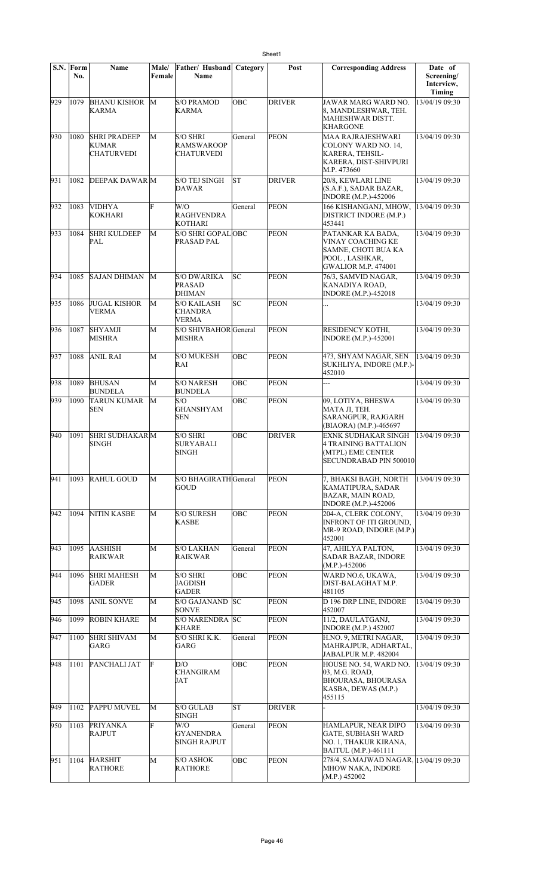| S.N. | Form No. | Name | Male/ Female | Father/ Husband Name | Category | Post | Corresponding Address | Date of Screening/ Interview, Timing |
|---|---|---|---|---|---|---|---|---|
| 929 | 1079 | BHANU KISHOR KARMA | M | S/O PRAMOD KARMA | OBC | DRIVER | JAWAR MARG WARD NO. 8, MANDLESHWAR, TEH. MAHESHWAR DISTT. KHARGONE | 13/04/19 09:30 |
| 930 | 1080 | SHRI PRADEEP KUMAR CHATURVEDI | M | S/O SHRI RAMSWAROOP CHATURVEDI | General | PEON | MAA RAJRAJESHWARI COLONY WARD NO. 14, KARERA, TEHSIL-KARERA, DIST-SHIVPURI M.P. 473660 | 13/04/19 09:30 |
| 931 | 1082 | DEEPAK DAWAR | M | S/O TEJ SINGH DAWAR | ST | DRIVER | 20/8, KEWLARI LINE (S.A.F.), SADAR BAZAR, INDORE (M.P.)-452006 | 13/04/19 09:30 |
| 932 | 1083 | VIDHYA KOKHARI | F | W/O RAGHVENDRA KOTHARI | General | PEON | 166 KISHANGANJ, MHOW, DISTRICT INDORE (M.P.) 453441 | 13/04/19 09:30 |
| 933 | 1084 | SHRI KULDEEP PAL | M | S/O SHRI GOPAL PRASAD PAL | OBC | PEON | PATANKAR KA BADA, VINAY COACHING KE SAMNE, CHOTI BUA KA POOL , LASHKAR, GWALIOR M.P. 474001 | 13/04/19 09:30 |
| 934 | 1085 | SAJAN DHIMAN | M | S/O DWARIKA PRASAD DHIMAN | SC | PEON | 76/3, SAMVID NAGAR, KANADIYA ROAD, INDORE (M.P.)-452018 | 13/04/19 09:30 |
| 935 | 1086 | JUGAL KISHOR VERMA | M | S/O KAILASH CHANDRA VERMA | SC | PEON | .. | 13/04/19 09:30 |
| 936 | 1087 | SHYAMJI MISHRA | M | S/O SHIVBAHOR MISHRA | General | PEON | RESIDENCY KOTHI, INDORE (M.P.)-452001 | 13/04/19 09:30 |
| 937 | 1088 | ANIL RAI | M | S/O MUKESH RAI | OBC | PEON | 473, SHYAM NAGAR, SEN SUKHLIYA, INDORE (M.P.)-452010 | 13/04/19 09:30 |
| 938 | 1089 | BHUSAN BUNDELA | M | S/O NARESH BUNDELA | OBC | PEON | --- | 13/04/19 09:30 |
| 939 | 1090 | TARUN KUMAR SEN | M | S/O GHANSHYAM SEN | OBC | PEON | 09, LOTIYA, BHESWA MATA JI, TEH. SARANGPUR, RAJGARH (BIAORA) (M.P.)-465697 | 13/04/19 09:30 |
| 940 | 1091 | SHRI SUDHAKAR SINGH | M | S/O SHRI SURYABALI SINGH | OBC | DRIVER | EXNK SUDHAKAR SINGH 4 TRAINING BATTALION (MTPL) EME CENTER SECUNDRABAD PIN 500010 | 13/04/19 09:30 |
| 941 | 1093 | RAHUL GOUD | M | S/O BHAGIRATH GOUD | General | PEON | 7, BHAKSI BAGH, NORTH KAMATIPURA, SADAR BAZAR, MAIN ROAD, INDORE (M.P.)-452006 | 13/04/19 09:30 |
| 942 | 1094 | NITIN KASBE | M | S/O SURESH KASBE | OBC | PEON | 204-A, CLERK COLONY, INFRONT OF ITI GROUND, MR-9 ROAD, INDORE (M.P.) 452001 | 13/04/19 09:30 |
| 943 | 1095 | AASHISH RAIKWAR | M | S/O LAKHAN RAIKWAR | General | PEON | 47, AHILYA PALTON, SADAR BAZAR, INDORE (M.P.)-452006 | 13/04/19 09:30 |
| 944 | 1096 | SHRI MAHESH GADER | M | S/O SHRI JAGDISH GADER | OBC | PEON | WARD NO.6, UKAWA, DIST-BALAGHAT M.P. 481105 | 13/04/19 09:30 |
| 945 | 1098 | ANIL SONVE | M | S/O GAJANAND SONVE | SC | PEON | D 196 DRP LINE, INDORE 452007 | 13/04/19 09:30 |
| 946 | 1099 | ROBIN KHARE | M | S/O NARENDRA KHARE | SC | PEON | 11/2, DAULATGANJ, INDORE (M.P.) 452007 | 13/04/19 09:30 |
| 947 | 1100 | SHRI SHIVAM GARG | M | S/O SHRI K.K. GARG | General | PEON | H.NO. 9, METRI NAGAR, MAHRAJPUR, ADHARTAL, JABALPUR M.P. 482004 | 13/04/19 09:30 |
| 948 | 1101 | PANCHALI JAT | F | D/O CHANGIRAM JAT | OBC | PEON | HOUSE NO. 54, WARD NO. 03, M.G. ROAD, BHOURASA, BHOURASA KASBA, DEWAS (M.P.) 455115 | 13/04/19 09:30 |
| 949 | 1102 | PAPPU MUVEL | M | S/O GULAB SINGH | ST | DRIVER | - | 13/04/19 09:30 |
| 950 | 1103 | PRIYANKA RAJPUT | F | W/O GYANENDRA SINGH RAJPUT | General | PEON | HAMLAPUR, NEAR DIPO GATE, SUBHASH WARD NO. 1, THAKUR KIRANA, BAITUL (M.P.)-461111 | 13/04/19 09:30 |
| 951 | 1104 | HARSHIT RATHORE | M | S/O ASHOK RATHORE | OBC | PEON | 278/4, SAMAJWAD NAGAR, MHOW NAKA, INDORE (M.P.) 452002 | 13/04/19 09:30 |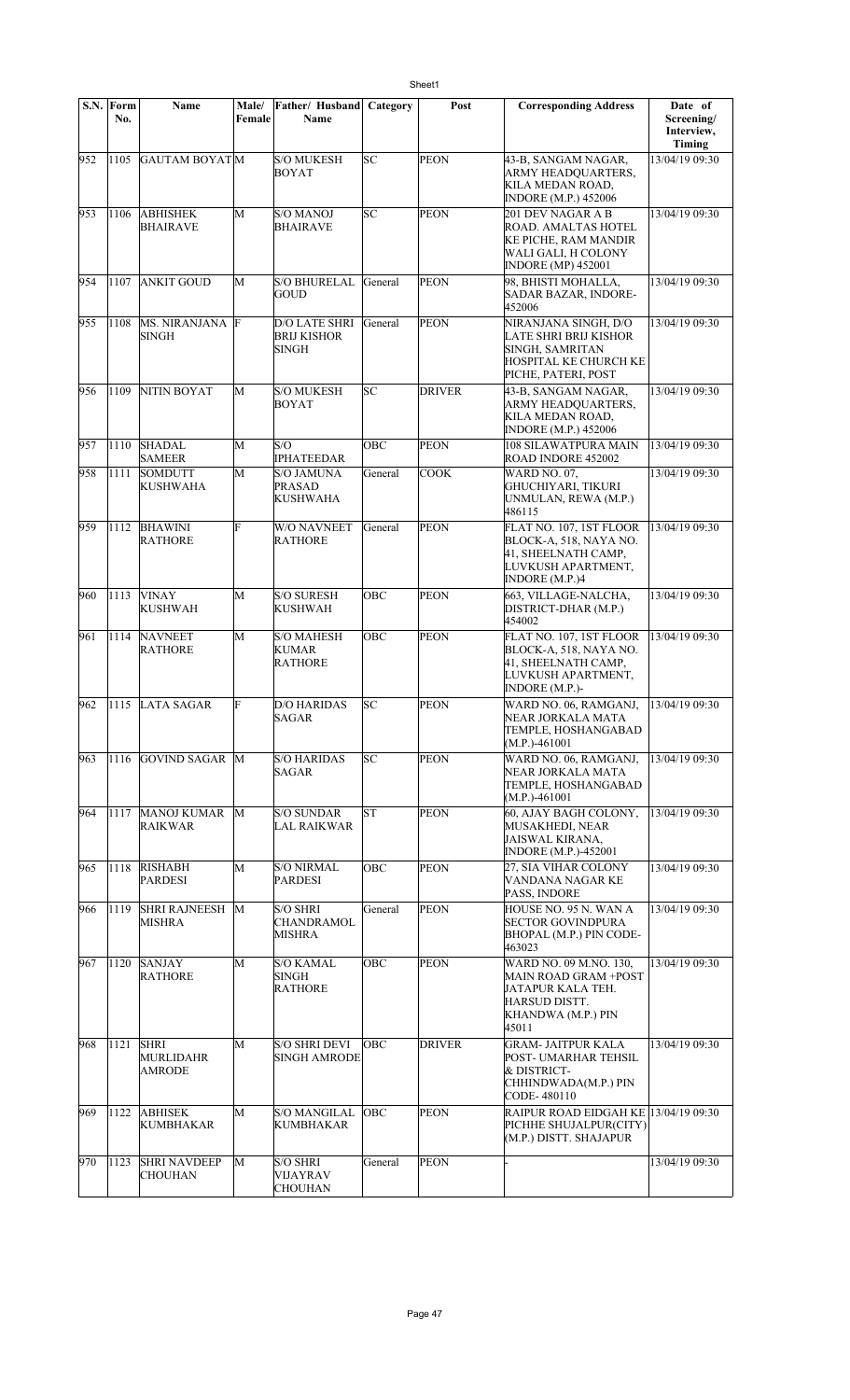| S.N. | Form No. | Name | Male/ Female | Father/ Husband Name | Category | Post | Corresponding Address | Date of Screening/ Interview, Timing |
|---|---|---|---|---|---|---|---|---|
| 952 | 1105 | GAUTAM BOYAT | M | S/O MUKESH BOYAT | SC | PEON | 43-B, SANGAM NAGAR, ARMY HEADQUARTERS, KILA MEDAN ROAD, INDORE (M.P.) 452006 | 13/04/19 09:30 |
| 953 | 1106 | ABHISHEK BHAIRAVE | M | S/O MANOJ BHAIRAVE | SC | PEON | 201 DEV NAGAR A B ROAD. AMALTAS HOTEL KE PICHE, RAM MANDIR WALI GALI, H COLONY INDORE (MP) 452001 | 13/04/19 09:30 |
| 954 | 1107 | ANKIT GOUD | M | S/O BHURELAL GOUD | General | PEON | 98, BHISTI MOHALLA, SADAR BAZAR, INDORE-452006 | 13/04/19 09:30 |
| 955 | 1108 | MS. NIRANJANA SINGH | F | D/O LATE SHRI BRIJ KISHOR SINGH | General | PEON | NIRANJANA SINGH, D/O LATE SHRI BRIJ KISHOR SINGH, SAMRITAN HOSPITAL KE CHURCH KE PICHE, PATERI, POST | 13/04/19 09:30 |
| 956 | 1109 | NITIN BOYAT | M | S/O MUKESH BOYAT | SC | DRIVER | 43-B, SANGAM NAGAR, ARMY HEADQUARTERS, KILA MEDAN ROAD, INDORE (M.P.) 452006 | 13/04/19 09:30 |
| 957 | 1110 | SHADAL SAMEER | M | S/O IPHATEEDAR | OBC | PEON | 108 SILAWATPURA MAIN ROAD INDORE 452002 | 13/04/19 09:30 |
| 958 | 1111 | SOMDUTT KUSHWAHA | M | S/O JAMUNA PRASAD KUSHWAHA | General | COOK | WARD NO. 07, GHUCHIYARI, TIKURI UNMULAN, REWA (M.P.) 486115 | 13/04/19 09:30 |
| 959 | 1112 | BHAWINI RATHORE | F | W/O NAVNEET RATHORE | General | PEON | FLAT NO. 107, 1ST FLOOR BLOCK-A, 518, NAYA NO. 41, SHEELNATH CAMP, LUVKUSH APARTMENT, INDORE (M.P.)4 | 13/04/19 09:30 |
| 960 | 1113 | VINAY KUSHWAH | M | S/O SURESH KUSHWAH | OBC | PEON | 663, VILLAGE-NALCHA, DISTRICT-DHAR (M.P.) 454002 | 13/04/19 09:30 |
| 961 | 1114 | NAVNEET RATHORE | M | S/O MAHESH KUMAR RATHORE | OBC | PEON | FLAT NO. 107, 1ST FLOOR BLOCK-A, 518, NAYA NO. 41, SHEELNATH CAMP, LUVKUSH APARTMENT, INDORE (M.P.)- | 13/04/19 09:30 |
| 962 | 1115 | LATA SAGAR | F | D/O HARIDAS SAGAR | SC | PEON | WARD NO. 06, RAMGANJ, NEAR JORKALA MATA TEMPLE, HOSHANGABAD (M.P.)-461001 | 13/04/19 09:30 |
| 963 | 1116 | GOVIND SAGAR | M | S/O HARIDAS SAGAR | SC | PEON | WARD NO. 06, RAMGANJ, NEAR JORKALA MATA TEMPLE, HOSHANGABAD (M.P.)-461001 | 13/04/19 09:30 |
| 964 | 1117 | MANOJ KUMAR RAIKWAR | M | S/O SUNDAR LAL RAIKWAR | ST | PEON | 60, AJAY BAGH COLONY, MUSAKHEDI, NEAR JAISWAL KIRANA, INDORE (M.P.)-452001 | 13/04/19 09:30 |
| 965 | 1118 | RISHABH PARDESI | M | S/O NIRMAL PARDESI | OBC | PEON | 27, SIA VIHAR COLONY VANDANA NAGAR KE PASS, INDORE | 13/04/19 09:30 |
| 966 | 1119 | SHRI RAJNEESH MISHRA | M | S/O SHRI CHANDRAMOL MISHRA | General | PEON | HOUSE NO. 95 N. WAN A SECTOR GOVINDPURA BHOPAL (M.P.) PIN CODE-463023 | 13/04/19 09:30 |
| 967 | 1120 | SANJAY RATHORE | M | S/O KAMAL SINGH RATHORE | OBC | PEON | WARD NO. 09 M.NO. 130, MAIN ROAD GRAM +POST JATAPUR KALA TEH. HARSUD DISTT. KHANDWA (M.P.) PIN 45011 | 13/04/19 09:30 |
| 968 | 1121 | SHRI MURLIDAHR AMRODE | M | S/O SHRI DEVI SINGH AMRODE | OBC | DRIVER | GRAM- JAITPUR KALA POST- UMARHAR TEHSIL & DISTRICT-CHHINDWADA(M.P.) PIN CODE- 480110 | 13/04/19 09:30 |
| 969 | 1122 | ABHISEK KUMBHAKAR | M | S/O MANGILAL KUMBHAKAR | OBC | PEON | RAIPUR ROAD EIDGAH KE PICHHE SHUJALPUR(CITY) (M.P.) DISTT. SHAJAPUR | 13/04/19 09:30 |
| 970 | 1123 | SHRI NAVDEEP CHOUHAN | M | S/O SHRI VIJAYRAV CHOUHAN | General | PEON | - | 13/04/19 09:30 |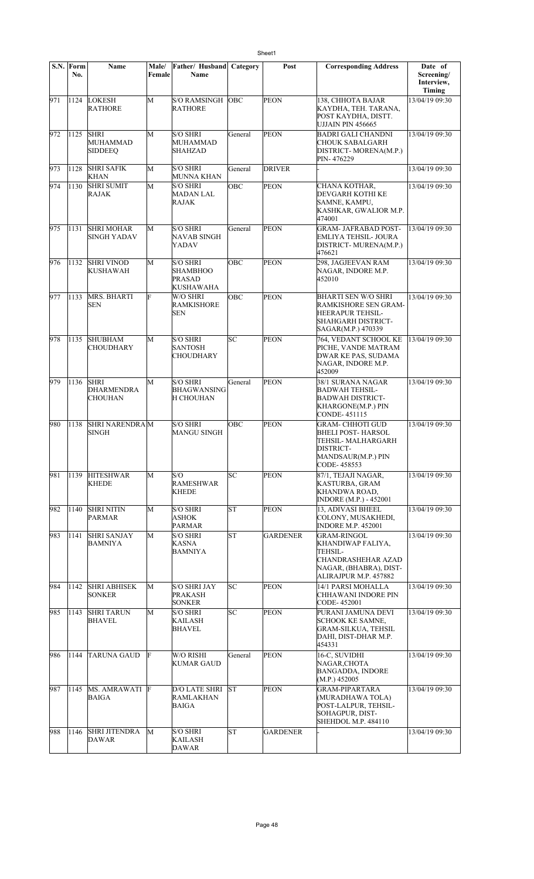| S.N. | Form No. | Name | Male/ Female | Father/ Husband Name | Category | Post | Corresponding Address | Date of Screening/ Interview, Timing |
|---|---|---|---|---|---|---|---|---|
| 971 | 1124 | LOKESH RATHORE | M | S/O RAMSINGH RATHORE | OBC | PEON | 138, CHHOTA BAJAR KAYDHA, TEH. TARANA, POST KAYDHA, DISTT. UJJAIN PIN 456665 | 13/04/19 09:30 |
| 972 | 1125 | SHRI MUHAMMAD SIDDEEQ | M | S/O SHRI MUHAMMAD SHAHZAD | General | PEON | BADRI GALI CHANDNI CHOUK SABALGARH DISTRICT- MORENA(M.P.) PIN- 476229 | 13/04/19 09:30 |
| 973 | 1128 | SHRI SAFIK KHAN | M | S/O SHRI MUNNA KHAN | General | DRIVER | - | 13/04/19 09:30 |
| 974 | 1130 | SHRI SUMIT RAJAK | M | S/O SHRI MADAN LAL RAJAK | OBC | PEON | CHANA KOTHAR, DEVGARH KOTHI KE SAMNE, KAMPU, KASHKAR, GWALIOR M.P. 474001 | 13/04/19 09:30 |
| 975 | 1131 | SHRI MOHAR SINGH YADAV | M | S/O SHRI NAVAB SINGH YADAV | General | PEON | GRAM- JAFRABAD POST- EMLIYA TEHSIL- JOURA DISTRICT- MURENA(M.P.) 476621 | 13/04/19 09:30 |
| 976 | 1132 | SHRI VINOD KUSHAWAH | M | S/O SHRI SHAMBHOO PRASAD KUSHAWAHA | OBC | PEON | 298, JAGJEEVAN RAM NAGAR, INDORE M.P. 452010 | 13/04/19 09:30 |
| 977 | 1133 | MRS. BHARTI SEN | F | W/O SHRI RAMKISHORE SEN | OBC | PEON | BHARTI SEN W/O SHRI RAMKISHORE SEN GRAM- HEERAPUR TEHSIL- SHAHGARH DISTRICT- SAGAR(M.P.) 470339 | 13/04/19 09:30 |
| 978 | 1135 | SHUBHAM CHOUDHARY | M | S/O SHRI SANTOSH CHOUDHARY | SC | PEON | 764, VEDANT SCHOOL KE PICHE, VANDE MATRAM DWAR KE PAS, SUDAMA NAGAR, INDORE M.P. 452009 | 13/04/19 09:30 |
| 979 | 1136 | SHRI DHARMENDRA CHOUHAN | M | S/O SHRI BHAGWANSINGH CHOUHAN | General | PEON | 38/1 SURANA NAGAR BADWAH TEHSIL- BADWAH DISTRICT- KHARGONE(M.P.) PIN CONDE- 451115 | 13/04/19 09:30 |
| 980 | 1138 | SHRI NARENDRA SINGH | M | S/O SHRI MANGU SINGH | OBC | PEON | GRAM- CHHOTI GUD BHELI POST- HARSOL TEHSIL- MALHARGARH DISTRICT- MANDSAUR(M.P.) PIN CODE- 458553 | 13/04/19 09:30 |
| 981 | 1139 | HITESHWAR KHEDE | M | S/O RAMESHWAR KHEDE | SC | PEON | 87/1, TEJAJI NAGAR, KASTURBA, GRAM KHANDWA ROAD, INDORE (M.P.) - 452001 | 13/04/19 09:30 |
| 982 | 1140 | SHRI NITIN PARMAR | M | S/O SHRI ASHOK PARMAR | ST | PEON | 13, ADIVASI BHEEL COLONY, MUSAKHEDI, INDORE M.P. 452001 | 13/04/19 09:30 |
| 983 | 1141 | SHRI SANJAY BAMNIYA | M | S/O SHRI KASNA BAMNIYA | ST | GARDENER | GRAM-RINGOL KHANDIWAP FALIYA, TEHSIL- CHANDRASHEHAR AZAD NAGAR, (BHABRA), DIST- ALIRAJPUR M.P. 457882 | 13/04/19 09:30 |
| 984 | 1142 | SHRI ABHISEK SONKER | M | S/O SHRI JAY PRAKASH SONKER | SC | PEON | 14/1 PARSI MOHALLA CHHAWANI INDORE PIN CODE- 452001 | 13/04/19 09:30 |
| 985 | 1143 | SHRI TARUN BHAVEL | M | S/O SHRI KAILASH BHAVEL | SC | PEON | PURANI JAMUNA DEVI SCHOOK KE SAMNE, GRAM-SILKUA, TEHSIL DAHI, DIST-DHAR M.P. 454331 | 13/04/19 09:30 |
| 986 | 1144 | TARUNA GAUD | F | W/O RISHI KUMAR GAUD | General | PEON | 16-C, SUVIDHI NAGAR,CHOTA BANGADDA, INDORE (M.P.) 452005 | 13/04/19 09:30 |
| 987 | 1145 | MS. AMRAWATI BAIGA | F | D/O LATE SHRI RAMLAKHAN BAIGA | ST | PEON | GRAM-PIPARTARA (MURADHAWA TOLA) POST-LALPUR, TEHSIL- SOHAGPUR, DIST- SHEHDOL M.P. 484110 | 13/04/19 09:30 |
| 988 | 1146 | SHRI JITENDRA DAWAR | M | S/O SHRI KAILASH DAWAR | ST | GARDENER | - | 13/04/19 09:30 |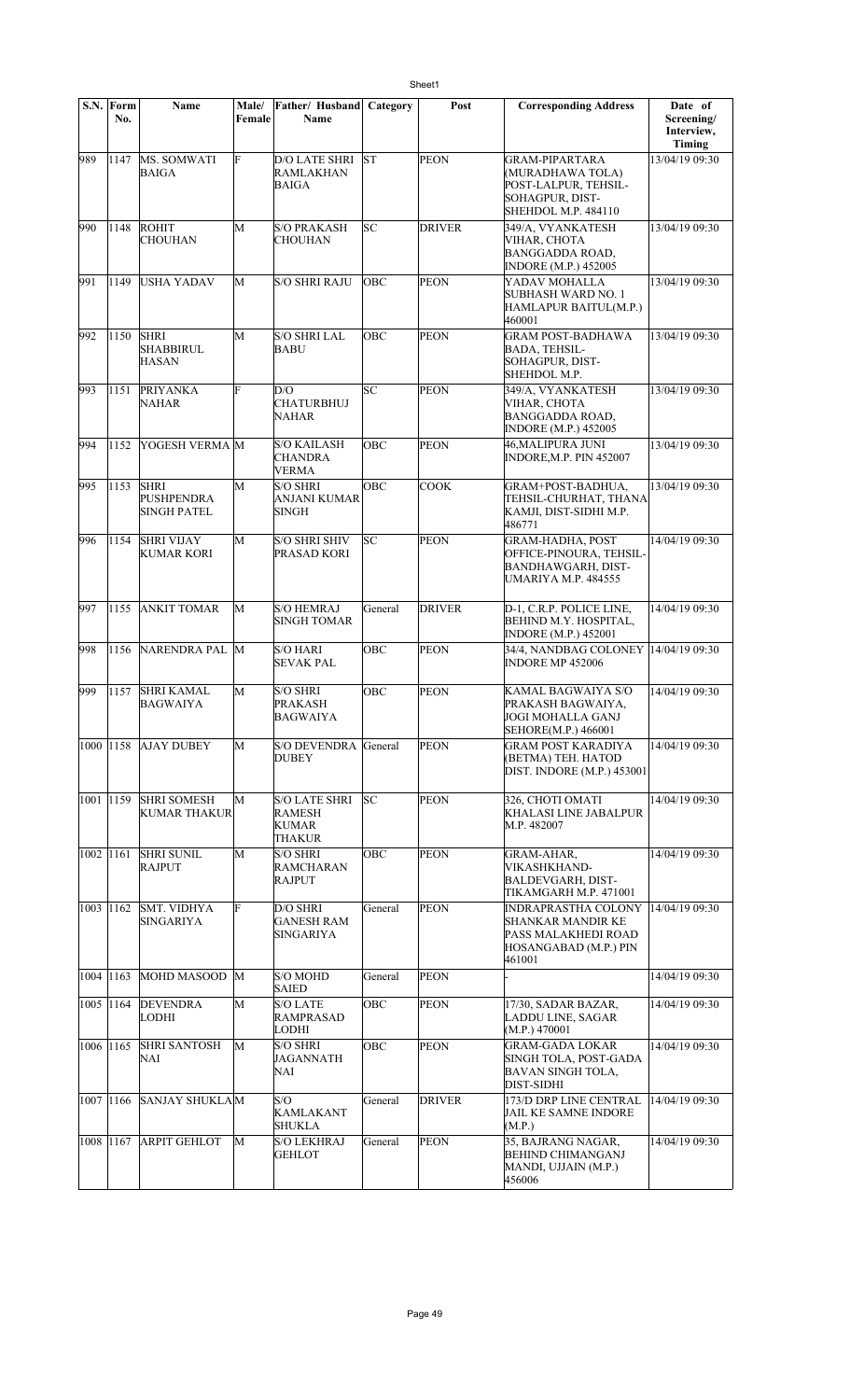| S.N. | Form No. | Name | Male/ Female | Father/ Husband Name | Category | Post | Corresponding Address | Date of Screening/ Interview, Timing |
|---|---|---|---|---|---|---|---|---|
| 989 | 1147 | MS. SOMWATI BAIGA | F | D/O LATE SHRI RAMLAKHAN BAIGA | ST | PEON | GRAM-PIPARTARA (MURADHAWA TOLA) POST-LALPUR, TEHSIL-SOHAGPUR, DIST-SHEHDOL M.P. 484110 | 13/04/19 09:30 |
| 990 | 1148 | ROHIT CHOUHAN | M | S/O PRAKASH CHOUHAN | SC | DRIVER | 349/A, VYANKATESH VIHAR, CHOTA BANGGADDA ROAD, INDORE (M.P.) 452005 | 13/04/19 09:30 |
| 991 | 1149 | USHA YADAV | M | S/O SHRI RAJU | OBC | PEON | YADAV MOHALLA SUBHASH WARD NO. 1 HAMLAPUR BAITUL(M.P.) 460001 | 13/04/19 09:30 |
| 992 | 1150 | SHRI SHABBIRUL HASAN | M | S/O SHRI LAL BABU | OBC | PEON | GRAM POST-BADHAWA BADA, TEHSIL-SOHAGPUR, DIST-SHEHDOL M.P. | 13/04/19 09:30 |
| 993 | 1151 | PRIYANKA NAHAR | F | D/O CHATURBHUJ NAHAR | SC | PEON | 349/A, VYANKATESH VIHAR, CHOTA BANGGADDA ROAD, INDORE (M.P.) 452005 | 13/04/19 09:30 |
| 994 | 1152 | YOGESH VERMA | M | S/O KAILASH CHANDRA VERMA | OBC | PEON | 46,MALIPURA JUNI INDORE,M.P. PIN 452007 | 13/04/19 09:30 |
| 995 | 1153 | SHRI PUSHPENDRA SINGH PATEL | M | S/O SHRI ANJANI KUMAR SINGH | OBC | COOK | GRAM+POST-BADHUA, TEHSIL-CHURHAT, THANA KAMJI, DIST-SIDHI M.P. 486771 | 13/04/19 09:30 |
| 996 | 1154 | SHRI VIJAY KUMAR KORI | M | S/O SHRI SHIV PRASAD KORI | SC | PEON | GRAM-HADHA, POST OFFICE-PINOURA, TEHSIL-BANDHAWGARH, DIST-UMARIYA M.P. 484555 | 14/04/19 09:30 |
| 997 | 1155 | ANKIT TOMAR | M | S/O HEMRAJ SINGH TOMAR | General | DRIVER | D-1, C.R.P. POLICE LINE, BEHIND M.Y. HOSPITAL, INDORE (M.P.) 452001 | 14/04/19 09:30 |
| 998 | 1156 | NARENDRA PAL | M | S/O HARI SEVAK PAL | OBC | PEON | 34/4, NANDBAG COLONEY INDORE MP 452006 | 14/04/19 09:30 |
| 999 | 1157 | SHRI KAMAL BAGWAIYA | M | S/O SHRI PRAKASH BAGWAIYA | OBC | PEON | KAMAL BAGWAIYA S/O PRAKASH BAGWAIYA, JOGI MOHALLA GANJ SEHORE(M.P.) 466001 | 14/04/19 09:30 |
| 1000 | 1158 | AJAY DUBEY | M | S/O DEVENDRA DUBEY | General | PEON | GRAM POST KARADIYA (BETMA) TEH. HATOD DIST. INDORE (M.P.) 453001 | 14/04/19 09:30 |
| 1001 | 1159 | SHRI SOMESH KUMAR THAKUR | M | S/O LATE SHRI RAMESH KUMAR THAKUR | SC | PEON | 326, CHOTI OMATI KHALASI LINE JABALPUR M.P. 482007 | 14/04/19 09:30 |
| 1002 | 1161 | SHRI SUNIL RAJPUT | M | S/O SHRI RAMCHARAN RAJPUT | OBC | PEON | GRAM-AHAR, VIKASHKHAND-BALDEVGARH, DIST-TIKAMGARH M.P. 471001 | 14/04/19 09:30 |
| 1003 | 1162 | SMT. VIDHYA SINGARIYA | F | D/O SHRI GANESH RAM SINGARIYA | General | PEON | INDRAPRASTHA COLONY SHANKAR MANDIR KE PASS MALAKHEDI ROAD HOSANGABAD (M.P.) PIN 461001 | 14/04/19 09:30 |
| 1004 | 1163 | MOHD MASOOD | M | S/O MOHD SAIED | General | PEON | - | 14/04/19 09:30 |
| 1005 | 1164 | DEVENDRA LODHI | M | S/O LATE RAMPRASAD LODHI | OBC | PEON | 17/30, SADAR BAZAR, LADDU LINE, SAGAR (M.P.) 470001 | 14/04/19 09:30 |
| 1006 | 1165 | SHRI SANTOSH NAI | M | S/O SHRI JAGANNATH NAI | OBC | PEON | GRAM-GADA LOKAR SINGH TOLA, POST-GADA BAVAN SINGH TOLA, DIST-SIDHI | 14/04/19 09:30 |
| 1007 | 1166 | SANJAY SHUKLA | M | S/O KAMLAKANT SHUKLA | General | DRIVER | 173/D DRP LINE CENTRAL JAIL KE SAMNE INDORE (M.P.) | 14/04/19 09:30 |
| 1008 | 1167 | ARPIT GEHLOT | M | S/O LEKHRAJ GEHLOT | General | PEON | 35, BAJRANG NAGAR, BEHIND CHIMANGANJ MANDI, UJJAIN (M.P.) 456006 | 14/04/19 09:30 |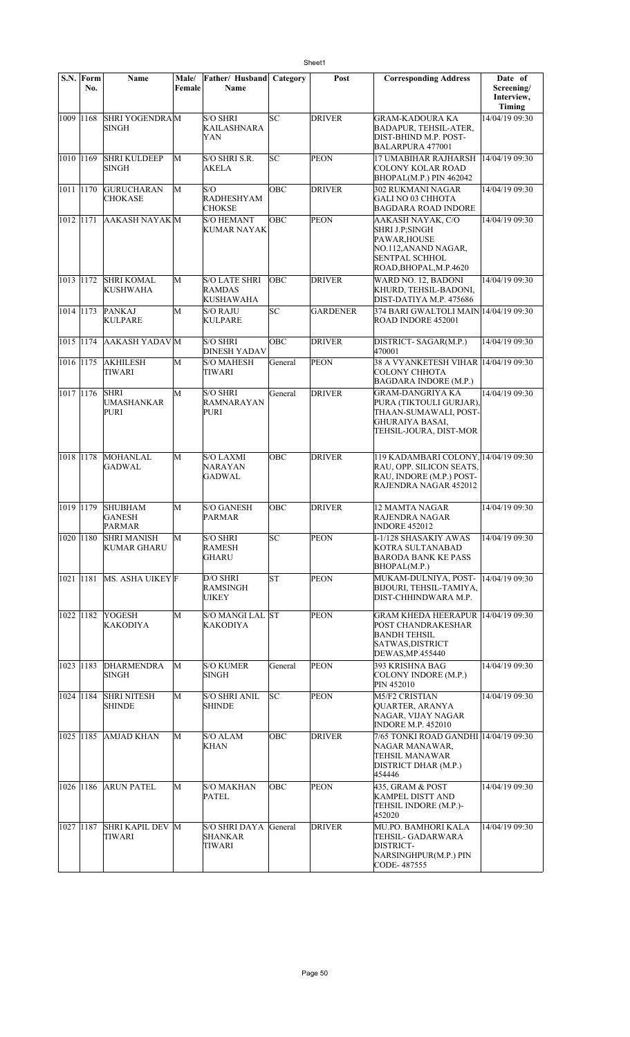| S.N. | Form No. | Name | Male/ Female | Father/ Husband Name | Category | Post | Corresponding Address | Date of Screening/ Interview, Timing |
|---|---|---|---|---|---|---|---|---|
| 1009 | 1168 | SHRI YOGENDRA SINGH | M | S/O SHRI KAILASHNARAYAN | SC | DRIVER | GRAM-KADOURA KA BADAPUR, TEHSIL-ATER, DIST-BHIND M.P. POST-BALARPURA 477001 | 14/04/19 09:30 |
| 1010 | 1169 | SHRI KULDEEP SINGH | M | S/O SHRI S.R. AKELA | SC | PEON | 17 UMABIHAR RAJHARSH COLONY KOLAR ROAD BHOPAL(M.P.) PIN 462042 | 14/04/19 09:30 |
| 1011 | 1170 | GURUCHARAN CHOKASE | M | S/O RADHESHYAM CHOKSE | OBC | DRIVER | 302 RUKMANI NAGAR GALI NO 03 CHHOTA BAGDARA ROAD INDORE | 14/04/19 09:30 |
| 1012 | 1171 | AAKASH NAYAK | M | S/O HEMANT KUMAR NAYAK | OBC | PEON | AAKASH NAYAK, C/O SHRI J.P;SINGH PAWAR,HOUSE NO.112,ANAND NAGAR, SENTPAL SCHHOL ROAD,BHOPAL,M.P.4620 | 14/04/19 09:30 |
| 1013 | 1172 | SHRI KOMAL KUSHWAHA | M | S/O LATE SHRI RAMDAS KUSHAWAHA | OBC | DRIVER | WARD NO. 12, BADONI KHURD, TEHSIL-BADONI, DIST-DATIYA M.P. 475686 | 14/04/19 09:30 |
| 1014 | 1173 | PANKAJ KULPARE | M | S/O RAJU KULPARE | SC | GARDENER | 374 BARI GWALTOLI MAIN ROAD INDORE 452001 | 14/04/19 09:30 |
| 1015 | 1174 | AAKASH YADAV | M | S/O SHRI DINESH YADAV | OBC | DRIVER | DISTRICT- SAGAR(M.P.) 470001 | 14/04/19 09:30 |
| 1016 | 1175 | AKHILESH TIWARI | M | S/O MAHESH TIWARI | General | PEON | 38 A VYANKETESH VIHAR COLONY CHHOTA BAGDARA INDORE (M.P.) | 14/04/19 09:30 |
| 1017 | 1176 | SHRI UMASHANKAR PURI | M | S/O SHRI RAMNARAYAN PURI | General | DRIVER | GRAM-DANGRIYA KA PURA (TIKTOULI GURJAR), THAAN-SUMAWALI, POST-GHURAIYA BASAI, TEHSIL-JOURA, DIST-MOR | 14/04/19 09:30 |
| 1018 | 1178 | MOHANLAL GADWAL | M | S/O LAXMI NARAYAN GADWAL | OBC | DRIVER | 119 KADAMBARI COLONY, RAU, OPP. SILICON SEATS, RAU, INDORE (M.P.) POST-RAJENDRA NAGAR 452012 | 14/04/19 09:30 |
| 1019 | 1179 | SHUBHAM GANESH PARMAR | M | S/O GANESH PARMAR | OBC | DRIVER | 12 MAMTA NAGAR RAJENDRA NAGAR INDORE 452012 | 14/04/19 09:30 |
| 1020 | 1180 | SHRI MANISH KUMAR GHARU | M | S/O SHRI RAMESH GHARU | SC | PEON | I-1/128 SHASAKIY AWAS KOTRA SULTANABAD BARODA BANK KE PASS BHOPAL(M.P.) | 14/04/19 09:30 |
| 1021 | 1181 | MS. ASHA UIKEY | F | D/O SHRI RAMSINGH UIKEY | ST | PEON | MUKAM-DULNIYA, POST-BIJOURI, TEHSIL-TAMIYA, DIST-CHHINDWARA M.P. | 14/04/19 09:30 |
| 1022 | 1182 | YOGESH KAKODIYA | M | S/O MANGI LAL KAKODIYA | ST | PEON | GRAM KHEDA HEERAPUR POST CHANDRAKESHAR BANDH TEHSIL SATWAS,DISTRICT DEWAS,MP.455440 | 14/04/19 09:30 |
| 1023 | 1183 | DHARMENDRA SINGH | M | S/O KUMER SINGH | General | PEON | 393 KRISHNA BAG COLONY INDORE (M.P.) PIN 452010 | 14/04/19 09:30 |
| 1024 | 1184 | SHRI NITESH SHINDE | M | S/O SHRI ANIL SHINDE | SC | PEON | M5/F2 CRISTIAN QUARTER, ARANYA NAGAR, VIJAY NAGAR INDORE M.P. 452010 | 14/04/19 09:30 |
| 1025 | 1185 | AMJAD KHAN | M | S/O ALAM KHAN | OBC | DRIVER | 7/65 TONKI ROAD GANDHI NAGAR MANAWAR, TEHSIL MANAWAR DISTRICT DHAR (M.P.) 454446 | 14/04/19 09:30 |
| 1026 | 1186 | ARUN PATEL | M | S/O MAKHAN PATEL | OBC | PEON | 435, GRAM & POST KAMPEL DISTT AND TEHSIL INDORE (M.P.)-452020 | 14/04/19 09:30 |
| 1027 | 1187 | SHRI KAPIL DEV TIWARI | M | S/O SHRI DAYA SHANKAR TIWARI | General | DRIVER | MU.PO. BAMHORI KALA TEHSIL- GADARWARA DISTRICT-NARSINGHPUR(M.P.) PIN CODE- 487555 | 14/04/19 09:30 |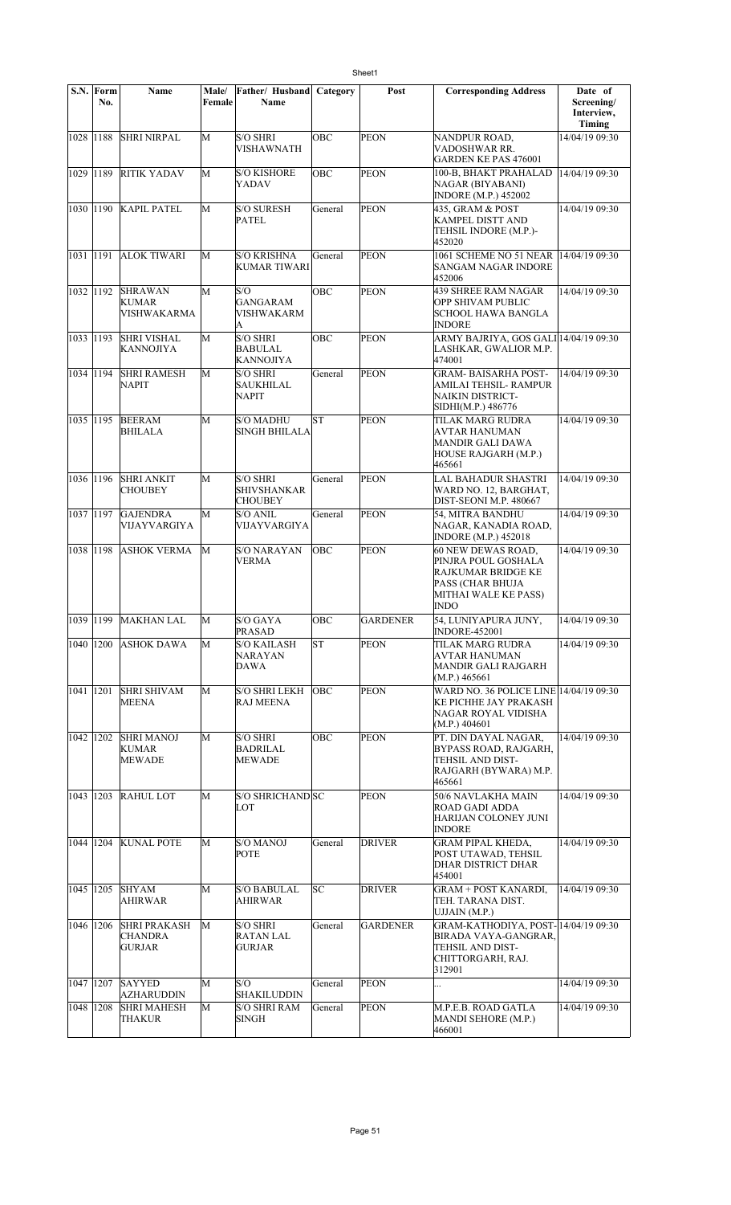| S.N. | Form No. | Name | Male/ Female | Father/ Husband Name | Category | Post | Corresponding Address | Date of Screening/ Interview, Timing |
|---|---|---|---|---|---|---|---|---|
| 1028 | 1188 | SHRI NIRPAL | M | S/O SHRI VISHAWNATH | OBC | PEON | NANDPUR ROAD, VADOSHWAR RR. GARDEN KE PAS 476001 | 14/04/19 09:30 |
| 1029 | 1189 | RITIK YADAV | M | S/O KISHORE YADAV | OBC | PEON | 100-B, BHAKT PRAHALAD NAGAR (BIYABANI) INDORE (M.P.) 452002 | 14/04/19 09:30 |
| 1030 | 1190 | KAPIL PATEL | M | S/O SURESH PATEL | General | PEON | 435, GRAM & POST KAMPEL DISTT AND TEHSIL INDORE (M.P.)-452020 | 14/04/19 09:30 |
| 1031 | 1191 | ALOK TIWARI | M | S/O KRISHNA KUMAR TIWARI | General | PEON | 1061 SCHEME NO 51 NEAR SANGAM NAGAR INDORE 452006 | 14/04/19 09:30 |
| 1032 | 1192 | SHRAWAN KUMAR VISHWAKARMA | M | S/O GANGARAM VISHWAKARMA | OBC | PEON | 439 SHREE RAM NAGAR OPP SHIVAM PUBLIC SCHOOL HAWA BANGLA INDORE | 14/04/19 09:30 |
| 1033 | 1193 | SHRI VISHAL KANNOJIYA | M | S/O SHRI BABULAL KANNOJIYA | OBC | PEON | ARMY BAJRIYA, GOS GALI LASHKAR, GWALIOR M.P. 474001 | 14/04/19 09:30 |
| 1034 | 1194 | SHRI RAMESH NAPIT | M | S/O SHRI SAUKHILAL NAPIT | General | PEON | GRAM- BAISARHA POST-AMILAI TEHSIL- RAMPUR NAIKIN DISTRICT-SIDHI(M.P.) 486776 | 14/04/19 09:30 |
| 1035 | 1195 | BEERAM BHILALA | M | S/O MADHU SINGH BHILALA | ST | PEON | TILAK MARG RUDRA AVTAR HANUMAN MANDIR GALI DAWA HOUSE RAJGARH (M.P.) 465661 | 14/04/19 09:30 |
| 1036 | 1196 | SHRI ANKIT CHOUBEY | M | S/O SHRI SHIVSHANKAR CHOUBEY | General | PEON | LAL BAHADUR SHASTRI WARD NO. 12, BARGHAT, DIST-SEONI M.P. 480667 | 14/04/19 09:30 |
| 1037 | 1197 | GAJENDRA VIJAYVARGIYA | M | S/O ANIL VIJAYVARGIYA | General | PEON | 54, MITRA BANDHU NAGAR, KANADIA ROAD, INDORE (M.P.) 452018 | 14/04/19 09:30 |
| 1038 | 1198 | ASHOK VERMA | M | S/O NARAYAN VERMA | OBC | PEON | 60 NEW DEWAS ROAD, PINJRA POUL GOSHALA RAJKUMAR BRIDGE KE PASS (CHAR BHUJA MITHAI WALE KE PASS) INDO | 14/04/19 09:30 |
| 1039 | 1199 | MAKHAN LAL | M | S/O GAYA PRASAD | OBC | GARDENER | 54, LUNIYAPURA JUNY, INDORE-452001 | 14/04/19 09:30 |
| 1040 | 1200 | ASHOK DAWA | M | S/O KAILASH NARAYAN DAWA | ST | PEON | TILAK MARG RUDRA AVTAR HANUMAN MANDIR GALI RAJGARH (M.P.) 465661 | 14/04/19 09:30 |
| 1041 | 1201 | SHRI SHIVAM MEENA | M | S/O SHRI LEKH RAJ MEENA | OBC | PEON | WARD NO. 36 POLICE LINE KE PICHHE JAY PRAKASH NAGAR ROYAL VIDISHA (M.P.) 404601 | 14/04/19 09:30 |
| 1042 | 1202 | SHRI MANOJ KUMAR MEWADE | M | S/O SHRI BADRILAL MEWADE | OBC | PEON | PT. DIN DAYAL NAGAR, BYPASS ROAD, RAJGARH, TEHSIL AND DIST-RAJGARH (BYWARA) M.P. 465661 | 14/04/19 09:30 |
| 1043 | 1203 | RAHUL LOT | M | S/O SHRICHAND LOT | SC | PEON | 50/6 NAVLAKHA MAIN ROAD GADI ADDA HARIJAN COLONEY JUNI INDORE | 14/04/19 09:30 |
| 1044 | 1204 | KUNAL POTE | M | S/O MANOJ POTE | General | DRIVER | GRAM PIPAL KHEDA, POST UTAWAD, TEHSIL DHAR DISTRICT DHAR 454001 | 14/04/19 09:30 |
| 1045 | 1205 | SHYAM AHIRWAR | M | S/O BABULAL AHIRWAR | SC | DRIVER | GRAM + POST KANARDI, TEH. TARANA DIST. UJJAIN (M.P.) | 14/04/19 09:30 |
| 1046 | 1206 | SHRI PRAKASH CHANDRA GURJAR | M | S/O SHRI RATAN LAL GURJAR | General | GARDENER | GRAM-KATHODIYA, POST-BIRADA VAYA-GANGRAR, TEHSIL AND DIST-CHITTORGARH, RAJ. 312901 | 14/04/19 09:30 |
| 1047 | 1207 | SAYYED AZHARUDDIN | M | S/O SHAKILUDDIN | General | PEON | ... | 14/04/19 09:30 |
| 1048 | 1208 | SHRI MAHESH THAKUR | M | S/O SHRI RAM SINGH | General | PEON | M.P.E.B. ROAD GATLA MANDI SEHORE (M.P.) 466001 | 14/04/19 09:30 |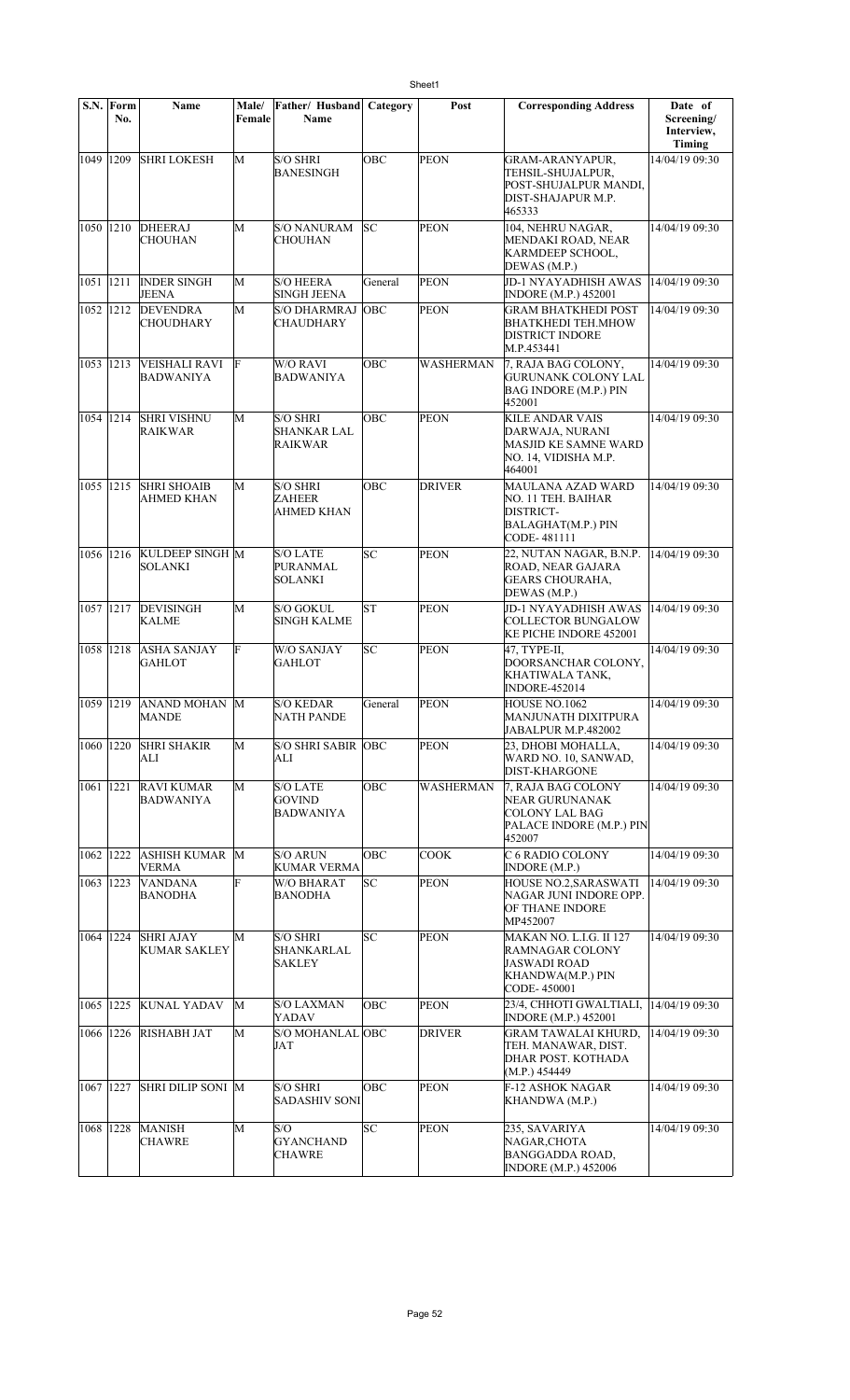| S.N. | Form No. | Name | Male/ Female | Father/ Husband Name | Category | Post | Corresponding Address | Date of Screening/ Interview, Timing |
|---|---|---|---|---|---|---|---|---|
| 1049 | 1209 | SHRI LOKESH | M | S/O SHRI BANESINGH | OBC | PEON | GRAM-ARANYAPUR, TEHSIL-SHUJALPUR, POST-SHUJALPUR MANDI, DIST-SHAJAPUR M.P. 465333 | 14/04/19 09:30 |
| 1050 | 1210 | DHEERAJ CHOUHAN | M | S/O NANURAM CHOUHAN | SC | PEON | 104, NEHRU NAGAR, MENDAKI ROAD, NEAR KARMDEEP SCHOOL, DEWAS (M.P.) | 14/04/19 09:30 |
| 1051 | 1211 | INDER SINGH JEENA | M | S/O HEERA SINGH JEENA | General | PEON | JD-1 NYAYADHISH AWAS INDORE (M.P.) 452001 | 14/04/19 09:30 |
| 1052 | 1212 | DEVENDRA CHOUDHARY | M | S/O DHARMRAJ CHAUDHARY | OBC | PEON | GRAM BHATKHEDI POST BHATKHEDI TEH.MHOW DISTRICT INDORE M.P.453441 | 14/04/19 09:30 |
| 1053 | 1213 | VEISHALI RAVI BADWANIYA | F | W/O RAVI BADWANIYA | OBC | WASHERMAN | 7, RAJA BAG COLONY, GURUNANK COLONY LAL BAG INDORE (M.P.) PIN 452001 | 14/04/19 09:30 |
| 1054 | 1214 | SHRI VISHNU RAIKWAR | M | S/O SHRI SHANKAR LAL RAIKWAR | OBC | PEON | KILE ANDAR VAIS DARWAJA, NURANI MASJID KE SAMNE WARD NO. 14, VIDISHA M.P. 464001 | 14/04/19 09:30 |
| 1055 | 1215 | SHRI SHOAIB AHMED KHAN | M | S/O SHRI ZAHEER AHMED KHAN | OBC | DRIVER | MAULANA AZAD WARD NO. 11 TEH. BAIHAR DISTRICT-BALAGHAT(M.P.) PIN CODE- 481111 | 14/04/19 09:30 |
| 1056 | 1216 | KULDEEP SINGH SOLANKI | M | S/O LATE PURANMAL SOLANKI | SC | PEON | 22, NUTAN NAGAR, B.N.P. ROAD, NEAR GAJARA GEARS CHOURAHA, DEWAS (M.P.) | 14/04/19 09:30 |
| 1057 | 1217 | DEVISINGH KALME | M | S/O GOKUL SINGH KALME | ST | PEON | JD-1 NYAYADHISH AWAS COLLECTOR BUNGALOW KE PICHE INDORE 452001 | 14/04/19 09:30 |
| 1058 | 1218 | ASHA SANJAY GAHLOT | F | W/O SANJAY GAHLOT | SC | PEON | 47, TYPE-II, DOORSANCHAR COLONY, KHATIWALA TANK, INDORE-452014 | 14/04/19 09:30 |
| 1059 | 1219 | ANAND MOHAN MANDE | M | S/O KEDAR NATH PANDE | General | PEON | HOUSE NO.1062 MANJUNATH DIXITPURA JABALPUR M.P.482002 | 14/04/19 09:30 |
| 1060 | 1220 | SHRI SHAKIR ALI | M | S/O SHRI SABIR ALI | OBC | PEON | 23, DHOBI MOHALLA, WARD NO. 10, SANWAD, DIST-KHARGONE | 14/04/19 09:30 |
| 1061 | 1221 | RAVI KUMAR BADWANIYA | M | S/O LATE GOVIND BADWANIYA | OBC | WASHERMAN | 7, RAJA BAG COLONY NEAR GURUNANAK COLONY LAL BAG PALACE INDORE (M.P.) PIN 452007 | 14/04/19 09:30 |
| 1062 | 1222 | ASHISH KUMAR VERMA | M | S/O ARUN KUMAR VERMA | OBC | COOK | C 6 RADIO COLONY INDORE (M.P.) | 14/04/19 09:30 |
| 1063 | 1223 | VANDANA BANODHA | F | W/O BHARAT BANODHA | SC | PEON | HOUSE NO.2,SARASWATI NAGAR JUNI INDORE OPP. OF THANE INDORE MP452007 | 14/04/19 09:30 |
| 1064 | 1224 | SHRI AJAY KUMAR SAKLEY | M | S/O SHRI SHANKARLAL SAKLEY | SC | PEON | MAKAN NO. L.I.G. II 127 RAMNAGAR COLONY JASWADI ROAD KHANDWA(M.P.) PIN CODE- 450001 | 14/04/19 09:30 |
| 1065 | 1225 | KUNAL YADAV | M | S/O LAXMAN YADAV | OBC | PEON | 23/4, CHHOTI GWALTIALI, INDORE (M.P.) 452001 | 14/04/19 09:30 |
| 1066 | 1226 | RISHABH JAT | M | S/O MOHANLAL JAT | OBC | DRIVER | GRAM TAWALAI KHURD, TEH. MANAWAR, DIST. DHAR POST. KOTHADA (M.P.) 454449 | 14/04/19 09:30 |
| 1067 | 1227 | SHRI DILIP SONI | M | S/O SHRI SADASHIV SONI | OBC | PEON | F-12 ASHOK NAGAR KHANDWA (M.P.) | 14/04/19 09:30 |
| 1068 | 1228 | MANISH CHAWRE | M | S/O GYANCHAND CHAWRE | SC | PEON | 235, SAVARIYA NAGAR,CHOTA BANGGADDA ROAD, INDORE (M.P.) 452006 | 14/04/19 09:30 |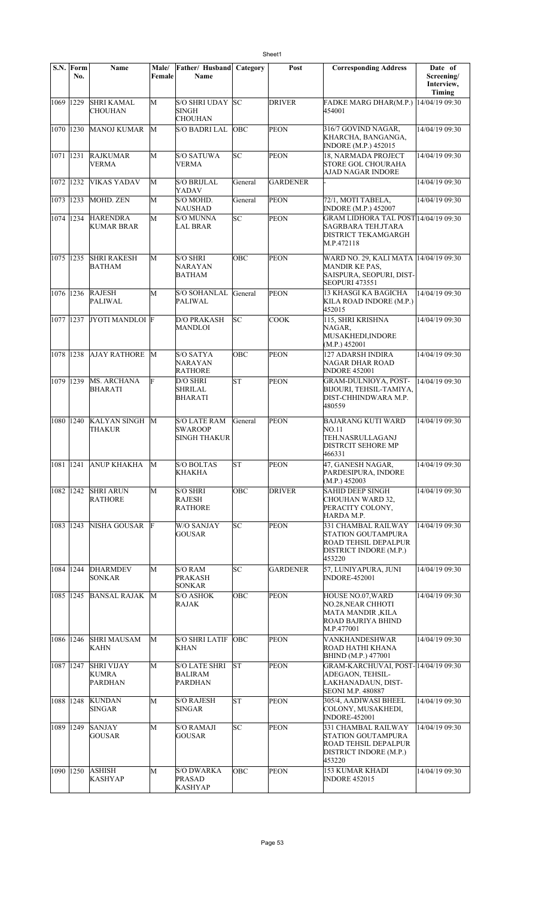| S.N. | Form No. | Name | Male/ Female | Father/ Husband Name | Category | Post | Corresponding Address | Date of Screening/ Interview, Timing |
|---|---|---|---|---|---|---|---|---|
| 1069 | 1229 | SHRI KAMAL CHOUHAN | M | S/O SHRI UDAY SINGH CHOUHAN | SC | DRIVER | FADKE MARG DHAR(M.P.) 454001 | 14/04/19 09:30 |
| 1070 | 1230 | MANOJ KUMAR | M | S/O BADRI LAL | OBC | PEON | 316/7 GOVIND NAGAR, KHARCHA, BANGANGA, INDORE (M.P.) 452015 | 14/04/19 09:30 |
| 1071 | 1231 | RAJKUMAR VERMA | M | S/O SATUWA VERMA | SC | PEON | 18, NARMADA PROJECT STORE GOL CHOURAHA AJAD NAGAR INDORE | 14/04/19 09:30 |
| 1072 | 1232 | VIKAS YADAV | M | S/O BRIJLAL YADAV | General | GARDENER | - | 14/04/19 09:30 |
| 1073 | 1233 | MOHD. ZEN | M | S/O MOHD. NAUSHAD | General | PEON | 72/1, MOTI TABELA, INDORE (M.P.) 452007 | 14/04/19 09:30 |
| 1074 | 1234 | HARENDRA KUMAR BRAR | M | S/O MUNNA LAL BRAR | SC | PEON | GRAM LIDHORA TAL POST SAGRBARA TEH.JTARA DISTRICT TEKAMGARGH M.P.472118 | 14/04/19 09:30 |
| 1075 | 1235 | SHRI RAKESH BATHAM | M | S/O SHRI NARAYAN BATHAM | OBC | PEON | WARD NO. 29, KALI MATA MANDIR KE PAS, SAISPURA, SEOPURI, DIST-SEOPURI 473551 | 14/04/19 09:30 |
| 1076 | 1236 | RAJESH PALIWAL | M | S/O SOHANLAL PALIWAL | General | PEON | 13 KHASGI KA BAGICHA KILA ROAD INDORE (M.P.) 452015 | 14/04/19 09:30 |
| 1077 | 1237 | JYOTI MANDLOI | F | D/O PRAKASH MANDLOI | SC | COOK | 115, SHRI KRISHNA NAGAR, MUSAKHEDI,INDORE (M.P.) 452001 | 14/04/19 09:30 |
| 1078 | 1238 | AJAY RATHORE | M | S/O SATYA NARAYAN RATHORE | OBC | PEON | 127 ADARSH INDIRA NAGAR DHAR ROAD INDORE 452001 | 14/04/19 09:30 |
| 1079 | 1239 | MS. ARCHANA BHARATI | F | D/O SHRI SHRILAL BHARATI | ST | PEON | GRAM-DULNIOYA, POST-BIJOURI, TEHSIL-TAMIYA, DIST-CHHINDWARA M.P. 480559 | 14/04/19 09:30 |
| 1080 | 1240 | KALYAN SINGH THAKUR | M | S/O LATE RAM SWAROOP SINGH THAKUR | General | PEON | BAJARANG KUTI WARD NO.11 TEH.NASRULLAGANJ DISTRCIT SEHORE MP 466331 | 14/04/19 09:30 |
| 1081 | 1241 | ANUP KHAKHA | M | S/O BOLTAS KHAKHA | ST | PEON | 47, GANESH NAGAR, PARDESIPURA, INDORE (M.P.) 452003 | 14/04/19 09:30 |
| 1082 | 1242 | SHRI ARUN RATHORE | M | S/O SHRI RAJESH RATHORE | OBC | DRIVER | SAHID DEEP SINGH CHOUHAN WARD 32, PERACITY COLONY, HARDA M.P. | 14/04/19 09:30 |
| 1083 | 1243 | NISHA GOUSAR | F | W/O SANJAY GOUSAR | SC | PEON | 331 CHAMBAL RAILWAY STATION GOUTAMPURA ROAD TEHSIL DEPALPUR DISTRICT INDORE (M.P.) 453220 | 14/04/19 09:30 |
| 1084 | 1244 | DHARMDEV SONKAR | M | S/O RAM PRAKASH SONKAR | SC | GARDENER | 57, LUNIYAPURA, JUNI INDORE-452001 | 14/04/19 09:30 |
| 1085 | 1245 | BANSAL RAJAK | M | S/O ASHOK RAJAK | OBC | PEON | HOUSE NO.07,WARD NO.28,NEAR CHHOTI MATA MANDIR ,KILA ROAD BAJRIYA BHIND M.P.477001 | 14/04/19 09:30 |
| 1086 | 1246 | SHRI MAUSAM KAHN | M | S/O SHRI LATIF KHAN | OBC | PEON | VANKHANDESHWAR ROAD HATHI KHANA BHIND (M.P.) 477001 | 14/04/19 09:30 |
| 1087 | 1247 | SHRI VIJAY KUMRA PARDHAN | M | S/O LATE SHRI BALIRAM PARDHAN | ST | PEON | GRAM-KARCHUVAI, POST-ADEGAON, TEHSIL-LAKHANADAUN, DIST-SEONI M.P. 480887 | 14/04/19 09:30 |
| 1088 | 1248 | KUNDAN SINGAR | M | S/O RAJESH SINGAR | ST | PEON | 305/4, AADIWASI BHEEL COLONY, MUSAKHEDI, INDORE-452001 | 14/04/19 09:30 |
| 1089 | 1249 | SANJAY GOUSAR | M | S/O RAMAJI GOUSAR | SC | PEON | 331 CHAMBAL RAILWAY STATION GOUTAMPURA ROAD TEHSIL DEPALPUR DISTRICT INDORE (M.P.) 453220 | 14/04/19 09:30 |
| 1090 | 1250 | ASHISH KASHYAP | M | S/O DWARKA PRASAD KASHYAP | OBC | PEON | 153 KUMAR KHADI INDORE 452015 | 14/04/19 09:30 |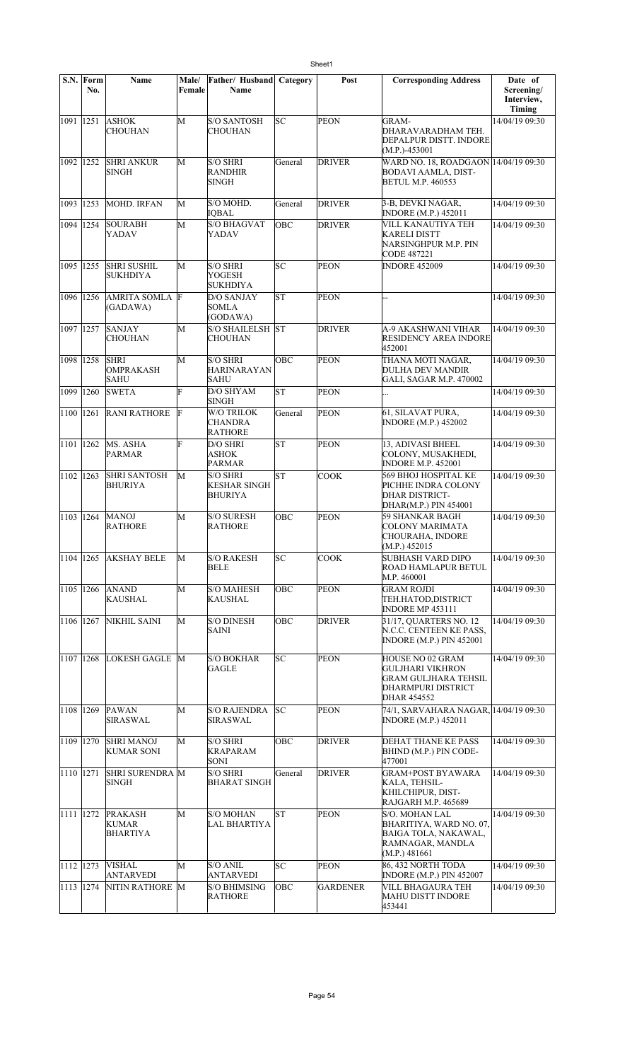| S.N. | Form No. | Name | Male/ Female | Father/ Husband Name | Category | Post | Corresponding Address | Date of Screening/ Interview, Timing |
|---|---|---|---|---|---|---|---|---|
| 1091 | 1251 | ASHOK CHOUHAN | M | S/O SANTOSH CHOUHAN | SC | PEON | GRAM-DHARAVARADHAM TEH. DEPALPUR DISTT. INDORE (M.P.)-453001 | 14/04/19 09:30 |
| 1092 | 1252 | SHRI ANKUR SINGH | M | S/O SHRI RANDHIR SINGH | General | DRIVER | WARD NO. 18, ROADGAON BODAVI AAMLA, DIST-BETUL M.P. 460553 | 14/04/19 09:30 |
| 1093 | 1253 | MOHD. IRFAN | M | S/O MOHD. IQBAL | General | DRIVER | 3-B, DEVKI NAGAR, INDORE (M.P.) 452011 | 14/04/19 09:30 |
| 1094 | 1254 | SOURABH YADAV | M | S/O BHAGVAT YADAV | OBC | DRIVER | VILL KANAUTIYA TEH KARELI DISTT NARSINGHPUR M.P. PIN CODE 487221 | 14/04/19 09:30 |
| 1095 | 1255 | SHRI SUSHIL SUKHDIYA | M | S/O SHRI YOGESH SUKHDIYA | SC | PEON | INDORE 452009 | 14/04/19 09:30 |
| 1096 | 1256 | AMRITA SOMLA (GADAWA) | F | D/O SANJAY SOMLA (GODAWA) | ST | PEON | -- | 14/04/19 09:30 |
| 1097 | 1257 | SANJAY CHOUHAN | M | S/O SHAILELSH CHOUHAN | ST | DRIVER | A-9 AKASHWANI VIHAR RESIDENCY AREA INDORE 452001 | 14/04/19 09:30 |
| 1098 | 1258 | SHRI OMPRAKASH SAHU | M | S/O SHRI HARINARAYAN SAHU | OBC | PEON | THANA MOTI NAGAR, DULHA DEV MANDIR GALI, SAGAR M.P. 470002 | 14/04/19 09:30 |
| 1099 | 1260 | SWETA | F | D/O SHYAM SINGH | ST | PEON | ... | 14/04/19 09:30 |
| 1100 | 1261 | RANI RATHORE | F | W/O TRILOK CHANDRA RATHORE | General | PEON | 61, SILAVAT PURA, INDORE (M.P.) 452002 | 14/04/19 09:30 |
| 1101 | 1262 | MS. ASHA PARMAR | F | D/O SHRI ASHOK PARMAR | ST | PEON | 13, ADIVASI BHEEL COLONY, MUSAKHEDI, INDORE M.P. 452001 | 14/04/19 09:30 |
| 1102 | 1263 | SHRI SANTOSH BHURIYA | M | S/O SHRI KESHAR SINGH BHURIYA | ST | COOK | 569 BHOJ HOSPITAL KE PICHHE INDRA COLONY DHAR DISTRICT-DHAR(M.P.) PIN 454001 | 14/04/19 09:30 |
| 1103 | 1264 | MANOJ RATHORE | M | S/O SURESH RATHORE | OBC | PEON | 59 SHANKAR BAGH COLONY MARIMATA CHOURAHA, INDORE (M.P.) 452015 | 14/04/19 09:30 |
| 1104 | 1265 | AKSHAY BELE | M | S/O RAKESH BELE | SC | COOK | SUBHASH VARD DIPO ROAD HAMLAPUR BETUL M.P. 460001 | 14/04/19 09:30 |
| 1105 | 1266 | ANAND KAUSHAL | M | S/O MAHESH KAUSHAL | OBC | PEON | GRAM ROJDI TEH.HATOD,DISTRICT INDORE MP 453111 | 14/04/19 09:30 |
| 1106 | 1267 | NIKHIL SAINI | M | S/O DINESH SAINI | OBC | DRIVER | 31/17, QUARTERS NO. 12 N.C.C. CENTEEN KE PASS, INDORE (M.P.) PIN 452001 | 14/04/19 09:30 |
| 1107 | 1268 | LOKESH GAGLE | M | S/O BOKHAR GAGLE | SC | PEON | HOUSE NO 02 GRAM GULJHARI VIKHRON GRAM GULJHARA TEHSIL DHARMPURI DISTRICT DHAR 454552 | 14/04/19 09:30 |
| 1108 | 1269 | PAWAN SIRASWAL | M | S/O RAJENDRA SIRASWAL | SC | PEON | 74/1, SARVAHARA NAGAR, INDORE (M.P.) 452011 | 14/04/19 09:30 |
| 1109 | 1270 | SHRI MANOJ KUMAR SONI | M | S/O SHRI KRAPARAM SONI | OBC | DRIVER | DEHAT THANE KE PASS BHIND (M.P.) PIN CODE-477001 | 14/04/19 09:30 |
| 1110 | 1271 | SHRI SURENDRA SINGH | M | S/O SHRI BHARAT SINGH | General | DRIVER | GRAM+POST BYAWARA KALA, TEHSIL-KHILCHIPUR, DIST-RAJGARH M.P. 465689 | 14/04/19 09:30 |
| 1111 | 1272 | PRAKASH KUMAR BHARTIYA | M | S/O MOHAN LAL BHARTIYA | ST | PEON | S/O. MOHAN LAL BHARITIYA, WARD NO. 07, BAIGA TOLA, NAKAWAL, RAMNAGAR, MANDLA (M.P.) 481661 | 14/04/19 09:30 |
| 1112 | 1273 | VISHAL ANTARVEDI | M | S/O ANIL ANTARVEDI | SC | PEON | 86, 432 NORTH TODA INDORE (M.P.) PIN 452007 | 14/04/19 09:30 |
| 1113 | 1274 | NITIN RATHORE | M | S/O BHIMSING RATHORE | OBC | GARDENER | VILL BHAGAURA TEH MAHU DISTT INDORE 453441 | 14/04/19 09:30 |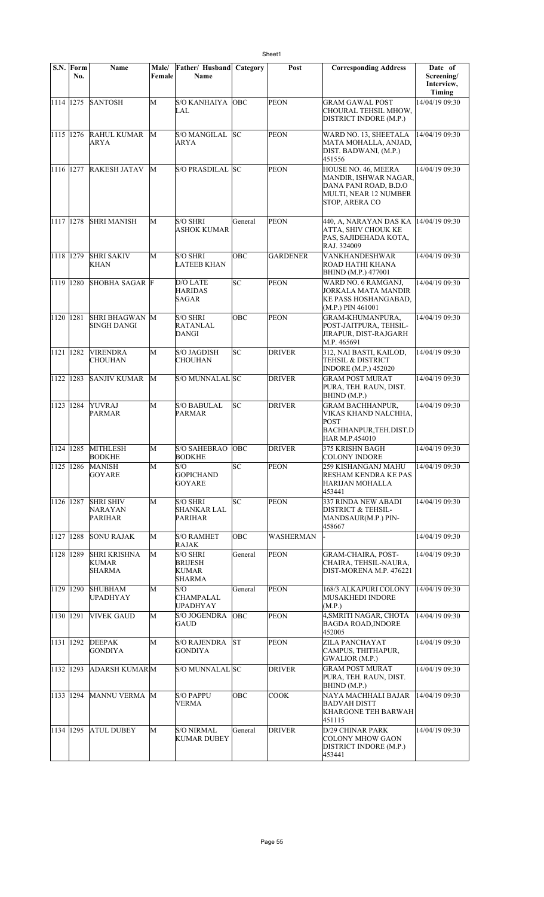| S.N. | Form No. | Name | Male/ Female | Father/ Husband Name | Category | Post | Corresponding Address | Date of Screening/ Interview, Timing |
|---|---|---|---|---|---|---|---|---|
| 1114 | 1275 | SANTOSH | M | S/O KANHAIYA LAL | OBC | PEON | GRAM GAWAL POST CHOURAL TEHSIL MHOW, DISTRICT INDORE (M.P.) | 14/04/19 09:30 |
| 1115 | 1276 | RAHUL KUMAR ARYA | M | S/O MANGILAL ARYA | SC | PEON | WARD NO. 13, SHEETALA MATA MOHALLA, ANJAD, DIST. BADWANI, (M.P.) 451556 | 14/04/19 09:30 |
| 1116 | 1277 | RAKESH JATAV | M | S/O PRASDILAL | SC | PEON | HOUSE NO. 46, MEERA MANDIR, ISHWAR NAGAR, DANA PANI ROAD, B.D.O MULTI, NEAR 12 NUMBER STOP, ARERA CO | 14/04/19 09:30 |
| 1117 | 1278 | SHRI MANISH | M | S/O SHRI ASHOK KUMAR | General | PEON | 440, A, NARAYAN DAS KA ATTA, SHIV CHOUK KE PAS, SAJIDEHADA KOTA, RAJ. 324009 | 14/04/19 09:30 |
| 1118 | 1279 | SHRI SAKIV KHAN | M | S/O SHRI LATEEB KHAN | OBC | GARDENER | VANKHANDESHWAR ROAD HATHI KHANA BHIND (M.P.) 477001 | 14/04/19 09:30 |
| 1119 | 1280 | SHOBHA SAGAR | F | D/O LATE HARIDAS SAGAR | SC | PEON | WARD NO. 6 RAMGANJ, JORKALA MATA MANDIR KE PASS HOSHANGABAD, (M.P.) PIN 461001 | 14/04/19 09:30 |
| 1120 | 1281 | SHRI BHAGWAN SINGH DANGI | M | S/O SHRI RATANLAL DANGI | OBC | PEON | GRAM-KHUMANPURA, POST-JAITPURA, TEHSIL-JIRAPUR, DIST-RAJGARH M.P. 465691 | 14/04/19 09:30 |
| 1121 | 1282 | VIRENDRA CHOUHAN | M | S/O JAGDISH CHOUHAN | SC | DRIVER | 312, NAI BASTI, KAILOD, TEHSIL & DISTRICT INDORE (M.P.) 452020 | 14/04/19 09:30 |
| 1122 | 1283 | SANJIV KUMAR | M | S/O MUNNALAL | SC | DRIVER | GRAM POST MURAT PURA, TEH. RAUN, DIST. BHIND (M.P.) | 14/04/19 09:30 |
| 1123 | 1284 | YUVRAJ PARMAR | M | S/O BABULAL PARMAR | SC | DRIVER | GRAM BACHHANPUR, VIKAS KHAND NALCHHA, POST BACHHANPUR,TEH.DIST.DHAR M.P.454010 | 14/04/19 09:30 |
| 1124 | 1285 | MITHLESH BODKHE | M | S/O SAHEBRAO BODKHE | OBC | DRIVER | 375 KRISHN BAGH COLONY INDORE | 14/04/19 09:30 |
| 1125 | 1286 | MANISH GOYARE | M | S/O GOPICHAND GOYARE | SC | PEON | 259 KISHANGANJ MAHU RESHAM KENDRA KE PAS HARIJAN MOHALLA 453441 | 14/04/19 09:30 |
| 1126 | 1287 | SHRI SHIV NARAYAN PARIHAR | M | S/O SHRI SHANKAR LAL PARIHAR | SC | PEON | 337 RINDA NEW ABADI DISTRICT & TEHSIL-MANDSAUR(M.P.) PIN-458667 | 14/04/19 09:30 |
| 1127 | 1288 | SONU RAJAK | M | S/O RAMHET RAJAK | OBC | WASHERMAN | - | 14/04/19 09:30 |
| 1128 | 1289 | SHRI KRISHNA KUMAR SHARMA | M | S/O SHRI BRIJESH KUMAR SHARMA | General | PEON | GRAM-CHAIRA, POST-CHAIRA, TEHSIL-NAURA, DIST-MORENA M.P. 476221 | 14/04/19 09:30 |
| 1129 | 1290 | SHUBHAM UPADHYAY | M | S/O CHAMPALAL UPADHYAY | General | PEON | 168/3 ALKAPURI COLONY MUSAKHEDI INDORE (M.P.) | 14/04/19 09:30 |
| 1130 | 1291 | VIVEK GAUD | M | S/O JOGENDRA GAUD | OBC | PEON | 4,SMRITI NAGAR, CHOTA BAGDA ROAD,INDORE 452005 | 14/04/19 09:30 |
| 1131 | 1292 | DEEPAK GONDIYA | M | S/O RAJENDRA GONDIYA | ST | PEON | ZILA PANCHAYAT CAMPUS, THITHAPUR, GWALIOR (M.P.) | 14/04/19 09:30 |
| 1132 | 1293 | ADARSH KUMAR | M | S/O MUNNALAL | SC | DRIVER | GRAM POST MURAT PURA, TEH. RAUN, DIST. BHIND (M.P.) | 14/04/19 09:30 |
| 1133 | 1294 | MANNU VERMA | M | S/O PAPPU VERMA | OBC | COOK | NAYA MACHHALI BAJAR BADVAH DISTT KHARGONE TEH BARWAH 451115 | 14/04/19 09:30 |
| 1134 | 1295 | ATUL DUBEY | M | S/O NIRMAL KUMAR DUBEY | General | DRIVER | D/29 CHINAR PARK COLONY MHOW GAON DISTRICT INDORE (M.P.) 453441 | 14/04/19 09:30 |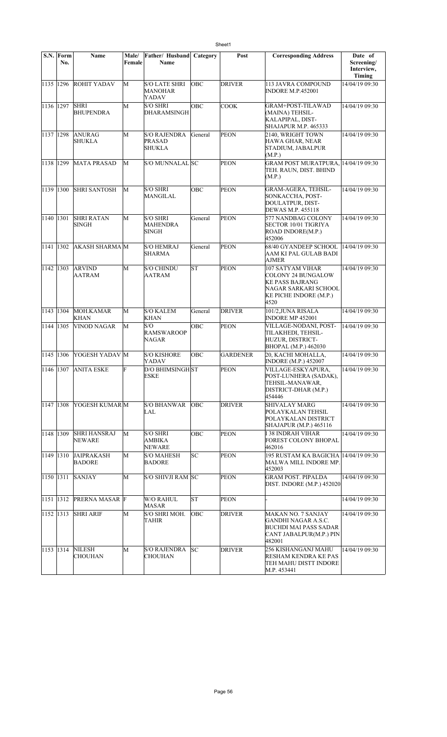| S.N. | Form No. | Name | Male/ Female | Father/ Husband Name | Category | Post | Corresponding Address | Date of Screening/ Interview, Timing |
|---|---|---|---|---|---|---|---|---|
| 1135 | 1296 | ROHIT YADAV | M | S/O LATE SHRI MANOHAR YADAV | OBC | DRIVER | 113 JAVRA COMPOUND INDORE M.P.452001 | 14/04/19 09:30 |
| 1136 | 1297 | SHRI BHUPENDRA | M | S/O SHRI DHARAMSINGH | OBC | COOK | GRAM+POST-TILAWAD (MAINA) TEHSIL-KALAPIPAL, DIST-SHAJAPUR M.P. 465333 | 14/04/19 09:30 |
| 1137 | 1298 | ANURAG SHUKLA | M | S/O RAJENDRA PRASAD SHUKLA | General | PEON | 2140, WRIGHT TOWN HAWA GHAR, NEAR STADIUM, JABALPUR (M.P.) | 14/04/19 09:30 |
| 1138 | 1299 | MATA PRASAD | M | S/O MUNNALAL | SC | PEON | GRAM POST MURATPURA, TEH. RAUN, DIST. BHIND (M.P.) | 14/04/19 09:30 |
| 1139 | 1300 | SHRI SANTOSH | M | S/O SHRI MANGILAL | OBC | PEON | GRAM-AGERA, TEHSIL-SONKACCHA, POST-DOULATPUR, DIST-DEWAS M.P. 455118 | 14/04/19 09:30 |
| 1140 | 1301 | SHRI RATAN SINGH | M | S/O SHRI MAHENDRA SINGH | General | PEON | 577 NANDBAG COLONY SECTOR 10/01 TIGRIYA ROAD INDORE(M.P.) 452006 | 14/04/19 09:30 |
| 1141 | 1302 | AKASH SHARMA | M | S/O HEMRAJ SHARMA | General | PEON | 68/40 GYANDEEP SCHOOL AAM KI PAL GULAB BADI AJMER | 14/04/19 09:30 |
| 1142 | 1303 | ARVIND AATRAM | M | S/O CHINDU AATRAM | ST | PEON | 107 SATYAM VIHAR COLONY 24 BUNGALOW KE PASS BAJRANG NAGAR SARKARI SCHOOL KE PICHE INDORE (M.P.) 4520 | 14/04/19 09:30 |
| 1143 | 1304 | MOH.KAMAR KHAN | M | S/O KALEM KHAN | General | DRIVER | 101/2,JUNA RISALA INDORE MP 452001 | 14/04/19 09:30 |
| 1144 | 1305 | VINOD NAGAR | M | S/O RAMSWAROOP NAGAR | OBC | PEON | VILLAGE-NODANI, POST-TILAKHEDI, TEHSIL-HUZUR, DISTRICT-BHOPAL (M.P.) 462030 | 14/04/19 09:30 |
| 1145 | 1306 | YOGESH YADAV | M | S/O KISHORE YADAV | OBC | GARDENER | 20, KACHI MOHALLA, INDORE (M.P.) 452007 | 14/04/19 09:30 |
| 1146 | 1307 | ANITA ESKE | F | D/O BHIMSINGH ESKE | ST | PEON | VILLAGE-ESKYAPURA, POST-LUNHERA (SADAK), TEHSIL-MANAWAR, DISTRICT-DHAR (M.P.) 454446 | 14/04/19 09:30 |
| 1147 | 1308 | YOGESH KUMAR | M | S/O BHANWAR LAL | OBC | DRIVER | SHIVALAY MARG POLAYKALAN TEHSIL POLAYKALAN DISTRICT SHAJAPUR (M.P.) 465116 | 14/04/19 09:30 |
| 1148 | 1309 | SHRI HANSRAJ NEWARE | M | S/O SHRI AMBIKA NEWARE | OBC | PEON | I 38 INDRAH VIHAR FOREST COLONY BHOPAL 462016 | 14/04/19 09:30 |
| 1149 | 1310 | JAIPRAKASH BADORE | M | S/O MAHESH BADORE | SC | PEON | 195 RUSTAM KA BAGICHA MALWA MILL INDORE MP. 452003 | 14/04/19 09:30 |
| 1150 | 1311 | SANJAY | M | S/O SHIVJI RAM | SC | PEON | GRAM POST. PIPALDA DIST. INDORE (M.P.) 452020 | 14/04/19 09:30 |
| 1151 | 1312 | PRERNA MASAR | F | W/O RAHUL MASAR | ST | PEON | - | 14/04/19 09:30 |
| 1152 | 1313 | SHRI ARIF | M | S/O SHRI MOH. TAHIR | OBC | DRIVER | MAKAN NO. 7 SANJAY GANDHI NAGAR A.S.C. BUCHDI MAI PASS SADAR CANT JABALPUR(M.P.) PIN 482001 | 14/04/19 09:30 |
| 1153 | 1314 | NILESH CHOUHAN | M | S/O RAJENDRA CHOUHAN | SC | DRIVER | 256 KISHANGANJ MAHU RESHAM KENDRA KE PAS TEH MAHU DISTT INDORE M.P. 453441 | 14/04/19 09:30 |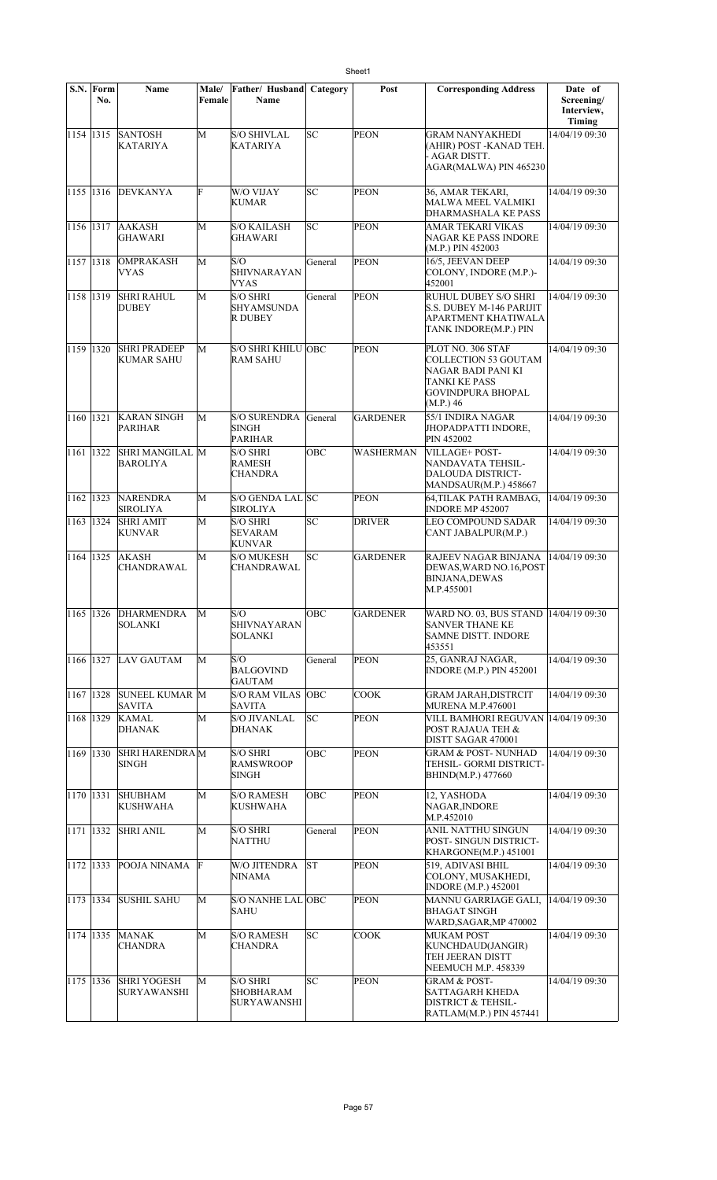| S.N. | Form No. | Name | Male/ Female | Father/ Husband Name | Category | Post | Corresponding Address | Date of Screening/ Interview, Timing |
|---|---|---|---|---|---|---|---|---|
| 1154 | 1315 | SANTOSH KATARIYA | M | S/O SHIVLAL KATARIYA | SC | PEON | GRAM NANYAKHEDI (AHIR) POST -KANAD TEH. - AGAR DISTT. AGAR(MALWA) PIN 465230 | 14/04/19 09:30 |
| 1155 | 1316 | DEVKANYA | F | W/O VIJAY KUMAR | SC | PEON | 36, AMAR TEKARI, MALWA MEEL VALMIKI DHARMASHALA KE PASS | 14/04/19 09:30 |
| 1156 | 1317 | AAKASH GHAWARI | M | S/O KAILASH GHAWARI | SC | PEON | AMAR TEKARI VIKAS NAGAR KE PASS INDORE (M.P.) PIN 452003 | 14/04/19 09:30 |
| 1157 | 1318 | OMPRAKASH VYAS | M | S/O SHIVNARAYAN VYAS | General | PEON | 16/5, JEEVAN DEEP COLONY, INDORE (M.P.)-452001 | 14/04/19 09:30 |
| 1158 | 1319 | SHRI RAHUL DUBEY | M | S/O SHRI SHYAMSUNDA R DUBEY | General | PEON | RUHUL DUBEY S/O SHRI S.S. DUBEY M-146 PARIJIT APARTMENT KHATIWALA TANK INDORE(M.P.) PIN | 14/04/19 09:30 |
| 1159 | 1320 | SHRI PRADEEP KUMAR SAHU | M | S/O SHRI KHILU RAM SAHU | OBC | PEON | PLOT NO. 306 STAF COLLECTION 53 GOUTAM NAGAR BADI PANI KI TANKI KE PASS GOVINDPURA BHOPAL (M.P.) 46 | 14/04/19 09:30 |
| 1160 | 1321 | KARAN SINGH PARIHAR | M | S/O SURENDRA SINGH PARIHAR | General | GARDENER | 55/1 INDIRA NAGAR JHOPADPATTI INDORE, PIN 452002 | 14/04/19 09:30 |
| 1161 | 1322 | SHRI MANGILAL BAROLIYA | M | S/O SHRI RAMESH CHANDRA | OBC | WASHERMAN | VILLAGE+ POST-NANDAVATA TEHSIL-DALOUDA DISTRICT-MANDSAUR(M.P.) 458667 | 14/04/19 09:30 |
| 1162 | 1323 | NARENDRA SIROLIYA | M | S/O GENDA LAL SIROLIYA | SC | PEON | 64,TILAK PATH RAMBAG, INDORE MP 452007 | 14/04/19 09:30 |
| 1163 | 1324 | SHRI AMIT KUNVAR | M | S/O SHRI SEVARAM KUNVAR | SC | DRIVER | LEO COMPOUND SADAR CANT JABALPUR(M.P.) | 14/04/19 09:30 |
| 1164 | 1325 | AKASH CHANDRAWAL | M | S/O MUKESH CHANDRAWAL | SC | GARDENER | RAJEEV NAGAR BINJANA DEWAS,WARD NO.16,POST BINJANA,DEWAS M.P.455001 | 14/04/19 09:30 |
| 1165 | 1326 | DHARMENDRA SOLANKI | M | S/O SHIVNAYARAN SOLANKI | OBC | GARDENER | WARD NO. 03, BUS STAND SANVER THANE KE SAMNE DISTT. INDORE 453551 | 14/04/19 09:30 |
| 1166 | 1327 | LAV GAUTAM | M | S/O BALGOVIND GAUTAM | General | PEON | 25, GANRAJ NAGAR, INDORE (M.P.) PIN 452001 | 14/04/19 09:30 |
| 1167 | 1328 | SUNEEL KUMAR SAVITA | M | S/O RAM VILAS SAVITA | OBC | COOK | GRAM JARAH,DISTRCIT MURENA M.P.476001 | 14/04/19 09:30 |
| 1168 | 1329 | KAMAL DHANAK | M | S/O JIVANLAL DHANAK | SC | PEON | VILL BAMHORI REGUVAN POST RAJAUA TEH & DISTT SAGAR 470001 | 14/04/19 09:30 |
| 1169 | 1330 | SHRI HARENDRA SINGH | M | S/O SHRI RAMSWROOP SINGH | OBC | PEON | GRAM & POST- NUNHAD TEHSIL- GORMI DISTRICT-BHIND(M.P.) 477660 | 14/04/19 09:30 |
| 1170 | 1331 | SHUBHAM KUSHWAHA | M | S/O RAMESH KUSHWAHA | OBC | PEON | 12, YASHODA NAGAR,INDORE M.P.452010 | 14/04/19 09:30 |
| 1171 | 1332 | SHRI ANIL | M | S/O SHRI NATTHU | General | PEON | ANIL NATTHU SINGUN POST- SINGUN DISTRICT-KHARGONE(M.P.) 451001 | 14/04/19 09:30 |
| 1172 | 1333 | POOJA NINAMA | F | W/O JITENDRA NINAMA | ST | PEON | 519, ADIVASI BHIL COLONY, MUSAKHEDI, INDORE (M.P.) 452001 | 14/04/19 09:30 |
| 1173 | 1334 | SUSHIL SAHU | M | S/O NANHE LAL SAHU | OBC | PEON | MANNU GARRIAGE GALI, BHAGAT SINGH WARD,SAGAR,MP 470002 | 14/04/19 09:30 |
| 1174 | 1335 | MANAK CHANDRA | M | S/O RAMESH CHANDRA | SC | COOK | MUKAM POST KUNCHDAUD(JANGIR) TEH JEERAN DISTT NEEMUCH M.P. 458339 | 14/04/19 09:30 |
| 1175 | 1336 | SHRI YOGESH SURYAWANSHI | M | S/O SHRI SHOBHARAM SURYAWANSHI | SC | PEON | GRAM & POST-SATTAGARH KHEDA DISTRICT & TEHSIL-RATLAM(M.P.) PIN 457441 | 14/04/19 09:30 |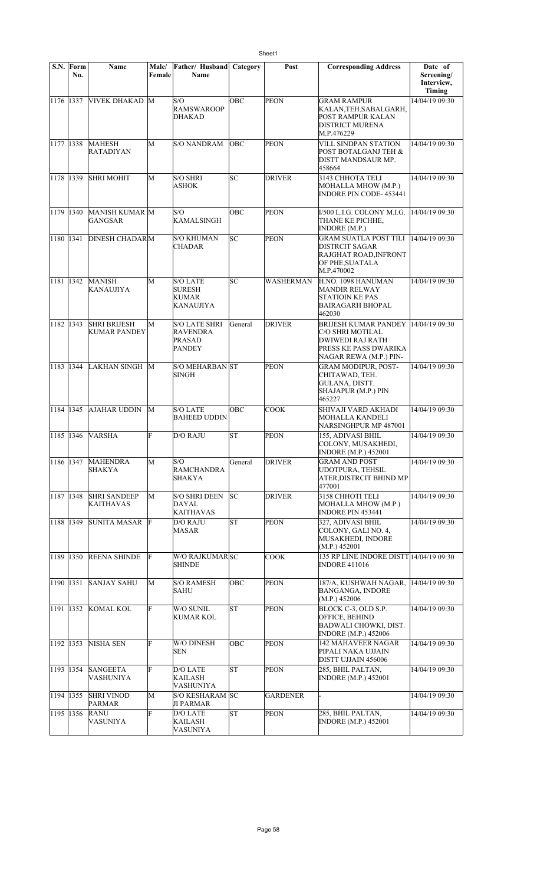| S.N. | Form No. | Name | Male/ Female | Father/ Husband Name | Category | Post | Corresponding Address | Date of Screening/ Interview, Timing |
|---|---|---|---|---|---|---|---|---|
| 1176 | 1337 | VIVEK DHAKAD | M | S/O RAMSWAROOP DHAKAD | OBC | PEON | GRAM RAMPUR KALAN,TEH.SABALGARH, POST RAMPUR KALAN DISTRICT MURENA M.P.476229 | 14/04/19 09:30 |
| 1177 | 1338 | MAHESH RATADIYAN | M | S/O NANDRAM | OBC | PEON | VILL SINDPAN STATION POST BOTALGANJ TEH & DISTT MANDSAUR MP. 458664 | 14/04/19 09:30 |
| 1178 | 1339 | SHRI MOHIT | M | S/O SHRI ASHOK | SC | DRIVER | 3143 CHHOTA TELI MOHALLA MHOW (M.P.) INDORE PIN CODE- 453441 | 14/04/19 09:30 |
| 1179 | 1340 | MANISH KUMAR GANGSAR | M | S/O KAMALSINGH | OBC | PEON | I/500 L.I.G. COLONY M.I.G. THANE KE PICHHE, INDORE (M.P.) | 14/04/19 09:30 |
| 1180 | 1341 | DINESH CHADAR | M | S/O KHUMAN CHADAR | SC | PEON | GRAM SUATLA POST TILI DISTRCIT SAGAR RAJGHAT ROAD,INFRONT OF PHE,SUATALA M.P.470002 | 14/04/19 09:30 |
| 1181 | 1342 | MANISH KANAUJIYA | M | S/O LATE SURESH KUMAR KANAUJIYA | SC | WASHERMAN | H.NO. 1098 HANUMAN MANDIR RELWAY STATIOIN KE PAS BAIRAGARH BHOPAL 462030 | 14/04/19 09:30 |
| 1182 | 1343 | SHRI BRIJESH KUMAR PANDEY | M | S/O LATE SHRI RAVENDRA PRASAD PANDEY | General | DRIVER | BRIJESH KUMAR PANDEY C/O SHRI MOTILAL DWIWEDI RAJ RATH PRESS KE PASS DWARIKA NAGAR REWA (M.P.) PIN- | 14/04/19 09:30 |
| 1183 | 1344 | LAKHAN SINGH | M | S/O MEHARBAN SINGH | ST | PEON | GRAM MODIPUR, POST-CHITAWAD, TEH. GULANA, DISTT. SHAJAPUR (M.P.) PIN 465227 | 14/04/19 09:30 |
| 1184 | 1345 | AJAHAR UDDIN | M | S/O LATE BAHEED UDDIN | OBC | COOK | SHIVAJI VARD AKHADI MOHALLA KANDELI NARSINGHPUR MP 487001 | 14/04/19 09:30 |
| 1185 | 1346 | VARSHA | F | D/O RAJU | ST | PEON | 155, ADIVASI BHIL COLONY, MUSAKHEDI, INDORE (M.P.) 452001 | 14/04/19 09:30 |
| 1186 | 1347 | MAHENDRA SHAKYA | M | S/O RAMCHANDRA SHAKYA | General | DRIVER | GRAM AND POST UDOTPURA, TEHSIL ATER,DISTRCIT BHIND MP 477001 | 14/04/19 09:30 |
| 1187 | 1348 | SHRI SANDEEP KAITHAVAS | M | S/O SHRI DEEN DAYAL KAITHAVAS | SC | DRIVER | 3158 CHHOTI TELI MOHALLA MHOW (M.P.) INDORE PIN 453441 | 14/04/19 09:30 |
| 1188 | 1349 | SUNITA MASAR | F | D/O RAJU MASAR | ST | PEON | 327, ADIVASI BHIL COLONY, GALI NO. 4, MUSAKHEDI, INDORE (M.P.) 452001 | 14/04/19 09:30 |
| 1189 | 1350 | REENA SHINDE | F | W/O RAJKUMAR SHINDE | SC | COOK | 135 RP LINE INDORE DISTT INDORE 411016 | 14/04/19 09:30 |
| 1190 | 1351 | SANJAY SAHU | M | S/O RAMESH SAHU | OBC | PEON | 187/A, KUSHWAH NAGAR, BANGANGA, INDORE (M.P.) 452006 | 14/04/19 09:30 |
| 1191 | 1352 | KOMAL KOL | F | W/O SUNIL KUMAR KOL | ST | PEON | BLOCK C-3, OLD S.P. OFFICE, BEHIND BADWALI CHOWKI, DIST. INDORE (M.P.) 452006 | 14/04/19 09:30 |
| 1192 | 1353 | NISHA SEN | F | W/O DINESH SEN | OBC | PEON | 142 MAHAVEER NAGAR PIPALI NAKA UJJAIN DISTT UJJAIN 456006 | 14/04/19 09:30 |
| 1193 | 1354 | SANGEETA VASHUNIYA | F | D/O LATE KAILASH VASHUNIYA | ST | PEON | 285, BHIL PALTAN, INDORE (M.P.) 452001 | 14/04/19 09:30 |
| 1194 | 1355 | SHRI VINOD PARMAR | M | S/O KESHARAM JI PARMAR | SC | GARDENER | - | 14/04/19 09:30 |
| 1195 | 1356 | RANU VASUNIYA | F | D/O LATE KAILASH VASUNIYA | ST | PEON | 285, BHIL PALTAN, INDORE (M.P.) 452001 | 14/04/19 09:30 |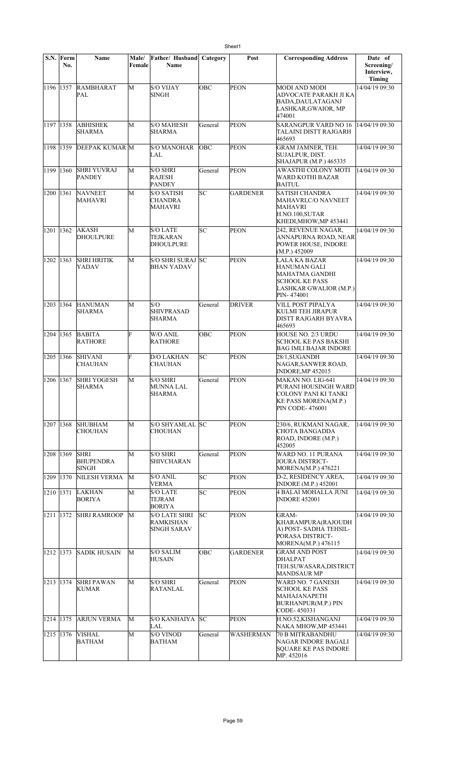| S.N. | Form No. | Name | Male/ Female | Father/ Husband Name | Category | Post | Corresponding Address | Date of Screening/ Interview, Timing |
|---|---|---|---|---|---|---|---|---|
| 1196 | 1357 | RAMBHARAT PAL | M | S/O VIJAY SINGH | OBC | PEON | MODI AND MODI ADVOCATE PARAKH JI KA BADA,DAULATAGANJ LASHKAR,GWAIOR, MP 474001 | 14/04/19 09:30 |
| 1197 | 1358 | ABHISHEK SHARMA | M | S/O MAHESH SHARMA | General | PEON | SARANGPUR VARD NO 16 TALAINI DISTT RAJGARH 465693 | 14/04/19 09:30 |
| 1198 | 1359 | DEEPAK KUMAR | M | S/O MANOHAR LAL | OBC | PEON | GRAM JAMNER, TEH. SUJALPUR, DIST. SHAJAPUR (M.P.) 465335 | 14/04/19 09:30 |
| 1199 | 1360 | SHRI YUVRAJ PANDEY | M | S/O SHRI RAJESH PANDEY | General | PEON | AWASTHI COLONY MOTI WARD KOTHI BAZAR BAITUL | 14/04/19 09:30 |
| 1200 | 1361 | NAVNEET MAHAVRI | M | S/O SATISH CHANDRA MAHAVRI | SC | GARDENER | SATISH CHANDRA MAHAVRI,C/O NAVNEET MAHAVRI H.NO.100,SUTAR KHEDI,MHOW,MP 453441 | 14/04/19 09:30 |
| 1201 | 1362 | AKASH DHOULPURE | M | S/O LATE TEJKARAN DHOULPURE | SC | PEON | 242, REVENUE NAGAR, ANNAPURNA ROAD, NEAR POWER HOUSE, INDORE (M.P.) 452009 | 14/04/19 09:30 |
| 1202 | 1363 | SHRI HRITIK YADAV | M | S/O SHRI SURAJ BHAN YADAV | SC | PEON | LALA KA BAZAR HANUMAN GALI MAHATMA GANDHI SCHOOL KE PASS LASHKAR GWALIOR (M.P.) PIN- 474001 | 14/04/19 09:30 |
| 1203 | 1364 | HANUMAN SHARMA | M | S/O SHIVPRASAD SHARMA | General | DRIVER | VILL POST PIPALYA KULMI TEH JIRAPUR DISTT RAJGARH BYAVRA 465693 | 14/04/19 09:30 |
| 1204 | 1365 | BABITA RATHORE | F | W/O ANIL RATHORE | OBC | PEON | HOUSE NO. 2/3 URDU SCHOOL KE PAS BAKSHI BAG IMLI BAJAR INDORE | 14/04/19 09:30 |
| 1205 | 1366 | SHIVANI CHAUHAN | F | D/O LAKHAN CHAUHAN | SC | PEON | 28/1,SUGANDH NAGAR,SANWER ROAD, INDORE,MP 452015 | 14/04/19 09:30 |
| 1206 | 1367 | SHRI YOGESH SHARMA | M | S/O SHRI MUNNA LAL SHARMA | General | PEON | MAKAN NO. LIG-641 PURANI HOUSINGH WARD COLONY PANI KI TANKI KE PASS MORENA(M.P.) PIN CODE- 476001 | 14/04/19 09:30 |
| 1207 | 1368 | SHUBHAM CHOUHAN | M | S/O SHYAMLAL CHOUHAN | SC | PEON | 230/6, RUKMANI NAGAR, CHOTA BANGADDA ROAD, INDORE (M.P.) 452005 | 14/04/19 09:30 |
| 1208 | 1369 | SHRI BHUPENDRA SINGH | M | S/O SHRI SHIVCHARAN | General | PEON | WARD NO. 11 PURANA JOURA DISTRICT- MORENA(M.P.) 476221 | 14/04/19 09:30 |
| 1209 | 1370 | NILESH VERMA | M | S/O ANIL VERMA | SC | PEON | D-2, RESIDENCY AREA, INDORE (M.P.) 452001 | 14/04/19 09:30 |
| 1210 | 1371 | LAKHAN BORIYA | M | S/O LATE TEJRAM BORIYA | SC | PEON | 4 BALAI MOHALLA JUNI INDORE 452001 | 14/04/19 09:30 |
| 1211 | 1372 | SHRI RAMROOP | M | S/O LATE SHRI RAMKISHAN SINGH SARAV | SC | PEON | GRAM- KHARAMPURA(RAJOUDH A) POST- SADHA TEHSIL- PORASA DISTRICT- MORENA(M.P.) 476115 | 14/04/19 09:30 |
| 1212 | 1373 | SADIK HUSAIN | M | S/O SALIM HUSAIN | OBC | GARDENER | GRAM AND POST DHALPAT TEH.SUWASARA,DISTRICT MANDSAUR MP | 14/04/19 09:30 |
| 1213 | 1374 | SHRI PAWAN KUMAR | M | S/O SHRI RATANLAL | General | PEON | WARD NO. 7 GANESH SCHOOL KE PASS MAHAJANAPETH BURHANPUR(M.P.) PIN CODE- 450331 | 14/04/19 09:30 |
| 1214 | 1375 | ARJUN VERMA | M | S/O KANHAIYA LAL | SC | PEON | H.NO.52,KISHANGANJ NAKA MHOW,MP 453441 | 14/04/19 09:30 |
| 1215 | 1376 | VISHAL BATHAM | M | S/O VINOD BATHAM | General | WASHERMAN | 70 B MITRABANDHU NAGAR INDORE BAGALI SQUARE KE PAS INDORE MP. 452016 | 14/04/19 09:30 |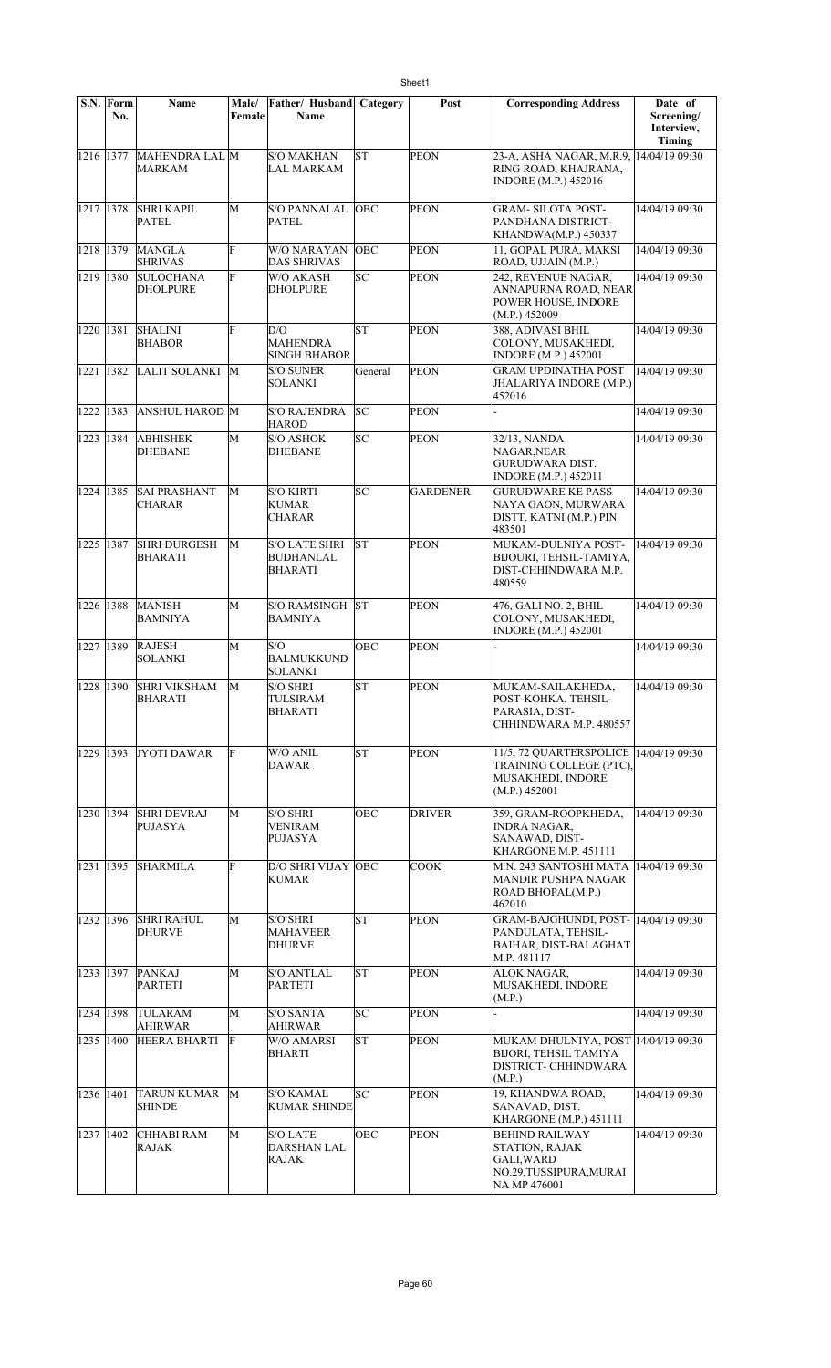| S.N. | Form No. | Name | Male/ Female | Father/ Husband Name | Category | Post | Corresponding Address | Date of Screening/ Interview, Timing |
|---|---|---|---|---|---|---|---|---|
| 1216 | 1377 | MAHENDRA LAL MARKAM | M | S/O MAKHAN LAL MARKAM | ST | PEON | 23-A, ASHA NAGAR, M.R.9, RING ROAD, KHAJRANA, INDORE (M.P.) 452016 | 14/04/19 09:30 |
| 1217 | 1378 | SHRI KAPIL PATEL | M | S/O PANNALAL PATEL | OBC | PEON | GRAM- SILOTA POST- PANDHANA DISTRICT- KHANDWA(M.P.) 450337 | 14/04/19 09:30 |
| 1218 | 1379 | MANGLA SHRIVAS | F | W/O NARAYAN DAS SHRIVAS | OBC | PEON | 11, GOPAL PURA, MAKSI ROAD, UJJAIN (M.P.) | 14/04/19 09:30 |
| 1219 | 1380 | SULOCHANA DHOLPURE | F | W/O AKASH DHOLPURE | SC | PEON | 242, REVENUE NAGAR, ANNAPURNA ROAD, NEAR POWER HOUSE, INDORE (M.P.) 452009 | 14/04/19 09:30 |
| 1220 | 1381 | SHALINI BHABOR | F | D/O MAHENDRA SINGH BHABOR | ST | PEON | 388, ADIVASI BHIL COLONY, MUSAKHEDI, INDORE (M.P.) 452001 | 14/04/19 09:30 |
| 1221 | 1382 | LALIT SOLANKI | M | S/O SUNER SOLANKI | General | PEON | GRAM UPDINATHA POST JHALARIYA INDORE (M.P.) 452016 | 14/04/19 09:30 |
| 1222 | 1383 | ANSHUL HAROD | M | S/O RAJENDRA HAROD | SC | PEON | - | 14/04/19 09:30 |
| 1223 | 1384 | ABHISHEK DHEBANE | M | S/O ASHOK DHEBANE | SC | PEON | 32/13, NANDA NAGAR,NEAR GURUDWARA DIST. INDORE (M.P.) 452011 | 14/04/19 09:30 |
| 1224 | 1385 | SAI PRASHANT CHARAR | M | S/O KIRTI KUMAR CHARAR | SC | GARDENER | GURUDWARE KE PASS NAYA GAON, MURWARA DISTT. KATNI (M.P.) PIN 483501 | 14/04/19 09:30 |
| 1225 | 1387 | SHRI DURGESH BHARATI | M | S/O LATE SHRI BUDHANLAL BHARATI | ST | PEON | MUKAM-DULNIYA POST- BIJOURI, TEHSIL-TAMIYA, DIST-CHHINDWARA M.P. 480559 | 14/04/19 09:30 |
| 1226 | 1388 | MANISH BAMNIYA | M | S/O RAMSINGH BAMNIYA | ST | PEON | 476, GALI NO. 2, BHIL COLONY, MUSAKHEDI, INDORE (M.P.) 452001 | 14/04/19 09:30 |
| 1227 | 1389 | RAJESH SOLANKI | M | S/O BALMUKKUND SOLANKI | OBC | PEON | - | 14/04/19 09:30 |
| 1228 | 1390 | SHRI VIKSHAM BHARATI | M | S/O SHRI TULSIRAM BHARATI | ST | PEON | MUKAM-SAILAKHEDA, POST-KOHKA, TEHSIL- PARASIA, DIST- CHHINDWARA M.P. 480557 | 14/04/19 09:30 |
| 1229 | 1393 | JYOTI DAWAR | F | W/O ANIL DAWAR | ST | PEON | 11/5, 72 QUARTERSPOLICE TRAINING COLLEGE (PTC), MUSAKHEDI, INDORE (M.P.) 452001 | 14/04/19 09:30 |
| 1230 | 1394 | SHRI DEVRAJ PUJASYA | M | S/O SHRI VENIRAM PUJASYA | OBC | DRIVER | 359, GRAM-ROOPKHEDA, INDRA NAGAR, SANAWAD, DIST- KHARGONE M.P. 451111 | 14/04/19 09:30 |
| 1231 | 1395 | SHARMILA | F | D/O SHRI VIJAY KUMAR | OBC | COOK | M.N. 243 SANTOSHI MATA MANDIR PUSHPA NAGAR ROAD BHOPAL(M.P.) 462010 | 14/04/19 09:30 |
| 1232 | 1396 | SHRI RAHUL DHURVE | M | S/O SHRI MAHAVEER DHURVE | ST | PEON | GRAM-BAJGHUNDI, POST- PANDULATA, TEHSIL- BAIHAR, DIST-BALAGHAT M.P. 481117 | 14/04/19 09:30 |
| 1233 | 1397 | PANKAJ PARTETI | M | S/O ANTLAL PARTETI | ST | PEON | ALOK NAGAR, MUSAKHEDI, INDORE (M.P.) | 14/04/19 09:30 |
| 1234 | 1398 | TULARAM AHIRWAR | M | S/O SANTA AHIRWAR | SC | PEON | - | 14/04/19 09:30 |
| 1235 | 1400 | HEERA BHARTI | F | W/O AMARSI BHARTI | ST | PEON | MUKAM DHULNIYA, POST BIJORI, TEHSIL TAMIYA DISTRICT- CHHINDWARA (M.P.) | 14/04/19 09:30 |
| 1236 | 1401 | TARUN KUMAR SHINDE | M | S/O KAMAL KUMAR SHINDE | SC | PEON | 19, KHANDWA ROAD, SANAVAD, DIST. KHARGONE (M.P.) 451111 | 14/04/19 09:30 |
| 1237 | 1402 | CHHABI RAM RAJAK | M | S/O LATE DARSHAN LAL RAJAK | OBC | PEON | BEHIND RAILWAY STATION, RAJAK GALI,WARD NO.29,TUSSIPURA,MURAI NA MP 476001 | 14/04/19 09:30 |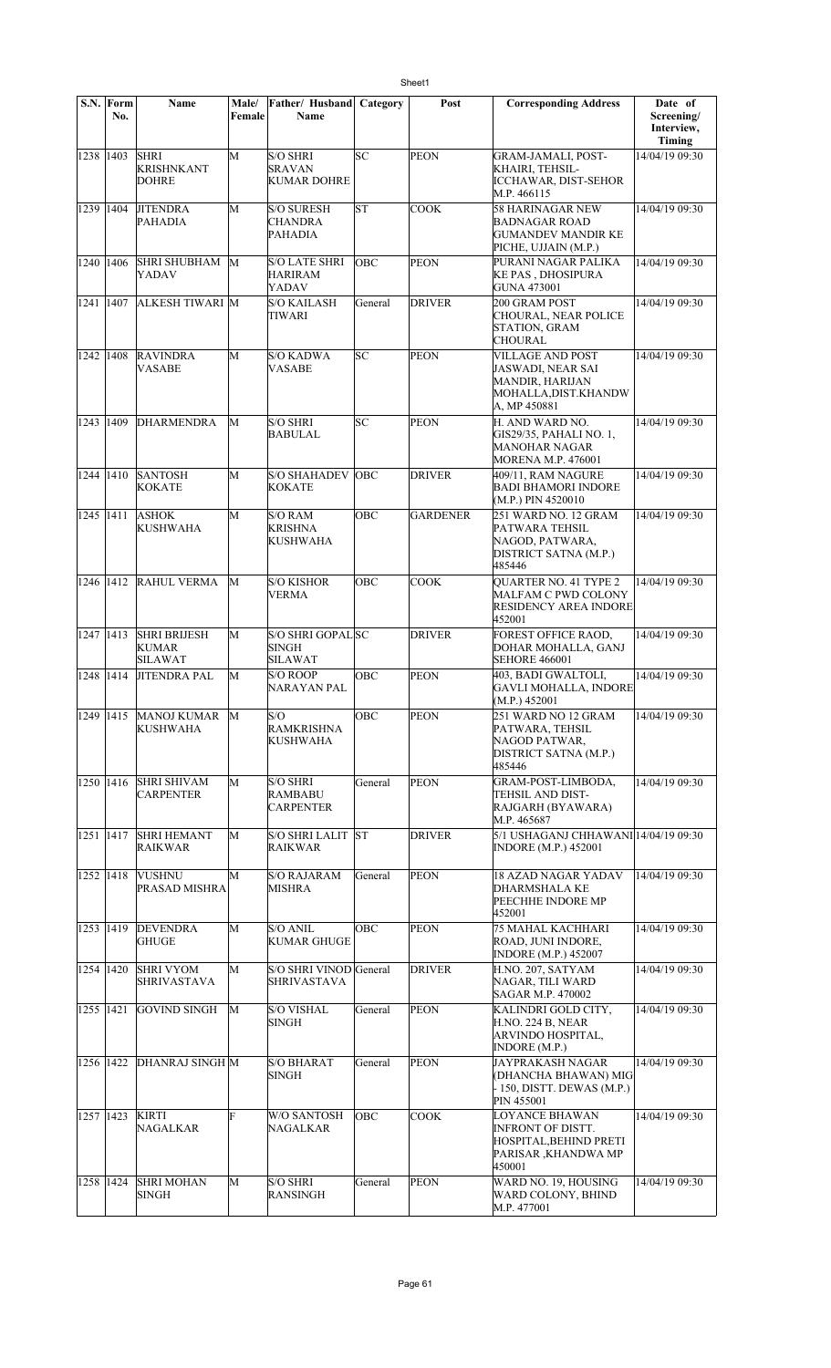| S.N. | Form No. | Name | Male/ Female | Father/ Husband Name | Category | Post | Corresponding Address | Date of Screening/ Interview, Timing |
|---|---|---|---|---|---|---|---|---|
| 1238 | 1403 | SHRI KRISHNKANT DOHRE | M | S/O SHRI SRAVAN KUMAR DOHRE | SC | PEON | GRAM-JAMALI, POST-KHAIRI, TEHSIL-ICCHAWAR, DIST-SEHOR M.P. 466115 | 14/04/19 09:30 |
| 1239 | 1404 | JITENDRA PAHADIA | M | S/O SURESH CHANDRA PAHADIA | ST | COOK | 58 HARINAGAR NEW BADNAGAR ROAD GUMANDEV MANDIR KE PICHE, UJJAIN (M.P.) | 14/04/19 09:30 |
| 1240 | 1406 | SHRI SHUBHAM YADAV | M | S/O LATE SHRI HARIRAM YADAV | OBC | PEON | PURANI NAGAR PALIKA KE PAS , DHOSIPURA GUNA 473001 | 14/04/19 09:30 |
| 1241 | 1407 | ALKESH TIWARI | M | S/O KAILASH TIWARI | General | DRIVER | 200 GRAM POST CHOURAL, NEAR POLICE STATION, GRAM CHOURAL | 14/04/19 09:30 |
| 1242 | 1408 | RAVINDRA VASABE | M | S/O KADWA VASABE | SC | PEON | VILLAGE AND POST JASWADI, NEAR SAI MANDIR, HARIJAN MOHALLA,DIST.KHANDW A, MP 450881 | 14/04/19 09:30 |
| 1243 | 1409 | DHARMENDRA | M | S/O SHRI BABULAL | SC | PEON | H. AND WARD NO. GIS29/35, PAHALI NO. 1, MANOHAR NAGAR MORENA M.P. 476001 | 14/04/19 09:30 |
| 1244 | 1410 | SANTOSH KOKATE | M | S/O SHAHADEV KOKATE | OBC | DRIVER | 409/11, RAM NAGURE BADI BHAMORI INDORE (M.P.) PIN 4520010 | 14/04/19 09:30 |
| 1245 | 1411 | ASHOK KUSHWAHA | M | S/O RAM KRISHNA KUSHWAHA | OBC | GARDENER | 251 WARD NO. 12 GRAM PATWARA TEHSIL NAGOD, PATWARA, DISTRICT SATNA (M.P.) 485446 | 14/04/19 09:30 |
| 1246 | 1412 | RAHUL VERMA | M | S/O KISHOR VERMA | OBC | COOK | QUARTER NO. 41 TYPE 2 MALFAM C PWD COLONY RESIDENCY AREA INDORE 452001 | 14/04/19 09:30 |
| 1247 | 1413 | SHRI BRIJESH KUMAR SILAWAT | M | S/O SHRI GOPAL SINGH SILAWAT | SC | DRIVER | FOREST OFFICE RAOD, DOHAR MOHALLA, GANJ SEHORE 466001 | 14/04/19 09:30 |
| 1248 | 1414 | JITENDRA PAL | M | S/O ROOP NARAYAN PAL | OBC | PEON | 403, BADI GWALTOLI, GAVLI MOHALLA, INDORE (M.P.) 452001 | 14/04/19 09:30 |
| 1249 | 1415 | MANOJ KUMAR KUSHWAHA | M | S/O RAMKRISHNA KUSHWAHA | OBC | PEON | 251 WARD NO 12 GRAM PATWARA, TEHSIL NAGOD PATWAR, DISTRICT SATNA (M.P.) 485446 | 14/04/19 09:30 |
| 1250 | 1416 | SHRI SHIVAM CARPENTER | M | S/O SHRI RAMBABU CARPENTER | General | PEON | GRAM-POST-LIMBODA, TEHSIL AND DIST-RAJGARH (BYAWARA) M.P. 465687 | 14/04/19 09:30 |
| 1251 | 1417 | SHRI HEMANT RAIKWAR | M | S/O SHRI LALIT RAIKWAR | ST | DRIVER | 5/1 USHAGANJ CHHAWANI INDORE (M.P.) 452001 | 14/04/19 09:30 |
| 1252 | 1418 | VUSHNU PRASAD MISHRA | M | S/O RAJARAM MISHRA | General | PEON | 18 AZAD NAGAR YADAV DHARMSHALA KE PEECHHE INDORE MP 452001 | 14/04/19 09:30 |
| 1253 | 1419 | DEVENDRA GHUGE | M | S/O ANIL KUMAR GHUGE | OBC | PEON | 75 MAHAL KACHHARI ROAD, JUNI INDORE, INDORE (M.P.) 452007 | 14/04/19 09:30 |
| 1254 | 1420 | SHRI VYOM SHRIVASTAVA | M | S/O SHRI VINOD SHRIVASTAVA | General | DRIVER | H.NO. 207, SATYAM NAGAR, TILI WARD SAGAR M.P. 470002 | 14/04/19 09:30 |
| 1255 | 1421 | GOVIND SINGH | M | S/O VISHAL SINGH | General | PEON | KALINDRI GOLD CITY, H.NO. 224 B, NEAR ARVINDO HOSPITAL, INDORE (M.P.) | 14/04/19 09:30 |
| 1256 | 1422 | DHANRAJ SINGH | M | S/O BHARAT SINGH | General | PEON | JAYPRAKASH NAGAR (DHANCHA BHAWAN) MIG - 150, DISTT. DEWAS (M.P.) PIN 455001 | 14/04/19 09:30 |
| 1257 | 1423 | KIRTI NAGALKAR | F | W/O SANTOSH NAGALKAR | OBC | COOK | LOYANCE BHAWAN INFRONT OF DISTT. HOSPITAL,BEHIND PRETI PARISAR ,KHANDWA MP 450001 | 14/04/19 09:30 |
| 1258 | 1424 | SHRI MOHAN SINGH | M | S/O SHRI RANSINGH | General | PEON | WARD NO. 19, HOUSING WARD COLONY, BHIND M.P. 477001 | 14/04/19 09:30 |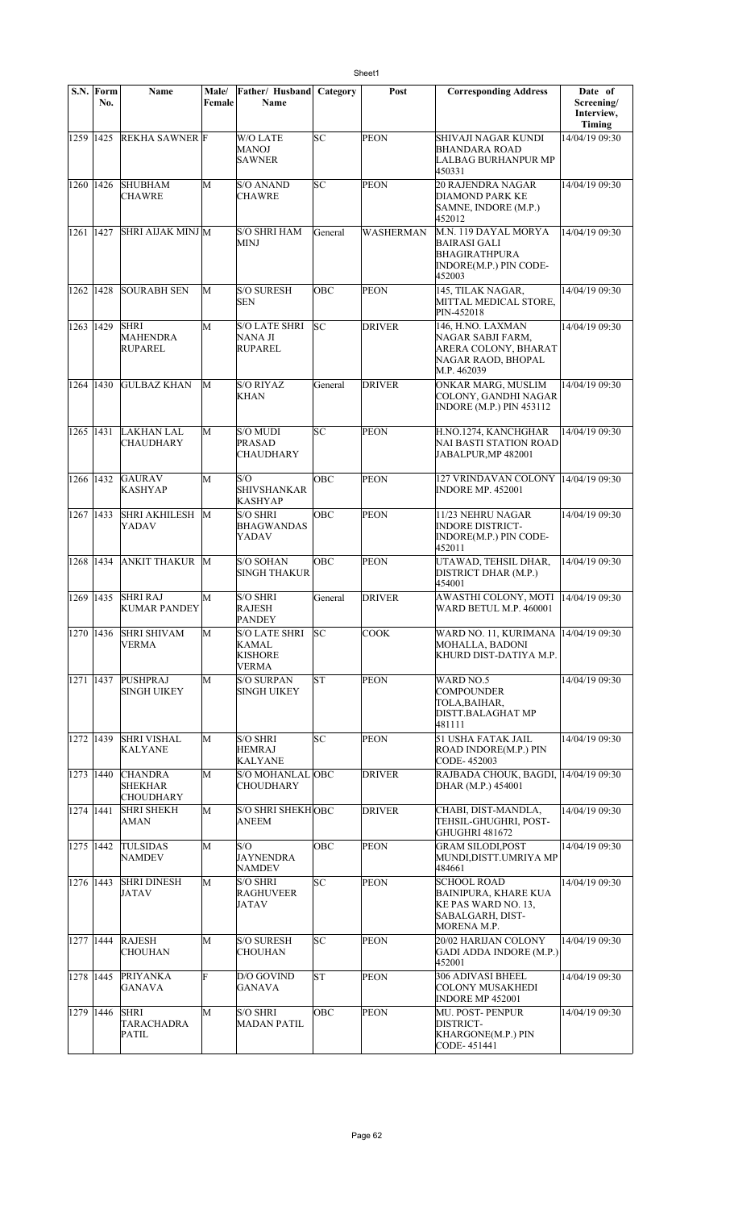| S.N. | Form No. | Name | Male/ Female | Father/ Husband Name | Category | Post | Corresponding Address | Date of Screening/ Interview, Timing |
|---|---|---|---|---|---|---|---|---|
| 1259 | 1425 | REKHA SAWNER | F | W/O LATE MANOJ SAWNER | SC | PEON | SHIVAJI NAGAR KUNDI BHANDARA ROAD LALBAG BURHANPUR MP 450331 | 14/04/19 09:30 |
| 1260 | 1426 | SHUBHAM CHAWRE | M | S/O ANAND CHAWRE | SC | PEON | 20 RAJENDRA NAGAR DIAMOND PARK KE SAMNE, INDORE (M.P.) 452012 | 14/04/19 09:30 |
| 1261 | 1427 | SHRI AIJAK MINJ | M | S/O SHRI HAM MINJ | General | WASHERMAN | M.N. 119 DAYAL MORYA BAIRASI GALI BHAGIRATHPURA INDORE(M.P.) PIN CODE- 452003 | 14/04/19 09:30 |
| 1262 | 1428 | SOURABH SEN | M | S/O SURESH SEN | OBC | PEON | 145, TILAK NAGAR, MITTAL MEDICAL STORE, PIN-452018 | 14/04/19 09:30 |
| 1263 | 1429 | SHRI MAHENDRA RUPAREL | M | S/O LATE SHRI NANA JI RUPAREL | SC | DRIVER | 146, H.NO. LAXMAN NAGAR SABJI FARM, ARERA COLONY, BHARAT NAGAR RAOD, BHOPAL M.P. 462039 | 14/04/19 09:30 |
| 1264 | 1430 | GULBAZ KHAN | M | S/O RIYAZ KHAN | General | DRIVER | ONKAR MARG, MUSLIM COLONY, GANDHI NAGAR INDORE (M.P.) PIN 453112 | 14/04/19 09:30 |
| 1265 | 1431 | LAKHAN LAL CHAUDHARY | M | S/O MUDI PRASAD CHAUDHARY | SC | PEON | H.NO.1274, KANCHGHAR NAI BASTI STATION ROAD JABALPUR,MP 482001 | 14/04/19 09:30 |
| 1266 | 1432 | GAURAV KASHYAP | M | S/O SHIVSHANKAR KASHYAP | OBC | PEON | 127 VRINDAVAN COLONY INDORE MP. 452001 | 14/04/19 09:30 |
| 1267 | 1433 | SHRI AKHILESH YADAV | M | S/O SHRI BHAGWANDAS YADAV | OBC | PEON | 11/23 NEHRU NAGAR INDORE DISTRICT- INDORE(M.P.) PIN CODE- 452011 | 14/04/19 09:30 |
| 1268 | 1434 | ANKIT THAKUR | M | S/O SOHAN SINGH THAKUR | OBC | PEON | UTAWAD, TEHSIL DHAR, DISTRICT DHAR (M.P.) 454001 | 14/04/19 09:30 |
| 1269 | 1435 | SHRI RAJ KUMAR PANDEY | M | S/O SHRI RAJESH PANDEY | General | DRIVER | AWASTHI COLONY, MOTI WARD BETUL M.P. 460001 | 14/04/19 09:30 |
| 1270 | 1436 | SHRI SHIVAM VERMA | M | S/O LATE SHRI KAMAL KISHORE VERMA | SC | COOK | WARD NO. 11, KURIMANA MOHALLA, BADONI KHURD DIST-DATIYA M.P. | 14/04/19 09:30 |
| 1271 | 1437 | PUSHPRAJ SINGH UIKEY | M | S/O SURPAN SINGH UIKEY | ST | PEON | WARD NO.5 COMPOUNDER TOLA,BAIHAR, DISTT.BALAGHAT MP 481111 | 14/04/19 09:30 |
| 1272 | 1439 | SHRI VISHAL KALYANE | M | S/O SHRI HEMRAJ KALYANE | SC | PEON | 51 USHA FATAK JAIL ROAD INDORE(M.P.) PIN CODE- 452003 | 14/04/19 09:30 |
| 1273 | 1440 | CHANDRA SHEKHAR CHOUDHARY | M | S/O MOHANLAL CHOUDHARY | OBC | DRIVER | RAJBADA CHOUK, BAGDI, DHAR (M.P.) 454001 | 14/04/19 09:30 |
| 1274 | 1441 | SHRI SHEKH AMAN | M | S/O SHRI SHEKH ANEEM | OBC | DRIVER | CHABI, DIST-MANDLA, TEHSIL-GHUGHRI, POST- GHUGHRI 481672 | 14/04/19 09:30 |
| 1275 | 1442 | TULSIDAS NAMDEV | M | S/O JAYNENDRA NAMDEV | OBC | PEON | GRAM SILODI,POST MUNDI,DISTT.UMRIYA MP 484661 | 14/04/19 09:30 |
| 1276 | 1443 | SHRI DINESH JATAV | M | S/O SHRI RAGHUVEER JATAV | SC | PEON | SCHOOL ROAD BAINIPURA, KHARE KUA KE PAS WARD NO. 13, SABALGARH, DIST- MORENA M.P. | 14/04/19 09:30 |
| 1277 | 1444 | RAJESH CHOUHAN | M | S/O SURESH CHOUHAN | SC | PEON | 20/02 HARIJAN COLONY GADI ADDA INDORE (M.P.) 452001 | 14/04/19 09:30 |
| 1278 | 1445 | PRIYANKA GANAVA | F | D/O GOVIND GANAVA | ST | PEON | 306 ADIVASI BHEEL COLONY MUSAKHEDI INDORE MP 452001 | 14/04/19 09:30 |
| 1279 | 1446 | SHRI TARACHADRA PATIL | M | S/O SHRI MADAN PATIL | OBC | PEON | MU. POST- PENPUR DISTRICT- KHARGONE(M.P.) PIN CODE- 451441 | 14/04/19 09:30 |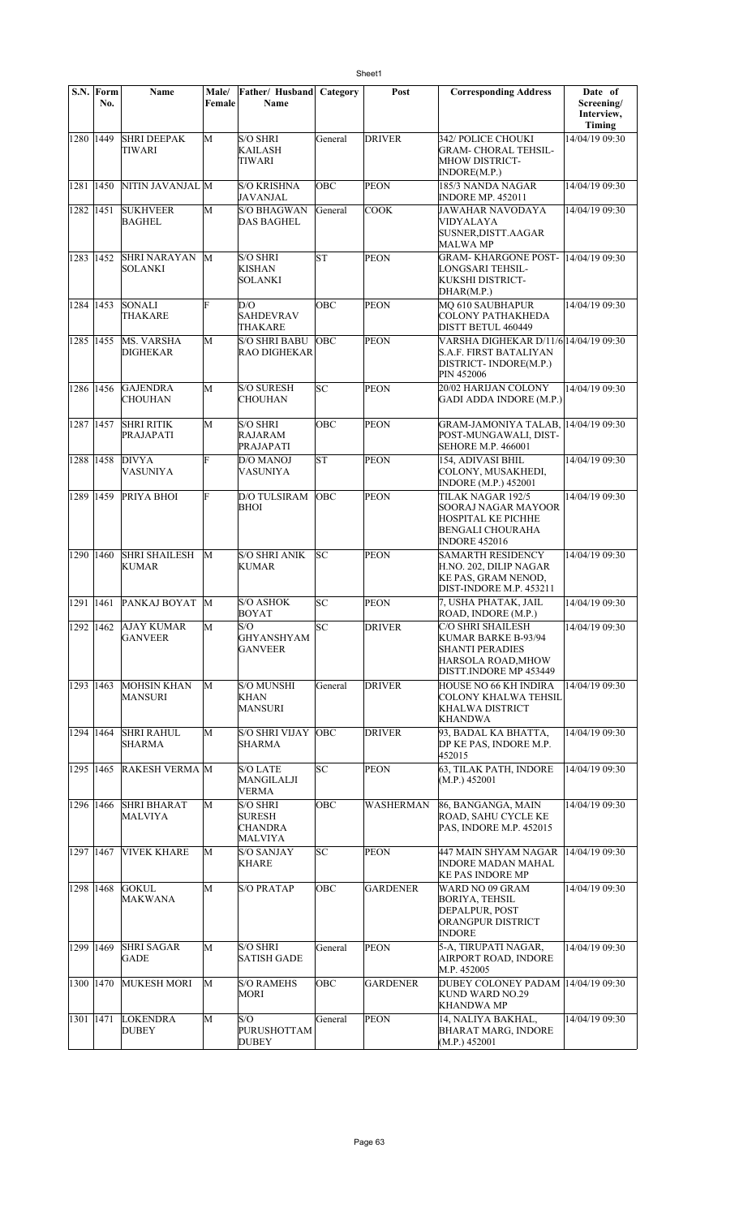| S.N. | Form No. | Name | Male/ Female | Father/ Husband Name | Category | Post | Corresponding Address | Date of Screening/ Interview, Timing |
|---|---|---|---|---|---|---|---|---|
| 1280 | 1449 | SHRI DEEPAK TIWARI | M | S/O SHRI KAILASH TIWARI | General | DRIVER | 342/ POLICE CHOUKI GRAM- CHORAL TEHSIL- MHOW DISTRICT- INDORE(M.P.) | 14/04/19 09:30 |
| 1281 | 1450 | NITIN JAVANJAL | M | S/O KRISHNA JAVANJAL | OBC | PEON | 185/3 NANDA NAGAR INDORE MP. 452011 | 14/04/19 09:30 |
| 1282 | 1451 | SUKHVEER BAGHEL | M | S/O BHAGWAN DAS BAGHEL | General | COOK | JAWAHAR NAVODAYA VIDYALAYA SUSNER,DISTT.AAGAR MALWA MP | 14/04/19 09:30 |
| 1283 | 1452 | SHRI NARAYAN SOLANKI | M | S/O SHRI KISHAN SOLANKI | ST | PEON | GRAM- KHARGONE POST- LONGSARI TEHSIL- KUKSHI DISTRICT- DHAR(M.P.) | 14/04/19 09:30 |
| 1284 | 1453 | SONALI THAKARE | F | D/O SAHDEVRAV THAKARE | OBC | PEON | MQ 610 SAUBHAPUR COLONY PATHAKHEDA DISTT BETUL 460449 | 14/04/19 09:30 |
| 1285 | 1455 | MS. VARSHA DIGHEKAR | M | S/O SHRI BABU RAO DIGHEKAR | OBC | PEON | VARSHA DIGHEKAR D/11/6 S.A.F. FIRST BATALIYAN DISTRICT- INDORE(M.P.) PIN 452006 | 14/04/19 09:30 |
| 1286 | 1456 | GAJENDRA CHOUHAN | M | S/O SURESH CHOUHAN | SC | PEON | 20/02 HARIJAN COLONY GADI ADDA INDORE (M.P.) | 14/04/19 09:30 |
| 1287 | 1457 | SHRI RITIK PRAJAPATI | M | S/O SHRI RAJARAM PRAJAPATI | OBC | PEON | GRAM-JAMONIYA TALAB, POST-MUNGAWALI, DIST- SEHORE M.P. 466001 | 14/04/19 09:30 |
| 1288 | 1458 | DIVYA VASUNIYA | F | D/O MANOJ VASUNIYA | ST | PEON | 154, ADIVASI BHIL COLONY, MUSAKHEDI, INDORE (M.P.) 452001 | 14/04/19 09:30 |
| 1289 | 1459 | PRIYA BHOI | F | D/O TULSIRAM BHOI | OBC | PEON | TILAK NAGAR 192/5 SOORAJ NAGAR MAYOOR HOSPITAL KE PICHHE BENGALI CHOURAHA INDORE 452016 | 14/04/19 09:30 |
| 1290 | 1460 | SHRI SHAILESH KUMAR | M | S/O SHRI ANIK KUMAR | SC | PEON | SAMARTH RESIDENCY H.NO. 202, DILIP NAGAR KE PAS, GRAM NENOD, DIST-INDORE M.P. 453211 | 14/04/19 09:30 |
| 1291 | 1461 | PANKAJ BOYAT | M | S/O ASHOK BOYAT | SC | PEON | 7, USHA PHATAK, JAIL ROAD, INDORE (M.P.) | 14/04/19 09:30 |
| 1292 | 1462 | AJAY KUMAR GANVEER | M | S/O GHYANSHYAM GANVEER | SC | DRIVER | C/O SHRI SHAILESH KUMAR BARKE B-93/94 SHANTI PERADIES HARSOLA ROAD,MHOW DISTT.INDORE MP 453449 | 14/04/19 09:30 |
| 1293 | 1463 | MOHSIN KHAN MANSURI | M | S/O MUNSHI KHAN MANSURI | General | DRIVER | HOUSE NO 66 KH INDIRA COLONY KHALWA TEHSIL KHALWA DISTRICT KHANDWA | 14/04/19 09:30 |
| 1294 | 1464 | SHRI RAHUL SHARMA | M | S/O SHRI VIJAY SHARMA | OBC | DRIVER | 93, BADAL KA BHATTA, DP KE PAS, INDORE M.P. 452015 | 14/04/19 09:30 |
| 1295 | 1465 | RAKESH VERMA | M | S/O LATE MANGILALJI VERMA | SC | PEON | 63, TILAK PATH, INDORE (M.P.) 452001 | 14/04/19 09:30 |
| 1296 | 1466 | SHRI BHARAT MALVIYA | M | S/O SHRI SURESH CHANDRA MALVIYA | OBC | WASHERMAN | 86, BANGANGA, MAIN ROAD, SAHU CYCLE KE PAS, INDORE M.P. 452015 | 14/04/19 09:30 |
| 1297 | 1467 | VIVEK KHARE | M | S/O SANJAY KHARE | SC | PEON | 447 MAIN SHYAM NAGAR INDORE MADAN MAHAL KE PAS INDORE MP | 14/04/19 09:30 |
| 1298 | 1468 | GOKUL MAKWANA | M | S/O PRATAP | OBC | GARDENER | WARD NO 09 GRAM BORIYA, TEHSIL DEPALPUR, POST ORANGPUR DISTRICT INDORE | 14/04/19 09:30 |
| 1299 | 1469 | SHRI SAGAR GADE | M | S/O SHRI SATISH GADE | General | PEON | 5-A, TIRUPATI NAGAR, AIRPORT ROAD, INDORE M.P. 452005 | 14/04/19 09:30 |
| 1300 | 1470 | MUKESH MORI | M | S/O RAMEHS MORI | OBC | GARDENER | DUBEY COLONEY PADAM KUND WARD NO.29 KHANDWA MP | 14/04/19 09:30 |
| 1301 | 1471 | LOKENDRA DUBEY | M | S/O PURUSHOTTAM DUBEY | General | PEON | 14, NALIYA BAKHAL, BHARAT MARG, INDORE (M.P.) 452001 | 14/04/19 09:30 |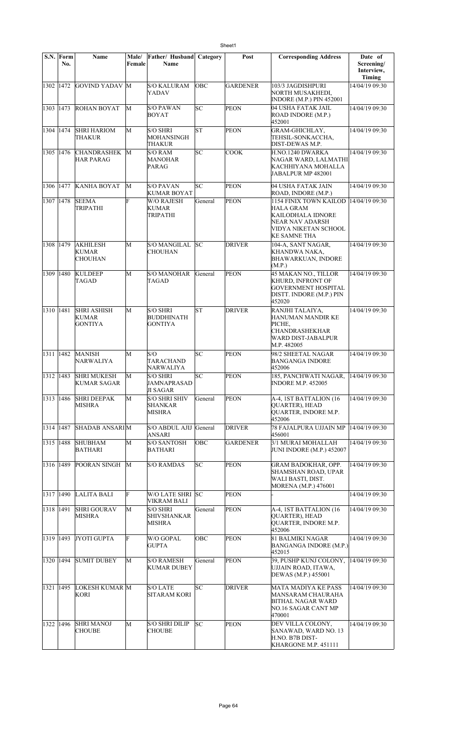| S.N. | Form No. | Name | Male/ Female | Father/ Husband Name | Category | Post | Corresponding Address | Date of Screening/ Interview, Timing |
|---|---|---|---|---|---|---|---|---|
| 1302 | 1472 | GOVIND YADAV | M | S/O KALURAM YADAV | OBC | GARDENER | 103/3 JAGDISHPURI NORTH MUSAKHEDI, INDORE (M.P.) PIN 452001 | 14/04/19 09:30 |
| 1303 | 1473 | ROHAN BOYAT | M | S/O PAWAN BOYAT | SC | PEON | 04 USHA FATAK JAIL ROAD INDORE (M.P.) 452001 | 14/04/19 09:30 |
| 1304 | 1474 | SHRI HARIOM THAKUR | M | S/O SHRI MOHANSINGH THAKUR | ST | PEON | GRAM-GHICHLAY, TEHSIL-SONKACCHA, DIST-DEWAS M.P. | 14/04/19 09:30 |
| 1305 | 1476 | CHANDRASHEKHAR PARAG | M | S/O RAM MANOHAR PARAG | SC | COOK | H.NO.1240 DWARKA NAGAR WARD, LALMATHI KACHHIYANA MOHALLA JABALPUR MP 482001 | 14/04/19 09:30 |
| 1306 | 1477 | KANHA BOYAT | M | S/O PAVAN KUMAR BOYAT | SC | PEON | 04 USHA FATAK JAIN ROAD, INDORE (M.P.) | 14/04/19 09:30 |
| 1307 | 1478 | SEEMA TRIPATHI | F | W/O RAJESH KUMAR TRIPATHI | General | PEON | 1154 FINIX TOWN KAILOD HALA GRAM KAILODHALA IDNORE NEAR NAV ADARSH VIDYA NIKETAN SCHOOL KE SAMNE THA | 14/04/19 09:30 |
| 1308 | 1479 | AKHILESH KUMAR CHOUHAN | M | S/O MANGILAL CHOUHAN | SC | DRIVER | 104-A, SANT NAGAR, KHANDWA NAKA, BHAWARKUAN, INDORE (M.P.) | 14/04/19 09:30 |
| 1309 | 1480 | KULDEEP TAGAD | M | S/O MANOHAR TAGAD | General | PEON | 45 MAKAN NO., TILLOR KHURD, INFRONT OF GOVERNMENT HOSPITAL DISTT. INDORE (M.P.) PIN 452020 | 14/04/19 09:30 |
| 1310 | 1481 | SHRI ASHISH KUMAR GONTIYA | M | S/O SHRI BUDDHINATH GONTIYA | ST | DRIVER | RANJHI TALAIYA, HANUMAN MANDIR KE PICHE, CHANDRASHEKHAR WARD DIST-JABALPUR M.P. 482005 | 14/04/19 09:30 |
| 1311 | 1482 | MANISH NARWALIYA | M | S/O TARACHAND NARWALIYA | SC | PEON | 98/2 SHEETAL NAGAR BANGANGA INDORE 452006 | 14/04/19 09:30 |
| 1312 | 1483 | SHRI MUKESH KUMAR SAGAR | M | S/O SHRI JAMNAPRASAD JI SAGAR | SC | PEON | 185, PANCHWATI NAGAR, INDORE M.P. 452005 | 14/04/19 09:30 |
| 1313 | 1486 | SHRI DEEPAK MISHRA | M | S/O SHRI SHIV SHANKAR MISHRA | General | PEON | A-4, 1ST BATTALION (16 QUARTER), HEAD QUARTER, INDORE M.P. 452006 | 14/04/19 09:30 |
| 1314 | 1487 | SHADAB ANSARI | M | S/O ABDUL AJIJ ANSARI | General | DRIVER | 78 FAJALPURA UJJAIN MP 456001 | 14/04/19 09:30 |
| 1315 | 1488 | SHUBHAM BATHARI | M | S/O SANTOSH BATHARI | OBC | GARDENER | 3/1 MURAI MOHALLAH JUNI INDORE (M.P.) 452007 | 14/04/19 09:30 |
| 1316 | 1489 | POORAN SINGH | M | S/O RAMDAS | SC | PEON | GRAM BADOKHAR, OPP. SHAMSHAN ROAD, UPAR WALI BASTI, DIST. MORENA (M.P.) 476001 | 14/04/19 09:30 |
| 1317 | 1490 | LALITA BALI | F | W/O LATE SHRI VIKRAM BALI | SC | PEON | - | 14/04/19 09:30 |
| 1318 | 1491 | SHRI GOURAV MISHRA | M | S/O SHRI SHIVSHANKAR MISHRA | General | PEON | A-4, 1ST BATTALION (16 QUARTER), HEAD QUARTER, INDORE M.P. 452006 | 14/04/19 09:30 |
| 1319 | 1493 | JYOTI GUPTA | F | W/O GOPAL GUPTA | OBC | PEON | 81 BALMIKI NAGAR BANGANGA INDORE (M.P.) 452015 | 14/04/19 09:30 |
| 1320 | 1494 | SUMIT DUBEY | M | S/O RAMESH KUMAR DUBEY | General | PEON | 39, PUSHP KUNJ COLONY, UJJAIN ROAD, ITAWA, DEWAS (M.P.) 455001 | 14/04/19 09:30 |
| 1321 | 1495 | LOKESH KUMAR KORI | M | S/O LATE SITARAM KORI | SC | DRIVER | MATA MADIYA KE PASS MANSARAM CHAURAHA BITHAL NAGAR WARD NO.16 SAGAR CANT MP 470001 | 14/04/19 09:30 |
| 1322 | 1496 | SHRI MANOJ CHOUBE | M | S/O SHRI DILIP CHOUBE | SC | PEON | DEV VILLA COLONY, SANAWAD, WARD NO. 13 H.NO. B7B DIST-KHARGONE M.P. 451111 | 14/04/19 09:30 |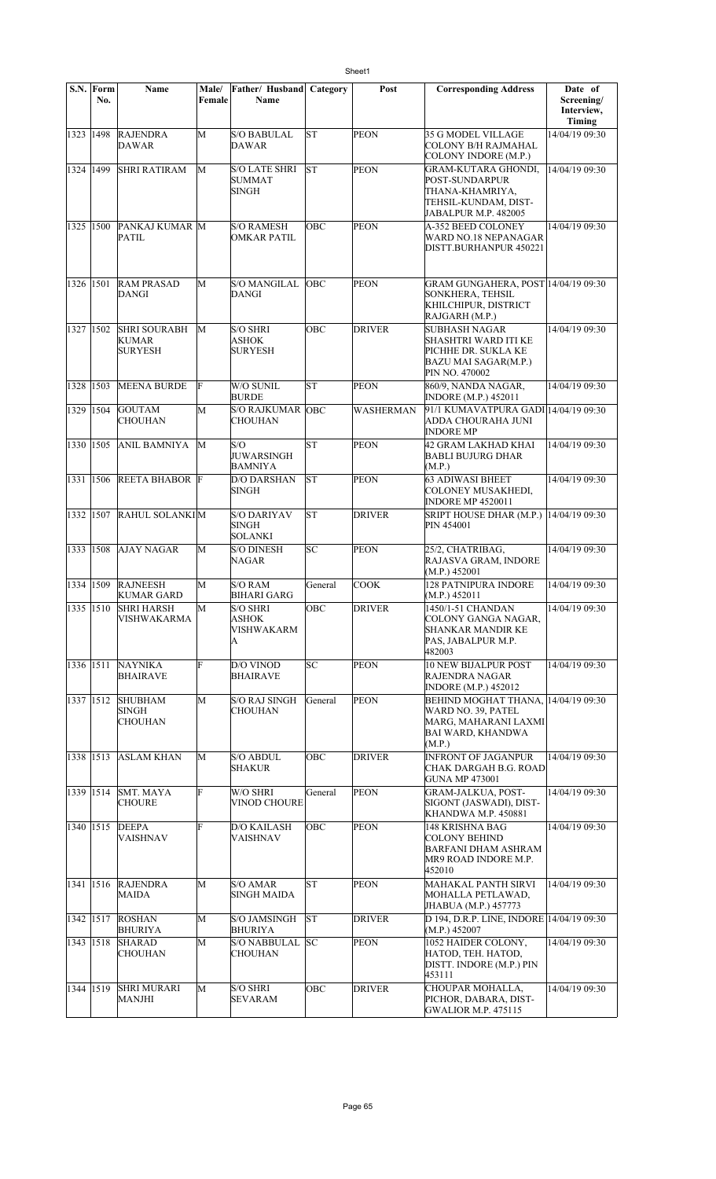| S.N. | Form No. | Name | Male/ Female | Father/ Husband Name | Category | Post | Corresponding Address | Date of Screening/ Interview, Timing |
|---|---|---|---|---|---|---|---|---|
| 1323 | 1498 | RAJENDRA DAWAR | M | S/O BABULAL DAWAR | ST | PEON | 35 G MODEL VILLAGE COLONY B/H RAJMAHAL COLONY INDORE (M.P.) | 14/04/19 09:30 |
| 1324 | 1499 | SHRI RATIRAM | M | S/O LATE SHRI SUMMAT SINGH | ST | PEON | GRAM-KUTARA GHONDI, POST-SUNDARPUR THANA-KHAMRIYA, TEHSIL-KUNDAM, DIST-JABALPUR M.P. 482005 | 14/04/19 09:30 |
| 1325 | 1500 | PANKAJ KUMAR PATIL | M | S/O RAMESH OMKAR PATIL | OBC | PEON | A-352 BEED COLONEY WARD NO.18 NEPANAGAR DISTT.BURHANPUR 450221 | 14/04/19 09:30 |
| 1326 | 1501 | RAM PRASAD DANGI | M | S/O MANGILAL DANGI | OBC | PEON | GRAM GUNGAHERA, POST SONKHERA, TEHSIL KHILCHIPUR, DISTRICT RAJGARH (M.P.) | 14/04/19 09:30 |
| 1327 | 1502 | SHRI SOURABH KUMAR SURYESH | M | S/O SHRI ASHOK SURYESH | OBC | DRIVER | SUBHASH NAGAR SHASHTRI WARD ITI KE PICHHE DR. SUKLA KE BAZU MAI SAGAR(M.P.) PIN NO. 470002 | 14/04/19 09:30 |
| 1328 | 1503 | MEENA BURDE | F | W/O SUNIL BURDE | ST | PEON | 860/9, NANDA NAGAR, INDORE (M.P.) 452011 | 14/04/19 09:30 |
| 1329 | 1504 | GOUTAM CHOUHAN | M | S/O RAJKUMAR CHOUHAN | OBC | WASHERMAN | 91/1 KUMAVATPURA GADI ADDA CHOURAHA JUNI INDORE MP | 14/04/19 09:30 |
| 1330 | 1505 | ANIL BAMNIYA | M | S/O JUWARSINGH BAMNIYA | ST | PEON | 42 GRAM LAKHAD KHAI BABLI BUJURG DHAR (M.P.) | 14/04/19 09:30 |
| 1331 | 1506 | REETA BHABOR | F | D/O DARSHAN SINGH | ST | PEON | 63 ADIWASI BHEET COLONEY MUSAKHEDI, INDORE MP 4520011 | 14/04/19 09:30 |
| 1332 | 1507 | RAHUL SOLANKI | M | S/O DARIYAV SINGH SOLANKI | ST | DRIVER | SRIPT HOUSE DHAR (M.P.) PIN 454001 | 14/04/19 09:30 |
| 1333 | 1508 | AJAY NAGAR | M | S/O DINESH NAGAR | SC | PEON | 25/2, CHATRIBAG, RAJASVA GRAM, INDORE (M.P.) 452001 | 14/04/19 09:30 |
| 1334 | 1509 | RAJNEESH KUMAR GARD | M | S/O RAM BIHARI GARG | General | COOK | 128 PATNIPURA INDORE (M.P.) 452011 | 14/04/19 09:30 |
| 1335 | 1510 | SHRI HARSH VISHWAKARMA | M | S/O SHRI ASHOK VISHWAKARMA | OBC | DRIVER | 1450/1-51 CHANDAN COLONY GANGA NAGAR, SHANKAR MANDIR KE PAS, JABALPUR M.P. 482003 | 14/04/19 09:30 |
| 1336 | 1511 | NAYNIKA BHAIRAVE | F | D/O VINOD BHAIRAVE | SC | PEON | 10 NEW BIJALPUR POST RAJENDRA NAGAR INDORE (M.P.) 452012 | 14/04/19 09:30 |
| 1337 | 1512 | SHUBHAM SINGH CHOUHAN | M | S/O RAJ SINGH CHOUHAN | General | PEON | BEHIND MOGHAT THANA, WARD NO. 39, PATEL MARG, MAHARANI LAXMI BAI WARD, KHANDWA (M.P.) | 14/04/19 09:30 |
| 1338 | 1513 | ASLAM KHAN | M | S/O ABDUL SHAKUR | OBC | DRIVER | INFRONT OF JAGANPUR CHAK DARGAH B.G. ROAD GUNA MP 473001 | 14/04/19 09:30 |
| 1339 | 1514 | SMT. MAYA CHOURE | F | W/O SHRI VINOD CHOURE | General | PEON | GRAM-JALKUA, POST-SIGONT (JASWADI), DIST-KHANDWA M.P. 450881 | 14/04/19 09:30 |
| 1340 | 1515 | DEEPA VAISHNAV | F | D/O KAILASH VAISHNAV | OBC | PEON | 148 KRISHNA BAG COLONY BEHIND BARFANI DHAM ASHRAM MR9 ROAD INDORE M.P. 452010 | 14/04/19 09:30 |
| 1341 | 1516 | RAJENDRA MAIDA | M | S/O AMAR SINGH MAIDA | ST | PEON | MAHAKAL PANTH SIRVI MOHALLA PETLAWAD, JHABUA (M.P.) 457773 | 14/04/19 09:30 |
| 1342 | 1517 | ROSHAN BHURIYA | M | S/O JAMSINGH BHURIYA | ST | DRIVER | D 194, D.R.P. LINE, INDORE (M.P.) 452007 | 14/04/19 09:30 |
| 1343 | 1518 | SHARAD CHOUHAN | M | S/O NABBULAL CHOUHAN | SC | PEON | 1052 HAIDER COLONY, HATOD, TEH. HATOD, DISTT. INDORE (M.P.) PIN 453111 | 14/04/19 09:30 |
| 1344 | 1519 | SHRI MURARI MANJHI | M | S/O SHRI SEVARAM | OBC | DRIVER | CHOUPAR MOHALLA, PICHOR, DABARA, DIST-GWALIOR M.P. 475115 | 14/04/19 09:30 |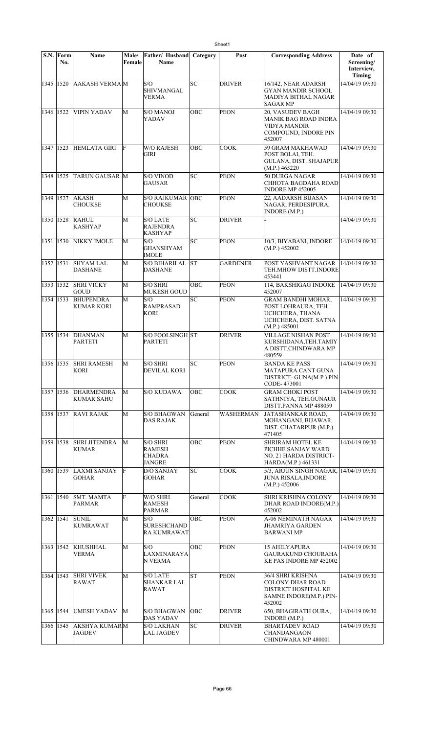| S.N. | Form No. | Name | Male/ Female | Father/ Husband Name | Category | Post | Corresponding Address | Date of Screening/ Interview, Timing |
|---|---|---|---|---|---|---|---|---|
| 1345 | 1520 | AAKASH VERMA | M | S/O SHIVMANGAL VERMA | SC | DRIVER | 16/142, NEAR ADARSH GYAN MANDIR SCHOOL MADIYA BITHAL NAGAR SAGAR MP | 14/04/19 09:30 |
| 1346 | 1522 | VIPIN YADAV | M | S/O MANOJ YADAV | OBC | PEON | 20, VASUDEV BAGH MANIK BAG ROAD INDRA VIDYA MANDIR COMPOUND, INDORE PIN 452007 | 14/04/19 09:30 |
| 1347 | 1523 | HEMLATA GIRI | F | W/O RAJESH GIRI | OBC | COOK | 59 GRAM MAKHAWAD POST BOLAI, TEH. GULANA, DIST. SHAJAPUR (M.P.) 465220 | 14/04/19 09:30 |
| 1348 | 1525 | TARUN GAUSAR | M | S/O VINOD GAUSAR | SC | PEON | 50 DURGA NAGAR CHHOTA BAGDAHA ROAD INDORE MP 452005 | 14/04/19 09:30 |
| 1349 | 1527 | AKASH CHOUKSE | M | S/O RAJKUMAR CHOUKSE | OBC | PEON | 22, AADARSH BIJASAN NAGAR, PERDESIPURA, INDORE (M.P.) | 14/04/19 09:30 |
| 1350 | 1528 | RAHUL KASHYAP | M | S/O LATE RAJENDRA KASHYAP | SC | DRIVER | - | 14/04/19 09:30 |
| 1351 | 1530 | NIKKY IMOLE | M | S/O GHANSHYAM IMOLE | SC | PEON | 10/3, BIYABANI, INDORE (M.P.) 452002 | 14/04/19 09:30 |
| 1352 | 1531 | SHYAM LAL DASHANE | M | S/O BIHARILAL DASHANE | ST | GARDENER | POST YASHVANT NAGAR TEH.MHOW DISTT.INDORE 453441 | 14/04/19 09:30 |
| 1353 | 1532 | SHRI VICKY GOUD | M | S/O SHRI MUKESH GOUD | OBC | PEON | 114, BAKSHIGAG INDORE 452007 | 14/04/19 09:30 |
| 1354 | 1533 | BHUPENDRA KUMAR KORI | M | S/O RAMPRASAD KORI | SC | PEON | GRAM BANDHI MOHAR, POST LOHRAURA, TEH. UCHCHERA, THANA UCHCHERA, DIST. SATNA (M.P.) 485001 | 14/04/19 09:30 |
| 1355 | 1534 | DHANMAN PARTETI | M | S/O FOOLSINGH PARTETI | ST | DRIVER | VILLAGE NISHAN POST KURSHIDANA,TEH.TAMIYA DISTT.CHINDWARA MP 480559 | 14/04/19 09:30 |
| 1356 | 1535 | SHRI RAMESH KORI | M | S/O SHRI DEVILAL KORI | SC | PEON | BANDA KE PASS MATAPURA CANT GUNA DISTRICT- GUNA(M.P.) PIN CODE- 473001 | 14/04/19 09:30 |
| 1357 | 1536 | DHARMENDRA KUMAR SAHU | M | S/O KUDAWA | OBC | COOK | GRAM CHOKI POST SATHNIYA, TEH.GUNAUR DISTT.PANNA MP 488059 | 14/04/19 09:30 |
| 1358 | 1537 | RAVI RAJAK | M | S/O BHAGWAN DAS RAJAK | General | WASHERMAN | JATASHANKAR ROAD, MOHANGANJ, BIJAWAR, DIST. CHATARPUR (M.P.) 471405 | 14/04/19 09:30 |
| 1359 | 1538 | SHRI JITENDRA KUMAR | M | S/O SHRI RAMESH CHADRA JANGRE | OBC | PEON | SHRIRAM HOTEL KE PICHHE SANJAY WARD NO. 21 HARDA DISTRICT- HARDA(M.P.) 461331 | 14/04/19 09:30 |
| 1360 | 1539 | LAXMI SANJAY GOHAR | F | D/O SANJAY GOHAR | SC | COOK | 5/3, ARJUN SINGH NAGAR, JUNA RISALA,INDORE (M.P.) 452006 | 14/04/19 09:30 |
| 1361 | 1540 | SMT. MAMTA PARMAR | F | W/O SHRI RAMESH PARMAR | General | COOK | SHRI KRISHNA COLONY DHAR ROAD INDORE(M.P.) 452002 | 14/04/19 09:30 |
| 1362 | 1541 | SUNIL KUMRAWAT | M | S/O SURESHCHAND RA KUMRAWAT | OBC | PEON | A-06 NEMINATH NAGAR JHAMRIYA GARDEN BARWANI MP | 14/04/19 09:30 |
| 1363 | 1542 | KHUSHHAL VERMA | M | S/O LAXMINARAYA N VERMA | OBC | PEON | 15 AHILYAPURA GAURAKUND CHOURAHA KE PAS INDORE MP 452002 | 14/04/19 09:30 |
| 1364 | 1543 | SHRI VIVEK RAWAT | M | S/O LATE SHANKAR LAL RAWAT | ST | PEON | 36/4 SHRI KRISHNA COLONY DHAR ROAD DISTRICT HOSPITAL KE SAMNE INDORE(M.P.) PIN- 452002 | 14/04/19 09:30 |
| 1365 | 1544 | UMESH YADAV | M | S/O BHAGWAN DAS YADAV | OBC | DRIVER | 650, BHAGIRATH OURA, INDORE (M.P.) | 14/04/19 09:30 |
| 1366 | 1545 | AKSHYA KUMAR JAGDEV | M | S/O LAKHAN LAL JAGDEV | SC | DRIVER | BHARTADEV ROAD CHANDANGAON CHINDWARA MP 480001 | 14/04/19 09:30 |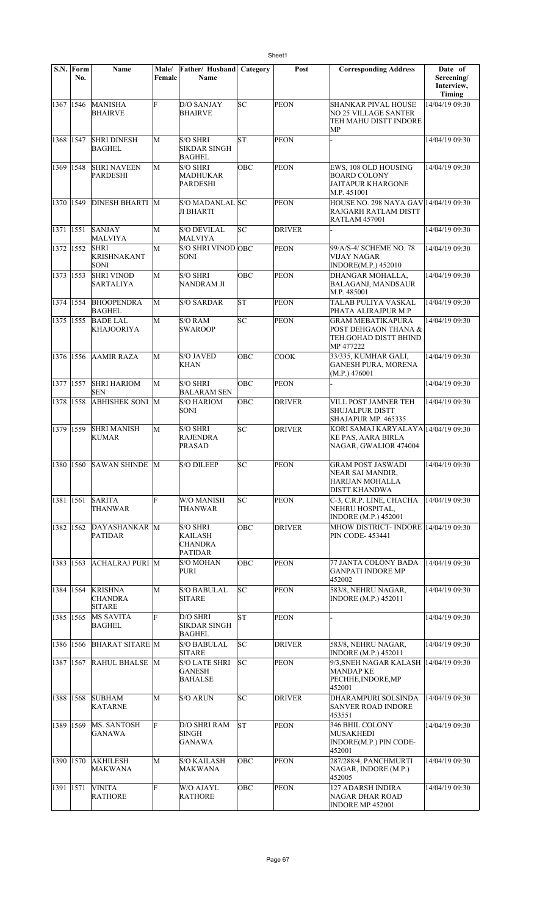| S.N. | Form No. | Name | Male/ Female | Father/ Husband Name | Category | Post | Corresponding Address | Date of Screening/ Interview, Timing |
|---|---|---|---|---|---|---|---|---|
| 1367 | 1546 | MANISHA BHAIRVE | F | D/O SANJAY BHAIRVE | SC | PEON | SHANKAR PIVAL HOUSE NO 25 VILLAGE SANTER TEH MAHU DISTT INDORE MP | 14/04/19 09:30 |
| 1368 | 1547 | SHRI DINESH BAGHEL | M | S/O SHRI SIKDAR SINGH BAGHEL | ST | PEON | - | 14/04/19 09:30 |
| 1369 | 1548 | SHRI NAVEEN PARDESHI | M | S/O SHRI MADHUKAR PARDESHI | OBC | PEON | EWS, 108 OLD HOUSING BOARD COLONY JAITAPUR KHARGONE M.P. 451001 | 14/04/19 09:30 |
| 1370 | 1549 | DINESH BHARTI | M | S/O MADANLAL JI BHARTI | SC | PEON | HOUSE NO. 298 NAYA GAV RAJGARH RATLAM DISTT RATLAM 457001 | 14/04/19 09:30 |
| 1371 | 1551 | SANJAY MALVIYA | M | S/O DEVILAL MALVIYA | SC | DRIVER | - | 14/04/19 09:30 |
| 1372 | 1552 | SHRI KRISHNAKANT SONI | M | S/O SHRI VINOD SONI | OBC | PEON | 99/A/S-4/ SCHEME NO. 78 VIJAY NAGAR INDORE(M.P.) 452010 | 14/04/19 09:30 |
| 1373 | 1553 | SHRI VINOD SARTALIYA | M | S/O SHRI NANDRAM JI | OBC | PEON | DHANGAR MOHALLA, BALAGANJ, MANDSAUR M.P. 485001 | 14/04/19 09:30 |
| 1374 | 1554 | BHOOPENDRA BAGHEL | M | S/O SARDAR | ST | PEON | TALAB PULIYA VASKAL PHATA ALIRAJPUR M.P | 14/04/19 09:30 |
| 1375 | 1555 | BADE LAL KHAJOORIYA | M | S/O RAM SWAROOP | SC | PEON | GRAM MEBATIKAPURA POST DEHGAON THANA & TEH.GOHAD DISTT BHIND MP 477222 | 14/04/19 09:30 |
| 1376 | 1556 | AAMIR RAZA | M | S/O JAVED KHAN | OBC | COOK | 33/335, KUMHAR GALI, GANESH PURA, MORENA (M.P.) 476001 | 14/04/19 09:30 |
| 1377 | 1557 | SHRI HARIOM SEN | M | S/O SHRI BALARAM SEN | OBC | PEON | - | 14/04/19 09:30 |
| 1378 | 1558 | ABHISHEK SONI | M | S/O HARIOM SONI | OBC | DRIVER | VILL POST JAMNER TEH SHUJALPUR DISTT SHAJAPUR MP. 465335 | 14/04/19 09:30 |
| 1379 | 1559 | SHRI MANISH KUMAR | M | S/O SHRI RAJENDRA PRASAD | SC | DRIVER | KORI SAMAJ KARYALAYA KE PAS, AARA BIRLA NAGAR, GWALIOR 474004 | 14/04/19 09:30 |
| 1380 | 1560 | SAWAN SHINDE | M | S/O DILEEP | SC | PEON | GRAM POST JASWADI NEAR SAI MANDIR, HARIJAN MOHALLA DISTT.KHANDWA | 14/04/19 09:30 |
| 1381 | 1561 | SARITA THANWAR | F | W/O MANISH THANWAR | SC | PEON | C-3, C.R.P. LINE, CHACHA NEHRU HOSPITAL, INDORE (M.P.) 452001 | 14/04/19 09:30 |
| 1382 | 1562 | DAYASHANKAR PATIDAR | M | S/O SHRI KAILASH CHANDRA PATIDAR | OBC | DRIVER | MHOW DISTRICT- INDORE PIN CODE- 453441 | 14/04/19 09:30 |
| 1383 | 1563 | ACHALRAJ PURI | M | S/O MOHAN PURI | OBC | PEON | 77 JANTA COLONY BADA GANPATI INDORE MP 452002 | 14/04/19 09:30 |
| 1384 | 1564 | KRISHNA CHANDRA SITARE | M | S/O BABULAL SITARE | SC | PEON | 583/8, NEHRU NAGAR, INDORE (M.P.) 452011 | 14/04/19 09:30 |
| 1385 | 1565 | MS SAVITA BAGHEL | F | D/O SHRI SIKDAR SINGH BAGHEL | ST | PEON | - | 14/04/19 09:30 |
| 1386 | 1566 | BHARAT SITARE | M | S/O BABULAL SITARE | SC | DRIVER | 583/8, NEHRU NAGAR, INDORE (M.P.) 452011 | 14/04/19 09:30 |
| 1387 | 1567 | RAHUL BHALSE | M | S/O LATE SHRI GANESH BAHALSE | SC | PEON | 9/3,SNEH NAGAR KALASH MANDAP KE PECHHE,INDORE,MP 452001 | 14/04/19 09:30 |
| 1388 | 1568 | SUBHAM KATARNE | M | S/O ARUN | SC | DRIVER | DHARAMPURI SOLSINDA SANVER ROAD INDORE 453551 | 14/04/19 09:30 |
| 1389 | 1569 | MS. SANTOSH GANAWA | F | D/O SHRI RAM SINGH GANAWA | ST | PEON | 346 BHIL COLONY MUSAKHEDI INDORE(M.P.) PIN CODE-452001 | 14/04/19 09:30 |
| 1390 | 1570 | AKHILESH MAKWANA | M | S/O KAILASH MAKWANA | OBC | PEON | 287/288/4, PANCHMURTI NAGAR, INDORE (M.P.) 452005 | 14/04/19 09:30 |
| 1391 | 1571 | VINITA RATHORE | F | W/O AJAYL RATHORE | OBC | PEON | 127 ADARSH INDIRA NAGAR DHAR ROAD INDORE MP 452001 | 14/04/19 09:30 |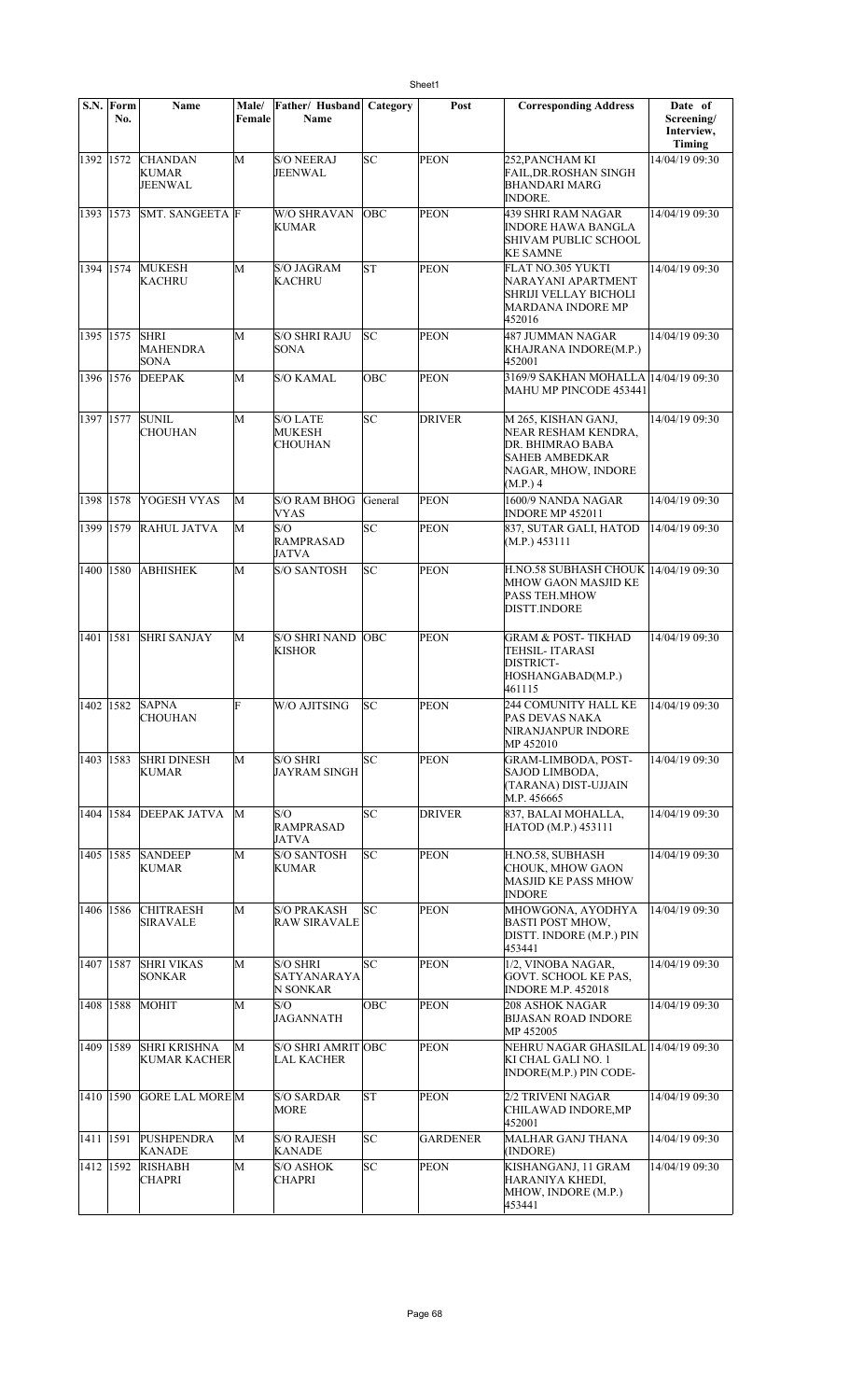| S.N. | Form No. | Name | Male/ Female | Father/ Husband Name | Category | Post | Corresponding Address | Date of Screening/ Interview, Timing |
|---|---|---|---|---|---|---|---|---|
| 1392 | 1572 | CHANDAN KUMAR JEENWAL | M | S/O NEERAJ JEENWAL | SC | PEON | 252,PANCHAM KI FAIL,DR.ROSHAN SINGH BHANDARI MARG INDORE. | 14/04/19 09:30 |
| 1393 | 1573 | SMT. SANGEETA | F | W/O SHRAVAN KUMAR | OBC | PEON | 439 SHRI RAM NAGAR INDORE HAWA BANGLA SHIVAM PUBLIC SCHOOL KE SAMNE | 14/04/19 09:30 |
| 1394 | 1574 | MUKESH KACHRU | M | S/O JAGRAM KACHRU | ST | PEON | FLAT NO.305 YUKTI NARAYANI APARTMENT SHRIJI VELLAY BICHOLI MARDANA INDORE MP 452016 | 14/04/19 09:30 |
| 1395 | 1575 | SHRI MAHENDRA SONA | M | S/O SHRI RAJU SONA | SC | PEON | 487 JUMMAN NAGAR KHAJRANA INDORE(M.P.) 452001 | 14/04/19 09:30 |
| 1396 | 1576 | DEEPAK | M | S/O KAMAL | OBC | PEON | 3169/9 SAKHAN MOHALLA MAHU MP PINCODE 453441 | 14/04/19 09:30 |
| 1397 | 1577 | SUNIL CHOUHAN | M | S/O LATE MUKESH CHOUHAN | SC | DRIVER | M 265, KISHAN GANJ, NEAR RESHAM KENDRA, DR. BHIMRAO BABA SAHEB AMBEDKAR NAGAR, MHOW, INDORE (M.P.) 4 | 14/04/19 09:30 |
| 1398 | 1578 | YOGESH VYAS | M | S/O RAM BHOG VYAS | General | PEON | 1600/9 NANDA NAGAR INDORE MP 452011 | 14/04/19 09:30 |
| 1399 | 1579 | RAHUL JATVA | M | S/O RAMPRASAD JATVA | SC | PEON | 837, SUTAR GALI, HATOD (M.P.) 453111 | 14/04/19 09:30 |
| 1400 | 1580 | ABHISHEK | M | S/O SANTOSH | SC | PEON | H.NO.58 SUBHASH CHOUK MHOW GAON MASJID KE PASS TEH.MHOW DISTT.INDORE | 14/04/19 09:30 |
| 1401 | 1581 | SHRI SANJAY | M | S/O SHRI NAND KISHOR | OBC | PEON | GRAM & POST- TIKHAD TEHSIL- ITARASI DISTRICT- HOSHANGABAD(M.P.) 461115 | 14/04/19 09:30 |
| 1402 | 1582 | SAPNA CHOUHAN | F | W/O AJITSING | SC | PEON | 244 COMUNITY HALL KE PAS DEVAS NAKA NIRANJANPUR INDORE MP 452010 | 14/04/19 09:30 |
| 1403 | 1583 | SHRI DINESH KUMAR | M | S/O SHRI JAYRAM SINGH | SC | PEON | GRAM-LIMBODA, POST- SAJOD LIMBODA, (TARANA) DIST-UJJAIN M.P. 456665 | 14/04/19 09:30 |
| 1404 | 1584 | DEEPAK JATVA | M | S/O RAMPRASAD JATVA | SC | DRIVER | 837, BALAI MOHALLA, HATOD (M.P.) 453111 | 14/04/19 09:30 |
| 1405 | 1585 | SANDEEP KUMAR | M | S/O SANTOSH KUMAR | SC | PEON | H.NO.58, SUBHASH CHOUK, MHOW GAON MASJID KE PASS MHOW INDORE | 14/04/19 09:30 |
| 1406 | 1586 | CHITRAESH SIRAVALE | M | S/O PRAKASH RAW SIRAVALE | SC | PEON | MHOWGONA, AYODHYA BASTI POST MHOW, DISTT. INDORE (M.P.) PIN 453441 | 14/04/19 09:30 |
| 1407 | 1587 | SHRI VIKAS SONKAR | M | S/O SHRI SATYANARAYA N SONKAR | SC | PEON | 1/2, VINOBA NAGAR, GOVT. SCHOOL KE PAS, INDORE M.P. 452018 | 14/04/19 09:30 |
| 1408 | 1588 | MOHIT | M | S/O JAGANNATH | OBC | PEON | 208 ASHOK NAGAR BIJASAN ROAD INDORE MP 452005 | 14/04/19 09:30 |
| 1409 | 1589 | SHRI KRISHNA KUMAR KACHER | M | S/O SHRI AMRIT LAL KACHER | OBC | PEON | NEHRU NAGAR GHASILAL KI CHAL GALI NO. 1 INDORE(M.P.) PIN CODE- | 14/04/19 09:30 |
| 1410 | 1590 | GORE LAL MORE | M | S/O SARDAR MORE | ST | PEON | 2/2 TRIVENI NAGAR CHILAWAD INDORE,MP 452001 | 14/04/19 09:30 |
| 1411 | 1591 | PUSHPENDRA KANADE | M | S/O RAJESH KANADE | SC | GARDENER | MALHAR GANJ THANA (INDORE) | 14/04/19 09:30 |
| 1412 | 1592 | RISHABH CHAPRI | M | S/O ASHOK CHAPRI | SC | PEON | KISHANGANJ, 11 GRAM HARANIYA KHEDI, MHOW, INDORE (M.P.) 453441 | 14/04/19 09:30 |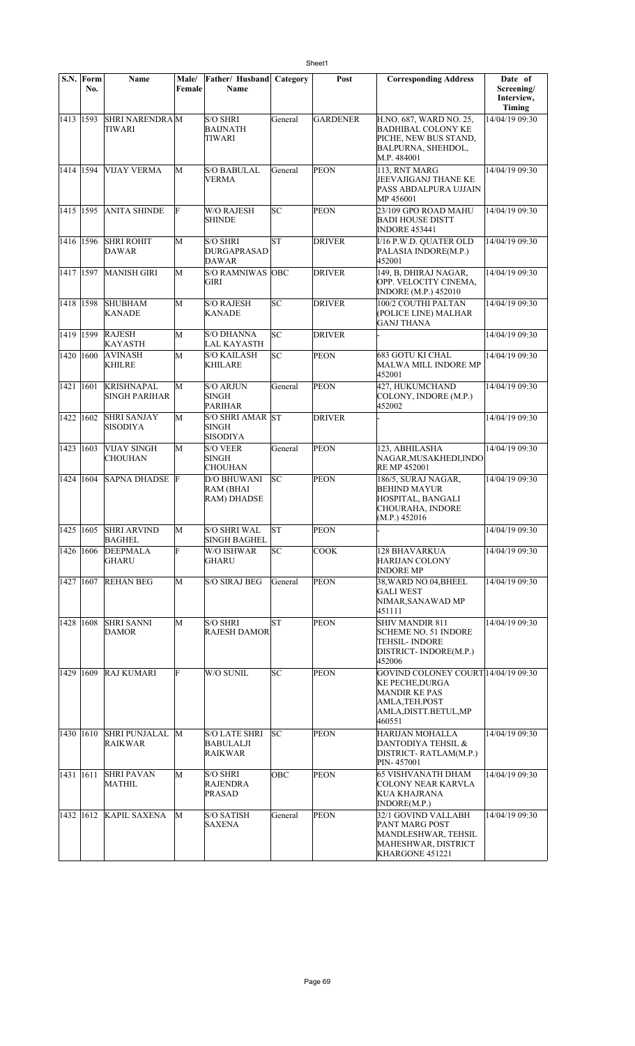| S.N. | Form No. | Name | Male/ Female | Father/ Husband Name | Category | Post | Corresponding Address | Date of Screening/ Interview, Timing |
|---|---|---|---|---|---|---|---|---|
| 1413 | 1593 | SHRI NARENDRA TIWARI | M | S/O SHRI BAIJNATH TIWARI | General | GARDENER | H.NO. 687, WARD NO. 25, BADHIBAL COLONY KE PICHE, NEW BUS STAND, BALPURNA, SHEHDOL, M.P. 484001 | 14/04/19 09:30 |
| 1414 | 1594 | VIJAY VERMA | M | S/O BABULAL VERMA | General | PEON | 113, RNT MARG JEEVAJIGANJ THANE KE PASS ABDALPURA UJJAIN MP 456001 | 14/04/19 09:30 |
| 1415 | 1595 | ANITA SHINDE | F | W/O RAJESH SHINDE | SC | PEON | 23/109 GPO ROAD MAHU BADI HOUSE DISTT INDORE 453441 | 14/04/19 09:30 |
| 1416 | 1596 | SHRI ROHIT DAWAR | M | S/O SHRI DURGAPRASAD DAWAR | ST | DRIVER | I/16 P.W.D. QUATER OLD PALASIA INDORE(M.P.) 452001 | 14/04/19 09:30 |
| 1417 | 1597 | MANISH GIRI | M | S/O RAMNIWAS GIRI | OBC | DRIVER | 149, B, DHIRAJ NAGAR, OPP. VELOCITY CINEMA, INDORE (M.P.) 452010 | 14/04/19 09:30 |
| 1418 | 1598 | SHUBHAM KANADE | M | S/O RAJESH KANADE | SC | DRIVER | 100/2 COUTHI PALTAN (POLICE LINE) MALHAR GANJ THANA | 14/04/19 09:30 |
| 1419 | 1599 | RAJESH KAYASTH | M | S/O DHANNA LAL KAYASTH | SC | DRIVER | - | 14/04/19 09:30 |
| 1420 | 1600 | AVINASH KHILRE | M | S/O KAILASH KHILARE | SC | PEON | 683 GOTU KI CHAL MALWA MILL INDORE MP 452001 | 14/04/19 09:30 |
| 1421 | 1601 | KRISHNAPAL SINGH PARIHAR | M | S/O ARJUN SINGH PARIHAR | General | PEON | 427, HUKUMCHAND COLONY, INDORE (M.P.) 452002 | 14/04/19 09:30 |
| 1422 | 1602 | SHRI SANJAY SISODIYA | M | S/O SHRI AMAR SINGH SISODIYA | ST | DRIVER | - | 14/04/19 09:30 |
| 1423 | 1603 | VIJAY SINGH CHOUHAN | M | S/O VEER SINGH CHOUHAN | General | PEON | 123, ABHILASHA NAGAR,MUSAKHEDI,INDORE MP 452001 | 14/04/19 09:30 |
| 1424 | 1604 | SAPNA DHADSE | F | D/O BHUWANI RAM (BHAI RAM) DHADSE | SC | PEON | 186/5, SURAJ NAGAR, BEHIND MAYUR HOSPITAL, BANGALI CHOURAHA, INDORE (M.P.) 452016 | 14/04/19 09:30 |
| 1425 | 1605 | SHRI ARVIND BAGHEL | M | S/O SHRI WAL SINGH BAGHEL | ST | PEON | - | 14/04/19 09:30 |
| 1426 | 1606 | DEEPMALA GHARU | F | W/O ISHWAR GHARU | SC | COOK | 128 BHAVARKUA HARIJAN COLONY INDORE MP | 14/04/19 09:30 |
| 1427 | 1607 | REHAN BEG | M | S/O SIRAJ BEG | General | PEON | 38,WARD NO.04,BHEEL GALI WEST NIMAR,SANAWAD MP 451111 | 14/04/19 09:30 |
| 1428 | 1608 | SHRI SANNI DAMOR | M | S/O SHRI RAJESH DAMOR | ST | PEON | SHIV MANDIR 811 SCHEME NO. 51 INDORE TEHSIL- INDORE DISTRICT- INDORE(M.P.) 452006 | 14/04/19 09:30 |
| 1429 | 1609 | RAJ KUMARI | F | W/O SUNIL | SC | PEON | GOVIND COLONEY COURT KE PECHE,DURGA MANDIR KE PAS AMLA,TEH.POST AMLA,DISTT.BETUL,MP 460551 | 14/04/19 09:30 |
| 1430 | 1610 | SHRI PUNJALAL RAIKWAR | M | S/O LATE SHRI BABULALJI RAIKWAR | SC | PEON | HARIJAN MOHALLA DANTODIYA TEHSIL & DISTRICT- RATLAM(M.P.) PIN- 457001 | 14/04/19 09:30 |
| 1431 | 1611 | SHRI PAVAN MATHIL | M | S/O SHRI RAJENDRA PRASAD | OBC | PEON | 65 VISHVANATH DHAM COLONY NEAR KARVLA KUA KHAJRANA INDORE(M.P.) | 14/04/19 09:30 |
| 1432 | 1612 | KAPIL SAXENA | M | S/O SATISH SAXENA | General | PEON | 32/1 GOVIND VALLABH PANT MARG POST MANDLESHWAR, TEHSIL MAHESHWAR, DISTRICT KHARGONE 451221 | 14/04/19 09:30 |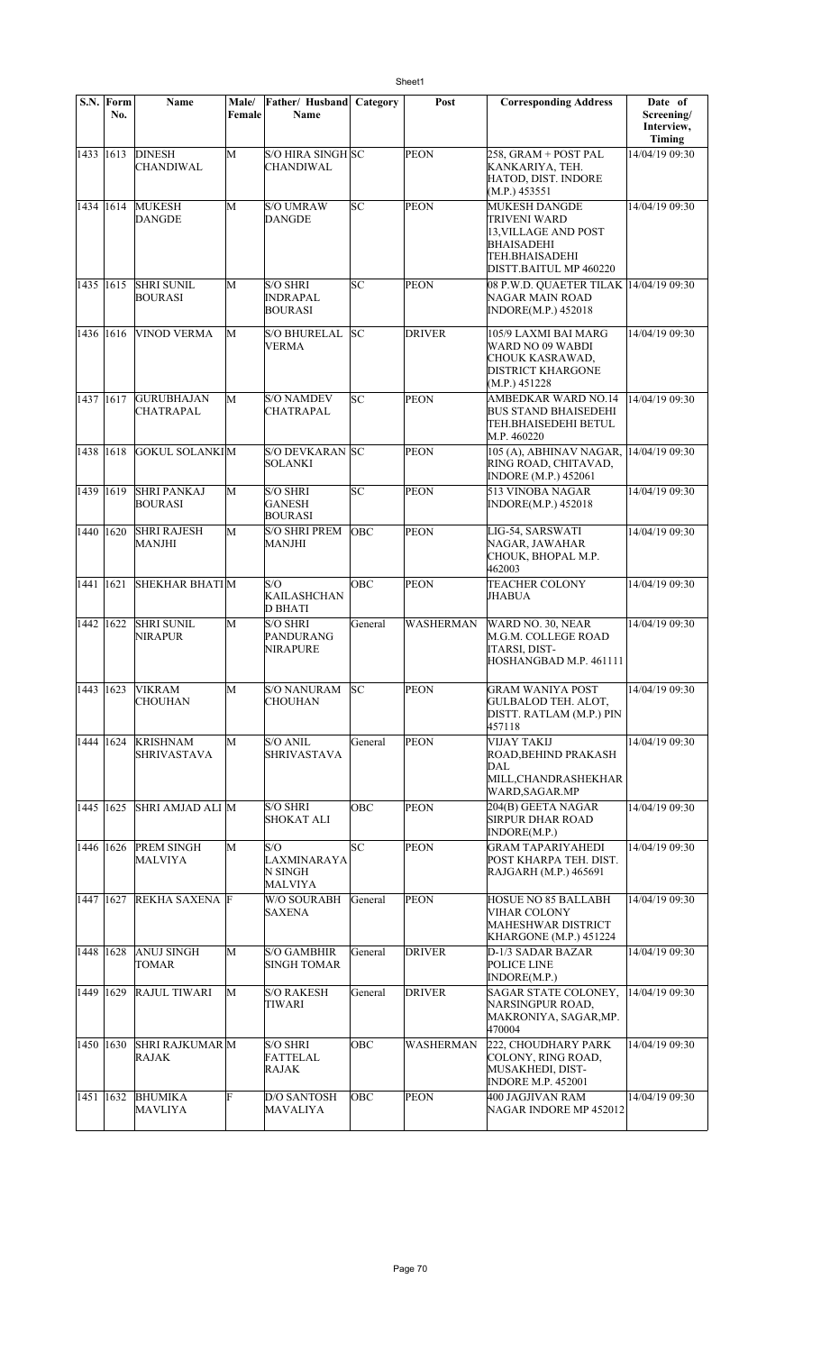| S.N. | Form No. | Name | Male/ Female | Father/ Husband Name | Category | Post | Corresponding Address | Date of Screening/ Interview, Timing |
|---|---|---|---|---|---|---|---|---|
| 1433 | 1613 | DINESH CHANDIWAL | M | S/O HIRA SINGH CHANDIWAL | SC | PEON | 258, GRAM + POST PAL KANKARIYA, TEH. HATOD, DIST. INDORE (M.P.) 453551 | 14/04/19 09:30 |
| 1434 | 1614 | MUKESH DANGDE | M | S/O UMRAW DANGDE | SC | PEON | MUKESH DANGDE TRIVENI WARD 13,VILLAGE AND POST BHAISADEHI TEH.BHAISADEHI DISTT.BAITUL MP 460220 | 14/04/19 09:30 |
| 1435 | 1615 | SHRI SUNIL BOURASI | M | S/O SHRI INDRAPAL BOURASI | SC | PEON | 08 P.W.D. QUAETER TILAK NAGAR MAIN ROAD INDORE(M.P.) 452018 | 14/04/19 09:30 |
| 1436 | 1616 | VINOD VERMA | M | S/O BHURELAL VERMA | SC | DRIVER | 105/9 LAXMI BAI MARG WARD NO 09 WABDI CHOUK KASRAWAD, DISTRICT KHARGONE (M.P.) 451228 | 14/04/19 09:30 |
| 1437 | 1617 | GURUBHAJAN CHATRAPAL | M | S/O NAMDEV CHATRAPAL | SC | PEON | AMBEDKAR WARD NO.14 BUS STAND BHAISEDEHI TEH.BHAISEDEHI BETUL M.P. 460220 | 14/04/19 09:30 |
| 1438 | 1618 | GOKUL SOLANKI | M | S/O DEVKARAN SOLANKI | SC | PEON | 105 (A), ABHINAV NAGAR, RING ROAD, CHITAVAD, INDORE (M.P.) 452061 | 14/04/19 09:30 |
| 1439 | 1619 | SHRI PANKAJ BOURASI | M | S/O SHRI GANESH BOURASI | SC | PEON | 513 VINOBA NAGAR INDORE(M.P.) 452018 | 14/04/19 09:30 |
| 1440 | 1620 | SHRI RAJESH MANJHI | M | S/O SHRI PREM MANJHI | OBC | PEON | LIG-54, SARSWATI NAGAR, JAWAHAR CHOUK, BHOPAL M.P. 462003 | 14/04/19 09:30 |
| 1441 | 1621 | SHEKHAR BHATI | M | S/O KAILASHCHAN D BHATI | OBC | PEON | TEACHER COLONY JHABUA | 14/04/19 09:30 |
| 1442 | 1622 | SHRI SUNIL NIRAPUR | M | S/O SHRI PANDURANG NIRAPURE | General | WASHERMAN | WARD NO. 30, NEAR M.G.M. COLLEGE ROAD ITARSI, DIST- HOSHANGBAD M.P. 461111 | 14/04/19 09:30 |
| 1443 | 1623 | VIKRAM CHOUHAN | M | S/O NANURAM CHOUHAN | SC | PEON | GRAM WANIYA POST GULBALOD TEH. ALOT, DISTT. RATLAM (M.P.) PIN 457118 | 14/04/19 09:30 |
| 1444 | 1624 | KRISHNAM SHRIVASTAVA | M | S/O ANIL SHRIVASTAVA | General | PEON | VIJAY TAKIJ ROAD,BEHIND PRAKASH DAL MILL,CHANDRASHEKHAR WARD,SAGAR.MP | 14/04/19 09:30 |
| 1445 | 1625 | SHRI AMJAD ALI | M | S/O SHRI SHOKAT ALI | OBC | PEON | 204(B) GEETA NAGAR SIRPUR DHAR ROAD INDORE(M.P.) | 14/04/19 09:30 |
| 1446 | 1626 | PREM SINGH MALVIYA | M | S/O LAXMINARAYA N SINGH MALVIYA | SC | PEON | GRAM TAPARIYAHEDI POST KHARPA TEH. DIST. RAJGARH (M.P.) 465691 | 14/04/19 09:30 |
| 1447 | 1627 | REKHA SAXENA | F | W/O SOURABH SAXENA | General | PEON | HOSUE NO 85 BALLABH VIHAR COLONY MAHESHWAR DISTRICT KHARGONE (M.P.) 451224 | 14/04/19 09:30 |
| 1448 | 1628 | ANUJ SINGH TOMAR | M | S/O GAMBHIR SINGH TOMAR | General | DRIVER | D-1/3 SADAR BAZAR POLICE LINE INDORE(M.P.) | 14/04/19 09:30 |
| 1449 | 1629 | RAJUL TIWARI | M | S/O RAKESH TIWARI | General | DRIVER | SAGAR STATE COLONEY, NARSINGPUR ROAD, MAKRONIYA, SAGAR,MP. 470004 | 14/04/19 09:30 |
| 1450 | 1630 | SHRI RAJKUMAR RAJAK | M | S/O SHRI FATTELAL RAJAK | OBC | WASHERMAN | 222, CHOUDHARY PARK COLONY, RING ROAD, MUSAKHEDI, DIST- INDORE M.P. 452001 | 14/04/19 09:30 |
| 1451 | 1632 | BHUMIKA MAVLIYA | F | D/O SANTOSH MAVALIYA | OBC | PEON | 400 JAGJIVAN RAM NAGAR INDORE MP 452012 | 14/04/19 09:30 |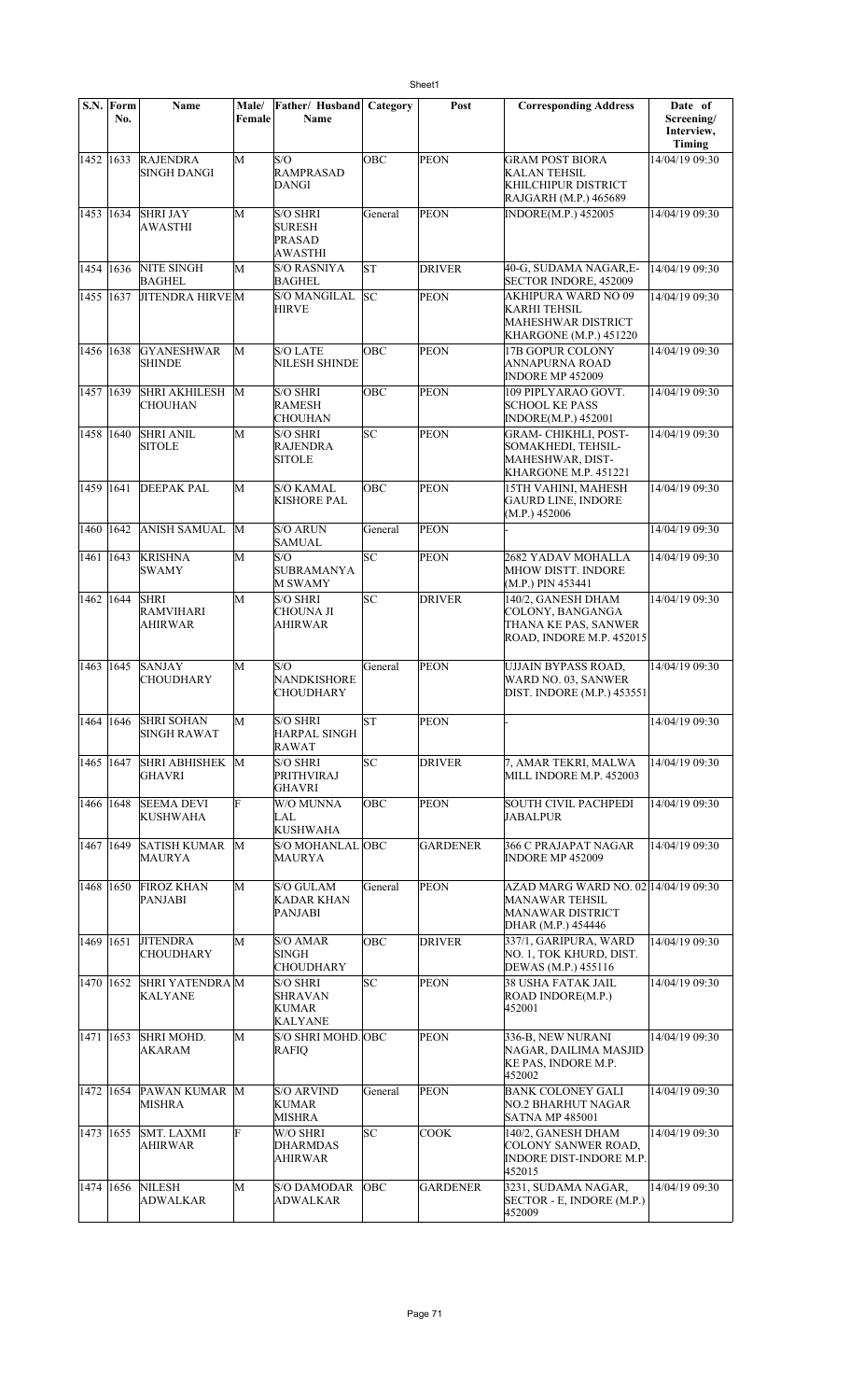| S.N. | Form No. | Name | Male/ Female | Father/ Husband Name | Category | Post | Corresponding Address | Date of Screening/ Interview, Timing |
|---|---|---|---|---|---|---|---|---|
| 1452 | 1633 | RAJENDRA SINGH DANGI | M | S/O RAMPRASAD DANGI | OBC | PEON | GRAM POST BIORA KALAN TEHSIL KHILCHIPUR DISTRICT RAJGARH (M.P.) 465689 | 14/04/19 09:30 |
| 1453 | 1634 | SHRI JAY AWASTHI | M | S/O SHRI SURESH PRASAD AWASTHI | General | PEON | INDORE(M.P.) 452005 | 14/04/19 09:30 |
| 1454 | 1636 | NITE SINGH BAGHEL | M | S/O RASNIYA BAGHEL | ST | DRIVER | 40-G, SUDAMA NAGAR,E-SECTOR INDORE, 452009 | 14/04/19 09:30 |
| 1455 | 1637 | JITENDRA HIRVE | M | S/O MANGILAL HIRVE | SC | PEON | AKHIPURA WARD NO 09 KARHI TEHSIL MAHESHWAR DISTRICT KHARGONE (M.P.) 451220 | 14/04/19 09:30 |
| 1456 | 1638 | GYANESHWAR SHINDE | M | S/O LATE NILESH SHINDE | OBC | PEON | 17B GOPUR COLONY ANNAPURNA ROAD INDORE MP 452009 | 14/04/19 09:30 |
| 1457 | 1639 | SHRI AKHILESH CHOUHAN | M | S/O SHRI RAMESH CHOUHAN | OBC | PEON | 109 PIPLYARAO GOVT. SCHOOL KE PASS INDORE(M.P.) 452001 | 14/04/19 09:30 |
| 1458 | 1640 | SHRI ANIL SITOLE | M | S/O SHRI RAJENDRA SITOLE | SC | PEON | GRAM- CHIKHLI, POST-SOMAKHEDI, TEHSIL-MAHESHWAR, DIST-KHARGONE M.P. 451221 | 14/04/19 09:30 |
| 1459 | 1641 | DEEPAK PAL | M | S/O KAMAL KISHORE PAL | OBC | PEON | 15TH VAHINI, MAHESH GAURD LINE, INDORE (M.P.) 452006 | 14/04/19 09:30 |
| 1460 | 1642 | ANISH SAMUAL | M | S/O ARUN SAMUAL | General | PEON | - | 14/04/19 09:30 |
| 1461 | 1643 | KRISHNA SWAMY | M | S/O SUBRAMANYA M SWAMY | SC | PEON | 2682 YADAV MOHALLA MHOW DISTT. INDORE (M.P.) PIN 453441 | 14/04/19 09:30 |
| 1462 | 1644 | SHRI RAMVIHARI AHIRWAR | M | S/O SHRI CHOUNA JI AHIRWAR | SC | DRIVER | 140/2, GANESH DHAM COLONY, BANGANGA THANA KE PAS, SANWER ROAD, INDORE M.P. 452015 | 14/04/19 09:30 |
| 1463 | 1645 | SANJAY CHOUDHARY | M | S/O NANDKISHORE CHOUDHARY | General | PEON | UJJAIN BYPASS ROAD, WARD NO. 03, SANWER DIST. INDORE (M.P.) 453551 | 14/04/19 09:30 |
| 1464 | 1646 | SHRI SOHAN SINGH RAWAT | M | S/O SHRI HARPAL SINGH RAWAT | ST | PEON | - | 14/04/19 09:30 |
| 1465 | 1647 | SHRI ABHISHEK GHAVRI | M | S/O SHRI PRITHVIRAJ GHAVRI | SC | DRIVER | 7, AMAR TEKRI, MALWA MILL INDORE M.P. 452003 | 14/04/19 09:30 |
| 1466 | 1648 | SEEMA DEVI KUSHWAHA | F | W/O MUNNA LAL KUSHWAHA | OBC | PEON | SOUTH CIVIL PACHPEDI JABALPUR | 14/04/19 09:30 |
| 1467 | 1649 | SATISH KUMAR MAURYA | M | S/O MOHANLAL MAURYA | OBC | GARDENER | 366 C PRAJAPAT NAGAR INDORE MP 452009 | 14/04/19 09:30 |
| 1468 | 1650 | FIROZ KHAN PANJABI | M | S/O GULAM KADAR KHAN PANJABI | General | PEON | AZAD MARG WARD NO. 02 MANAWAR TEHSIL MANAWAR DISTRICT DHAR (M.P.) 454446 | 14/04/19 09:30 |
| 1469 | 1651 | JITENDRA CHOUDHARY | M | S/O AMAR SINGH CHOUDHARY | OBC | DRIVER | 337/1, GARIPURA, WARD NO. 1, TOK KHURD, DIST. DEWAS (M.P.) 455116 | 14/04/19 09:30 |
| 1470 | 1652 | SHRI YATENDRA KALYANE | M | S/O SHRI SHRAVAN KUMAR KALYANE | SC | PEON | 38 USHA FATAK JAIL ROAD INDORE(M.P.) 452001 | 14/04/19 09:30 |
| 1471 | 1653 | SHRI MOHD. AKARAM | M | S/O SHRI MOHD. RAFIQ | OBC | PEON | 336-B, NEW NURANI NAGAR, DAILIMA MASJID KE PAS, INDORE M.P. 452002 | 14/04/19 09:30 |
| 1472 | 1654 | PAWAN KUMAR MISHRA | M | S/O ARVIND KUMAR MISHRA | General | PEON | BANK COLONEY GALI NO.2 BHARHUT NAGAR SATNA MP 485001 | 14/04/19 09:30 |
| 1473 | 1655 | SMT. LAXMI AHIRWAR | F | W/O SHRI DHARMDAS AHIRWAR | SC | COOK | 140/2, GANESH DHAM COLONY SANWER ROAD, INDORE DIST-INDORE M.P. 452015 | 14/04/19 09:30 |
| 1474 | 1656 | NILESH ADWALKAR | M | S/O DAMODAR ADWALKAR | OBC | GARDENER | 3231, SUDAMA NAGAR, SECTOR - E, INDORE (M.P.) 452009 | 14/04/19 09:30 |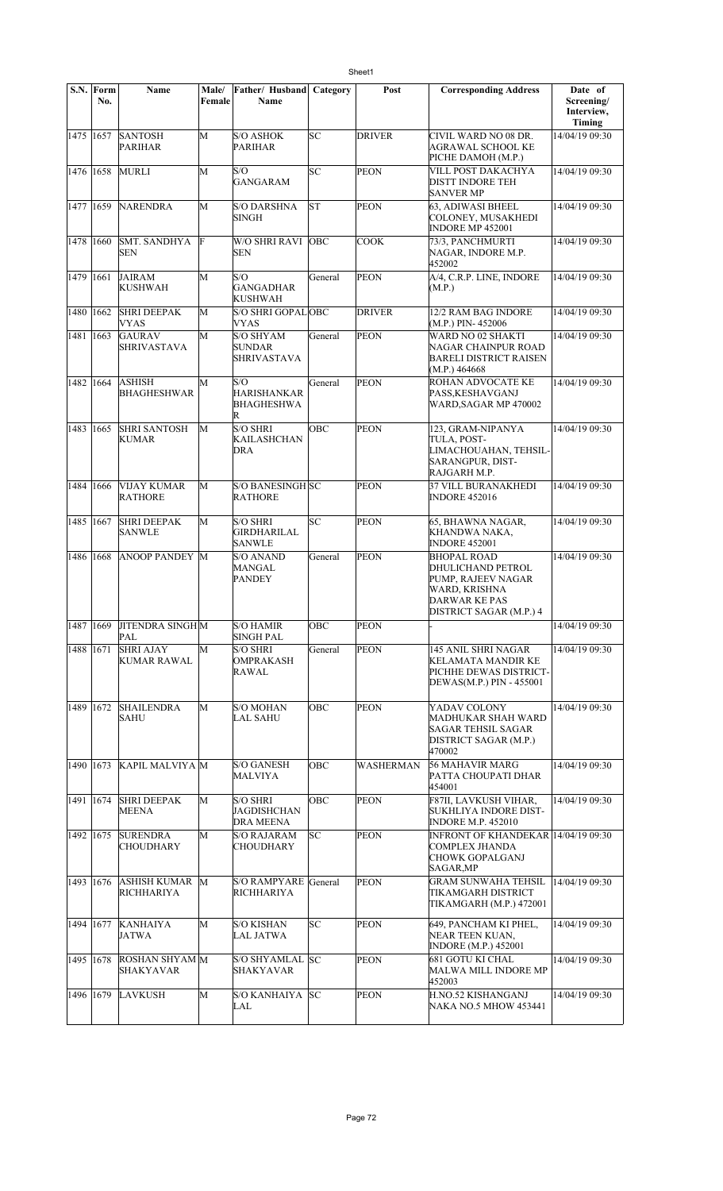| S.N. | Form No. | Name | Male/ Female | Father/ Husband Name | Category | Post | Corresponding Address | Date of Screening/ Interview, Timing |
|---|---|---|---|---|---|---|---|---|
| 1475 | 1657 | SANTOSH PARIHAR | M | S/O ASHOK PARIHAR | SC | DRIVER | CIVIL WARD NO 08 DR. AGRAWAL SCHOOL KE PICHE DAMOH (M.P.) | 14/04/19 09:30 |
| 1476 | 1658 | MURLI | M | S/O GANGARAM | SC | PEON | VILL POST DAKACHYA DISTT INDORE TEH SANVER MP | 14/04/19 09:30 |
| 1477 | 1659 | NARENDRA | M | S/O DARSHNA SINGH | ST | PEON | 63, ADIWASI BHEEL COLONEY, MUSAKHEDI INDORE MP 452001 | 14/04/19 09:30 |
| 1478 | 1660 | SMT. SANDHYA SEN | F | W/O SHRI RAVI SEN | OBC | COOK | 73/3, PANCHMURTI NAGAR, INDORE M.P. 452002 | 14/04/19 09:30 |
| 1479 | 1661 | JAIRAM KUSHWAH | M | S/O GANGADHAR KUSHWAH | General | PEON | A/4, C.R.P. LINE, INDORE (M.P.) | 14/04/19 09:30 |
| 1480 | 1662 | SHRI DEEPAK VYAS | M | S/O SHRI GOPAL VYAS | OBC | DRIVER | 12/2 RAM BAG INDORE (M.P.) PIN- 452006 | 14/04/19 09:30 |
| 1481 | 1663 | GAURAV SHRIVASTAVA | M | S/O SHYAM SUNDAR SHRIVASTAVA | General | PEON | WARD NO 02 SHAKTI NAGAR CHAINPUR ROAD BARELI DISTRICT RAISEN (M.P.) 464668 | 14/04/19 09:30 |
| 1482 | 1664 | ASHISH BHAGHESHWAR | M | S/O HARISHANKAR BHAGHESHWA R | General | PEON | ROHAN ADVOCATE KE PASS,KESHAVGANJ WARD,SAGAR MP 470002 | 14/04/19 09:30 |
| 1483 | 1665 | SHRI SANTOSH KUMAR | M | S/O SHRI KAILASHCHAN DRA | OBC | PEON | 123, GRAM-NIPANYA TULA, POST-LIMACHOUAHAN, TEHSIL-SARANGPUR, DIST-RAJGARH M.P. | 14/04/19 09:30 |
| 1484 | 1666 | VIJAY KUMAR RATHORE | M | S/O BANESINGH RATHORE | SC | PEON | 37 VILL BURANAKHEDI INDORE 452016 | 14/04/19 09:30 |
| 1485 | 1667 | SHRI DEEPAK SANWLE | M | S/O SHRI GIRDHARILAL SANWLE | SC | PEON | 65, BHAWNA NAGAR, KHANDWA NAKA, INDORE 452001 | 14/04/19 09:30 |
| 1486 | 1668 | ANOOP PANDEY | M | S/O ANAND MANGAL PANDEY | General | PEON | BHOPAL ROAD DHULICHAND PETROL PUMP, RAJEEV NAGAR WARD, KRISHNA DARWAR KE PAS DISTRICT SAGAR (M.P.) 4 | 14/04/19 09:30 |
| 1487 | 1669 | JITENDRA SINGH PAL | M | S/O HAMIR SINGH PAL | OBC | PEON | - | 14/04/19 09:30 |
| 1488 | 1671 | SHRI AJAY KUMAR RAWAL | M | S/O SHRI OMPRAKASH RAWAL | General | PEON | 145 ANIL SHRI NAGAR KELAMATA MANDIR KE PICHHE DEWAS DISTRICT-DEWAS(M.P.) PIN - 455001 | 14/04/19 09:30 |
| 1489 | 1672 | SHAILENDRA SAHU | M | S/O MOHAN LAL SAHU | OBC | PEON | YADAV COLONY MADHUKAR SHAH WARD SAGAR TEHSIL SAGAR DISTRICT SAGAR (M.P.) 470002 | 14/04/19 09:30 |
| 1490 | 1673 | KAPIL MALVIYA | M | S/O GANESH MALVIYA | OBC | WASHERMAN | 56 MAHAVIR MARG PATTA CHOUPATI DHAR 454001 | 14/04/19 09:30 |
| 1491 | 1674 | SHRI DEEPAK MEENA | M | S/O SHRI JAGDISHCHAN DRA MEENA | OBC | PEON | F87II, LAVKUSH VIHAR, SUKHLIYA INDORE DIST-INDORE M.P. 452010 | 14/04/19 09:30 |
| 1492 | 1675 | SURENDRA CHOUDHARY | M | S/O RAJARAM CHOUDHARY | SC | PEON | INFRONT OF KHANDEKAR COMPLEX JHANDA CHOWK GOPALGANJ SAGAR,MP | 14/04/19 09:30 |
| 1493 | 1676 | ASHISH KUMAR RICHHARIYA | M | S/O RAMPYARE RICHHARIYA | General | PEON | GRAM SUNWAHA TEHSIL TIKAMGARH DISTRICT TIKAMGARH (M.P.) 472001 | 14/04/19 09:30 |
| 1494 | 1677 | KANHAIYA JATWA | M | S/O KISHAN LAL JATWA | SC | PEON | 649, PANCHAM KI PHEL, NEAR TEEN KUAN, INDORE (M.P.) 452001 | 14/04/19 09:30 |
| 1495 | 1678 | ROSHAN SHYAM SHAKYAVAR | M | S/O SHYAMLAL SHAKYAVAR | SC | PEON | 681 GOTU KI CHAL MALWA MILL INDORE MP 452003 | 14/04/19 09:30 |
| 1496 | 1679 | LAVKUSH | M | S/O KANHAIYA LAL | SC | PEON | H.NO.52 KISHANGANJ NAKA NO.5 MHOW 453441 | 14/04/19 09:30 |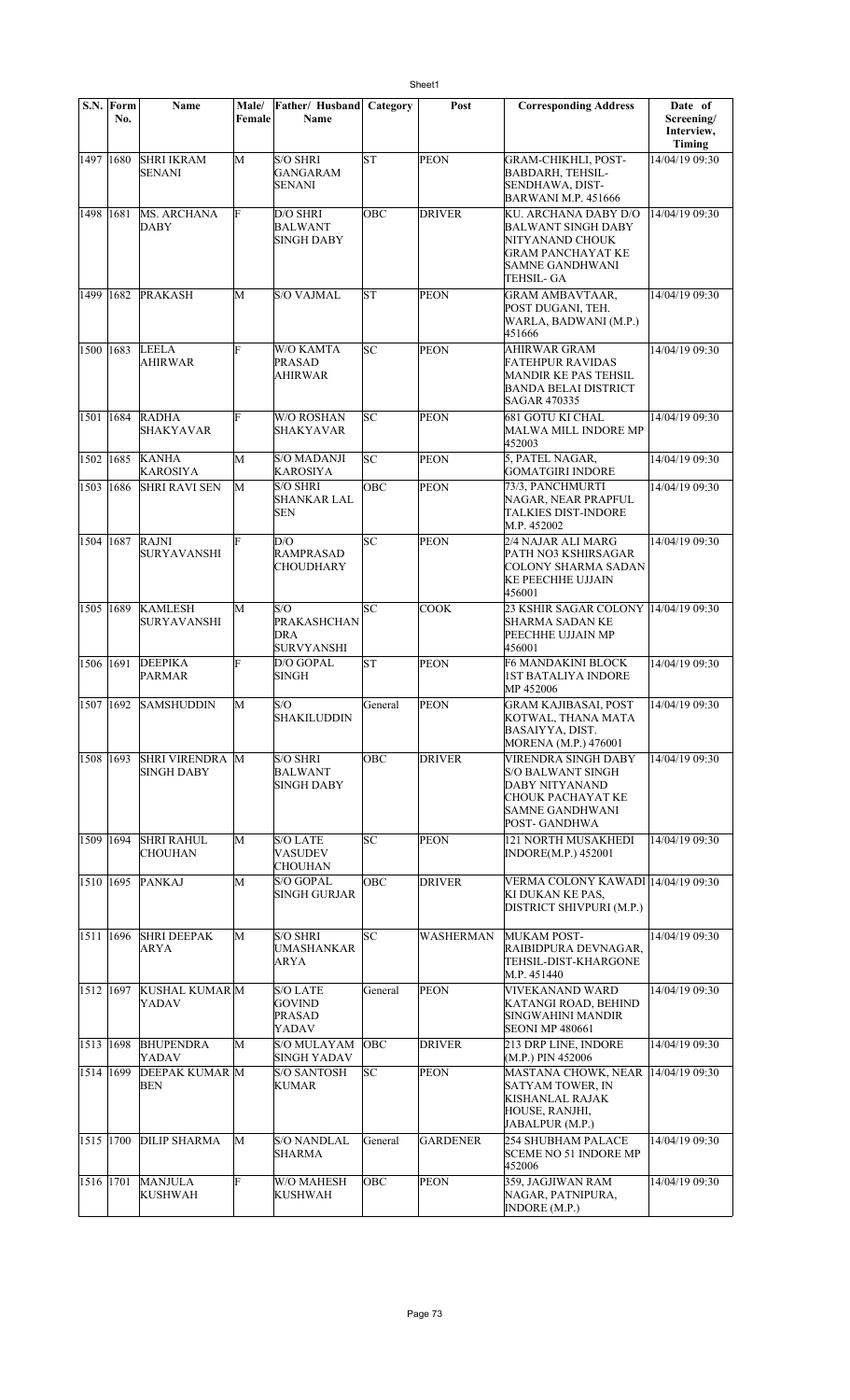| S.N. | Form No. | Name | Male/ Female | Father/ Husband Name | Category | Post | Corresponding Address | Date of Screening/ Interview, Timing |
|---|---|---|---|---|---|---|---|---|
| 1497 | 1680 | SHRI IKRAM SENANI | M | S/O SHRI GANGARAM SENANI | ST | PEON | GRAM-CHIKHLI, POST-BABDARH, TEHSIL-SENDHAWA, DIST-BARWANI M.P. 451666 | 14/04/19 09:30 |
| 1498 | 1681 | MS. ARCHANA DABY | F | D/O SHRI BALWANT SINGH DABY | OBC | DRIVER | KU. ARCHANA DABY D/O BALWANT SINGH DABY NITYANAND CHOUK GRAM PANCHAYAT KE SAMNE GANDHWANI TEHSIL- GA | 14/04/19 09:30 |
| 1499 | 1682 | PRAKASH | M | S/O VAJMAL | ST | PEON | GRAM AMBAVTAAR, POST DUGANI, TEH. WARLA, BADWANI (M.P.) 451666 | 14/04/19 09:30 |
| 1500 | 1683 | LEELA AHIRWAR | F | W/O KAMTA PRASAD AHIRWAR | SC | PEON | AHIRWAR GRAM FATEHPUR RAVIDAS MANDIR KE PAS TEHSIL BANDA BELAI DISTRICT SAGAR 470335 | 14/04/19 09:30 |
| 1501 | 1684 | RADHA SHAKYAVAR | F | W/O ROSHAN SHAKYAVAR | SC | PEON | 681 GOTU KI CHAL MALWA MILL INDORE MP 452003 | 14/04/19 09:30 |
| 1502 | 1685 | KANHA KAROSIYA | M | S/O MADANJI KAROSIYA | SC | PEON | 5, PATEL NAGAR, GOMATGIRI INDORE | 14/04/19 09:30 |
| 1503 | 1686 | SHRI RAVI SEN | M | S/O SHRI SHANKAR LAL SEN | OBC | PEON | 73/3, PANCHMURTI NAGAR, NEAR PRAPFUL TALKIES DIST-INDORE M.P. 452002 | 14/04/19 09:30 |
| 1504 | 1687 | RAJNI SURYAVANSHI | F | D/O RAMPRASAD CHOUDHARY | SC | PEON | 2/4 NAJAR ALI MARG PATH NO3 KSHIRSAGAR COLONY SHARMA SADAN KE PEECHHE UJJAIN 456001 | 14/04/19 09:30 |
| 1505 | 1689 | KAMLESH SURYAVANSHI | M | S/O PRAKASHCHAN DRA SURVYANSHI | SC | COOK | 23 KSHIR SAGAR COLONY SHARMA SADAN KE PEECHHE UJJAIN MP 456001 | 14/04/19 09:30 |
| 1506 | 1691 | DEEPIKA PARMAR | F | D/O GOPAL SINGH | ST | PEON | F6 MANDAKINI BLOCK 1ST BATALIYA INDORE MP 452006 | 14/04/19 09:30 |
| 1507 | 1692 | SAMSHUDDIN | M | S/O SHAKILUDDIN | General | PEON | GRAM KAJIBASAI, POST KOTWAL, THANA MATA BASAIYYA, DIST. MORENA (M.P.) 476001 | 14/04/19 09:30 |
| 1508 | 1693 | SHRI VIRENDRA SINGH DABY | M | S/O SHRI BALWANT SINGH DABY | OBC | DRIVER | VIRENDRA SINGH DABY S/O BALWANT SINGH DABY NITYANAND CHOUK PACHAYAT KE SAMNE GANDHWANI POST- GANDHWA | 14/04/19 09:30 |
| 1509 | 1694 | SHRI RAHUL CHOUHAN | M | S/O LATE VASUDEV CHOUHAN | SC | PEON | 121 NORTH MUSAKHEDI INDORE(M.P.) 452001 | 14/04/19 09:30 |
| 1510 | 1695 | PANKAJ | M | S/O GOPAL SINGH GURJAR | OBC | DRIVER | VERMA COLONY KAWADI KI DUKAN KE PAS, DISTRICT SHIVPURI (M.P.) | 14/04/19 09:30 |
| 1511 | 1696 | SHRI DEEPAK ARYA | M | S/O SHRI UMASHANKAR ARYA | SC | WASHERMAN | MUKAM POST-RAIBIDPURA DEVNAGAR, TEHSIL-DIST-KHARGONE M.P. 451440 | 14/04/19 09:30 |
| 1512 | 1697 | KUSHAL KUMAR YADAV | M | S/O LATE GOVIND PRASAD YADAV | General | PEON | VIVEKANAND WARD KATANGI ROAD, BEHIND SINGWAHINI MANDIR SEONI MP 480661 | 14/04/19 09:30 |
| 1513 | 1698 | BHUPENDRA YADAV | M | S/O MULAYAM SINGH YADAV | OBC | DRIVER | 213 DRP LINE, INDORE (M.P.) PIN 452006 | 14/04/19 09:30 |
| 1514 | 1699 | DEEPAK KUMAR BEN | M | S/O SANTOSH KUMAR | SC | PEON | MASTANA CHOWK, NEAR SATYAM TOWER, IN KISHANLAL RAJAK HOUSE, RANJHI, JABALPUR (M.P.) | 14/04/19 09:30 |
| 1515 | 1700 | DILIP SHARMA | M | S/O NANDLAL SHARMA | General | GARDENER | 254 SHUBHAM PALACE SCEME NO 51 INDORE MP 452006 | 14/04/19 09:30 |
| 1516 | 1701 | MANJULA KUSHWAH | F | W/O MAHESH KUSHWAH | OBC | PEON | 359, JAGJIWAN RAM NAGAR, PATNIPURA, INDORE (M.P.) | 14/04/19 09:30 |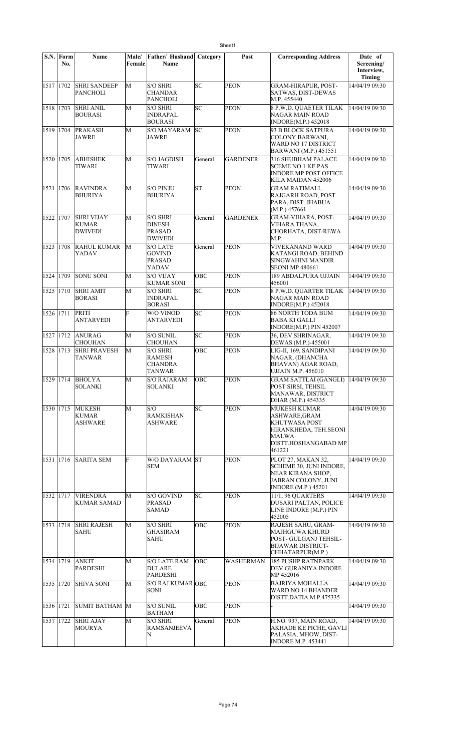| S.N. | Form No. | Name | Male/ Female | Father/ Husband Name | Category | Post | Corresponding Address | Date of Screening/ Interview, Timing |
|---|---|---|---|---|---|---|---|---|
| 1517 | 1702 | SHRI SANDEEP PANCHOLI | M | S/O SHRI CHANDAR PANCHOLI | SC | PEON | GRAM-HIRAPUR, POST-SATWAS, DIST-DEWAS M.P. 455440 | 14/04/19 09:30 |
| 1518 | 1703 | SHRI ANIL BOURASI | M | S/O SHRI INDRAPAL BOURASI | SC | PEON | 8 P.W.D. QUAETER TILAK NAGAR MAIN ROAD INDORE(M.P.) 452018 | 14/04/19 09:30 |
| 1519 | 1704 | PRAKASH JAWRE | M | S/O MAYARAM JAWRE | SC | PEON | 93 B BLOCK SATPURA COLONY BARWANI, WARD NO 17 DISTRICT BARWANI (M.P.) 451551 | 14/04/19 09:30 |
| 1520 | 1705 | ABHISHEK TIWARI | M | S/O JAGDISH TIWARI | General | GARDENER | 316 SHUBHAM PALACE SCEME NO 1 KE PAS INDORE MP POST OFFICE KILA MAIDAN 452006 | 14/04/19 09:30 |
| 1521 | 1706 | RAVINDRA BHURIYA | M | S/O PINJU BHURIYA | ST | PEON | GRAM RATIMALI, RAJGARH ROAD, POST PARA, DIST. JHABUA (M.P.) 457661 | 14/04/19 09:30 |
| 1522 | 1707 | SHRI VIJAY KUMAR DWIVEDI | M | S/O SHRI DINESH PRASAD DWIVEDI | General | GARDENER | GRAM-VIHARA, POST-VIHARA THANA, CHORHATA, DIST-REWA M.P. | 14/04/19 09:30 |
| 1523 | 1708 | RAHUL KUMAR YADAV | M | S/O LATE GOVIND PRASAD YADAV | General | PEON | VIVEKANAND WARD KATANGI ROAD, BEHIND SINGWAHINI MANDIR SEONI MP 480661 | 14/04/19 09:30 |
| 1524 | 1709 | SONU SONI | M | S/O VIJAY KUMAR SONI | OBC | PEON | 189 ABDALPURA UJJAIN 456001 | 14/04/19 09:30 |
| 1525 | 1710 | SHRI AMIT BORASI | M | S/O SHRI INDRAPAL BORASI | SC | PEON | 8 P.W.D. QUARTER TILAK NAGAR MAIN ROAD INDORE(M.P.) 452018 | 14/04/19 09:30 |
| 1526 | 1711 | PRITI ANTARVEDI | F | W/O VINOD ANTARVEDI | SC | PEON | 86 NORTH TODA BUM BABA KI GALLI INDORE(M.P.) PIN 452007 | 14/04/19 09:30 |
| 1527 | 1712 | ANURAG CHOUHAN | M | S/O SUNIL CHOUHAN | SC | PEON | 36, DEV SHRINAGAR, DEWAS (M.P.)-455001 | 14/04/19 09:30 |
| 1528 | 1713 | SHRI PRAVESH TANWAR | M | S/O SHRI RAMESH CHANDRA TANWAR | OBC | PEON | LIG-II, 169, SANDIPANI NAGAR, (DHANCHA BHAVAN) AGAR ROAD, UJJAIN M.P. 456010 | 14/04/19 09:30 |
| 1529 | 1714 | BHOLYA SOLANKI | M | S/O RAJARAM SOLANKI | OBC | PEON | GRAM SATTLAI (GANGLI) POST SIRSI, TEHSIL MANAWAR, DISTRICT DHAR (M.P.) 454335 | 14/04/19 09:30 |
| 1530 | 1715 | MUKESH KUMAR ASHWARE | M | S/O RAMKISHAN ASHWARE | SC | PEON | MUKESH KUMAR ASHWARE,GRAM KHUTWASA POST HIRANKHEDA, TEH.SEONI MALWA DISTT.HOSHANGABAD MP 461221 | 14/04/19 09:30 |
| 1531 | 1716 | SARITA SEM | F | W/O DAYARAM SEM | ST | PEON | PLOT 27, MAKAN 32, SCHEME 30, JUNI INDORE, NEAR KIRANA SHOP, JABRAN COLONY, JUNI INDORE (M.P.) 45201 | 14/04/19 09:30 |
| 1532 | 1717 | VIRENDRA KUMAR SAMAD | M | S/O GOVIND PRASAD SAMAD | SC | PEON | 11/1, 96 QUARTERS DUSARI PALTAN, POLICE LINE INDORE (M.P.) PIN 452005 | 14/04/19 09:30 |
| 1533 | 1718 | SHRI RAJESH SAHU | M | S/O SHRI GHASIRAM SAHU | OBC | PEON | RAJESH SAHU, GRAM-MAJHGUWA KHURD POST- GULGANJ TEHSIL-BIJAWAR DISTRICT-CHHATARPUR(M.P.) | 14/04/19 09:30 |
| 1534 | 1719 | ANKIT PARDESHI | M | S/O LATE RAM DULARE PARDESHI | OBC | WASHERMAN | 185 PUSHP RATNPARK DEV GURANIYA INDORE MP 452016 | 14/04/19 09:30 |
| 1535 | 1720 | SHIVA SONI | M | S/O RAJ KUMAR SONI | OBC | PEON | BAJRIYA MOHALLA WARD NO.14 BHANDER DISTT.DATIA M.P.475335 | 14/04/19 09:30 |
| 1536 | 1721 | SUMIT BATHAM | M | S/O SUNIL BATHAM | OBC | PEON | - | 14/04/19 09:30 |
| 1537 | 1722 | SHRI AJAY MOURYA | M | S/O SHRI RAMSANJEEVAN | General | PEON | H.NO. 937, MAIN ROAD, AKHADE KE PICHE, GAVLI PALASIA, MHOW, DIST-INDORE M.P. 453441 | 14/04/19 09:30 |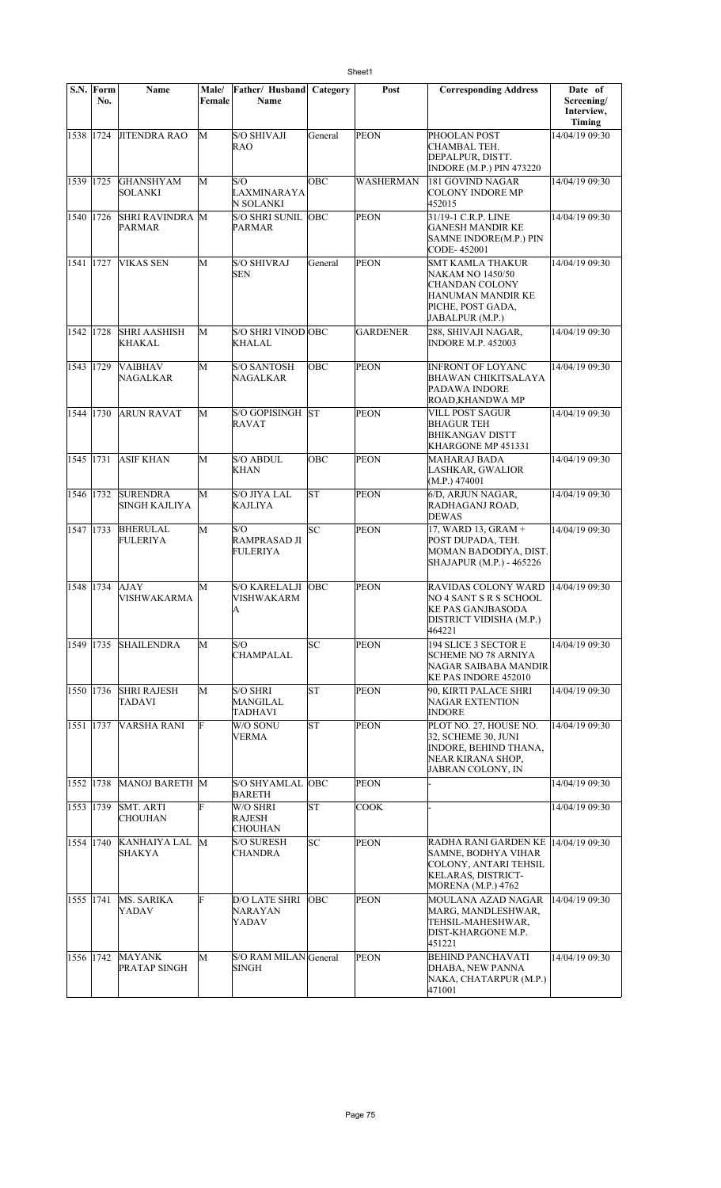| S.N. | Form No. | Name | Male/ Female | Father/ Husband Name | Category | Post | Corresponding Address | Date of Screening/ Interview, Timing |
|---|---|---|---|---|---|---|---|---|
| 1538 | 1724 | JITENDRA RAO | M | S/O SHIVAJI RAO | General | PEON | PHOOLAN POST CHAMBAL TEH. DEPALPUR, DISTT. INDORE (M.P.) PIN 473220 | 14/04/19 09:30 |
| 1539 | 1725 | GHANSHYAM SOLANKI | M | S/O LAXMINARAYAN SOLANKI | OBC | WASHERMAN | 181 GOVIND NAGAR COLONY INDORE MP 452015 | 14/04/19 09:30 |
| 1540 | 1726 | SHRI RAVINDRA PARMAR | M | S/O SHRI SUNIL PARMAR | OBC | PEON | 31/19-1 C.R.P. LINE GANESH MANDIR KE SAMNE INDORE(M.P.) PIN CODE- 452001 | 14/04/19 09:30 |
| 1541 | 1727 | VIKAS SEN | M | S/O SHIVRAJ SEN | General | PEON | SMT KAMLA THAKUR NAKAM NO 1450/50 CHANDAN COLONY HANUMAN MANDIR KE PICHE, POST GADA, JABALPUR (M.P.) | 14/04/19 09:30 |
| 1542 | 1728 | SHRI AASHISH KHAKAL | M | S/O SHRI VINOD KHALAL | OBC | GARDENER | 288, SHIVAJI NAGAR, INDORE M.P. 452003 | 14/04/19 09:30 |
| 1543 | 1729 | VAIBHAV NAGALKAR | M | S/O SANTOSH NAGALKAR | OBC | PEON | INFRONT OF LOYANC BHAWAN CHIKITSALAYA PADAWA INDORE ROAD,KHANDWA MP | 14/04/19 09:30 |
| 1544 | 1730 | ARUN RAVAT | M | S/O GOPISINGH RAVAT | ST | PEON | VILL POST SAGUR BHAGUR TEH BHIKANGAV DISTT KHARGONE MP 451331 | 14/04/19 09:30 |
| 1545 | 1731 | ASIF KHAN | M | S/O ABDUL KHAN | OBC | PEON | MAHARAJ BADA LASHKAR, GWALIOR (M.P.) 474001 | 14/04/19 09:30 |
| 1546 | 1732 | SURENDRA SINGH KAJLIYA | M | S/O JIYA LAL KAJLIYA | ST | PEON | 6/D, ARJUN NAGAR, RADHAGANJ ROAD, DEWAS | 14/04/19 09:30 |
| 1547 | 1733 | BHERULAL FULERIYA | M | S/O RAMPRASAD JI FULERIYA | SC | PEON | 17, WARD 13, GRAM + POST DUPADA, TEH. MOMAN BADODIYA, DIST. SHAJAPUR (M.P.) - 465226 | 14/04/19 09:30 |
| 1548 | 1734 | AJAY VISHWAKARMA | M | S/O KARELALJI VISHWAKARMA | OBC | PEON | RAVIDAS COLONY WARD NO 4 SANT S R S SCHOOL KE PAS GANJBASODA DISTRICT VIDISHA (M.P.) 464221 | 14/04/19 09:30 |
| 1549 | 1735 | SHAILENDRA | M | S/O CHAMPALAL | SC | PEON | 194 SLICE 3 SECTOR E SCHEME NO 78 ARNIYA NAGAR SAIBABA MANDIR KE PAS INDORE 452010 | 14/04/19 09:30 |
| 1550 | 1736 | SHRI RAJESH TADAVI | M | S/O SHRI MANGILAL TADHAVI | ST | PEON | 90, KIRTI PALACE SHRI NAGAR EXTENTION INDORE | 14/04/19 09:30 |
| 1551 | 1737 | VARSHA RANI | F | W/O SONU VERMA | ST | PEON | PLOT NO. 27, HOUSE NO. 32, SCHEME 30, JUNI INDORE, BEHIND THANA, NEAR KIRANA SHOP, JABRAN COLONY, IN | 14/04/19 09:30 |
| 1552 | 1738 | MANOJ BARETH | M | S/O SHYAMLAL BARETH | OBC | PEON | - | 14/04/19 09:30 |
| 1553 | 1739 | SMT. ARTI CHOUHAN | F | W/O SHRI RAJESH CHOUHAN | ST | COOK | - | 14/04/19 09:30 |
| 1554 | 1740 | KANHAIYA LAL SHAKYA | M | S/O SURESH CHANDRA | SC | PEON | RADHA RANI GARDEN KE SAMNE, BODHYA VIHAR COLONY, ANTARI TEHSIL KELARAS, DISTRICT-MORENA (M.P.) 4762 | 14/04/19 09:30 |
| 1555 | 1741 | MS. SARIKA YADAV | F | D/O LATE SHRI NARAYAN YADAV | OBC | PEON | MOULANA AZAD NAGAR MARG, MANDLESHWAR, TEHSIL-MAHESHWAR, DIST-KHARGONE M.P. 451221 | 14/04/19 09:30 |
| 1556 | 1742 | MAYANK PRATAP SINGH | M | S/O RAM MILAN SINGH | General | PEON | BEHIND PANCHAVATI DHABA, NEW PANNA NAKA, CHATARPUR (M.P.) 471001 | 14/04/19 09:30 |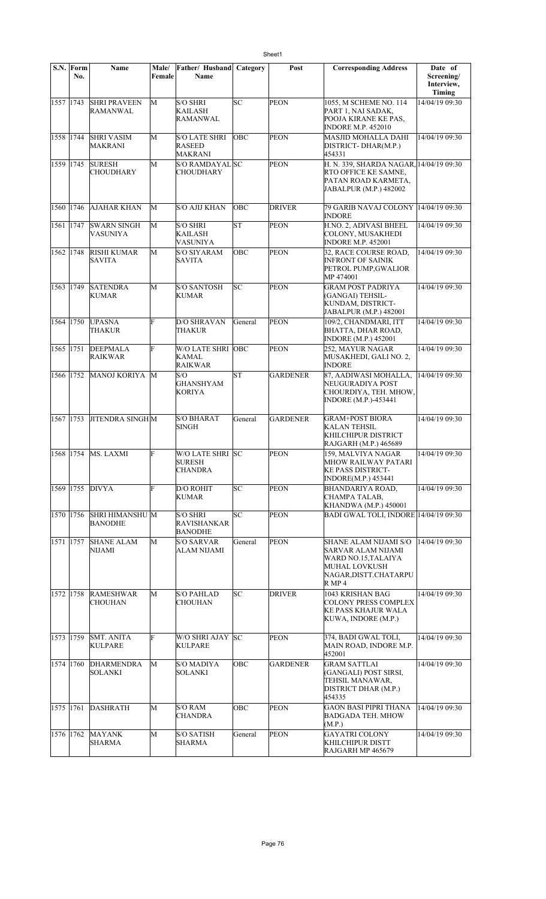| S.N. | Form No. | Name | Male/ Female | Father/ Husband Name | Category | Post | Corresponding Address | Date of Screening/ Interview, Timing |
|---|---|---|---|---|---|---|---|---|
| 1557 | 1743 | SHRI PRAVEEN RAMANWAL | M | S/O SHRI KAILASH RAMANWAL | SC | PEON | 1055, M SCHEME NO. 114 PART 1, NAI SADAK, POOJA KIRANE KE PAS, INDORE M.P. 452010 | 14/04/19 09:30 |
| 1558 | 1744 | SHRI VASIM MAKRANI | M | S/O LATE SHRI RASEED MAKRANI | OBC | PEON | MASJID MOHALLA DAHI DISTRICT- DHAR(M.P.) 454331 | 14/04/19 09:30 |
| 1559 | 1745 | SURESH CHOUDHARY | M | S/O RAMDAYAL CHOUDHARY | SC | PEON | H. N. 339, SHARDA NAGAR, RTO OFFICE KE SAMNE, PATAN ROAD KARMETA, JABALPUR (M.P.) 482002 | 14/04/19 09:30 |
| 1560 | 1746 | AJAHAR KHAN | M | S/O AJIJ KHAN | OBC | DRIVER | 79 GARIB NAVAJ COLONY INDORE | 14/04/19 09:30 |
| 1561 | 1747 | SWARN SINGH VASUNIYA | M | S/O SHRI KAILASH VASUNIYA | ST | PEON | H.NO. 2, ADIVASI BHEEL COLONY, MUSAKHEDI INDORE M.P. 452001 | 14/04/19 09:30 |
| 1562 | 1748 | RISHI KUMAR SAVITA | M | S/O SIYARAM SAVITA | OBC | PEON | 32, RACE COURSE ROAD, INFRONT OF SAINIK PETROL PUMP,GWALIOR MP 474001 | 14/04/19 09:30 |
| 1563 | 1749 | SATENDRA KUMAR | M | S/O SANTOSH KUMAR | SC | PEON | GRAM POST PADRIYA (GANGAI) TEHSIL- KUNDAM, DISTRICT- JABALPUR (M.P.) 482001 | 14/04/19 09:30 |
| 1564 | 1750 | UPASNA THAKUR | F | D/O SHRAVAN THAKUR | General | PEON | 109/2, CHANDMARI, ITT BHATTA, DHAR ROAD, INDORE (M.P.) 452001 | 14/04/19 09:30 |
| 1565 | 1751 | DEEPMALA RAIKWAR | F | W/O LATE SHRI KAMAL RAIKWAR | OBC | PEON | 252, MAYUR NAGAR MUSAKHEDI, GALI NO. 2, INDORE | 14/04/19 09:30 |
| 1566 | 1752 | MANOJ KORIYA | M | S/O GHANSHYAM KORIYA | ST | GARDENER | 87, AADIWASI MOHALLA, NEUGURADIYA POST CHOURDIYA, TEH. MHOW, INDORE (M.P.)-453441 | 14/04/19 09:30 |
| 1567 | 1753 | JITENDRA SINGH | M | S/O BHARAT SINGH | General | GARDENER | GRAM+POST BIORA KALAN TEHSIL KHILCHIPUR DISTRICT RAJGARH (M.P.) 465689 | 14/04/19 09:30 |
| 1568 | 1754 | MS. LAXMI | F | W/O LATE SHRI SURESH CHANDRA | SC | PEON | 159, MALVIYA NAGAR MHOW RAILWAY PATARI KE PASS DISTRICT- INDORE(M.P.) 453441 | 14/04/19 09:30 |
| 1569 | 1755 | DIVYA | F | D/O ROHIT KUMAR | SC | PEON | BHANDARIYA ROAD, CHAMPA TALAB, KHANDWA (M.P.) 450001 | 14/04/19 09:30 |
| 1570 | 1756 | SHRI HIMANSHU BANODHE | M | S/O SHRI RAVISHANKAR BANODHE | SC | PEON | BADI GWAL TOLI, INDORE | 14/04/19 09:30 |
| 1571 | 1757 | SHANE ALAM NIJAMI | M | S/O SARVAR ALAM NIJAMI | General | PEON | SHANE ALAM NIJAMI S/O SARVAR ALAM NIJAMI WARD NO.15,TALAIYA MUHAL LOVKUSH NAGAR,DISTT.CHATARPU R MP 4 | 14/04/19 09:30 |
| 1572 | 1758 | RAMESHWAR CHOUHAN | M | S/O PAHLAD CHOUHAN | SC | DRIVER | 1043 KRISHAN BAG COLONY PRESS COMPLEX KE PASS KHAJUR WALA KUWA, INDORE (M.P.) | 14/04/19 09:30 |
| 1573 | 1759 | SMT. ANITA KULPARE | F | W/O SHRI AJAY KULPARE | SC | PEON | 374, BADI GWAL TOLI, MAIN ROAD, INDORE M.P. 452001 | 14/04/19 09:30 |
| 1574 | 1760 | DHARMENDRA SOLANKI | M | S/O MADIYA SOLANKI | OBC | GARDENER | GRAM SATTLAI (GANGALI) POST SIRSI, TEHSIL MANAWAR, DISTRICT DHAR (M.P.) 454335 | 14/04/19 09:30 |
| 1575 | 1761 | DASHRATH | M | S/O RAM CHANDRA | OBC | PEON | GAON BASI PIPRI THANA BADGADA TEH. MHOW (M.P.) | 14/04/19 09:30 |
| 1576 | 1762 | MAYANK SHARMA | M | S/O SATISH SHARMA | General | PEON | GAYATRI COLONY KHILCHIPUR DISTT RAJGARH MP 465679 | 14/04/19 09:30 |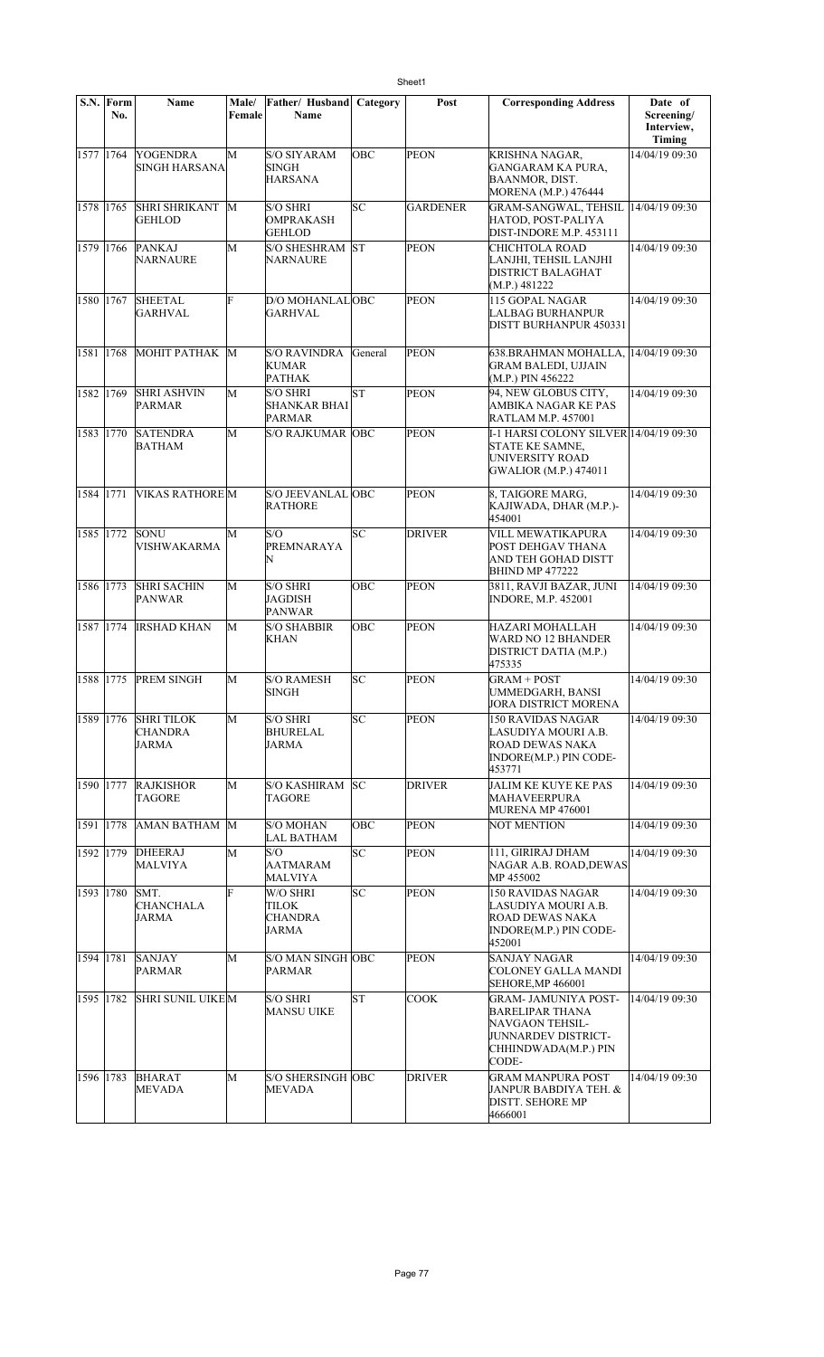| S.N. | Form No. | Name | Male/ Female | Father/ Husband Name | Category | Post | Corresponding Address | Date of Screening/ Interview, Timing |
|---|---|---|---|---|---|---|---|---|
| 1577 | 1764 | YOGENDRA SINGH HARSANA | M | S/O SIYARAM SINGH HARSANA | OBC | PEON | KRISHNA NAGAR, GANGARAM KA PURA, BAANMOR, DIST. MORENA (M.P.) 476444 | 14/04/19 09:30 |
| 1578 | 1765 | SHRI SHRIKANT GEHLOD | M | S/O SHRI OMPRAKASH GEHLOD | SC | GARDENER | GRAM-SANGWAL, TEHSIL HATOD, POST-PALIYA DIST-INDORE M.P. 453111 | 14/04/19 09:30 |
| 1579 | 1766 | PANKAJ NARNAURE | M | S/O SHESHRAM NARNAURE | ST | PEON | CHICHTOLA ROAD LANJHI, TEHSIL LANJHI DISTRICT BALAGHAT (M.P.) 481222 | 14/04/19 09:30 |
| 1580 | 1767 | SHEETAL GARHVAL | F | D/O MOHANLAL GARHVAL | OBC | PEON | 115 GOPAL NAGAR LALBAG BURHANPUR DISTT BURHANPUR 450331 | 14/04/19 09:30 |
| 1581 | 1768 | MOHIT PATHAK | M | S/O RAVINDRA KUMAR PATHAK | General | PEON | 638.BRAHMAN MOHALLA, GRAM BALEDI, UJJAIN (M.P.) PIN 456222 | 14/04/19 09:30 |
| 1582 | 1769 | SHRI ASHVIN PARMAR | M | S/O SHRI SHANKAR BHAI PARMAR | ST | PEON | 94, NEW GLOBUS CITY, AMBIKA NAGAR KE PAS RATLAM M.P. 457001 | 14/04/19 09:30 |
| 1583 | 1770 | SATENDRA BATHAM | M | S/O RAJKUMAR | OBC | PEON | I-1 HARSI COLONY SILVER STATE KE SAMNE, UNIVERSITY ROAD GWALIOR (M.P.) 474011 | 14/04/19 09:30 |
| 1584 | 1771 | VIKAS RATHORE | M | S/O JEEVANLAL RATHORE | OBC | PEON | 8, TAIGORE MARG, KAJIWADA, DHAR (M.P.)- 454001 | 14/04/19 09:30 |
| 1585 | 1772 | SONU VISHWAKARMA | M | S/O PREMNARAYAN | SC | DRIVER | VILL MEWATIKAPURA POST DEHGAV THANA AND TEH GOHAD DISTT BHIND MP 477222 | 14/04/19 09:30 |
| 1586 | 1773 | SHRI SACHIN PANWAR | M | S/O SHRI JAGDISH PANWAR | OBC | PEON | 3811, RAVJI BAZAR, JUNI INDORE, M.P. 452001 | 14/04/19 09:30 |
| 1587 | 1774 | IRSHAD KHAN | M | S/O SHABBIR KHAN | OBC | PEON | HAZARI MOHALLAH WARD NO 12 BHANDER DISTRICT DATIA (M.P.) 475335 | 14/04/19 09:30 |
| 1588 | 1775 | PREM SINGH | M | S/O RAMESH SINGH | SC | PEON | GRAM + POST UMMEDGARH, BANSI JORA DISTRICT MORENA | 14/04/19 09:30 |
| 1589 | 1776 | SHRI TILOK CHANDRA JARMA | M | S/O SHRI BHURELAL JARMA | SC | PEON | 150 RAVIDAS NAGAR LASUDIYA MOURI A.B. ROAD DEWAS NAKA INDORE(M.P.) PIN CODE- 453771 | 14/04/19 09:30 |
| 1590 | 1777 | RAJKISHOR TAGORE | M | S/O KASHIRAM TAGORE | SC | DRIVER | JALIM KE KUYE KE PAS MAHAVEERPURA MURENA MP 476001 | 14/04/19 09:30 |
| 1591 | 1778 | AMAN BATHAM | M | S/O MOHAN LAL BATHAM | OBC | PEON | NOT MENTION | 14/04/19 09:30 |
| 1592 | 1779 | DHEERAJ MALVIYA | M | S/O AATMARAM MALVIYA | SC | PEON | 111, GIRIRAJ DHAM NAGAR A.B. ROAD,DEWAS MP 455002 | 14/04/19 09:30 |
| 1593 | 1780 | SMT. CHANCHALA JARMA | F | W/O SHRI TILOK CHANDRA JARMA | SC | PEON | 150 RAVIDAS NAGAR LASUDIYA MOURI A.B. ROAD DEWAS NAKA INDORE(M.P.) PIN CODE- 452001 | 14/04/19 09:30 |
| 1594 | 1781 | SANJAY PARMAR | M | S/O MAN SINGH PARMAR | OBC | PEON | SANJAY NAGAR COLONEY GALLA MANDI SEHORE,MP 466001 | 14/04/19 09:30 |
| 1595 | 1782 | SHRI SUNIL UIKE | M | S/O SHRI MANSU UIKE | ST | COOK | GRAM- JAMUNIYA POST- BARELIPAR THANA NAVGAON TEHSIL- JUNNARDEV DISTRICT- CHHINDWADA(M.P.) PIN CODE- | 14/04/19 09:30 |
| 1596 | 1783 | BHARAT MEVADA | M | S/O SHERSINGH MEVADA | OBC | DRIVER | GRAM MANPURA POST JANPUR BABDIYA TEH. & DISTT. SEHORE MP 4666001 | 14/04/19 09:30 |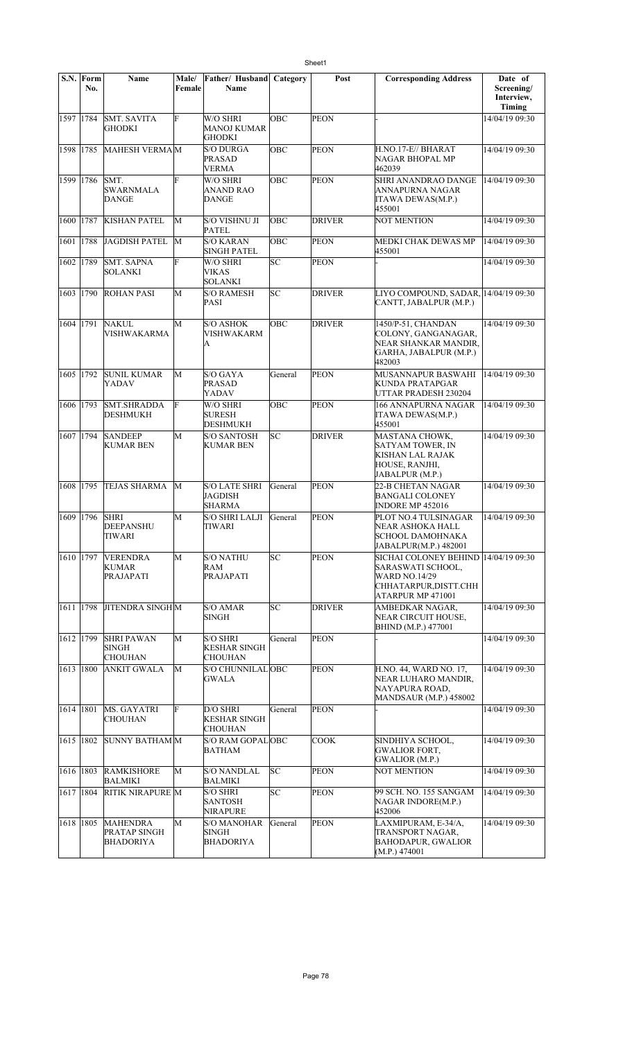| S.N. | Form No. | Name | Male/ Female | Father/ Husband Name | Category | Post | Corresponding Address | Date of Screening/ Interview, Timing |
|---|---|---|---|---|---|---|---|---|
| 1597 | 1784 | SMT. SAVITA GHODKI | F | W/O SHRI MANOJ KUMAR GHODKI | OBC | PEON | - | 14/04/19 09:30 |
| 1598 | 1785 | MAHESH VERMA | M | S/O DURGA PRASAD VERMA | OBC | PEON | H.NO.17-E// BHARAT NAGAR BHOPAL MP 462039 | 14/04/19 09:30 |
| 1599 | 1786 | SMT. SWARNMALA DANGE | F | W/O SHRI ANAND RAO DANGE | OBC | PEON | SHRI ANANDRAO DANGE ANNAPURNA NAGAR ITAWA DEWAS(M.P.) 455001 | 14/04/19 09:30 |
| 1600 | 1787 | KISHAN PATEL | M | S/O VISHNU JI PATEL | OBC | DRIVER | NOT MENTION | 14/04/19 09:30 |
| 1601 | 1788 | JAGDISH PATEL | M | S/O KARAN SINGH PATEL | OBC | PEON | MEDKI CHAK DEWAS MP 455001 | 14/04/19 09:30 |
| 1602 | 1789 | SMT. SAPNA SOLANKI | F | W/O SHRI VIKAS SOLANKI | SC | PEON | - | 14/04/19 09:30 |
| 1603 | 1790 | ROHAN PASI | M | S/O RAMESH PASI | SC | DRIVER | LIYO COMPOUND, SADAR, CANTT, JABALPUR (M.P.) | 14/04/19 09:30 |
| 1604 | 1791 | NAKUL VISHWAKARMA | M | S/O ASHOK VISHWAKARMA | OBC | DRIVER | 1450/P-51, CHANDAN COLONY, GANGANAGAR, NEAR SHANKAR MANDIR, GARHA, JABALPUR (M.P.) 482003 | 14/04/19 09:30 |
| 1605 | 1792 | SUNIL KUMAR YADAV | M | S/O GAYA PRASAD YADAV | General | PEON | MUSANNAPUR BASWAHI KUNDA PRATAPGAR UTTAR PRADESH 230204 | 14/04/19 09:30 |
| 1606 | 1793 | SMT.SHRADDA DESHMUKH | F | W/O SHRI SURESH DESHMUKH | OBC | PEON | 166 ANNAPURNA NAGAR ITAWA DEWAS(M.P.) 455001 | 14/04/19 09:30 |
| 1607 | 1794 | SANDEEP KUMAR BEN | M | S/O SANTOSH KUMAR BEN | SC | DRIVER | MASTANA CHOWK, SATYAM TOWER, IN KISHAN LAL RAJAK HOUSE, RANJHI, JABALPUR (M.P.) | 14/04/19 09:30 |
| 1608 | 1795 | TEJAS SHARMA | M | S/O LATE SHRI JAGDISH SHARMA | General | PEON | 22-B CHETAN NAGAR BANGALI COLONEY INDORE MP 452016 | 14/04/19 09:30 |
| 1609 | 1796 | SHRI DEEPANSHU TIWARI | M | S/O SHRI LALJI TIWARI | General | PEON | PLOT NO.4 TULSINAGAR NEAR ASHOKA HALL SCHOOL DAMOHNAKA JABALPUR(M.P.) 482001 | 14/04/19 09:30 |
| 1610 | 1797 | VERENDRA KUMAR PRAJAPATI | M | S/O NATHU RAM PRAJAPATI | SC | PEON | SICHAI COLONEY BEHIND SARASWATI SCHOOL, WARD NO.14/29 CHHATARPUR,DISTT.CHH ATARPUR MP 471001 | 14/04/19 09:30 |
| 1611 | 1798 | JITENDRA SINGH | M | S/O AMAR SINGH | SC | DRIVER | AMBEDKAR NAGAR, NEAR CIRCUIT HOUSE, BHIND (M.P.) 477001 | 14/04/19 09:30 |
| 1612 | 1799 | SHRI PAWAN SINGH CHOUHAN | M | S/O SHRI KESHAR SINGH CHOUHAN | General | PEON | - | 14/04/19 09:30 |
| 1613 | 1800 | ANKIT GWALA | M | S/O CHUNNILAL GWALA | OBC | PEON | H.NO. 44, WARD NO. 17, NEAR LUHARO MANDIR, NAYAPURA ROAD, MANDSAUR (M.P.) 458002 | 14/04/19 09:30 |
| 1614 | 1801 | MS. GAYATRI CHOUHAN | F | D/O SHRI KESHAR SINGH CHOUHAN | General | PEON | - | 14/04/19 09:30 |
| 1615 | 1802 | SUNNY BATHAM | M | S/O RAM GOPAL BATHAM | OBC | COOK | SINDHIYA SCHOOL, GWALIOR FORT, GWALIOR (M.P.) | 14/04/19 09:30 |
| 1616 | 1803 | RAMKISHORE BALMIKI | M | S/O NANDLAL BALMIKI | SC | PEON | NOT MENTION | 14/04/19 09:30 |
| 1617 | 1804 | RITIK NIRAPURE | M | S/O SHRI SANTOSH NIRAPURE | SC | PEON | 99 SCH. NO. 155 SANGAM NAGAR INDORE(M.P.) 452006 | 14/04/19 09:30 |
| 1618 | 1805 | MAHENDRA PRATAP SINGH BHADORIYA | M | S/O MANOHAR SINGH BHADORIYA | General | PEON | LAXMIPURAM, E-34/A, TRANSPORT NAGAR, BAHODAPUR, GWALIOR (M.P.) 474001 | 14/04/19 09:30 |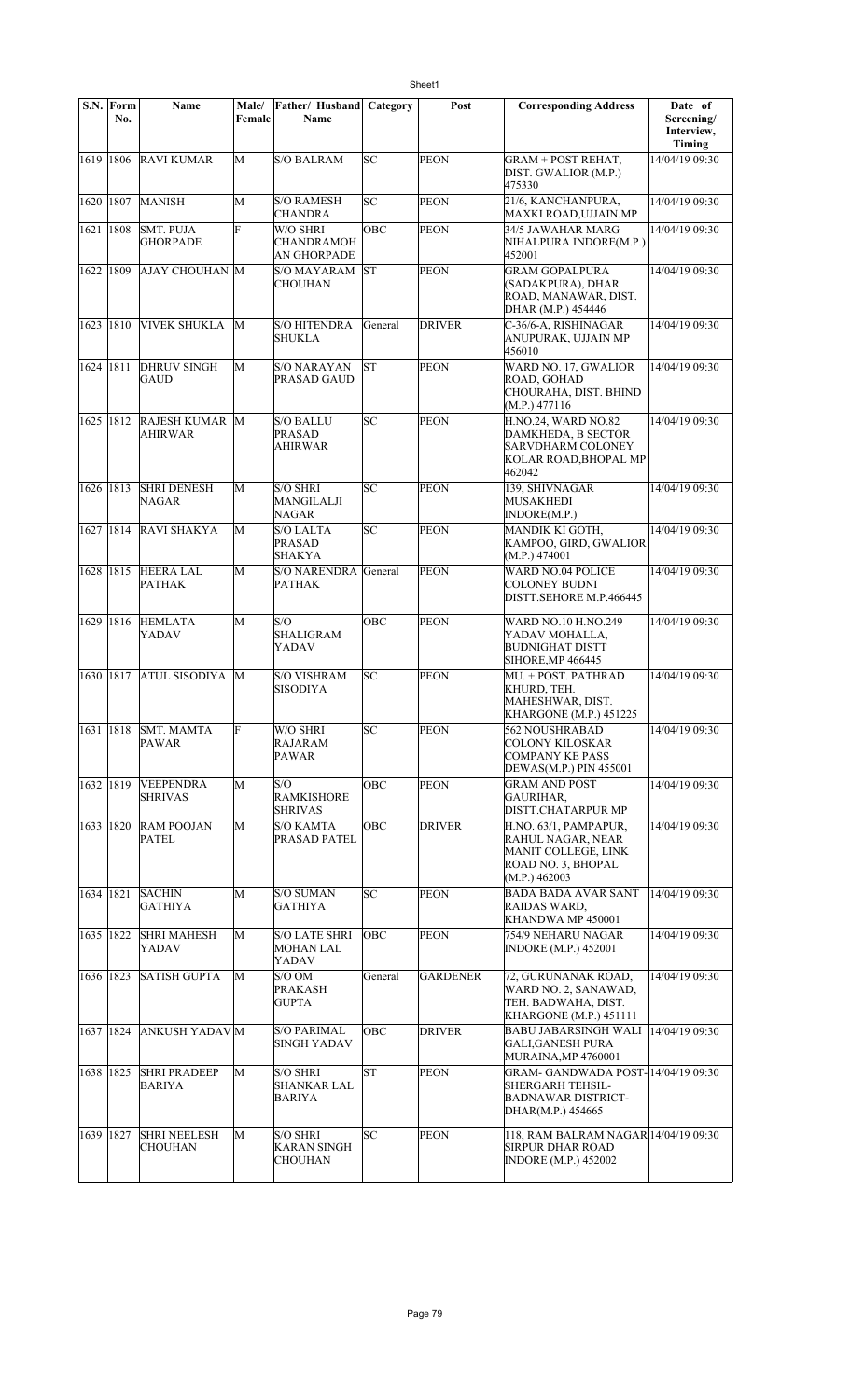| S.N. | Form No. | Name | Male/ Female | Father/ Husband Name | Category | Post | Corresponding Address | Date of Screening/ Interview, Timing |
|---|---|---|---|---|---|---|---|---|
| 1619 | 1806 | RAVI KUMAR | M | S/O BALRAM | SC | PEON | GRAM + POST REHAT, DIST. GWALIOR (M.P.) 475330 | 14/04/19 09:30 |
| 1620 | 1807 | MANISH | M | S/O RAMESH CHANDRA | SC | PEON | 21/6, KANCHANPURA, MAXKI ROAD,UJJAIN.MP | 14/04/19 09:30 |
| 1621 | 1808 | SMT. PUJA GHORPADE | F | W/O SHRI CHANDRAMOHAN GHORPADE | OBC | PEON | 34/5 JAWAHAR MARG NIHALPURA INDORE(M.P.) 452001 | 14/04/19 09:30 |
| 1622 | 1809 | AJAY CHOUHAN | M | S/O MAYARAM CHOUHAN | ST | PEON | GRAM GOPALPURA (SADAKPURA), DHAR ROAD, MANAWAR, DIST. DHAR (M.P.) 454446 | 14/04/19 09:30 |
| 1623 | 1810 | VIVEK SHUKLA | M | S/O HITENDRA SHUKLA | General | DRIVER | C-36/6-A, RISHINAGAR ANUPURAK, UJJAIN MP 456010 | 14/04/19 09:30 |
| 1624 | 1811 | DHRUV SINGH GAUD | M | S/O NARAYAN PRASAD GAUD | ST | PEON | WARD NO. 17, GWALIOR ROAD, GOHAD CHOURAHA, DIST. BHIND (M.P.) 477116 | 14/04/19 09:30 |
| 1625 | 1812 | RAJESH KUMAR AHIRWAR | M | S/O BALLU PRASAD AHIRWAR | SC | PEON | H.NO.24, WARD NO.82 DAMKHEDA, B SECTOR SARVDHARM COLONEY KOLAR ROAD,BHOPAL MP 462042 | 14/04/19 09:30 |
| 1626 | 1813 | SHRI DENESH NAGAR | M | S/O SHRI MANGILALJI NAGAR | SC | PEON | 139, SHIVNAGAR MUSAKHEDI INDORE(M.P.) | 14/04/19 09:30 |
| 1627 | 1814 | RAVI SHAKYA | M | S/O LALTA PRASAD SHAKYA | SC | PEON | MANDIK KI GOTH, KAMPOO, GIRD, GWALIOR (M.P.) 474001 | 14/04/19 09:30 |
| 1628 | 1815 | HEERA LAL PATHAK | M | S/O NARENDRA PATHAK | General | PEON | WARD NO.04 POLICE COLONEY BUDNI DISTT.SEHORE M.P.466445 | 14/04/19 09:30 |
| 1629 | 1816 | HEMLATA YADAV | M | S/O SHALIGRAM YADAV | OBC | PEON | WARD NO.10 H.NO.249 YADAV MOHALLA, BUDNIGHAT DISTT SIHORE,MP 466445 | 14/04/19 09:30 |
| 1630 | 1817 | ATUL SISODIYA | M | S/O VISHRAM SISODIYA | SC | PEON | MU. + POST. PATHRAD KHURD, TEH. MAHESHWAR, DIST. KHARGONE (M.P.) 451225 | 14/04/19 09:30 |
| 1631 | 1818 | SMT. MAMTA PAWAR | F | W/O SHRI RAJARAM PAWAR | SC | PEON | 562 NOUSHRABAD COLONY KILOSKAR COMPANY KE PASS DEWAS(M.P.) PIN 455001 | 14/04/19 09:30 |
| 1632 | 1819 | VEEPENDRA SHRIVAS | M | S/O RAMKISHORE SHRIVAS | OBC | PEON | GRAM AND POST GAURIHAR, DISTT.CHATARPUR MP | 14/04/19 09:30 |
| 1633 | 1820 | RAM POOJAN PATEL | M | S/O KAMTA PRASAD PATEL | OBC | DRIVER | H.NO. 63/1, PAMPAPUR, RAHUL NAGAR, NEAR MANIT COLLEGE, LINK ROAD NO. 3, BHOPAL (M.P.) 462003 | 14/04/19 09:30 |
| 1634 | 1821 | SACHIN GATHIYA | M | S/O SUMAN GATHIYA | SC | PEON | BADA BADA AVAR SANT RAIDAS WARD, KHANDWA MP 450001 | 14/04/19 09:30 |
| 1635 | 1822 | SHRI MAHESH YADAV | M | S/O LATE SHRI MOHAN LAL YADAV | OBC | PEON | 754/9 NEHARU NAGAR INDORE (M.P.) 452001 | 14/04/19 09:30 |
| 1636 | 1823 | SATISH GUPTA | M | S/O OM PRAKASH GUPTA | General | GARDENER | 72, GURUNANAK ROAD, WARD NO. 2, SANAWAD, TEH. BADWAHA, DIST. KHARGONE (M.P.) 451111 | 14/04/19 09:30 |
| 1637 | 1824 | ANKUSH YADAV | M | S/O PARIMAL SINGH YADAV | OBC | DRIVER | BABU JABARSINGH WALI GALI,GANESH PURA MURAINA,MP 4760001 | 14/04/19 09:30 |
| 1638 | 1825 | SHRI PRADEEP BARIYA | M | S/O SHRI SHANKAR LAL BARIYA | ST | PEON | GRAM- GANDWADA POST-SHERGARH TEHSIL-BADNAWAR DISTRICT-DHAR(M.P.) 454665 | 14/04/19 09:30 |
| 1639 | 1827 | SHRI NEELESH CHOUHAN | M | S/O SHRI KARAN SINGH CHOUHAN | SC | PEON | 118, RAM BALRAM NAGAR SIRPUR DHAR ROAD INDORE (M.P.) 452002 | 14/04/19 09:30 |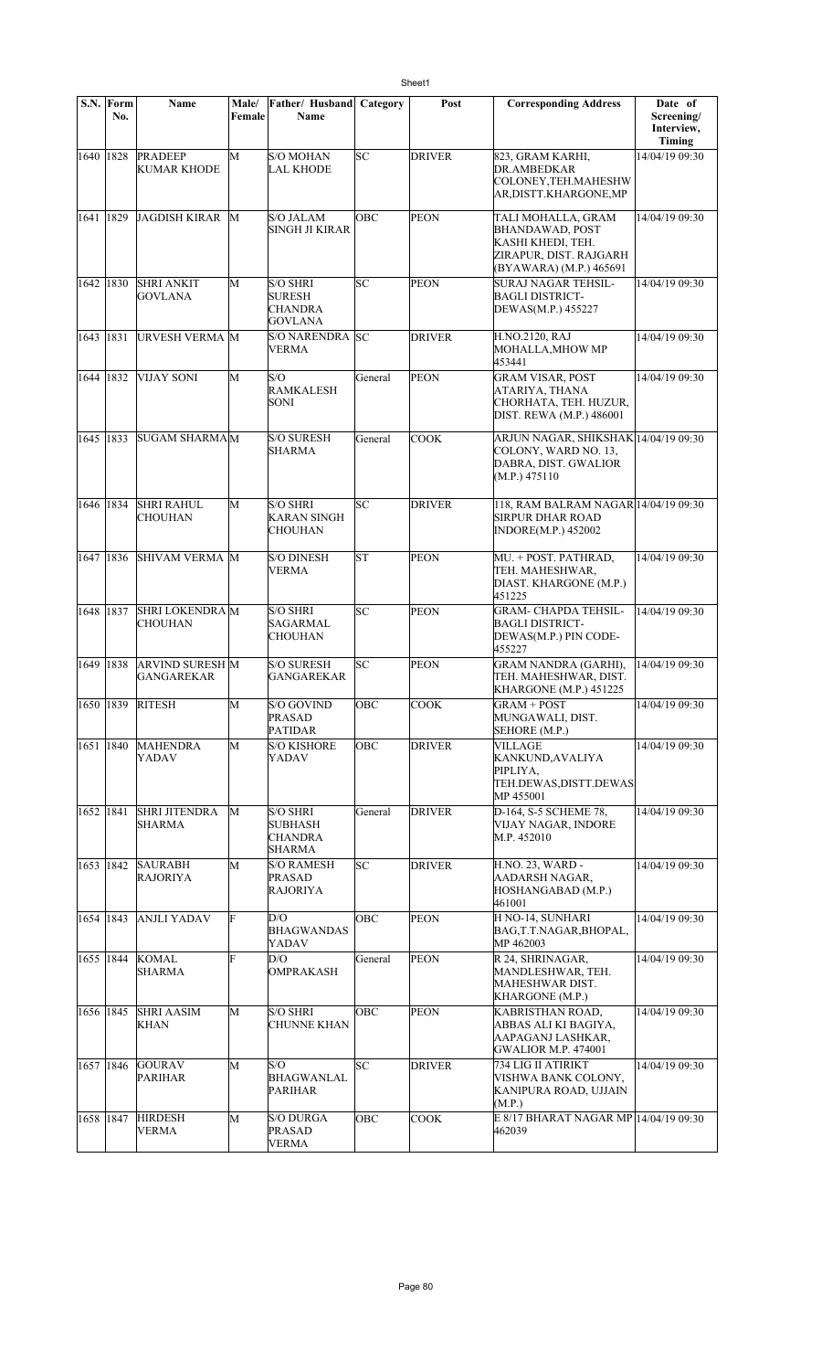| S.N. | Form No. | Name | Male/ Female | Father/ Husband Name | Category | Post | Corresponding Address | Date of Screening/ Interview, Timing |
|---|---|---|---|---|---|---|---|---|
| 1640 | 1828 | PRADEEP KUMAR KHODE | M | S/O MOHAN LAL KHODE | SC | DRIVER | 823, GRAM KARHI, DR.AMBEDKAR COLONEY,TEH.MAHESHW AR,DISTT.KHARGONE,MP | 14/04/19 09:30 |
| 1641 | 1829 | JAGDISH KIRAR | M | S/O JALAM SINGH JI KIRAR | OBC | PEON | TALI MOHALLA, GRAM BHANDAWAD, POST KASHI KHEDI, TEH. ZIRAPUR, DIST. RAJGARH (BYAWARA) (M.P.) 465691 | 14/04/19 09:30 |
| 1642 | 1830 | SHRI ANKIT GOVLANA | M | S/O SHRI SURESH CHANDRA GOVLANA | SC | PEON | SURAJ NAGAR TEHSIL-BAGLI DISTRICT-DEWAS(M.P.) 455227 | 14/04/19 09:30 |
| 1643 | 1831 | URVESH VERMA | M | S/O NARENDRA VERMA | SC | DRIVER | H.NO.2120, RAJ MOHALLA,MHOW MP 453441 | 14/04/19 09:30 |
| 1644 | 1832 | VIJAY SONI | M | S/O RAMKALESH SONI | General | PEON | GRAM VISAR, POST ATARIYA, THANA CHORHATA, TEH. HUZUR, DIST. REWA (M.P.) 486001 | 14/04/19 09:30 |
| 1645 | 1833 | SUGAM SHARMA | M | S/O SURESH SHARMA | General | COOK | ARJUN NAGAR, SHIKSHAK COLONY, WARD NO. 13, DABRA, DIST. GWALIOR (M.P.) 475110 | 14/04/19 09:30 |
| 1646 | 1834 | SHRI RAHUL CHOUHAN | M | S/O SHRI KARAN SINGH CHOUHAN | SC | DRIVER | 118, RAM BALRAM NAGAR SIRPUR DHAR ROAD INDORE(M.P.) 452002 | 14/04/19 09:30 |
| 1647 | 1836 | SHIVAM VERMA | M | S/O DINESH VERMA | ST | PEON | MU. + POST. PATHRAD, TEH. MAHESHWAR, DIAST. KHARGONE (M.P.) 451225 | 14/04/19 09:30 |
| 1648 | 1837 | SHRI LOKENDRA CHOUHAN | M | S/O SHRI SAGARMAL CHOUHAN | SC | PEON | GRAM- CHAPDA TEHSIL-BAGLI DISTRICT-DEWAS(M.P.) PIN CODE-455227 | 14/04/19 09:30 |
| 1649 | 1838 | ARVIND SURESH GANGAREKAR | M | S/O SURESH GANGAREKAR | SC | PEON | GRAM NANDRA (GARHI), TEH. MAHESHWAR, DIST. KHARGONE (M.P.) 451225 | 14/04/19 09:30 |
| 1650 | 1839 | RITESH | M | S/O GOVIND PRASAD PATIDAR | OBC | COOK | GRAM + POST MUNGAWALI, DIST. SEHORE (M.P.) | 14/04/19 09:30 |
| 1651 | 1840 | MAHENDRA YADAV | M | S/O KISHORE YADAV | OBC | DRIVER | VILLAGE KANKUND,AVALIYA PIPLIYA, TEH.DEWAS,DISTT.DEWAS MP 455001 | 14/04/19 09:30 |
| 1652 | 1841 | SHRI JITENDRA SHARMA | M | S/O SHRI SUBHASH CHANDRA SHARMA | General | DRIVER | D-164, S-5 SCHEME 78, VIJAY NAGAR, INDORE M.P. 452010 | 14/04/19 09:30 |
| 1653 | 1842 | SAURABH RAJORIYA | M | S/O RAMESH PRASAD RAJORIYA | SC | DRIVER | H.NO. 23, WARD - AADARSH NAGAR, HOSHANGABAD (M.P.) 461001 | 14/04/19 09:30 |
| 1654 | 1843 | ANJLI YADAV | F | D/O BHAGWANDAS YADAV | OBC | PEON | H NO-14, SUNHARI BAG,T.T.NAGAR,BHOPAL, MP 462003 | 14/04/19 09:30 |
| 1655 | 1844 | KOMAL SHARMA | F | D/O OMPRAKASH | General | PEON | R 24, SHRINAGAR, MANDLESHWAR, TEH. MAHESHWAR DIST. KHARGONE (M.P.) | 14/04/19 09:30 |
| 1656 | 1845 | SHRI AASIM KHAN | M | S/O SHRI CHUNNE KHAN | OBC | PEON | KABRISTHAN ROAD, ABBAS ALI KI BAGIYA, AAPAGANJ LASHKAR, GWALIOR M.P. 474001 | 14/04/19 09:30 |
| 1657 | 1846 | GOURAV PARIHAR | M | S/O BHAGWANLAL PARIHAR | SC | DRIVER | 734 LIG II ATIRIKT VISHWA BANK COLONY, KANIPURA ROAD, UJJAIN (M.P.) | 14/04/19 09:30 |
| 1658 | 1847 | HIRDESH VERMA | M | S/O DURGA PRASAD VERMA | OBC | COOK | E 8/17 BHARAT NAGAR MP 462039 | 14/04/19 09:30 |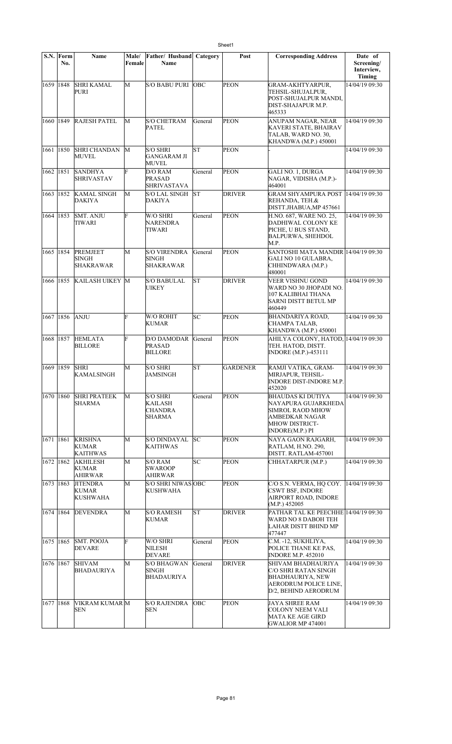| S.N. | Form No. | Name | Male/ Female | Father/ Husband Name | Category | Post | Corresponding Address | Date of Screening/ Interview, Timing |
|---|---|---|---|---|---|---|---|---|
| 1659 | 1848 | SHRI KAMAL PURI | M | S/O BABU PURI | OBC | PEON | GRAM-AKHTYARPUR, TEHSIL-SHUJALPUR, POST-SHUJALPUR MANDI, DIST-SHAJAPUR M.P. 465333 | 14/04/19 09:30 |
| 1660 | 1849 | RAJESH PATEL | M | S/O CHETRAM PATEL | General | PEON | ANUPAM NAGAR, NEAR KAVERI STATE, BHAIRAV TALAB, WARD NO. 30, KHANDWA (M.P.) 450001 | 14/04/19 09:30 |
| 1661 | 1850 | SHRI CHANDAN MUVEL | M | S/O SHRI GANGARAM JI MUVEL | ST | PEON | - | 14/04/19 09:30 |
| 1662 | 1851 | SANDHYA SHRIVASTAV | F | D/O RAM PRASAD SHRIVASTAVA | General | PEON | GALI NO. 1, DURGA NAGAR, VIDISHA (M.P.)-464001 | 14/04/19 09:30 |
| 1663 | 1852 | KAMAL SINGH DAKIYA | M | S/O LAL SINGH DAKIYA | ST | DRIVER | GRAM SHYAMPURA POST REHANDA, TEH.& DISTT.JHABUA,MP 457661 | 14/04/19 09:30 |
| 1664 | 1853 | SMT. ANJU TIWARI | F | W/O SHRI NARENDRA TIWARI | General | PEON | H.NO. 687, WARE NO. 25, DADHIWAL COLONY KE PICHE, U BUS STAND, BALPURWA, SHEHDOL M.P. | 14/04/19 09:30 |
| 1665 | 1854 | PREMJEET SINGH SHAKRAWAR | M | S/O VIRENDRA SINGH SHAKRAWAR | General | PEON | SANTOSHI MATA MANDIR GALI NO 10 GULABRA, CHHINDWARA (M.P.) 480001 | 14/04/19 09:30 |
| 1666 | 1855 | KAILASH UIKEY | M | S/O BABULAL UIKEY | ST | DRIVER | VEER VISHNU GOND WARD NO 30 JHOPADI NO. 107 KALIBHAI THANA SARNI DISTT BETUL MP 460449 | 14/04/19 09:30 |
| 1667 | 1856 | ANJU | F | W/O ROHIT KUMAR | SC | PEON | BHANDARIYA ROAD, CHAMPA TALAB, KHANDWA (M.P.) 450001 | 14/04/19 09:30 |
| 1668 | 1857 | HEMLATA BILLORE | F | D/O DAMODAR PRASAD BILLORE | General | PEON | AHILYA COLONY, HATOD, TEH. HATOD, DISTT. INDORE (M.P.)-453111 | 14/04/19 09:30 |
| 1669 | 1859 | SHRI KAMALSINGH | M | S/O SHRI JAMSINGH | ST | GARDENER | RAMJI VATIKA, GRAM-MIRJAPUR, TEHSIL-INDORE DIST-INDORE M.P. 452020 | 14/04/19 09:30 |
| 1670 | 1860 | SHRI PRATEEK SHARMA | M | S/O SHRI KAILASH CHANDRA SHARMA | General | PEON | BHAUDAS KI DUTIYA NAYAPURA GUJARKHEDA SIMROL RAOD MHOW AMBEDKAR NAGAR MHOW DISTRICT-INDORE(M.P.) PI | 14/04/19 09:30 |
| 1671 | 1861 | KRISHNA KUMAR KAITHWAS | M | S/O DINDAYAL KAITHWAS | SC | PEON | NAYA GAON RAJGARH, RATLAM, H.NO. 290, DISTT. RATLAM-457001 | 14/04/19 09:30 |
| 1672 | 1862 | AKHILESH KUMAR AHIRWAR | M | S/O RAM SWAROOP AHIRWAR | SC | PEON | CHHATARPUR (M.P.) | 14/04/19 09:30 |
| 1673 | 1863 | JITENDRA KUMAR KUSHWAHA | M | S/O SHRI NIWAS KUSHWAHA | OBC | PEON | C/O S.N. VERMA, HQ COY. CSWT BSF, INDORE AIRPORT ROAD, INDORE (M.P.) 452005 | 14/04/19 09:30 |
| 1674 | 1864 | DEVENDRA | M | S/O RAMESH KUMAR | ST | DRIVER | PATHAR TAL KE PEECHHE WARD NO 8 DABOH TEH LAHAR DISTT BHIND MP 477447 | 14/04/19 09:30 |
| 1675 | 1865 | SMT. POOJA DEVARE | F | W/O SHRI NILESH DEVARE | General | PEON | C.M. -12, SUKHLIYA, POLICE THANE KE PAS, INDORE M.P. 452010 | 14/04/19 09:30 |
| 1676 | 1867 | SHIVAM BHADAURIYA | M | S/O BHAGWAN SINGH BHADAURIYA | General | DRIVER | SHIVAM BHADHAURIYA C/O SHRI RATAN SINGH BHADHAURIYA, NEW AERODRUM POLICE LINE, D/2, BEHIND AERODRUM | 14/04/19 09:30 |
| 1677 | 1868 | VIKRAM KUMAR SEN | M | S/O RAJENDRA SEN | OBC | PEON | JAYA SHREE RAM COLONY NEEM VALI MATA KE AGE GIRD GWALIOR MP 474001 | 14/04/19 09:30 |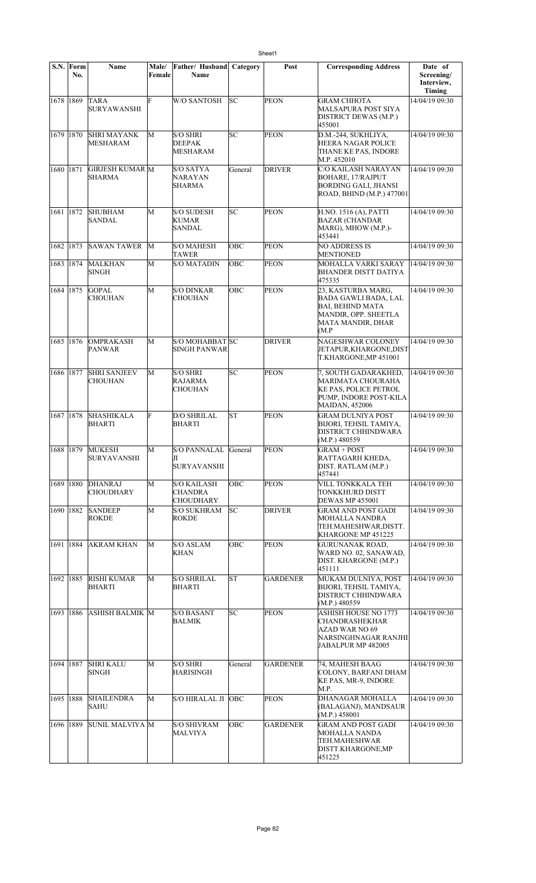| S.N. | Form No. | Name | Male/ Female | Father/ Husband Name | Category | Post | Corresponding Address | Date of Screening/ Interview, Timing |
|---|---|---|---|---|---|---|---|---|
| 1678 | 1869 | TARA SURYAWANSHI | F | W/O SANTOSH | SC | PEON | GRAM CHHOTA MALSAPURA POST SIYA DISTRICT DEWAS (M.P.) 455001 | 14/04/19 09:30 |
| 1679 | 1870 | SHRI MAYANK MESHARAM | M | S/O SHRI DEEPAK MESHARAM | SC | PEON | D.M.-244, SUKHLIYA, HEERA NAGAR POLICE THANE KE PAS, INDORE M.P. 452010 | 14/04/19 09:30 |
| 1680 | 1871 | GIRJESH KUMAR SHARMA | M | S/O SATYA NARAYAN SHARMA | General | DRIVER | C/O KAILASH NARAYAN BOHARE, 17/RAJPUT BORDING GALI, JHANSI ROAD, BHIND (M.P.) 477001 | 14/04/19 09:30 |
| 1681 | 1872 | SHUBHAM SANDAL | M | S/O SUDESH KUMAR SANDAL | SC | PEON | H.NO. 1516 (A), PATTI BAZAR (CHANDAR MARG), MHOW (M.P.)- 453441 | 14/04/19 09:30 |
| 1682 | 1873 | SAWAN TAWER | M | S/O MAHESH TAWER | OBC | PEON | NO ADDRESS IS MENTIONED | 14/04/19 09:30 |
| 1683 | 1874 | MALKHAN SINGH | M | S/O MATADIN | OBC | PEON | MOHALLA VARKI SARAY BHANDER DISTT DATIYA 475335 | 14/04/19 09:30 |
| 1684 | 1875 | GOPAL CHOUHAN | M | S/O DINKAR CHOUHAN | OBC | PEON | 23, KASTURBA MARG, BADA GAWLI BADA, LAL BAI, BEHIND MATA MANDIR, OPP. SHEETLA MATA MANDIR, DHAR (M.P | 14/04/19 09:30 |
| 1685 | 1876 | OMPRAKASH PANWAR | M | S/O MOHABBAT SINGH PANWAR | SC | DRIVER | NAGESHWAR COLONEY JETAPUR,KHARGONE,DIST T.KHARGONE,MP 451001 | 14/04/19 09:30 |
| 1686 | 1877 | SHRI SANJEEV CHOUHAN | M | S/O SHRI RAJARMA CHOUHAN | SC | PEON | 7, SOUTH GADARAKHED, MARIMATA CHOURAHA KE PAS, POLICE PETROL PUMP, INDORE POST-KILA MAIDAN, 452006 | 14/04/19 09:30 |
| 1687 | 1878 | SHASHIKALA BHARTI | F | D/O SHRILAL BHARTI | ST | PEON | GRAM DULNIYA POST BIJORI, TEHSIL TAMIYA, DISTRICT CHHINDWARA (M.P.) 480559 | 14/04/19 09:30 |
| 1688 | 1879 | MUKESH SURYAVANSHI | M | S/O PANNALAL JI SURYAVANSHI | General | PEON | GRAM + POST RATTAGARH KHEDA, DIST. RATLAM (M.P.) 457441 | 14/04/19 09:30 |
| 1689 | 1880 | DHANRAJ CHOUDHARY | M | S/O KAILASH CHANDRA CHOUDHARY | OBC | PEON | VILL TONKKALA TEH TONKKHURD DISTT DEWAS MP 455001 | 14/04/19 09:30 |
| 1690 | 1882 | SANDEEP ROKDE | M | S/O SUKHRAM ROKDE | SC | DRIVER | GRAM AND POST GADI MOHALLA NANDRA TEH.MAHESHWAR,DISTT. KHARGONE MP 451225 | 14/04/19 09:30 |
| 1691 | 1884 | AKRAM KHAN | M | S/O ASLAM KHAN | OBC | PEON | GURUNANAK ROAD, WARD NO. 02, SANAWAD, DIST. KHARGONE (M.P.) 451111 | 14/04/19 09:30 |
| 1692 | 1885 | RISHI KUMAR BHARTI | M | S/O SHRILAL BHARTI | ST | GARDENER | MUKAM DULNIYA, POST BIJORI, TEHSIL TAMIYA, DISTRICT CHHINDWARA (M.P.) 480559 | 14/04/19 09:30 |
| 1693 | 1886 | ASHISH BALMIK | M | S/O BASANT BALMIK | SC | PEON | ASHISH HOUSE NO 1773 CHANDRASHEKHAR AZAD WAR NO 69 NARSINGHNAGAR RANJHI JABALPUR MP 482005 | 14/04/19 09:30 |
| 1694 | 1887 | SHRI KALU SINGH | M | S/O SHRI HARISINGH | General | GARDENER | 74, MAHESH BAAG COLONY, BARFANI DHAM KE PAS, MR-9, INDORE M.P. | 14/04/19 09:30 |
| 1695 | 1888 | SHAILENDRA SAHU | M | S/O HIRALAL JI | OBC | PEON | DHANAGAR MOHALLA (BALAGANJ), MANDSAUR (M.P.) 458001 | 14/04/19 09:30 |
| 1696 | 1889 | SUNIL MALVIYA | M | S/O SHIVRAM MALVIYA | OBC | GARDENER | GRAM AND POST GADI MOHALLA NANDA TEH.MAHESHWAR DISTT.KHARGONE,MP 451225 | 14/04/19 09:30 |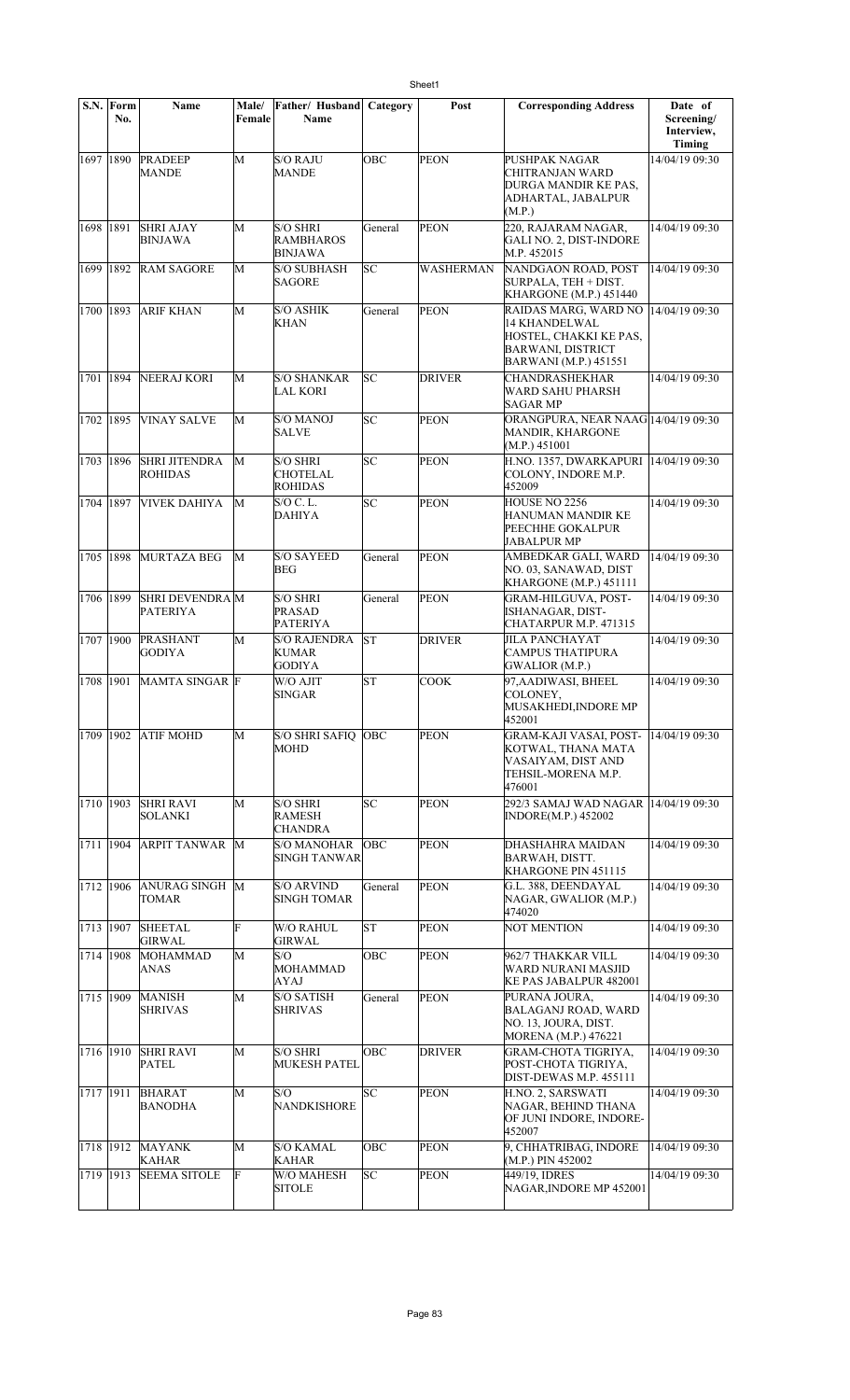| S.N. | Form No. | Name | Male/ Female | Father/ Husband Name | Category | Post | Corresponding Address | Date of Screening/ Interview, Timing |
|---|---|---|---|---|---|---|---|---|
| 1697 | 1890 | PRADEEP MANDE | M | S/O RAJU MANDE | OBC | PEON | PUSHPAK NAGAR CHITRANJAN WARD DURGA MANDIR KE PAS, ADHARTAL, JABALPUR (M.P.) | 14/04/19 09:30 |
| 1698 | 1891 | SHRI AJAY BINJAWA | M | S/O SHRI RAMBHAROS BINJAWA | General | PEON | 220, RAJARAM NAGAR, GALI NO. 2, DIST-INDORE M.P. 452015 | 14/04/19 09:30 |
| 1699 | 1892 | RAM SAGORE | M | S/O SUBHASH SAGORE | SC | WASHERMAN | NANDGAON ROAD, POST SURPALA, TEH + DIST. KHARGONE (M.P.) 451440 | 14/04/19 09:30 |
| 1700 | 1893 | ARIF KHAN | M | S/O ASHIK KHAN | General | PEON | RAIDAS MARG, WARD NO 14 KHANDELWAL HOSTEL, CHAKKI KE PAS, BARWANI, DISTRICT BARWANI (M.P.) 451551 | 14/04/19 09:30 |
| 1701 | 1894 | NEERAJ KORI | M | S/O SHANKAR LAL KORI | SC | DRIVER | CHANDRASHEKHAR WARD SAHU PHARSH SAGAR MP | 14/04/19 09:30 |
| 1702 | 1895 | VINAY SALVE | M | S/O MANOJ SALVE | SC | PEON | ORANGPURA, NEAR NAAG MANDIR, KHARGONE (M.P.) 451001 | 14/04/19 09:30 |
| 1703 | 1896 | SHRI JITENDRA ROHIDAS | M | S/O SHRI CHOTELAL ROHIDAS | SC | PEON | H.NO. 1357, DWARKAPURI COLONY, INDORE M.P. 452009 | 14/04/19 09:30 |
| 1704 | 1897 | VIVEK DAHIYA | M | S/O C. L. DAHIYA | SC | PEON | HOUSE NO 2256 HANUMAN MANDIR KE PEECHHE GOKALPUR JABALPUR MP | 14/04/19 09:30 |
| 1705 | 1898 | MURTAZA BEG | M | S/O SAYEED BEG | General | PEON | AMBEDKAR GALI, WARD NO. 03, SANAWAD, DIST KHARGONE (M.P.) 451111 | 14/04/19 09:30 |
| 1706 | 1899 | SHRI DEVENDRA PATERIYA | M | S/O SHRI PRASAD PATERIYA | General | PEON | GRAM-HILGUVA, POST-ISHANAGAR, DIST-CHATARPUR M.P. 471315 | 14/04/19 09:30 |
| 1707 | 1900 | PRASHANT GODIYA | M | S/O RAJENDRA KUMAR GODIYA | ST | DRIVER | JILA PANCHAYAT CAMPUS THATIPURA GWALIOR (M.P.) | 14/04/19 09:30 |
| 1708 | 1901 | MAMTA SINGAR | F | W/O AJIT SINGAR | ST | COOK | 97,AADIWASI, BHEEL COLONEY, MUSAKHEDI,INDORE MP 452001 | 14/04/19 09:30 |
| 1709 | 1902 | ATIF MOHD | M | S/O SHRI SAFIQ MOHD | OBC | PEON | GRAM-KAJI VASAI, POST-KOTWAL, THANA MATA VASAIYAM, DIST AND TEHSIL-MORENA M.P. 476001 | 14/04/19 09:30 |
| 1710 | 1903 | SHRI RAVI SOLANKI | M | S/O SHRI RAMESH CHANDRA | SC | PEON | 292/3 SAMAJ WAD NAGAR INDORE(M.P.) 452002 | 14/04/19 09:30 |
| 1711 | 1904 | ARPIT TANWAR | M | S/O MANOHAR SINGH TANWAR | OBC | PEON | DHASHAHRA MAIDAN BARWAH, DISTT. KHARGONE PIN 451115 | 14/04/19 09:30 |
| 1712 | 1906 | ANURAG SINGH TOMAR | M | S/O ARVIND SINGH TOMAR | General | PEON | G.L. 388, DEENDAYAL NAGAR, GWALIOR (M.P.) 474020 | 14/04/19 09:30 |
| 1713 | 1907 | SHEETAL GIRWAL | F | W/O RAHUL GIRWAL | ST | PEON | NOT MENTION | 14/04/19 09:30 |
| 1714 | 1908 | MOHAMMAD ANAS | M | S/O MOHAMMAD AYAJ | OBC | PEON | 962/7 THAKKAR VILL WARD NURANI MASJID KE PAS JABALPUR 482001 | 14/04/19 09:30 |
| 1715 | 1909 | MANISH SHRIVAS | M | S/O SATISH SHRIVAS | General | PEON | PURANA JOURA, BALAGANJ ROAD, WARD NO. 13, JOURA, DIST. MORENA (M.P.) 476221 | 14/04/19 09:30 |
| 1716 | 1910 | SHRI RAVI PATEL | M | S/O SHRI MUKESH PATEL | OBC | DRIVER | GRAM-CHOTA TIGRIYA, POST-CHOTA TIGRIYA, DIST-DEWAS M.P. 455111 | 14/04/19 09:30 |
| 1717 | 1911 | BHARAT BANODHA | M | S/O NANDKISHORE | SC | PEON | H.NO. 2, SARSWATI NAGAR, BEHIND THANA OF JUNI INDORE, INDORE-452007 | 14/04/19 09:30 |
| 1718 | 1912 | MAYANK KAHAR | M | S/O KAMAL KAHAR | OBC | PEON | 9, CHHATRIBAG, INDORE (M.P.) PIN 452002 | 14/04/19 09:30 |
| 1719 | 1913 | SEEMA SITOLE | F | W/O MAHESH SITOLE | SC | PEON | 449/19, IDRES NAGAR,INDORE MP 452001 | 14/04/19 09:30 |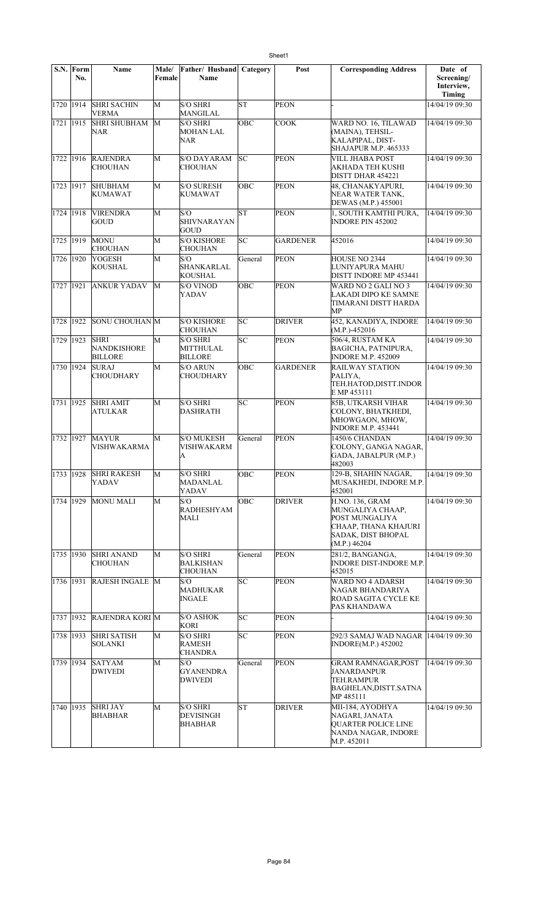| S.N. | Form No. | Name | Male/ Female | Father/ Husband Name | Category | Post | Corresponding Address | Date of Screening/ Interview, Timing |
|---|---|---|---|---|---|---|---|---|
| 1720 | 1914 | SHRI SACHIN VERMA | M | S/O SHRI MANGILAL | ST | PEON | - | 14/04/19 09:30 |
| 1721 | 1915 | SHRI SHUBHAM NAR | M | S/O SHRI MOHAN LAL NAR | OBC | COOK | WARD NO. 16, TILAWAD (MAINA), TEHSIL- KALAPIPAL, DIST- SHAJAPUR M.P. 465333 | 14/04/19 09:30 |
| 1722 | 1916 | RAJENDRA CHOUHAN | M | S/O DAYARAM CHOUHAN | SC | PEON | VILL JHABA POST AKHADA TEH KUSHI DISTT DHAR 454221 | 14/04/19 09:30 |
| 1723 | 1917 | SHUBHAM KUMAWAT | M | S/O SURESH KUMAWAT | OBC | PEON | 48, CHANAKYAPURI, NEAR WATER TANK, DEWAS (M.P.) 455001 | 14/04/19 09:30 |
| 1724 | 1918 | VIRENDRA GOUD | M | S/O SHIVNARAYAN GOUD | ST | PEON | 1, SOUTH KAMTHI PURA, INDORE PIN 452002 | 14/04/19 09:30 |
| 1725 | 1919 | MONU CHOUHAN | M | S/O KISHORE CHOUHAN | SC | GARDENER | 452016 | 14/04/19 09:30 |
| 1726 | 1920 | YOGESH KOUSHAL | M | S/O SHANKARLAL KOUSHAL | General | PEON | HOUSE NO 2344 LUNIYAPURA MAHU DISTT INDORE MP 453441 | 14/04/19 09:30 |
| 1727 | 1921 | ANKUR YADAV | M | S/O VINOD YADAV | OBC | PEON | WARD NO 2 GALI NO 3 LAKADI DIPO KE SAMNE TIMARANI DISTT HARDA MP | 14/04/19 09:30 |
| 1728 | 1922 | SONU CHOUHAN | M | S/O KISHORE CHOUHAN | SC | DRIVER | 452, KANADIYA, INDORE (M.P.)-452016 | 14/04/19 09:30 |
| 1729 | 1923 | SHRI NANDKISHORE BILLORE | M | S/O SHRI MITTHULAL BILLORE | SC | PEON | 506/4, RUSTAM KA BAGICHA, PATNIPURA, INDORE M.P. 452009 | 14/04/19 09:30 |
| 1730 | 1924 | SURAJ CHOUDHARY | M | S/O ARUN CHOUDHARY | OBC | GARDENER | RAILWAY STATION PALIYA, TEH.HATOD,DISTT.INDOR E MP 453111 | 14/04/19 09:30 |
| 1731 | 1925 | SHRI AMIT ATULKAR | M | S/O SHRI DASHRATH | SC | PEON | 85B, UTKARSH VIHAR COLONY, BHATKHEDI, MHOWGAON, MHOW, INDORE M.P. 453441 | 14/04/19 09:30 |
| 1732 | 1927 | MAYUR VISHWAKARMA | M | S/O MUKESH VISHWAKARMA | General | PEON | 1450/6 CHANDAN COLONY, GANGA NAGAR, GADA, JABALPUR (M.P.) 482003 | 14/04/19 09:30 |
| 1733 | 1928 | SHRI RAKESH YADAV | M | S/O SHRI MADANLAL YADAV | OBC | PEON | 129-B, SHAHIN NAGAR, MUSAKHEDI, INDORE M.P. 452001 | 14/04/19 09:30 |
| 1734 | 1929 | MONU MALI | M | S/O RADHESHYAM MALI | OBC | DRIVER | H.NO. 136, GRAM MUNGALIYA CHAAP, POST MUNGALIYA CHAAP, THANA KHAJURI SADAK, DIST BHOPAL (M.P.) 46204 | 14/04/19 09:30 |
| 1735 | 1930 | SHRI ANAND CHOUHAN | M | S/O SHRI BALKISHAN CHOUHAN | General | PEON | 281/2, BANGANGA, INDORE DIST-INDORE M.P. 452015 | 14/04/19 09:30 |
| 1736 | 1931 | RAJESH INGALE | M | S/O MADHUKAR INGALE | SC | PEON | WARD NO 4 ADARSH NAGAR BHANDARIYA ROAD SAGITA CYCLE KE PAS KHANDAWA | 14/04/19 09:30 |
| 1737 | 1932 | RAJENDRA KORI | M | S/O ASHOK KORI | SC | PEON | - | 14/04/19 09:30 |
| 1738 | 1933 | SHRI SATISH SOLANKI | M | S/O SHRI RAMESH CHANDRA | SC | PEON | 292/3 SAMAJ WAD NAGAR INDORE(M.P.) 452002 | 14/04/19 09:30 |
| 1739 | 1934 | SATYAM DWIVEDI | M | S/O GYANENDRA DWIVEDI | General | PEON | GRAM RAMNAGAR,POST JANARDANPUR TEH.RAMPUR BAGHELAN,DISTT.SATNA MP 485111 | 14/04/19 09:30 |
| 1740 | 1935 | SHRI JAY BHABHAR | M | S/O SHRI DEVISINGH BHABHAR | ST | DRIVER | MII-184, AYODHYA NAGARI, JANATA QUARTER POLICE LINE NANDA NAGAR, INDORE M.P. 452011 | 14/04/19 09:30 |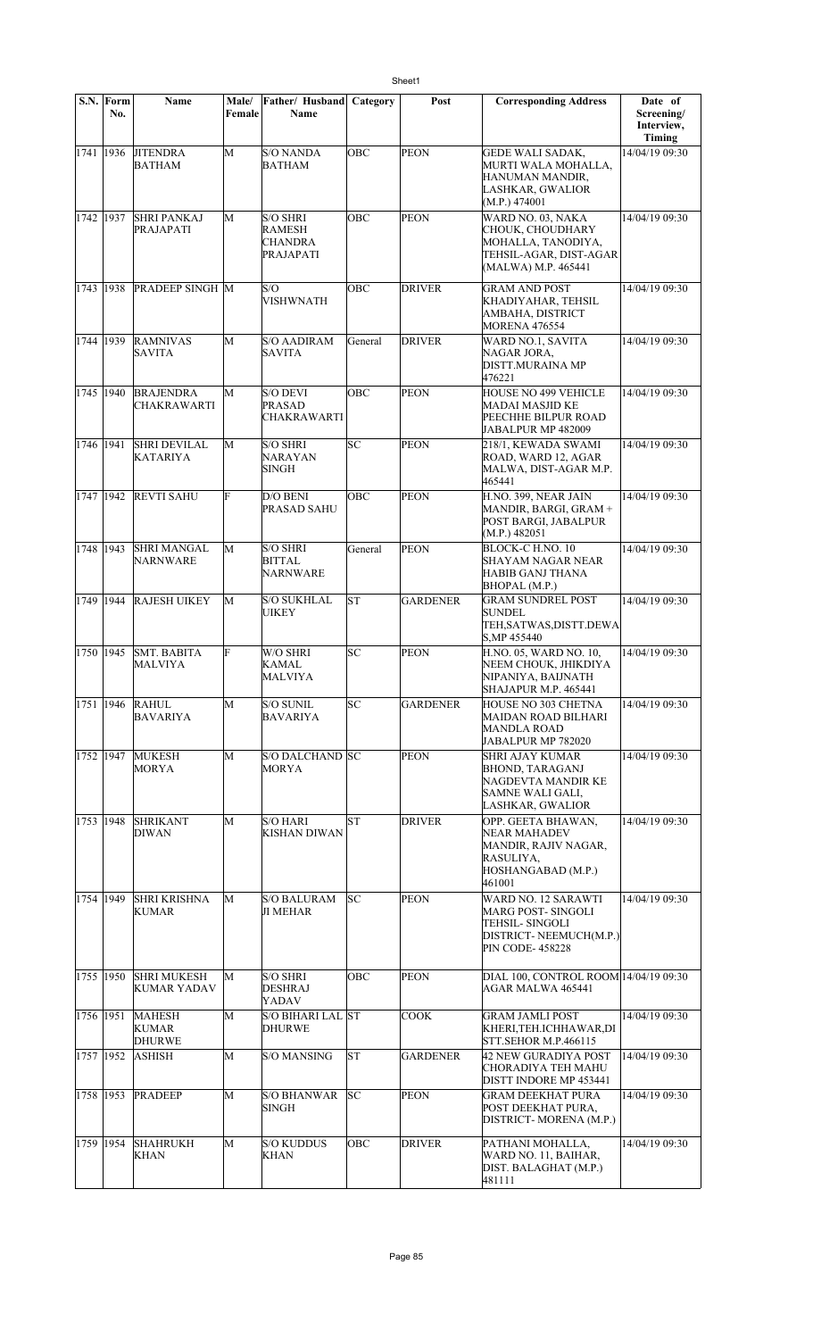| S.N. | Form No. | Name | Male/ Female | Father/ Husband Name | Category | Post | Corresponding Address | Date of Screening/ Interview, Timing |
|---|---|---|---|---|---|---|---|---|
| 1741 | 1936 | JITENDRA BATHAM | M | S/O NANDA BATHAM | OBC | PEON | GEDE WALI SADAK, MURTI WALA MOHALLA, HANUMAN MANDIR, LASHKAR, GWALIOR (M.P.) 474001 | 14/04/19 09:30 |
| 1742 | 1937 | SHRI PANKAJ PRAJAPATI | M | S/O SHRI RAMESH CHANDRA PRAJAPATI | OBC | PEON | WARD NO. 03, NAKA CHOUK, CHOUDHARY MOHALLA, TANODIYA, TEHSIL-AGAR, DIST-AGAR (MALWA) M.P. 465441 | 14/04/19 09:30 |
| 1743 | 1938 | PRADEEP SINGH | M | S/O VISHWNATH | OBC | DRIVER | GRAM AND POST KHADIYAHAR, TEHSIL AMBAHA, DISTRICT MORENA 476554 | 14/04/19 09:30 |
| 1744 | 1939 | RAMNIVAS SAVITA | M | S/O AADIRAM SAVITA | General | DRIVER | WARD NO.1, SAVITA NAGAR JORA, DISTT.MURAINA MP 476221 | 14/04/19 09:30 |
| 1745 | 1940 | BRAJENDRA CHAKRAWARTI | M | S/O DEVI PRASAD CHAKRAWARTI | OBC | PEON | HOUSE NO 499 VEHICLE MADAI MASJID KE PEECHHE BILPUR ROAD JABALPUR MP 482009 | 14/04/19 09:30 |
| 1746 | 1941 | SHRI DEVILAL KATARIYA | M | S/O SHRI NARAYAN SINGH | SC | PEON | 218/1, KEWADA SWAMI ROAD, WARD 12, AGAR MALWA, DIST-AGAR M.P. 465441 | 14/04/19 09:30 |
| 1747 | 1942 | REVTI SAHU | F | D/O BENI PRASAD SAHU | OBC | PEON | H.NO. 399, NEAR JAIN MANDIR, BARGI, GRAM + POST BARGI, JABALPUR (M.P.) 482051 | 14/04/19 09:30 |
| 1748 | 1943 | SHRI MANGAL NARNWARE | M | S/O SHRI BITTAL NARNWARE | General | PEON | BLOCK-C H.NO. 10 SHAYAM NAGAR NEAR HABIB GANJ THANA BHOPAL (M.P.) | 14/04/19 09:30 |
| 1749 | 1944 | RAJESH UIKEY | M | S/O SUKHLAL UIKEY | ST | GARDENER | GRAM SUNDREL POST SUNDEL TEH,SATWAS,DISTT.DEWAS,MP 455440 | 14/04/19 09:30 |
| 1750 | 1945 | SMT. BABITA MALVIYA | F | W/O SHRI KAMAL MALVIYA | SC | PEON | H.NO. 05, WARD NO. 10, NEEM CHOUK, JHIKDIYA NIPANIYA, BAIJNATH SHAJAPUR M.P. 465441 | 14/04/19 09:30 |
| 1751 | 1946 | RAHUL BAVARIYA | M | S/O SUNIL BAVARIYA | SC | GARDENER | HOUSE NO 303 CHETNA MAIDAN ROAD BILHARI MANDLA ROAD JABALPUR MP 782020 | 14/04/19 09:30 |
| 1752 | 1947 | MUKESH MORYA | M | S/O DALCHAND MORYA | SC | PEON | SHRI AJAY KUMAR BHOND, TARAGANJ NAGDEVTA MANDIR KE SAMNE WALI GALI, LASHKAR, GWALIOR | 14/04/19 09:30 |
| 1753 | 1948 | SHRIKANT DIWAN | M | S/O HARI KISHAN DIWAN | ST | DRIVER | OPP. GEETA BHAWAN, NEAR MAHADEV MANDIR, RAJIV NAGAR, RASULIYA, HOSHANGABAD (M.P.) 461001 | 14/04/19 09:30 |
| 1754 | 1949 | SHRI KRISHNA KUMAR | M | S/O BALURAM JI MEHAR | SC | PEON | WARD NO. 12 SARAWTI MARG POST- SINGOLI TEHSIL- SINGOLI DISTRICT- NEEMUCH(M.P.) PIN CODE- 458228 | 14/04/19 09:30 |
| 1755 | 1950 | SHRI MUKESH KUMAR YADAV | M | S/O SHRI DESHRAJ YADAV | OBC | PEON | DIAL 100, CONTROL ROOM AGAR MALWA 465441 | 14/04/19 09:30 |
| 1756 | 1951 | MAHESH KUMAR DHURWE | M | S/O BIHARI LAL DHURWE | ST | COOK | GRAM JAMLI POST KHERI,TEH.ICHHAWAR,DISTT.SEHOR M.P.466115 | 14/04/19 09:30 |
| 1757 | 1952 | ASHISH | M | S/O MANSING | ST | GARDENER | 42 NEW GURADIYA POST CHORADIYA TEH MAHU DISTT INDORE MP 453441 | 14/04/19 09:30 |
| 1758 | 1953 | PRADEEP | M | S/O BHANWAR SINGH | SC | PEON | GRAM DEEKHAT PURA POST DEEKHAT PURA, DISTRICT- MORENA (M.P.) | 14/04/19 09:30 |
| 1759 | 1954 | SHAHRUKH KHAN | M | S/O KUDDUS KHAN | OBC | DRIVER | PATHANI MOHALLA, WARD NO. 11, BAIHAR, DIST. BALAGHAT (M.P.) 481111 | 14/04/19 09:30 |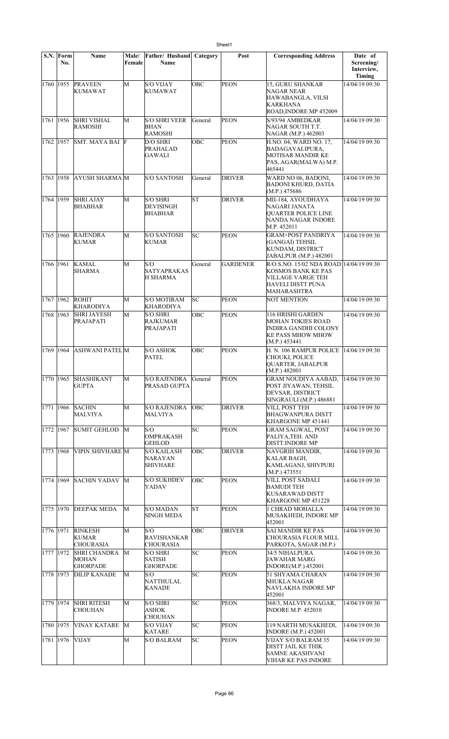| S.N. | Form No. | Name | Male/ Female | Father/ Husband Name | Category | Post | Corresponding Address | Date of Screening/ Interview, Timing |
|---|---|---|---|---|---|---|---|---|
| 1760 | 1955 | PRAVEEN KUMAWAT | M | S/O VIJAY KUMAWAT | OBC | PEON | 15, GURU SHANKAR NAGAR NEAR HAWABANGLA, VILSI KARKHANA ROAD,INDORE MP 452009 | 14/04/19 09:30 |
| 1761 | 1956 | SHRI VISHAL RAMOSHI | M | S/O SHRI VEER BHAN RAMOSHI | General | PEON | S/93/94 AMBEDKAR NAGAR SOUTH T.T. NAGAR (M.P.) 462003 | 14/04/19 09:30 |
| 1762 | 1957 | SMT. MAYA BAI | F | D/O SHRI PRAHALAD GAWALI | OBC | PEON | H.NO. 04, WARD NO. 17, BADAGAVALIPURA, MOTISAR MANDIR KE PAS, AGAR(MALWA) M.P. 465441 | 14/04/19 09:30 |
| 1763 | 1958 | AYUSH SHARMA | M | S/O SANTOSH | General | DRIVER | WARD NO 06, BADONI, BADONI KHURD, DATIA (M.P.) 475686 | 14/04/19 09:30 |
| 1764 | 1959 | SHRI AJAY BHABHAR | M | S/O SHRI DEVISINGH BHABHAR | ST | DRIVER | MII-184, AYOUDHAYA NAGARI JANATA QUARTER POLICE LINE NANDA NAGAR INDORE M.P. 452011 | 14/04/19 09:30 |
| 1765 | 1960 | RAJENDRA KUMAR | M | S/O SANTOSH KUMAR | SC | PEON | GRAM+POST PANDRIYA (GANGAI) TEHSIL KUNDAM, DISTRICT JABALPUR (M.P.) 482001 | 14/04/19 09:30 |
| 1766 | 1961 | KAMAL SHARMA | M | S/O SATYAPRAKASH SHARMA | General | GARDENER | R/O S.NO. 15/02 NDA ROAD KOSMOS BANK KE PAS VILLAGE VARGE TEH HAVELI DISTT PUNA MAHARASHTRA | 14/04/19 09:30 |
| 1767 | 1962 | ROHIT KHARODIYA | M | S/O MOTIRAM KHARODIYA | SC | PEON | NOT MENTION | 14/04/19 09:30 |
| 1768 | 1963 | SHRI JAYESH PRAJAPATI | M | S/O SHRI RAJKUMAR PRAJAPATI | OBC | PEON | 116 HRISHI GARDEN MOHAN TOKIES ROAD INDIRA GANDHI COLONY KE PASS MHOW MHOW (M.P.) 453441 | 14/04/19 09:30 |
| 1769 | 1964 | ASHWANI PATEL | M | S/O ASHOK PATEL | OBC | PEON | H. N. 106 RAMPUR POLICE CHOUKI, POLICE QUARTER, JABALPUR (M.P.) 482001 | 14/04/19 09:30 |
| 1770 | 1965 | SHASHIKANT GUPTA | M | S/O RAJENDRA PRASAD GUPTA | General | PEON | GRAM NOUDIYA AABAD, POST JIYAWAN, TEHSIL DEVSAR, DISTRICT SINGRAULI (M.P.) 486881 | 14/04/19 09:30 |
| 1771 | 1966 | SACHIN MALVIYA | M | S/O RAJENDRA MALVIYA | OBC | DRIVER | VILL POST TEH BHAGWANPURA DISTT KHARGONE MP 451441 | 14/04/19 09:30 |
| 1772 | 1967 | SUMIT GEHLOD | M | S/O OMPRAKASH GEHLOD | SC | PEON | GRAM SAGWAL, POST PALIYA,TEH. AND DISTT.INDORE MP | 14/04/19 09:30 |
| 1773 | 1968 | VIPIN SHIVHARE | M | S/O KAILASH NARAYAN SHIVHARE | OBC | DRIVER | NAVGRIH MANDIR, KALAR BAGH, KAMLAGANJ, SHIVPURI (M.P.) 473551 | 14/04/19 09:30 |
| 1774 | 1969 | SACHIN YADAV | M | S/O SUKHDEV YADAV | OBC | PEON | VILL POST SADALI BAMUDI TEH KUSARAWAD DISTT KHARGONE MP 451228 | 14/04/19 09:30 |
| 1775 | 1970 | DEEPAK MEDA | M | S/O MADAN SINGH MEDA | ST | PEON | 1 CHRAD MOHALLA MUSAKHEDI, INDORE MP 452001 | 14/04/19 09:30 |
| 1776 | 1971 | RINKESH KUMAR CHOURASIA | M | S/O RAVISHANKAR CHOURASIA | OBC | DRIVER | SAI MANDIR KE PAS CHOURASIA FLOUR MILL PARKOTA, SAGAR (M.P.) | 14/04/19 09:30 |
| 1777 | 1972 | SHRI CHANDRA MOHAN GHORPADE | M | S/O SHRI SATISH GHORPADE | SC | PEON | 34/5 NIHALPURA JAWAHAR MARG INDORE(M.P.) 452001 | 14/04/19 09:30 |
| 1778 | 1973 | DILIP KANADE | M | S/O NATTHULAL KANADE | SC | PEON | 51 SHYAMA CHARAN SHUKLA NAGAR NAVLAKHA INDORE MP 452001 | 14/04/19 09:30 |
| 1779 | 1974 | SHRI RITESH CHOUHAN | M | S/O SHRI ASHOK CHOUHAN | SC | PEON | 368/3, MALVIYA NAGAR, INDORE M.P. 452010 | 14/04/19 09:30 |
| 1780 | 1975 | VINAY KATARE | M | S/O VIJAY KATARE | SC | PEON | 119 NARTH MUSAKHEDI, INDORE (M.P.) 452001 | 14/04/19 09:30 |
| 1781 | 1976 | VIJAY | M | S/O BALRAM | SC | PEON | VIJAY S/O BALRAM 35 DISTT JAIL KE THIK SAMNE AKASHVANI VIHAR KE PAS INDORE | 14/04/19 09:30 |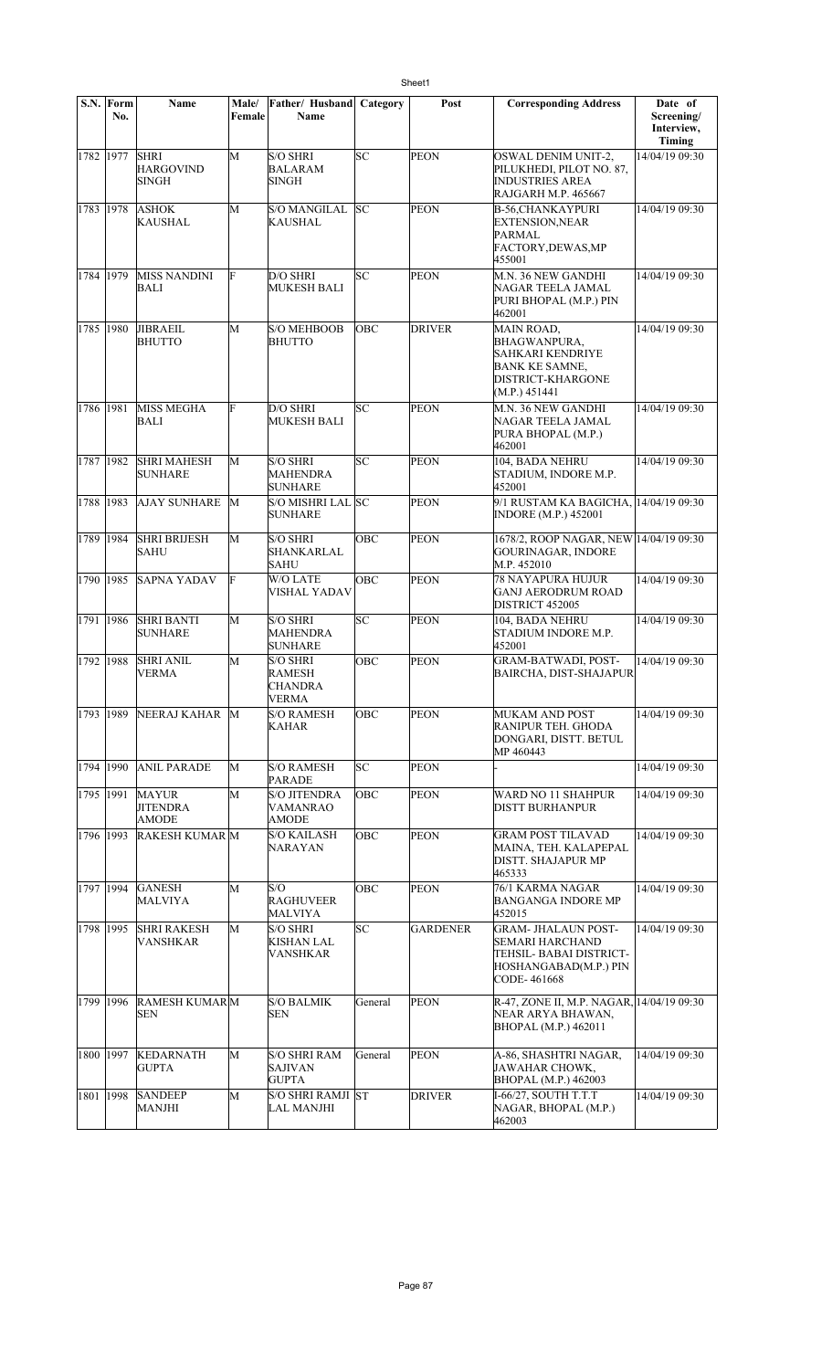| S.N. | Form No. | Name | Male/ Female | Father/ Husband Name | Category | Post | Corresponding Address | Date of Screening/ Interview, Timing |
|---|---|---|---|---|---|---|---|---|
| 1782 | 1977 | SHRI HARGOVIND SINGH | M | S/O SHRI BALARAM SINGH | SC | PEON | OSWAL DENIM UNIT-2, PILUKHEDI, PILOT NO. 87, INDUSTRIES AREA RAJGARH M.P. 465667 | 14/04/19 09:30 |
| 1783 | 1978 | ASHOK KAUSHAL | M | S/O MANGILAL KAUSHAL | SC | PEON | B-56,CHANKAYPURI EXTENSION,NEAR PARMAL FACTORY,DEWAS,MP 455001 | 14/04/19 09:30 |
| 1784 | 1979 | MISS NANDINI BALI | F | D/O SHRI MUKESH BALI | SC | PEON | M.N. 36 NEW GANDHI NAGAR TEELA JAMAL PURI BHOPAL (M.P.) PIN 462001 | 14/04/19 09:30 |
| 1785 | 1980 | JIBRAEIL BHUTTO | M | S/O MEHBOOB BHUTTO | OBC | DRIVER | MAIN ROAD, BHAGWANPURA, SAHKARI KENDRIYE BANK KE SAMNE, DISTRICT-KHARGONE (M.P.) 451441 | 14/04/19 09:30 |
| 1786 | 1981 | MISS MEGHA BALI | F | D/O SHRI MUKESH BALI | SC | PEON | M.N. 36 NEW GANDHI NAGAR TEELA JAMAL PURA BHOPAL (M.P.) 462001 | 14/04/19 09:30 |
| 1787 | 1982 | SHRI MAHESH SUNHARE | M | S/O SHRI MAHENDRA SUNHARE | SC | PEON | 104, BADA NEHRU STADIUM, INDORE M.P. 452001 | 14/04/19 09:30 |
| 1788 | 1983 | AJAY SUNHARE | M | S/O MISHRI LAL SUNHARE | SC | PEON | 9/1 RUSTAM KA BAGICHA, INDORE (M.P.) 452001 | 14/04/19 09:30 |
| 1789 | 1984 | SHRI BRIJESH SAHU | M | S/O SHRI SHANKARLAL SAHU | OBC | PEON | 1678/2, ROOP NAGAR, NEW GOURINAGAR, INDORE M.P. 452010 | 14/04/19 09:30 |
| 1790 | 1985 | SAPNA YADAV | F | W/O LATE VISHAL YADAV | OBC | PEON | 78 NAYAPURA HUJUR GANJ AERODRUM ROAD DISTRICT 452005 | 14/04/19 09:30 |
| 1791 | 1986 | SHRI BANTI SUNHARE | M | S/O SHRI MAHENDRA SUNHARE | SC | PEON | 104, BADA NEHRU STADIUM INDORE M.P. 452001 | 14/04/19 09:30 |
| 1792 | 1988 | SHRI ANIL VERMA | M | S/O SHRI RAMESH CHANDRA VERMA | OBC | PEON | GRAM-BATWADI, POST-BAIRCHA, DIST-SHAJAPUR | 14/04/19 09:30 |
| 1793 | 1989 | NEERAJ KAHAR | M | S/O RAMESH KAHAR | OBC | PEON | MUKAM AND POST RANIPUR TEH. GHODA DONGARI, DISTT. BETUL MP 460443 | 14/04/19 09:30 |
| 1794 | 1990 | ANIL PARADE | M | S/O RAMESH PARADE | SC | PEON | - | 14/04/19 09:30 |
| 1795 | 1991 | MAYUR JITENDRA AMODE | M | S/O JITENDRA VAMANRAO AMODE | OBC | PEON | WARD NO 11 SHAHPUR DISTT BURHANPUR | 14/04/19 09:30 |
| 1796 | 1993 | RAKESH KUMAR | M | S/O KAILASH NARAYAN | OBC | PEON | GRAM POST TILAVAD MAINA, TEH. KALAPEPAL DISTT. SHAJAPUR MP 465333 | 14/04/19 09:30 |
| 1797 | 1994 | GANESH MALVIYA | M | S/O RAGHUVEER MALVIYA | OBC | PEON | 76/1 KARMA NAGAR BANGANGA INDORE MP 452015 | 14/04/19 09:30 |
| 1798 | 1995 | SHRI RAKESH VANSHKAR | M | S/O SHRI KISHAN LAL VANSHKAR | SC | GARDENER | GRAM- JHALAUN POST-SEMARI HARCHAND TEHSIL- BABAI DISTRICT-HOSHANGABAD(M.P.) PIN CODE- 461668 | 14/04/19 09:30 |
| 1799 | 1996 | RAMESH KUMAR SEN | M | S/O BALMIK SEN | General | PEON | R-47, ZONE II, M.P. NAGAR, NEAR ARYA BHAWAN, BHOPAL (M.P.) 462011 | 14/04/19 09:30 |
| 1800 | 1997 | KEDARNATH GUPTA | M | S/O SHRI RAM SAJIVAN GUPTA | General | PEON | A-86, SHASHTRI NAGAR, JAWAHAR CHOWK, BHOPAL (M.P.) 462003 | 14/04/19 09:30 |
| 1801 | 1998 | SANDEEP MANJHI | M | S/O SHRI RAMJI LAL MANJHI | ST | DRIVER | I-66/27, SOUTH T.T.T NAGAR, BHOPAL (M.P.) 462003 | 14/04/19 09:30 |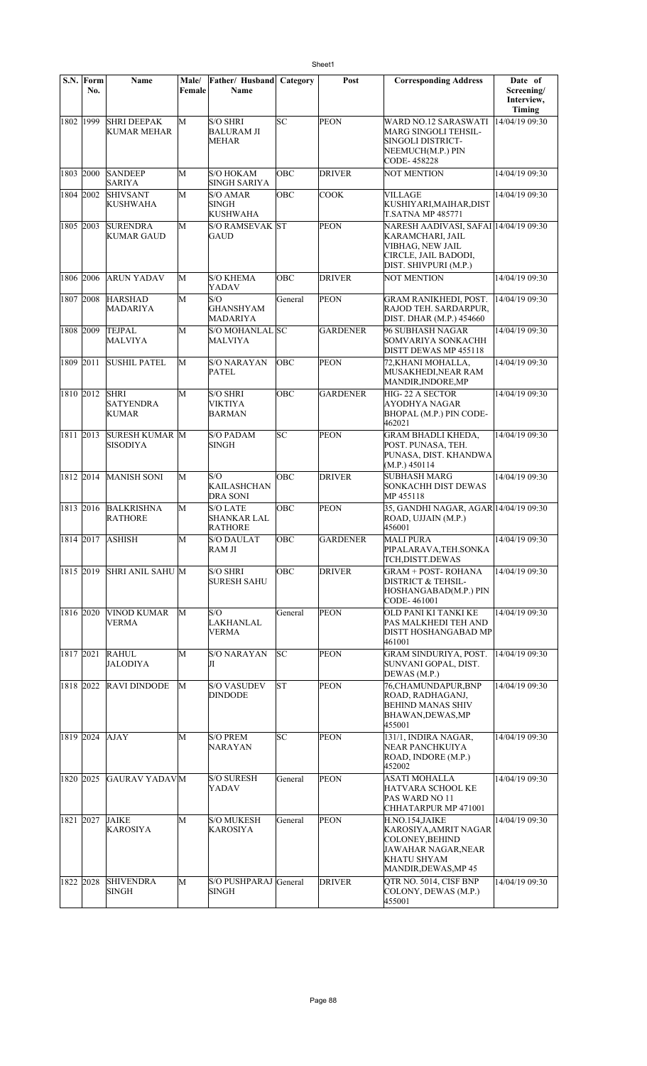| S.N. | Form No. | Name | Male/ Female | Father/ Husband Name | Category | Post | Corresponding Address | Date of Screening/ Interview, Timing |
|---|---|---|---|---|---|---|---|---|
| 1802 | 1999 | SHRI DEEPAK KUMAR MEHAR | M | S/O SHRI BALURAM JI MEHAR | SC | PEON | WARD NO.12 SARASWATI MARG SINGOLI TEHSIL-SINGOLI DISTRICT-NEEMUCH(M.P.) PIN CODE- 458228 | 14/04/19 09:30 |
| 1803 | 2000 | SANDEEP SARIYA | M | S/O HOKAM SINGH SARIYA | OBC | DRIVER | NOT MENTION | 14/04/19 09:30 |
| 1804 | 2002 | SHIVSANT KUSHWAHA | M | S/O AMAR SINGH KUSHWAHA | OBC | COOK | VILLAGE KUSHIYARI,MAIHAR,DIST T.SATNA MP 485771 | 14/04/19 09:30 |
| 1805 | 2003 | SURENDRA KUMAR GAUD | M | S/O RAMSEVAK GAUD | ST | PEON | NARESH AADIVASI, SAFAI KARAMCHARI, JAIL VIBHAG, NEW JAIL CIRCLE, JAIL BADODI, DIST. SHIVPURI (M.P.) | 14/04/19 09:30 |
| 1806 | 2006 | ARUN YADAV | M | S/O KHEMA YADAV | OBC | DRIVER | NOT MENTION | 14/04/19 09:30 |
| 1807 | 2008 | HARSHAD MADARIYA | M | S/O GHANSHYAM MADARIYA | General | PEON | GRAM RANIKHEDI, POST. RAJOD TEH. SARDARPUR, DIST. DHAR (M.P.) 454660 | 14/04/19 09:30 |
| 1808 | 2009 | TEJPAL MALVIYA | M | S/O MOHANLAL MALVIYA | SC | GARDENER | 96 SUBHASH NAGAR SOMVARIYA SONKACHH DISTT DEWAS MP 455118 | 14/04/19 09:30 |
| 1809 | 2011 | SUSHIL PATEL | M | S/O NARAYAN PATEL | OBC | PEON | 72,KHANI MOHALLA, MUSAKHEDI,NEAR RAM MANDIR,INDORE,MP | 14/04/19 09:30 |
| 1810 | 2012 | SHRI SATYENDRA KUMAR | M | S/O SHRI VIKTIYA BARMAN | OBC | GARDENER | HIG- 22 A SECTOR AYODHYA NAGAR BHOPAL (M.P.) PIN CODE-462021 | 14/04/19 09:30 |
| 1811 | 2013 | SURESH KUMAR SISODIYA | M | S/O PADAM SINGH | SC | PEON | GRAM BHADLI KHEDA, POST. PUNASA, TEH. PUNASA, DIST. KHANDWA (M.P.) 450114 | 14/04/19 09:30 |
| 1812 | 2014 | MANISH SONI | M | S/O KAILASHCHAN DRA SONI | OBC | DRIVER | SUBHASH MARG SONKACHH DIST DEWAS MP 455118 | 14/04/19 09:30 |
| 1813 | 2016 | BALKRISHNA RATHORE | M | S/O LATE SHANKAR LAL RATHORE | OBC | PEON | 35, GANDHI NAGAR, AGAR ROAD, UJJAIN (M.P.) 456001 | 14/04/19 09:30 |
| 1814 | 2017 | ASHISH | M | S/O DAULAT RAM JI | OBC | GARDENER | MALI PURA PIPALARAVA,TEH.SONKA TCH,DISTT.DEWAS | 14/04/19 09:30 |
| 1815 | 2019 | SHRI ANIL SAHU | M | S/O SHRI SURESH SAHU | OBC | DRIVER | GRAM + POST- ROHANA DISTRICT & TEHSIL-HOSHANGABAD(M.P.) PIN CODE- 461001 | 14/04/19 09:30 |
| 1816 | 2020 | VINOD KUMAR VERMA | M | S/O LAKHANLAL VERMA | General | PEON | OLD PANI KI TANKI KE PAS MALKHEDI TEH AND DISTT HOSHANGABAD MP 461001 | 14/04/19 09:30 |
| 1817 | 2021 | RAHUL JALODIYA | M | S/O NARAYAN JI | SC | PEON | GRAM SINDURIYA, POST. SUNVANI GOPAL, DIST. DEWAS (M.P.) | 14/04/19 09:30 |
| 1818 | 2022 | RAVI DINDODE | M | S/O VASUDEV DINDODE | ST | PEON | 76,CHAMUNDAPUR,BNP ROAD, RADHAGANJ, BEHIND MANAS SHIV BHAWAN,DEWAS,MP 455001 | 14/04/19 09:30 |
| 1819 | 2024 | AJAY | M | S/O PREM NARAYAN | SC | PEON | 131/1, INDIRA NAGAR, NEAR PANCHKUIYA ROAD, INDORE (M.P.) 452002 | 14/04/19 09:30 |
| 1820 | 2025 | GAURAV YADAV | M | S/O SURESH YADAV | General | PEON | ASATI MOHALLA HATVARA SCHOOL KE PAS WARD NO 11 CHHATARPUR MP 471001 | 14/04/19 09:30 |
| 1821 | 2027 | JAIKE KAROSIYA | M | S/O MUKESH KAROSIYA | General | PEON | H.NO.154,JAIKE KAROSIYA,AMRIT NAGAR COLONEY,BEHIND JAWAHAR NAGAR,NEAR KHATU SHYAM MANDIR,DEWAS,MP 45 | 14/04/19 09:30 |
| 1822 | 2028 | SHIVENDRA SINGH | M | S/O PUSHPARAJ SINGH | General | DRIVER | QTR NO. 5014, CISF BNP COLONY, DEWAS (M.P.) 455001 | 14/04/19 09:30 |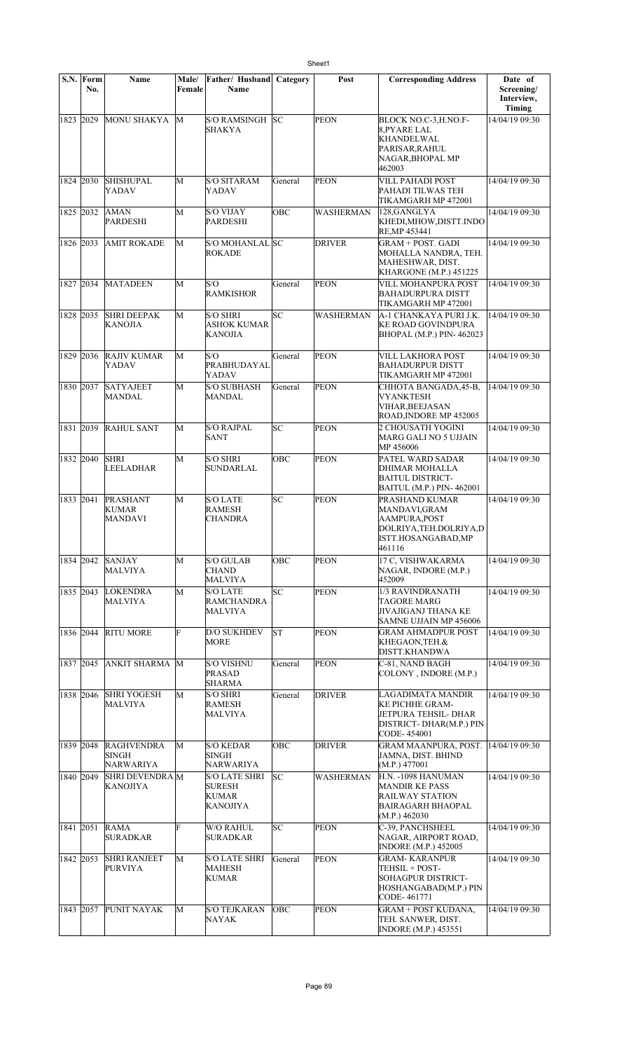| S.N. | Form No. | Name | Male/ Female | Father/ Husband Name | Category | Post | Corresponding Address | Date of Screening/ Interview, Timing |
|---|---|---|---|---|---|---|---|---|
| 1823 | 2029 | MONU SHAKYA | M | S/O RAMSINGH SHAKYA | SC | PEON | BLOCK NO.C-3,H.NO.F-8,PYARE LAL KHANDELWAL PARISAR,RAHUL NAGAR,BHOPAL MP 462003 | 14/04/19 09:30 |
| 1824 | 2030 | SHISHUPAL YADAV | M | S/O SITARAM YADAV | General | PEON | VILL PAHADI POST PAHADI TILWAS TEH TIKAMGARH MP 472001 | 14/04/19 09:30 |
| 1825 | 2032 | AMAN PARDESHI | M | S/O VIJAY PARDESHI | OBC | WASHERMAN | 128,GANGLYA KHEDI,MHOW,DISTT.INDORE,MP 453441 | 14/04/19 09:30 |
| 1826 | 2033 | AMIT ROKADE | M | S/O MOHANLAL ROKADE | SC | DRIVER | GRAM + POST. GADI MOHALLA NANDRA, TEH. MAHESHWAR, DIST. KHARGONE (M.P.) 451225 | 14/04/19 09:30 |
| 1827 | 2034 | MATADEEN | M | S/O RAMKISHOR | General | PEON | VILL MOHANPURA POST BAHADURPURA DISTT TIKAMGARH MP 472001 | 14/04/19 09:30 |
| 1828 | 2035 | SHRI DEEPAK KANOJIA | M | S/O SHRI ASHOK KUMAR KANOJIA | SC | WASHERMAN | A-1 CHANKAYA PURI J.K. KE ROAD GOVINDPURA BHOPAL (M.P.) PIN- 462023 | 14/04/19 09:30 |
| 1829 | 2036 | RAJIV KUMAR YADAV | M | S/O PRABHUDAYAL YADAV | General | PEON | VILL LAKHORA POST BAHADURPUR DISTT TIKAMGARH MP 472001 | 14/04/19 09:30 |
| 1830 | 2037 | SATYAJEET MANDAL | M | S/O SUBHASH MANDAL | General | PEON | CHHOTA BANGADA,45-B, VYANKTESH VIHAR,BEEJASAN ROAD,INDORE MP 452005 | 14/04/19 09:30 |
| 1831 | 2039 | RAHUL SANT | M | S/O RAJPAL SANT | SC | PEON | 2 CHOUSATH YOGINI MARG GALI NO 5 UJJAIN MP 456006 | 14/04/19 09:30 |
| 1832 | 2040 | SHRI LEELADHAR | M | S/O SHRI SUNDARLAL | OBC | PEON | PATEL WARD SADAR DHIMAR MOHALLA BAITUL DISTRICT- BAITUL (M.P.) PIN- 462001 | 14/04/19 09:30 |
| 1833 | 2041 | PRASHANT KUMAR MANDAVI | M | S/O LATE RAMESH CHANDRA | SC | PEON | PRASHAND KUMAR MANDAVI,GRAM AAMPURA,POST DOLRIYA,TEH.DOLRIYA,DISTT.HOSANGABAD,MP 461116 | 14/04/19 09:30 |
| 1834 | 2042 | SANJAY MALVIYA | M | S/O GULAB CHAND MALVIYA | OBC | PEON | 17 C, VISHWAKARMA NAGAR, INDORE (M.P.) 452009 | 14/04/19 09:30 |
| 1835 | 2043 | LOKENDRA MALVIYA | M | S/O LATE RAMCHANDRA MALVIYA | SC | PEON | 1/3 RAVINDRANATH TAGORE MARG JIVAJIGANJ THANA KE SAMNE UJJAIN MP 456006 | 14/04/19 09:30 |
| 1836 | 2044 | RITU MORE | F | D/O SUKHDEV MORE | ST | PEON | GRAM AHMADPUR POST KHEGAON,TEH.& DISTT.KHANDWA | 14/04/19 09:30 |
| 1837 | 2045 | ANKIT SHARMA | M | S/O VISHNU PRASAD SHARMA | General | PEON | C-81, NAND BAGH COLONY , INDORE (M.P.) | 14/04/19 09:30 |
| 1838 | 2046 | SHRI YOGESH MALVIYA | M | S/O SHRI RAMESH MALVIYA | General | DRIVER | LAGADIMATA MANDIR KE PICHHE GRAM-JETPURA TEHSIL- DHAR DISTRICT- DHAR(M.P.) PIN CODE- 454001 | 14/04/19 09:30 |
| 1839 | 2048 | RAGHVENDRA SINGH NARWARIYA | M | S/O KEDAR SINGH NARWARIYA | OBC | DRIVER | GRAM MAANPURA, POST. JAMNA, DIST. BHIND (M.P.) 477001 | 14/04/19 09:30 |
| 1840 | 2049 | SHRI DEVENDRA KANOJIYA | M | S/O LATE SHRI SURESH KUMAR KANOJIYA | SC | WASHERMAN | H.N. -1098 HANUMAN MANDIR KE PASS RAILWAY STATION BAIRAGARH BHAOPAL (M.P.) 462030 | 14/04/19 09:30 |
| 1841 | 2051 | RAMA SURADKAR | F | W/O RAHUL SURADKAR | SC | PEON | C-39, PANCHSHEEL NAGAR, AIRPORT ROAD, INDORE (M.P.) 452005 | 14/04/19 09:30 |
| 1842 | 2053 | SHRI RANJEET PURVIYA | M | S/O LATE SHRI MAHESH KUMAR | General | PEON | GRAM- KARANPUR TEHSIL + POST- SOHAGPUR DISTRICT- HOSHANGABAD(M.P.) PIN CODE- 461771 | 14/04/19 09:30 |
| 1843 | 2057 | PUNIT NAYAK | M | S/O TEJKARAN NAYAK | OBC | PEON | GRAM + POST KUDANA, TEH. SANWER, DIST. INDORE (M.P.) 453551 | 14/04/19 09:30 |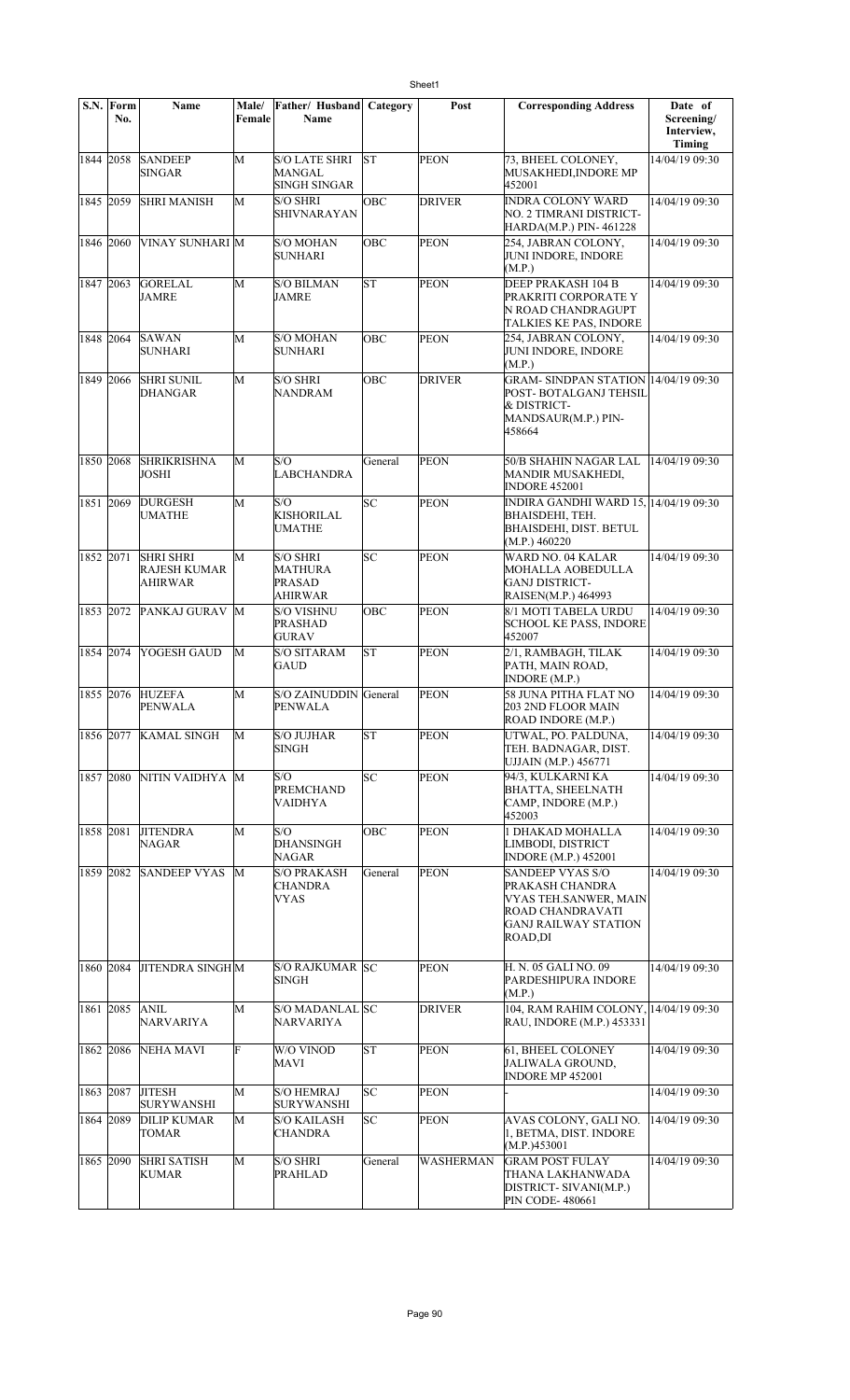| S.N. | Form No. | Name | Male/ Female | Father/ Husband Name | Category | Post | Corresponding Address | Date of Screening/ Interview, Timing |
|---|---|---|---|---|---|---|---|---|
| 1844 | 2058 | SANDEEP SINGAR | M | S/O LATE SHRI MANGAL SINGH SINGAR | ST | PEON | 73, BHEEL COLONEY, MUSAKHEDI,INDORE MP 452001 | 14/04/19 09:30 |
| 1845 | 2059 | SHRI MANISH | M | S/O SHRI SHIVNARAYAN | OBC | DRIVER | INDRA COLONY WARD NO. 2 TIMRANI DISTRICT-HARDA(M.P.) PIN- 461228 | 14/04/19 09:30 |
| 1846 | 2060 | VINAY SUNHARI | M | S/O MOHAN SUNHARI | OBC | PEON | 254, JABRAN COLONY, JUNI INDORE, INDORE (M.P.) | 14/04/19 09:30 |
| 1847 | 2063 | GORELAL JAMRE | M | S/O BILMAN JAMRE | ST | PEON | DEEP PRAKASH 104 B PRAKRITI CORPORATE Y N ROAD CHANDRAGUPT TALKIES KE PAS, INDORE | 14/04/19 09:30 |
| 1848 | 2064 | SAWAN SUNHARI | M | S/O MOHAN SUNHARI | OBC | PEON | 254, JABRAN COLONY, JUNI INDORE, INDORE (M.P.) | 14/04/19 09:30 |
| 1849 | 2066 | SHRI SUNIL DHANGAR | M | S/O SHRI NANDRAM | OBC | DRIVER | GRAM- SINDPAN STATION POST- BOTALGANJ TEHSIL & DISTRICT-MANDSAUR(M.P.) PIN-458664 | 14/04/19 09:30 |
| 1850 | 2068 | SHRIKRISHNA JOSHI | M | S/O LABCHANDRA | General | PEON | 50/B SHAHIN NAGAR LAL MANDIR MUSAKHEDI, INDORE 452001 | 14/04/19 09:30 |
| 1851 | 2069 | DURGESH UMATHE | M | S/O KISHORILAL UMATHE | SC | PEON | INDIRA GANDHI WARD 15, BHAISDEHI, TEH. BHAISDEHI, DIST. BETUL (M.P.) 460220 | 14/04/19 09:30 |
| 1852 | 2071 | SHRI SHRI RAJESH KUMAR AHIRWAR | M | S/O SHRI MATHURA PRASAD AHIRWAR | SC | PEON | WARD NO. 04 KALAR MOHALLA AOBEDULLA GANJ DISTRICT-RAISEN(M.P.) 464993 | 14/04/19 09:30 |
| 1853 | 2072 | PANKAJ GURAV | M | S/O VISHNU PRASHAD GURAV | OBC | PEON | 8/1 MOTI TABELA URDU SCHOOL KE PASS, INDORE 452007 | 14/04/19 09:30 |
| 1854 | 2074 | YOGESH GAUD | M | S/O SITARAM GAUD | ST | PEON | 2/1, RAMBAGH, TILAK PATH, MAIN ROAD, INDORE (M.P.) | 14/04/19 09:30 |
| 1855 | 2076 | HUZEFA PENWALA | M | S/O ZAINUDDIN PENWALA | General | PEON | 58 JUNA PITHA FLAT NO 203 2ND FLOOR MAIN ROAD INDORE (M.P.) | 14/04/19 09:30 |
| 1856 | 2077 | KAMAL SINGH | M | S/O JUJHAR SINGH | ST | PEON | UTWAL, PO. PALDUNA, TEH. BADNAGAR, DIST. UJJAIN (M.P.) 456771 | 14/04/19 09:30 |
| 1857 | 2080 | NITIN VAIDHYA | M | S/O PREMCHAND VAIDHYA | SC | PEON | 94/3, KULKARNI KA BHATTA, SHEELNATH CAMP, INDORE (M.P.) 452003 | 14/04/19 09:30 |
| 1858 | 2081 | JITENDRA NAGAR | M | S/O DHANSINGH NAGAR | OBC | PEON | 1 DHAKAD MOHALLA LIMBODI, DISTRICT INDORE (M.P.) 452001 | 14/04/19 09:30 |
| 1859 | 2082 | SANDEEP VYAS | M | S/O PRAKASH CHANDRA VYAS | General | PEON | SANDEEP VYAS S/O PRAKASH CHANDRA VYAS TEH.SANWER, MAIN ROAD CHANDRAVATI GANJ RAILWAY STATION ROAD,DI | 14/04/19 09:30 |
| 1860 | 2084 | JITENDRA SINGH | M | S/O RAJKUMAR SINGH | SC | PEON | H. N. 05 GALI NO. 09 PARDESHIPURA INDORE (M.P.) | 14/04/19 09:30 |
| 1861 | 2085 | ANIL NARVARIYA | M | S/O MADANLAL NARVARIYA | SC | DRIVER | 104, RAM RAHIM COLONY, RAU, INDORE (M.P.) 453331 | 14/04/19 09:30 |
| 1862 | 2086 | NEHA MAVI | F | W/O VINOD MAVI | ST | PEON | 61, BHEEL COLONEY JALIWALA GROUND, INDORE MP 452001 | 14/04/19 09:30 |
| 1863 | 2087 | JITESH SURYWANSHI | M | S/O HEMRAJ SURYWANSHI | SC | PEON | - | 14/04/19 09:30 |
| 1864 | 2089 | DILIP KUMAR TOMAR | M | S/O KAILASH CHANDRA | SC | PEON | AVAS COLONY, GALI NO. 1, BETMA, DIST. INDORE (M.P.)453001 | 14/04/19 09:30 |
| 1865 | 2090 | SHRI SATISH KUMAR | M | S/O SHRI PRAHLAD | General | WASHERMAN | GRAM POST FULAY THANA LAKHANWADA DISTRICT- SIVANI(M.P.) PIN CODE- 480661 | 14/04/19 09:30 |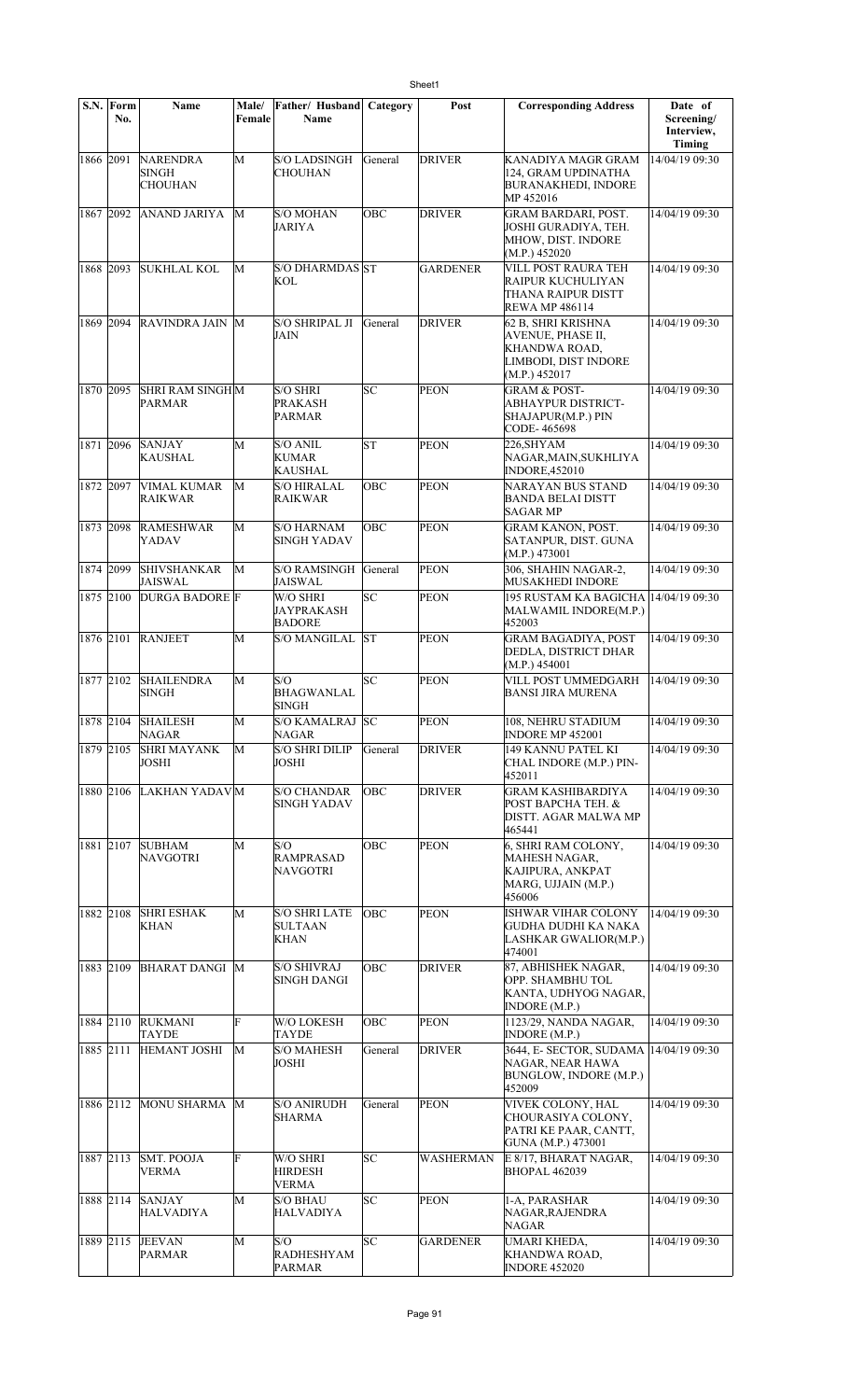| S.N. | Form No. | Name | Male/ Female | Father/ Husband Name | Category | Post | Corresponding Address | Date of Screening/ Interview, Timing |
|---|---|---|---|---|---|---|---|---|
| 1866 | 2091 | NARENDRA SINGH CHOUHAN | M | S/O LADSINGH CHOUHAN | General | DRIVER | KANADIYA MAGR GRAM 124, GRAM UPDINATHA BURANAKHEDI, INDORE MP 452016 | 14/04/19 09:30 |
| 1867 | 2092 | ANAND JARIYA | M | S/O MOHAN JARIYA | OBC | DRIVER | GRAM BARDARI, POST. JOSHI GURADIYA, TEH. MHOW, DIST. INDORE (M.P.) 452020 | 14/04/19 09:30 |
| 1868 | 2093 | SUKHLAL KOL | M | S/O DHARMDAS KOL | ST | GARDENER | VILL POST RAURA TEH RAIPUR KUCHULIYAN THANA RAIPUR DISTT REWA MP 486114 | 14/04/19 09:30 |
| 1869 | 2094 | RAVINDRA JAIN | M | S/O SHRIPAL JI JAIN | General | DRIVER | 62 B, SHRI KRISHNA AVENUE, PHASE II, KHANDWA ROAD, LIMBODI, DIST INDORE (M.P.) 452017 | 14/04/19 09:30 |
| 1870 | 2095 | SHRI RAM SINGH PARMAR | M | S/O SHRI PRAKASH PARMAR | SC | PEON | GRAM & POST- ABHAYPUR DISTRICT- SHAJAPUR(M.P.) PIN CODE- 465698 | 14/04/19 09:30 |
| 1871 | 2096 | SANJAY KAUSHAL | M | S/O ANIL KUMAR KAUSHAL | ST | PEON | 226,SHYAM NAGAR,MAIN,SUKHLIYA INDORE,452010 | 14/04/19 09:30 |
| 1872 | 2097 | VIMAL KUMAR RAIKWAR | M | S/O HIRALAL RAIKWAR | OBC | PEON | NARAYAN BUS STAND BANDA BELAI DISTT SAGAR MP | 14/04/19 09:30 |
| 1873 | 2098 | RAMESHWAR YADAV | M | S/O HARNAM SINGH YADAV | OBC | PEON | GRAM KANON, POST. SATANPUR, DIST. GUNA (M.P.) 473001 | 14/04/19 09:30 |
| 1874 | 2099 | SHIVSHANKAR JAISWAL | M | S/O RAMSINGH JAISWAL | General | PEON | 306, SHAHIN NAGAR-2, MUSAKHEDI INDORE | 14/04/19 09:30 |
| 1875 | 2100 | DURGA BADORE | F | W/O SHRI JAYPRAKASH BADORE | SC | PEON | 195 RUSTAM KA BAGICHA MALWAMIL INDORE(M.P.) 452003 | 14/04/19 09:30 |
| 1876 | 2101 | RANJEET | M | S/O MANGILAL | ST | PEON | GRAM BAGADIYA, POST DEDLA, DISTRICT DHAR (M.P.) 454001 | 14/04/19 09:30 |
| 1877 | 2102 | SHAILENDRA SINGH | M | S/O BHAGWANLAL SINGH | SC | PEON | VILL POST UMMEDGARH BANSI JIRA MURENA | 14/04/19 09:30 |
| 1878 | 2104 | SHAILESH NAGAR | M | S/O KAMALRAJ NAGAR | SC | PEON | 108, NEHRU STADIUM INDORE MP 452001 | 14/04/19 09:30 |
| 1879 | 2105 | SHRI MAYANK JOSHI | M | S/O SHRI DILIP JOSHI | General | DRIVER | 149 KANNU PATEL KI CHAL INDORE (M.P.) PIN- 452011 | 14/04/19 09:30 |
| 1880 | 2106 | LAKHAN YADAV | M | S/O CHANDAR SINGH YADAV | OBC | DRIVER | GRAM KASHIBARDIYA POST BAPCHA TEH. & DISTT. AGAR MALWA MP 465441 | 14/04/19 09:30 |
| 1881 | 2107 | SUBHAM NAVGOTRI | M | S/O RAMPRASAD NAVGOTRI | OBC | PEON | 6, SHRI RAM COLONY, MAHESH NAGAR, KAJIPURA, ANKPAT MARG, UJJAIN (M.P.) 456006 | 14/04/19 09:30 |
| 1882 | 2108 | SHRI ESHAK KHAN | M | S/O SHRI LATE SULTAAN KHAN | OBC | PEON | ISHWAR VIHAR COLONY GUDHA DUDHI KA NAKA LASHKAR GWALIOR(M.P.) 474001 | 14/04/19 09:30 |
| 1883 | 2109 | BHARAT DANGI | M | S/O SHIVRAJ SINGH DANGI | OBC | DRIVER | 87, ABHISHEK NAGAR, OPP. SHAMBHU TOL KANTA, UDHYOG NAGAR, INDORE (M.P.) | 14/04/19 09:30 |
| 1884 | 2110 | RUKMANI TAYDE | F | W/O LOKESH TAYDE | OBC | PEON | 1123/29, NANDA NAGAR, INDORE (M.P.) | 14/04/19 09:30 |
| 1885 | 2111 | HEMANT JOSHI | M | S/O MAHESH JOSHI | General | DRIVER | 3644, E- SECTOR, SUDAMA NAGAR, NEAR HAWA BUNGLOW, INDORE (M.P.) 452009 | 14/04/19 09:30 |
| 1886 | 2112 | MONU SHARMA | M | S/O ANIRUDH SHARMA | General | PEON | VIVEK COLONY, HAL CHOURASIYA COLONY, PATRI KE PAAR, CANTT, GUNA (M.P.) 473001 | 14/04/19 09:30 |
| 1887 | 2113 | SMT. POOJA VERMA | F | W/O SHRI HIRDESH VERMA | SC | WASHERMAN | E 8/17, BHARAT NAGAR, BHOPAL 462039 | 14/04/19 09:30 |
| 1888 | 2114 | SANJAY HALVADIYA | M | S/O BHAU HALVADIYA | SC | PEON | 1-A, PARASHAR NAGAR,RAJENDRA NAGAR | 14/04/19 09:30 |
| 1889 | 2115 | JEEVAN PARMAR | M | S/O RADHESHYAM PARMAR | SC | GARDENER | UMARI KHEDA, KHANDWA ROAD, INDORE 452020 | 14/04/19 09:30 |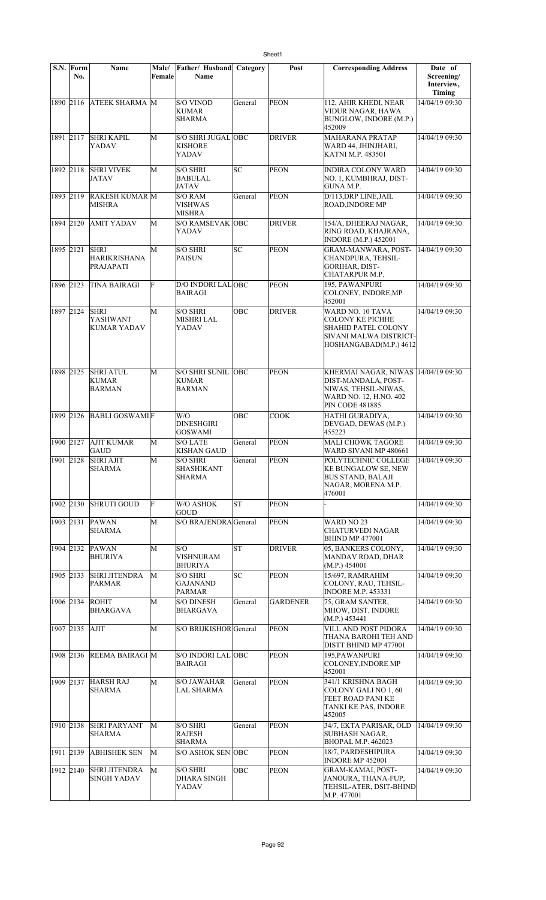| S.N. | Form No. | Name | Male/ Female | Father/ Husband Name | Category | Post | Corresponding Address | Date of Screening/ Interview, Timing |
|---|---|---|---|---|---|---|---|---|
| 1890 | 2116 | ATEEK SHARMA | M | S/O VINOD KUMAR SHARMA | General | PEON | 112, AHIR KHEDI, NEAR VIDUR NAGAR, HAWA BUNGLOW, INDORE (M.P.) 452009 | 14/04/19 09:30 |
| 1891 | 2117 | SHRI KAPIL YADAV | M | S/O SHRI JUGAL KISHORE YADAV | OBC | DRIVER | MAHARANA PRATAP WARD 44, JHINJHARI, KATNI M.P. 483501 | 14/04/19 09:30 |
| 1892 | 2118 | SHRI VIVEK JATAV | M | S/O SHRI BABULAL JATAV | SC | PEON | INDIRA COLONY WARD NO. 1, KUMBHRAJ, DIST- GUNA M.P. | 14/04/19 09:30 |
| 1893 | 2119 | RAKESH KUMAR MISHRA | M | S/O RAM VISHWAS MISHRA | General | PEON | D/113,DRP LINE,JAIL ROAD,INDORE MP | 14/04/19 09:30 |
| 1894 | 2120 | AMIT YADAV | M | S/O RAMSEVAK YADAV | OBC | DRIVER | 154/A, DHEERAJ NAGAR, RING ROAD, KHAJRANA, INDORE (M.P.) 452001 | 14/04/19 09:30 |
| 1895 | 2121 | SHRI HARIKRISHANA PRAJAPATI | M | S/O SHRI PAISUN | SC | PEON | GRAM-MANWARA, POST- CHANDPURA, TEHSIL- GORIHAR, DIST- CHATARPUR M.P. | 14/04/19 09:30 |
| 1896 | 2123 | TINA BAIRAGI | F | D/O INDORI LAL BAIRAGI | OBC | PEON | 195, PAWANPURI COLONEY, INDORE,MP 452001 | 14/04/19 09:30 |
| 1897 | 2124 | SHRI YASHWANT KUMAR YADAV | M | S/O SHRI MISHRI LAL YADAV | OBC | DRIVER | WARD NO. 10 TAVA COLONY KE PICHHE SHAHID PATEL COLONY SIVANI MALWA DISTRICT- HOSHANGABAD(M.P.) 4612 | 14/04/19 09:30 |
| 1898 | 2125 | SHRI ATUL KUMAR BARMAN | M | S/O SHRI SUNIL KUMAR BARMAN | OBC | PEON | KHERMAI NAGAR, NIWAS DIST-MANDALA, POST- NIWAS, TEHSIL-NIWAS, WARD NO. 12, H.NO. 402 PIN CODE 481885 | 14/04/19 09:30 |
| 1899 | 2126 | BABLI GOSWAMI | F | W/O DINESHGIRI GOSWAMI | OBC | COOK | HATHI GURADIYA, DEVGAD, DEWAS (M.P.) 455223 | 14/04/19 09:30 |
| 1900 | 2127 | AJIT KUMAR GAUD | M | S/O LATE KISHAN GAUD | General | PEON | MALI CHOWK TAGORE WARD SIVANI MP 480661 | 14/04/19 09:30 |
| 1901 | 2128 | SHRI AJIT SHARMA | M | S/O SHRI SHASHIKANT SHARMA | General | PEON | POLYTECHNIC COLLEGE KE BUNGALOW SE, NEW BUS STAND, BALAJI NAGAR, MORENA M.P. 476001 | 14/04/19 09:30 |
| 1902 | 2130 | SHRUTI GOUD | F | W/O ASHOK GOUD | ST | PEON | - | 14/04/19 09:30 |
| 1903 | 2131 | PAWAN SHARMA | M | S/O BRAJENDRA | General | PEON | WARD NO 23 CHATURVEDI NAGAR BHIND MP 477001 | 14/04/19 09:30 |
| 1904 | 2132 | PAWAN BHURIYA | M | S/O VISHNURAM BHURIYA | ST | DRIVER | 05, BANKERS COLONY, MANDAV ROAD, DHAR (M.P.) 454001 | 14/04/19 09:30 |
| 1905 | 2133 | SHRI JITENDRA PARMAR | M | S/O SHRI GAJANAND PARMAR | SC | PEON | 15/697, RAMRAHIM COLONY, RAU, TEHSIL- INDORE M.P. 453331 | 14/04/19 09:30 |
| 1906 | 2134 | ROHIT BHARGAVA | M | S/O DINESH BHARGAVA | General | GARDENER | 75, GRAM SANTER, MHOW, DIST. INDORE (M.P.) 453441 | 14/04/19 09:30 |
| 1907 | 2135 | AJIT | M | S/O BRIJKISHOR | General | PEON | VILL AND POST PIDORA THANA BAROHI TEH AND DISTT BHIND MP 477001 | 14/04/19 09:30 |
| 1908 | 2136 | REEMA BAIRAGI | M | S/O INDORI LAL BAIRAGI | OBC | PEON | 195,PAWANPURI COLONEY,INDORE MP 452001 | 14/04/19 09:30 |
| 1909 | 2137 | HARSH RAJ SHARMA | M | S/O JAWAHAR LAL SHARMA | General | PEON | 341/1 KRISHNA BAGH COLONY GALI NO 1, 60 FEET ROAD PANI KE TANKI KE PAS, INDORE 452005 | 14/04/19 09:30 |
| 1910 | 2138 | SHRI PARYANT SHARMA | M | S/O SHRI RAJESH SHARMA | General | PEON | 34/7, EKTA PARISAR, OLD SUBHASH NAGAR, BHOPAL M.P. 462023 | 14/04/19 09:30 |
| 1911 | 2139 | ABHISHEK SEN | M | S/O ASHOK SEN | OBC | PEON | 18/7, PARDESHIPURA INDORE MP 452001 | 14/04/19 09:30 |
| 1912 | 2140 | SHRI JITENDRA SINGH YADAV | M | S/O SHRI DHARA SINGH YADAV | OBC | PEON | GRAM-KAMAI, POST- JANOURA, THANA-FUP, TEHSIL-ATER, DSIT-BHIND M.P. 477001 | 14/04/19 09:30 |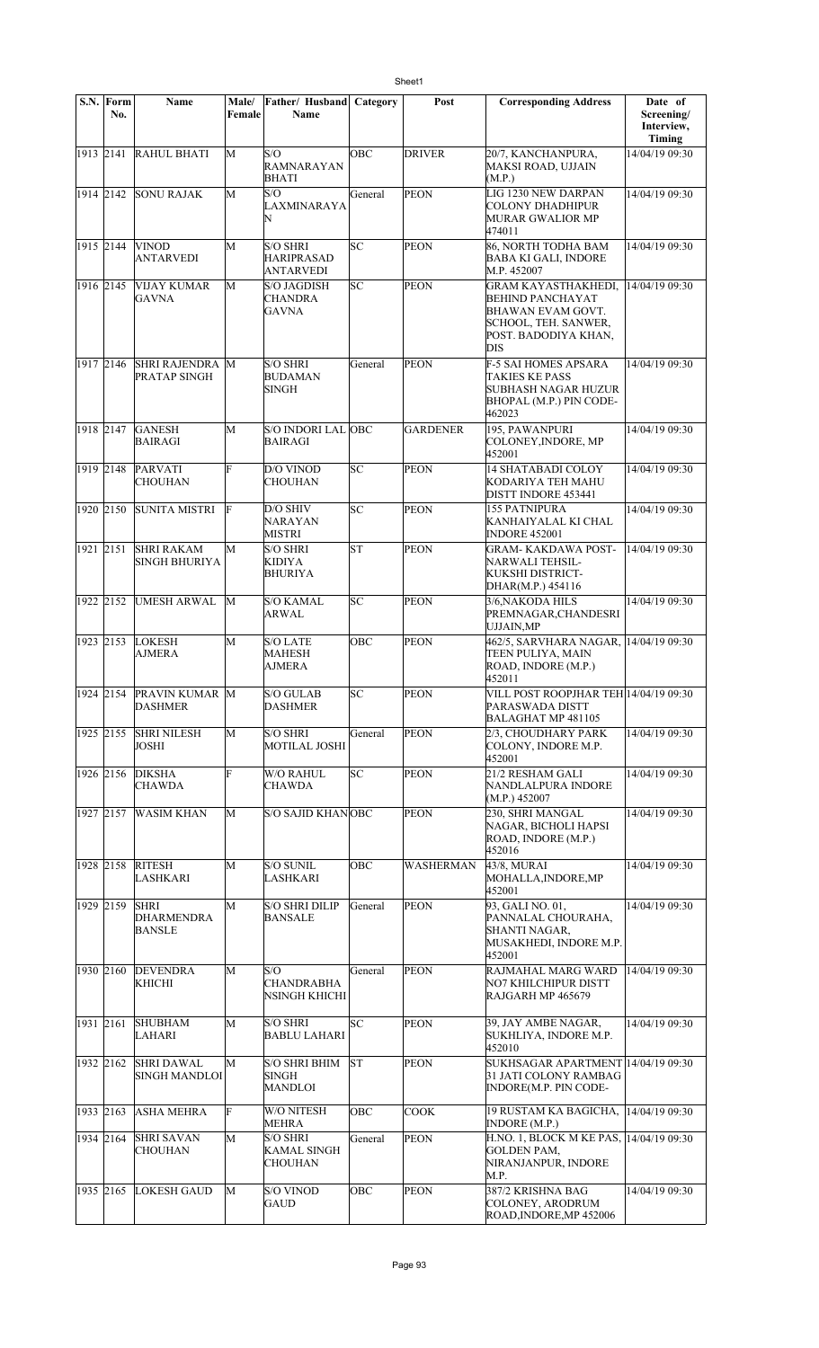| S.N. | Form No. | Name | Male/ Female | Father/ Husband Name | Category | Post | Corresponding Address | Date of Screening/ Interview, Timing |
|---|---|---|---|---|---|---|---|---|
| 1913 | 2141 | RAHUL BHATI | M | S/O RAMNARAYAN BHATI | OBC | DRIVER | 20/7, KANCHANPURA, MAKSI ROAD, UJJAIN (M.P.) | 14/04/19 09:30 |
| 1914 | 2142 | SONU RAJAK | M | S/O LAXMINARAYAN | General | PEON | LIG 1230 NEW DARPAN COLONY DHADHIPUR MURAR GWALIOR MP 474011 | 14/04/19 09:30 |
| 1915 | 2144 | VINOD ANTARVEDI | M | S/O SHRI HARIPRASAD ANTARVEDI | SC | PEON | 86, NORTH TODHA BAM BABA KI GALI, INDORE M.P. 452007 | 14/04/19 09:30 |
| 1916 | 2145 | VIJAY KUMAR GAVNA | M | S/O JAGDISH CHANDRA GAVNA | SC | PEON | GRAM KAYASTHAKHEDI, BEHIND PANCHAYAT BHAWAN EVAM GOVT. SCHOOL, TEH. SANWER, POST. BADODIYA KHAN, DIS | 14/04/19 09:30 |
| 1917 | 2146 | SHRI RAJENDRA PRATAP SINGH | M | S/O SHRI BUDAMAN SINGH | General | PEON | F-5 SAI HOMES APSARA TAKIES KE PASS SUBHASH NAGAR HUZUR BHOPAL (M.P.) PIN CODE-462023 | 14/04/19 09:30 |
| 1918 | 2147 | GANESH BAIRAGI | M | S/O INDORI LAL BAIRAGI | OBC | GARDENER | 195, PAWANPURI COLONEY,INDORE, MP 452001 | 14/04/19 09:30 |
| 1919 | 2148 | PARVATI CHOUHAN | F | D/O VINOD CHOUHAN | SC | PEON | 14 SHATABADI COLOY KODARIYA TEH MAHU DISTT INDORE 453441 | 14/04/19 09:30 |
| 1920 | 2150 | SUNITA MISTRI | F | D/O SHIV NARAYAN MISTRI | SC | PEON | 155 PATNIPURA KANHAIYALAL KI CHAL INDORE 452001 | 14/04/19 09:30 |
| 1921 | 2151 | SHRI RAKAM SINGH BHURIYA | M | S/O SHRI KIDIYA BHURIYA | ST | PEON | GRAM- KAKDAWA POST-NARWALI TEHSIL-KUKSHI DISTRICT-DHAR(M.P.) 454116 | 14/04/19 09:30 |
| 1922 | 2152 | UMESH ARWAL | M | S/O KAMAL ARWAL | SC | PEON | 3/6,NAKODA HILS PREMNAGAR,CHANDESRI UJJAIN,MP | 14/04/19 09:30 |
| 1923 | 2153 | LOKESH AJMERA | M | S/O LATE MAHESH AJMERA | OBC | PEON | 462/5, SARVHARA NAGAR, TEEN PULIYA, MAIN ROAD, INDORE (M.P.) 452011 | 14/04/19 09:30 |
| 1924 | 2154 | PRAVIN KUMAR DASHMER | M | S/O GULAB DASHMER | SC | PEON | VILL POST ROOPJHAR TEH PARASWADA DISTT BALAGHAT MP 481105 | 14/04/19 09:30 |
| 1925 | 2155 | SHRI NILESH JOSHI | M | S/O SHRI MOTILAL JOSHI | General | PEON | 2/3, CHOUDHARY PARK COLONY, INDORE M.P. 452001 | 14/04/19 09:30 |
| 1926 | 2156 | DIKSHA CHAWDA | F | W/O RAHUL CHAWDA | SC | PEON | 21/2 RESHAM GALI NANDLALPURA INDORE (M.P.) 452007 | 14/04/19 09:30 |
| 1927 | 2157 | WASIM KHAN | M | S/O SAJID KHAN | OBC | PEON | 230, SHRI MANGAL NAGAR, BICHOLI HAPSI ROAD, INDORE (M.P.) 452016 | 14/04/19 09:30 |
| 1928 | 2158 | RITESH LASHKARI | M | S/O SUNIL LASHKARI | OBC | WASHERMAN | 43/8, MURAI MOHALLA,INDORE,MP 452001 | 14/04/19 09:30 |
| 1929 | 2159 | SHRI DHARMENDRA BANSLE | M | S/O SHRI DILIP BANSALE | General | PEON | 93, GALI NO. 01, PANNALAL CHOURAHA, SHANTI NAGAR, MUSAKHEDI, INDORE M.P. 452001 | 14/04/19 09:30 |
| 1930 | 2160 | DEVENDRA KHICHI | M | S/O CHANDRABHA NSINGH KHICHI | General | PEON | RAJMAHAL MARG WARD NO7 KHILCHIPUR DISTT RAJGARH MP 465679 | 14/04/19 09:30 |
| 1931 | 2161 | SHUBHAM LAHARI | M | S/O SHRI BABLU LAHARI | SC | PEON | 39, JAY AMBE NAGAR, SUKHLIYA, INDORE M.P. 452010 | 14/04/19 09:30 |
| 1932 | 2162 | SHRI DAWAL SINGH MANDLOI | M | S/O SHRI BHIM SINGH MANDLOI | ST | PEON | SUKHSAGAR APARTMENT 31 JATI COLONY RAMBAG INDORE(M.P. PIN CODE- | 14/04/19 09:30 |
| 1933 | 2163 | ASHA MEHRA | F | W/O NITESH MEHRA | OBC | COOK | 19 RUSTAM KA BAGICHA, INDORE (M.P.) | 14/04/19 09:30 |
| 1934 | 2164 | SHRI SAVAN CHOUHAN | M | S/O SHRI KAMAL SINGH CHOUHAN | General | PEON | H.NO. 1, BLOCK M KE PAS, GOLDEN PAM, NIRANJANPUR, INDORE M.P. | 14/04/19 09:30 |
| 1935 | 2165 | LOKESH GAUD | M | S/O VINOD GAUD | OBC | PEON | 387/2 KRISHNA BAG COLONEY, ARODRUM ROAD,INDORE,MP 452006 | 14/04/19 09:30 |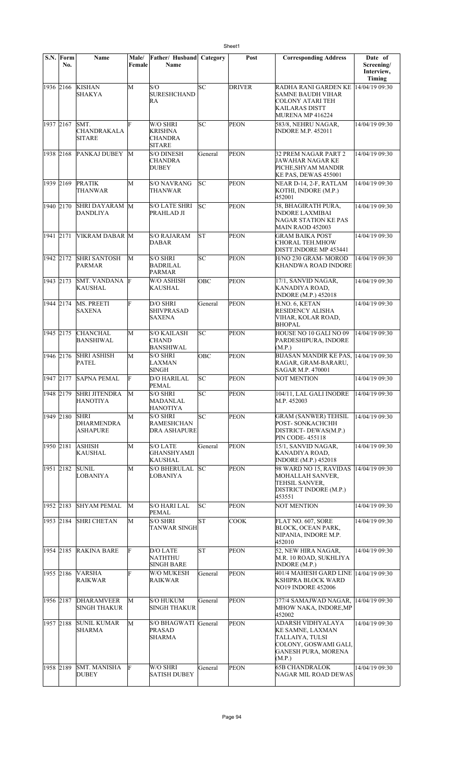| S.N. | Form No. | Name | Male/ Female | Father/ Husband Name | Category | Post | Corresponding Address | Date of Screening/ Interview, Timing |
|---|---|---|---|---|---|---|---|---|
| 1936 | 2166 | KISHAN SHAKYA | M | S/O SURESHCHANDRA | SC | DRIVER | RADHA RANI GARDEN KE SAMNE BAUDH VIHAR COLONY ATARI TEH KAILARAS DISTT MURENA MP 416224 | 14/04/19 09:30 |
| 1937 | 2167 | SMT. CHANDRAKALA SITARE | F | W/O SHRI KRISHNA CHANDRA SITARE | SC | PEON | 583/8, NEHRU NAGAR, INDORE M.P. 452011 | 14/04/19 09:30 |
| 1938 | 2168 | PANKAJ DUBEY | M | S/O DINESH CHANDRA DUBEY | General | PEON | 32 PREM NAGAR PART 2 JAWAHAR NAGAR KE PICHE,SHYAM MANDIR KE PAS, DEWAS 455001 | 14/04/19 09:30 |
| 1939 | 2169 | PRATIK THANWAR | M | S/O NAVRANG THANWAR | SC | PEON | NEAR D-14, 2-F, RATLAM KOTHI, INDORE (M.P.) 452001 | 14/04/19 09:30 |
| 1940 | 2170 | SHRI DAYARAM DANDLIYA | M | S/O LATE SHRI PRAHLAD JI | SC | PEON | 38, BHAGIRATH PURA, INDORE LAXMIBAI NAGAR STATION KE PAS MAIN RAOD 452003 | 14/04/19 09:30 |
| 1941 | 2171 | VIKRAM DABAR | M | S/O RAJARAM DABAR | ST | PEON | GRAM BAIKA POST CHORAL TEH.MHOW DISTT.INDORE MP 453441 | 14/04/19 09:30 |
| 1942 | 2172 | SHRI SANTOSH PARMAR | M | S/O SHRI BADRILAL PARMAR | SC | PEON | H/NO 230 GRAM- MOROD KHANDWA ROAD INDORE | 14/04/19 09:30 |
| 1943 | 2173 | SMT. VANDANA KAUSHAL | F | W/O ASHISH KAUSHAL | OBC | PEON | 17/1, SANVID NAGAR, KANADIYA ROAD, INDORE (M.P.) 452018 | 14/04/19 09:30 |
| 1944 | 2174 | MS. PREETI SAXENA | F | D/O SHRI SHIVPRASAD SAXENA | General | PEON | H.NO. 6, KETAN RESIDENCY ALISHA VIHAR, KOLAR ROAD, BHOPAL | 14/04/19 09:30 |
| 1945 | 2175 | CHANCHAL BANSHIWAL | M | S/O KAILASH CHAND BANSHIWAL | SC | PEON | HOUSE NO 10 GALI NO 09 PARDESHIPURA, INDORE (M.P.) | 14/04/19 09:30 |
| 1946 | 2176 | SHRI ASHISH PATEL | M | S/O SHRI LAXMAN SINGH | OBC | PEON | BIJASAN MANDIR KE PAS, RAGAR, GRAM-BARARU, SAGAR M.P. 470001 | 14/04/19 09:30 |
| 1947 | 2177 | SAPNA PEMAL | F | D/O HARILAL PEMAL | SC | PEON | NOT MENTION | 14/04/19 09:30 |
| 1948 | 2179 | SHRI JITENDRA HANOTIYA | M | S/O SHRI MADANLAL HANOTIYA | SC | PEON | 104/11, LAL GALI INODRE M.P. 452003 | 14/04/19 09:30 |
| 1949 | 2180 | SHRI DHARMENDRA ASHAPURE | M | S/O SHRI RAMESHCHANDRA ASHAPURE | SC | PEON | GRAM (SANWER) TEHSIL POST- SONKACHCHH DISTRICT- DEWAS(M.P.) PIN CODE- 455118 | 14/04/19 09:30 |
| 1950 | 2181 | ASHISH KAUSHAL | M | S/O LATE GHANSHYAMJI KAUSHAL | General | PEON | 15/1, SANVID NAGAR, KANADIYA ROAD, INDORE (M.P.) 452018 | 14/04/19 09:30 |
| 1951 | 2182 | SUNIL LOBANIYA | M | S/O BHERULAL LOBANIYA | SC | PEON | 98 WARD NO 15, RAVIDAS MOHALLAH SANVER, TEHSIL SANVER, DISTRICT INDORE (M.P.) 453551 | 14/04/19 09:30 |
| 1952 | 2183 | SHYAM PEMAL | M | S/O HARI LAL PEMAL | SC | PEON | NOT MENTION | 14/04/19 09:30 |
| 1953 | 2184 | SHRI CHETAN | M | S/O SHRI TANWAR SINGH | ST | COOK | FLAT NO. 607, SORE BLOCK, OCEAN PARK, NIPANIA, INDORE M.P. 452010 | 14/04/19 09:30 |
| 1954 | 2185 | RAKINA BARE | F | D/O LATE NATHTHU SINGH BARE | ST | PEON | 52, NEW HIRA NAGAR, M.R. 10 ROAD, SUKHLIYA INDORE (M.P.) | 14/04/19 09:30 |
| 1955 | 2186 | VARSHA RAIKWAR | F | W/O MUKESH RAIKWAR | General | PEON | 401/4 MAHESH GARD LINE KSHIPRA BLOCK WARD NO19 INDORE 452006 | 14/04/19 09:30 |
| 1956 | 2187 | DHARAMVEER SINGH THAKUR | M | S/O HUKUM SINGH THAKUR | General | PEON | 377/4 SAMAJWAD NAGAR, MHOW NAKA, INDORE,MP 452002 | 14/04/19 09:30 |
| 1957 | 2188 | SUNIL KUMAR SHARMA | M | S/O BHAGWATI PRASAD SHARMA | General | PEON | ADARSH VIDHYALAYA KE SAMNE, LAXMAN TALLAIYA, TULSI COLONY, GOSWAMI GALI, GANESH PURA, MORENA (M.P.) | 14/04/19 09:30 |
| 1958 | 2189 | SMT. MANISHA DUBEY | F | W/O SHRI SATISH DUBEY | General | PEON | 65B CHANDRALOK NAGAR MIL ROAD DEWAS | 14/04/19 09:30 |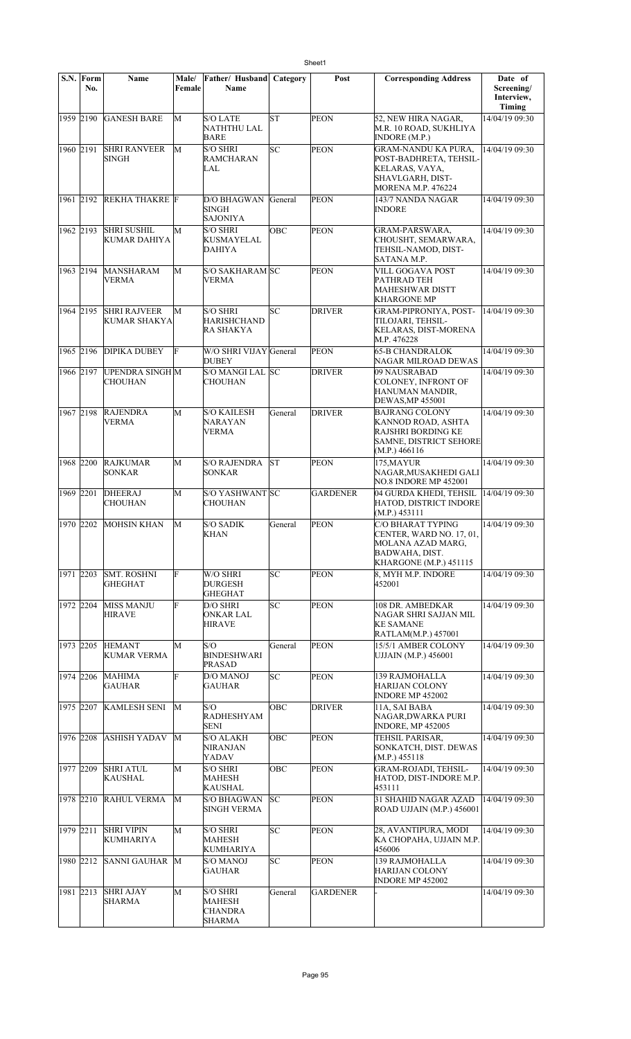| S.N. | Form No. | Name | Male/ Female | Father/ Husband Name | Category | Post | Corresponding Address | Date of Screening/ Interview, Timing |
|---|---|---|---|---|---|---|---|---|
| 1959 | 2190 | GANESH BARE | M | S/O LATE NATHTHU LAL BARE | ST | PEON | 52, NEW HIRA NAGAR, M.R. 10 ROAD, SUKHLIYA INDORE (M.P.) | 14/04/19 09:30 |
| 1960 | 2191 | SHRI RANVEER SINGH | M | S/O SHRI RAMCHARAN LAL | SC | PEON | GRAM-NANDU KA PURA, POST-BADHRETA, TEHSIL-KELARAS, VAYA, SHAVLGARH, DIST-MORENA M.P. 476224 | 14/04/19 09:30 |
| 1961 | 2192 | REKHA THAKRE | F | D/O BHAGWAN SINGH SAJONIYA | General | PEON | 143/7 NANDA NAGAR INDORE | 14/04/19 09:30 |
| 1962 | 2193 | SHRI SUSHIL KUMAR DAHIYA | M | S/O SHRI KUSMAYELAL DAHIYA | OBC | PEON | GRAM-PARSWARA, CHOUSHT, SEMARWARA, TEHSIL-NAMOD, DIST-SATANA M.P. | 14/04/19 09:30 |
| 1963 | 2194 | MANSHARAM VERMA | M | S/O SAKHARAM VERMA | SC | PEON | VILL GOGAVA POST PATHRAD TEH MAHESHWAR DISTT KHARGONE MP | 14/04/19 09:30 |
| 1964 | 2195 | SHRI RAJVEER KUMAR SHAKYA | M | S/O SHRI HARISHCHAND RA SHAKYA | SC | DRIVER | GRAM-PIPRONIYA, POST-TILOJARI, TEHSIL-KELARAS, DIST-MORENA M.P. 476228 | 14/04/19 09:30 |
| 1965 | 2196 | DIPIKA DUBEY | F | W/O SHRI VIJAY DUBEY | General | PEON | 65-B CHANDRALOK NAGAR MILROAD DEWAS | 14/04/19 09:30 |
| 1966 | 2197 | UPENDRA SINGH CHOUHAN | M | S/O MANGI LAL CHOUHAN | SC | DRIVER | 09 NAUSRABAD COLONEY, INFRONT OF HANUMAN MANDIR, DEWAS,MP 455001 | 14/04/19 09:30 |
| 1967 | 2198 | RAJENDRA VERMA | M | S/O KAILESH NARAYAN VERMA | General | DRIVER | BAJRANG COLONY KANNOD ROAD, ASHTA RAJSHRI BORDING KE SAMNE, DISTRICT SEHORE (M.P.) 466116 | 14/04/19 09:30 |
| 1968 | 2200 | RAJKUMAR SONKAR | M | S/O RAJENDRA SONKAR | ST | PEON | 175,MAYUR NAGAR,MUSAKHEDI GALI NO.8 INDORE MP 452001 | 14/04/19 09:30 |
| 1969 | 2201 | DHEERAJ CHOUHAN | M | S/O YASHWANT CHOUHAN | SC | GARDENER | 04 GURDA KHEDI, TEHSIL HATOD, DISTRICT INDORE (M.P.) 453111 | 14/04/19 09:30 |
| 1970 | 2202 | MOHSIN KHAN | M | S/O SADIK KHAN | General | PEON | C/O BHARAT TYPING CENTER, WARD NO. 17, 01, MOLANA AZAD MARG, BADWAHA, DIST. KHARGONE (M.P.) 451115 | 14/04/19 09:30 |
| 1971 | 2203 | SMT. ROSHNI GHEGHAT | F | W/O SHRI DURGESH GHEGHAT | SC | PEON | 8, MYH M.P. INDORE 452001 | 14/04/19 09:30 |
| 1972 | 2204 | MISS MANJU HIRAVE | F | D/O SHRI ONKAR LAL HIRAVE | SC | PEON | 108 DR. AMBEDKAR NAGAR SHRI SAJJAN MIL KE SAMANE RATLAM(M.P.) 457001 | 14/04/19 09:30 |
| 1973 | 2205 | HEMANT KUMAR VERMA | M | S/O BINDESHWARI PRASAD | General | PEON | 15/5/1 AMBER COLONY UJJAIN (M.P.) 456001 | 14/04/19 09:30 |
| 1974 | 2206 | MAHIMA GAUHAR | F | D/O MANOJ GAUHAR | SC | PEON | 139 RAJMOHALLA HARIJAN COLONY INDORE MP 452002 | 14/04/19 09:30 |
| 1975 | 2207 | KAMLESH SENI | M | S/O RADHESHYAM SENI | OBC | DRIVER | 11A, SAI BABA NAGAR,DWARKA PURI INDORE, MP 452005 | 14/04/19 09:30 |
| 1976 | 2208 | ASHISH YADAV | M | S/O ALAKH NIRANJAN YADAV | OBC | PEON | TEHSIL PARISAR, SONKATCH, DIST. DEWAS (M.P.) 455118 | 14/04/19 09:30 |
| 1977 | 2209 | SHRI ATUL KAUSHAL | M | S/O SHRI MAHESH KAUSHAL | OBC | PEON | GRAM-ROJADI, TEHSIL-HATOD, DIST-INDORE M.P. 453111 | 14/04/19 09:30 |
| 1978 | 2210 | RAHUL VERMA | M | S/O BHAGWAN SINGH VERMA | SC | PEON | 31 SHAHID NAGAR AZAD ROAD UJJAIN (M.P.) 456001 | 14/04/19 09:30 |
| 1979 | 2211 | SHRI VIPIN KUMHARIYA | M | S/O SHRI MAHESH KUMHARIYA | SC | PEON | 28, AVANTIPURA, MODI KA CHOPAHA, UJJAIN M.P. 456006 | 14/04/19 09:30 |
| 1980 | 2212 | SANNI GAUHAR | M | S/O MANOJ GAUHAR | SC | PEON | 139 RAJMOHALLA HARIJAN COLONY INDORE MP 452002 | 14/04/19 09:30 |
| 1981 | 2213 | SHRI AJAY SHARMA | M | S/O SHRI MAHESH CHANDRA SHARMA | General | GARDENER | - | 14/04/19 09:30 |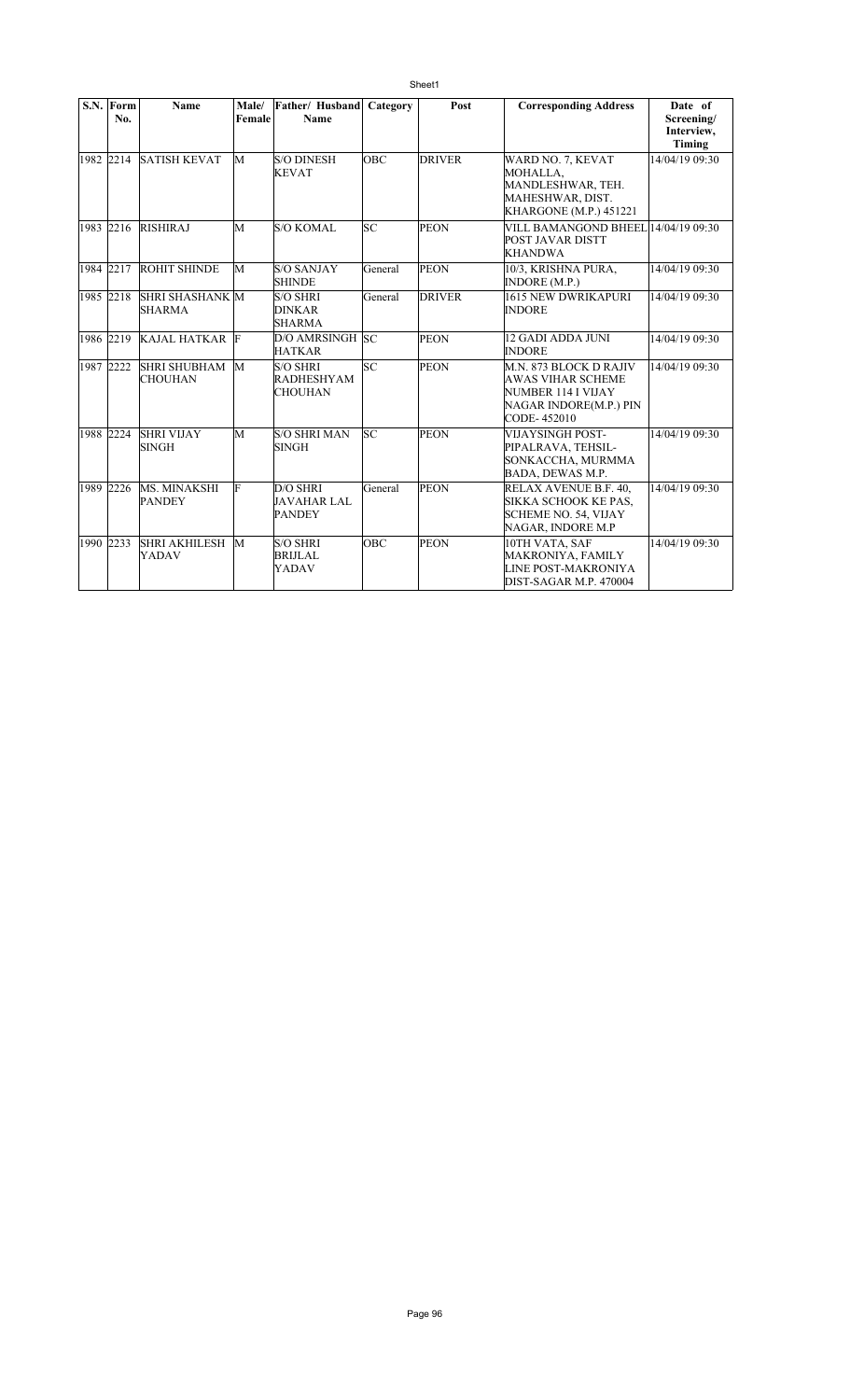| S.N. | Form No. | Name | Male/ Female | Father/ Husband Name | Category | Post | Corresponding Address | Date of Screening/ Interview, Timing |
|---|---|---|---|---|---|---|---|---|
| 1982 | 2214 | SATISH KEVAT | M | S/O DINESH KEVAT | OBC | DRIVER | WARD NO. 7, KEVAT MOHALLA, MANDLESHWAR, TEH. MAHESHWAR, DIST. KHARGONE (M.P.) 451221 | 14/04/19 09:30 |
| 1983 | 2216 | RISHIRAJ | M | S/O KOMAL | SC | PEON | VILL BAMANGOND BHEEL POST JAVAR DISTT KHANDWA | 14/04/19 09:30 |
| 1984 | 2217 | ROHIT SHINDE | M | S/O SANJAY SHINDE | General | PEON | 10/3, KRISHNA PURA, INDORE (M.P.) | 14/04/19 09:30 |
| 1985 | 2218 | SHRI SHASHANK SHARMA | M | S/O SHRI DINKAR SHARMA | General | DRIVER | 1615 NEW DWRIKAPURI INDORE | 14/04/19 09:30 |
| 1986 | 2219 | KAJAL HATKAR | F | D/O AMRSINGH HATKAR | SC | PEON | 12 GADI ADDA JUNI INDORE | 14/04/19 09:30 |
| 1987 | 2222 | SHRI SHUBHAM CHOUHAN | M | S/O SHRI RADHESHYAM CHOUHAN | SC | PEON | M.N. 873 BLOCK D RAJIV AWAS VIHAR SCHEME NUMBER 114 I VIJAY NAGAR INDORE(M.P.) PIN CODE- 452010 | 14/04/19 09:30 |
| 1988 | 2224 | SHRI VIJAY SINGH | M | S/O SHRI MAN SINGH | SC | PEON | VIJAYSINGH POST-PIPALRAVA, TEHSIL-SONKACCHA, MURMMA BADA, DEWAS M.P. | 14/04/19 09:30 |
| 1989 | 2226 | MS. MINAKSHI PANDEY | F | D/O SHRI JAVAHAR LAL PANDEY | General | PEON | RELAX AVENUE B.F. 40, SIKKA SCHOOK KE PAS, SCHEME NO. 54, VIJAY NAGAR, INDORE M.P | 14/04/19 09:30 |
| 1990 | 2233 | SHRI AKHILESH YADAV | M | S/O SHRI BRIJLAL YADAV | OBC | PEON | 10TH VATA, SAF MAKRONIYA, FAMILY LINE POST-MAKRONIYA DIST-SAGAR M.P. 470004 | 14/04/19 09:30 |